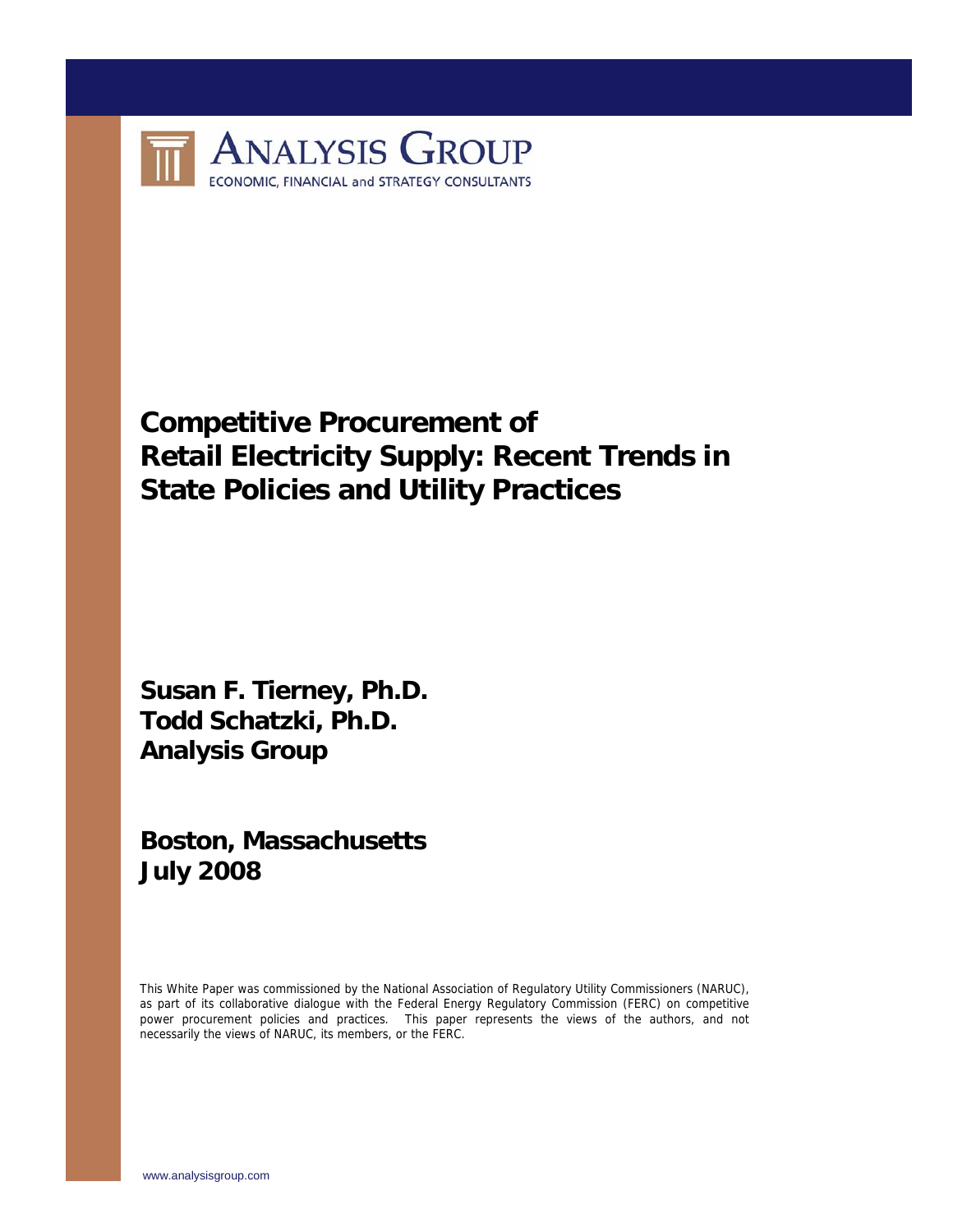**ANALYSIS GROUP**
ECONOMIC, FINANCIAL and STRATEGY CONSULTANTS

# Competitive Procurement of Retail Electricity Supply: Recent Trends in State Policies and Utility Practices

**Susan F. Tierney, Ph.D.**
**Todd Schatzki, Ph.D.**
**Analysis Group**

**Boston, Massachusetts**
**July 2008**

This White Paper was commissioned by the National Association of Regulatory Utility Commissioners (NARUC), as part of its collaborative dialogue with the Federal Energy Regulatory Commission (FERC) on competitive power procurement policies and practices. This paper represents the views of the authors, and not necessarily the views of NARUC, its members, or the FERC.

www.analysisgroup.com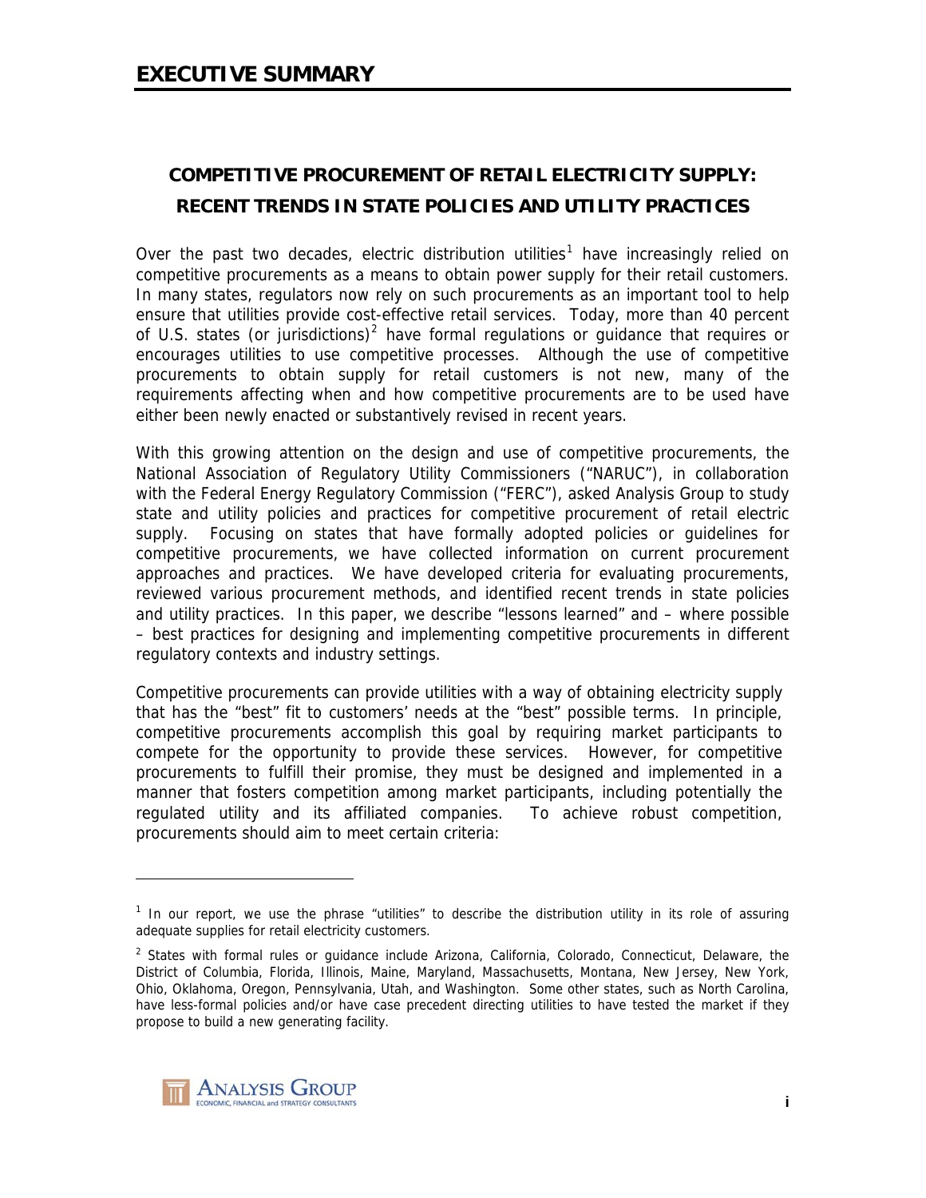# EXECUTIVE SUMMARY

## COMPETITIVE PROCUREMENT OF RETAIL ELECTRICITY SUPPLY: RECENT TRENDS IN STATE POLICIES AND UTILITY PRACTICES

Over the past two decades, electric distribution utilities[1] have increasingly relied on competitive procurements as a means to obtain power supply for their retail customers. In many states, regulators now rely on such procurements as an important tool to help ensure that utilities provide cost-effective retail services. Today, more than 40 percent of U.S. states (or jurisdictions)[2] have formal regulations or guidance that requires or encourages utilities to use competitive processes. Although the use of competitive procurements to obtain supply for retail customers is not new, many of the requirements affecting when and how competitive procurements are to be used have either been newly enacted or substantively revised in recent years.

With this growing attention on the design and use of competitive procurements, the National Association of Regulatory Utility Commissioners ("NARUC"), in collaboration with the Federal Energy Regulatory Commission ("FERC"), asked Analysis Group to study state and utility policies and practices for competitive procurement of retail electric supply. Focusing on states that have formally adopted policies or guidelines for competitive procurements, we have collected information on current procurement approaches and practices. We have developed criteria for evaluating procurements, reviewed various procurement methods, and identified recent trends in state policies and utility practices. In this paper, we describe "lessons learned" and – where possible – best practices for designing and implementing competitive procurements in different regulatory contexts and industry settings.

Competitive procurements can provide utilities with a way of obtaining electricity supply that has the "best" fit to customers' needs at the "best" possible terms. In principle, competitive procurements accomplish this goal by requiring market participants to compete for the opportunity to provide these services. However, for competitive procurements to fulfill their promise, they must be designed and implemented in a manner that fosters competition among market participants, including potentially the regulated utility and its affiliated companies. To achieve robust competition, procurements should aim to meet certain criteria:

---

[1] In our report, we use the phrase "utilities" to describe the distribution utility in its role of assuring adequate supplies for retail electricity customers.

[2] States with formal rules or guidance include Arizona, California, Colorado, Connecticut, Delaware, the District of Columbia, Florida, Illinois, Maine, Maryland, Massachusetts, Montana, New Jersey, New York, Ohio, Oklahoma, Oregon, Pennsylvania, Utah, and Washington. Some other states, such as North Carolina, have less-formal policies and/or have case precedent directing utilities to have tested the market if they propose to build a new generating facility.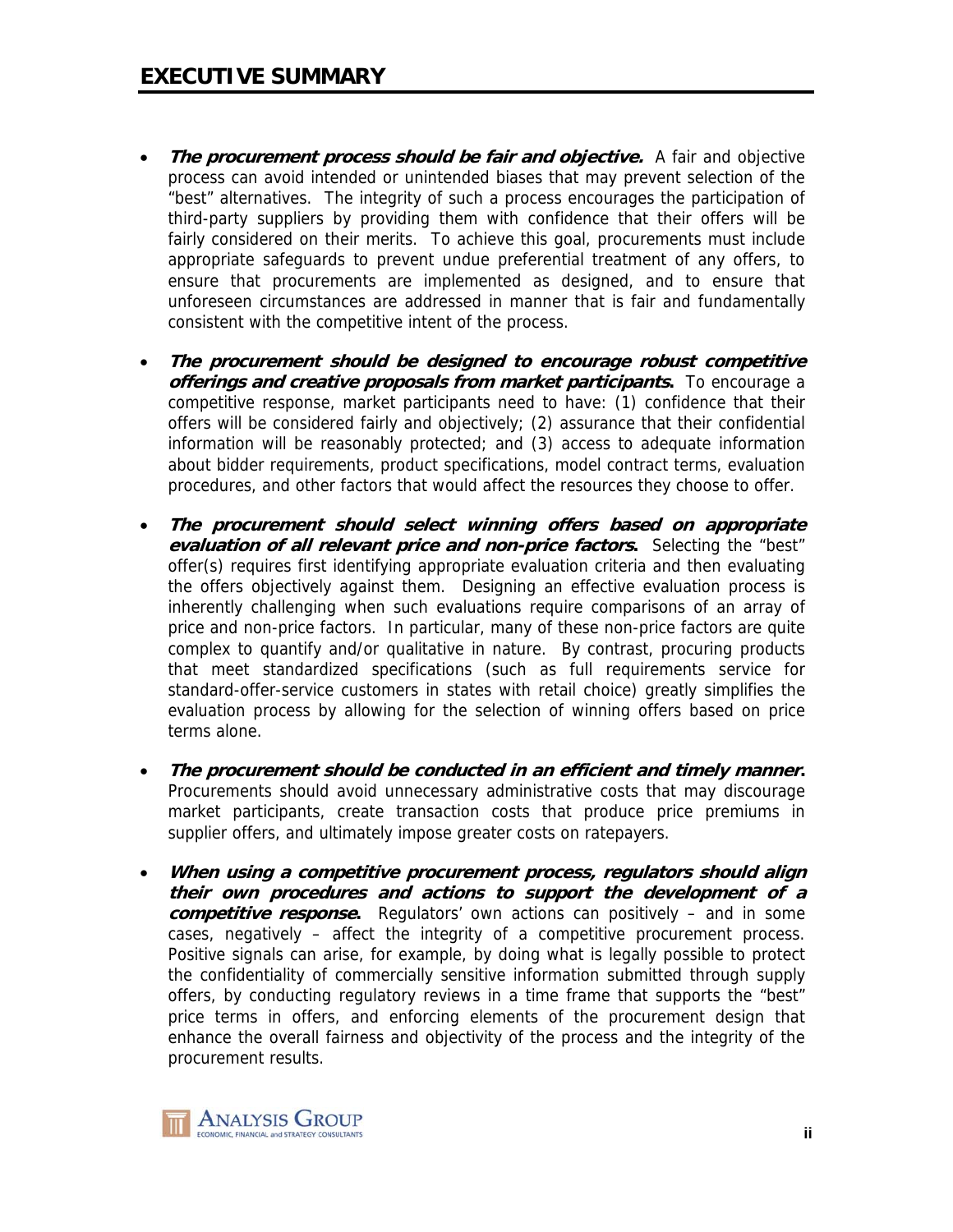## EXECUTIVE SUMMARY

- ***The procurement process should be fair and objective.*** A fair and objective process can avoid intended or unintended biases that may prevent selection of the "best" alternatives. The integrity of such a process encourages the participation of third-party suppliers by providing them with confidence that their offers will be fairly considered on their merits. To achieve this goal, procurements must include appropriate safeguards to prevent undue preferential treatment of any offers, to ensure that procurements are implemented as designed, and to ensure that unforeseen circumstances are addressed in manner that is fair and fundamentally consistent with the competitive intent of the process.

- ***The procurement should be designed to encourage robust competitive offerings and creative proposals from market participants.*** To encourage a competitive response, market participants need to have: (1) confidence that their offers will be considered fairly and objectively; (2) assurance that their confidential information will be reasonably protected; and (3) access to adequate information about bidder requirements, product specifications, model contract terms, evaluation procedures, and other factors that would affect the resources they choose to offer.

- ***The procurement should select winning offers based on appropriate evaluation of all relevant price and non-price factors.*** Selecting the "best" offer(s) requires first identifying appropriate evaluation criteria and then evaluating the offers objectively against them. Designing an effective evaluation process is inherently challenging when such evaluations require comparisons of an array of price and non-price factors. In particular, many of these non-price factors are quite complex to quantify and/or qualitative in nature. By contrast, procuring products that meet standardized specifications (such as full requirements service for standard-offer-service customers in states with retail choice) greatly simplifies the evaluation process by allowing for the selection of winning offers based on price terms alone.

- ***The procurement should be conducted in an efficient and timely manner.*** Procurements should avoid unnecessary administrative costs that may discourage market participants, create transaction costs that produce price premiums in supplier offers, and ultimately impose greater costs on ratepayers.

- ***When using a competitive procurement process, regulators should align their own procedures and actions to support the development of a competitive response.*** Regulators' own actions can positively – and in some cases, negatively – affect the integrity of a competitive procurement process. Positive signals can arise, for example, by doing what is legally possible to protect the confidentiality of commercially sensitive information submitted through supply offers, by conducting regulatory reviews in a time frame that supports the "best" price terms in offers, and enforcing elements of the procurement design that enhance the overall fairness and objectivity of the process and the integrity of the procurement results.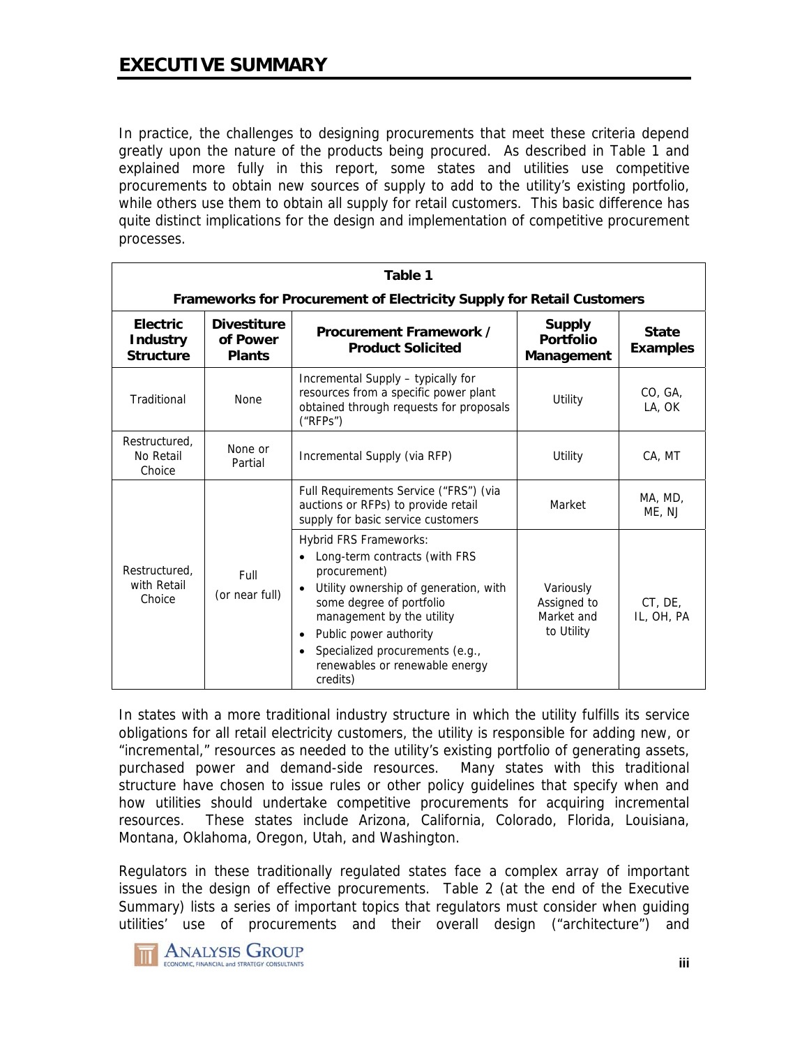# EXECUTIVE SUMMARY

In practice, the challenges to designing procurements that meet these criteria depend greatly upon the nature of the products being procured. As described in Table 1 and explained more fully in this report, some states and utilities use competitive procurements to obtain new sources of supply to add to the utility's existing portfolio, while others use them to obtain all supply for retail customers. This basic difference has quite distinct implications for the design and implementation of competitive procurement processes.

**Table 1**

**Frameworks for Procurement of Electricity Supply for Retail Customers**

| Electric Industry Structure | Divestiture of Power Plants | Procurement Framework / Product Solicited | Supply Portfolio Management | State Examples |
|---|---|---|---|---|
| Traditional | None | Incremental Supply – typically for resources from a specific power plant obtained through requests for proposals ("RFPs") | Utility | CO, GA, LA, OK |
| Restructured, No Retail Choice | None or Partial | Incremental Supply (via RFP) | Utility | CA, MT |
| Restructured, with Retail Choice | Full (or near full) | Full Requirements Service ("FRS") (via auctions or RFPs) to provide retail supply for basic service customers | Market | MA, MD, ME, NJ |
| | | Hybrid FRS Frameworks: <br>• Long-term contracts (with FRS procurement) <br>• Utility ownership of generation, with some degree of portfolio management by the utility <br>• Public power authority <br>• Specialized procurements (e.g., renewables or renewable energy credits) | Variously Assigned to Market and to Utility | CT, DE, IL, OH, PA |

In states with a more traditional industry structure in which the utility fulfills its service obligations for all retail electricity customers, the utility is responsible for adding new, or "incremental," resources as needed to the utility's existing portfolio of generating assets, purchased power and demand-side resources. Many states with this traditional structure have chosen to issue rules or other policy guidelines that specify when and how utilities should undertake competitive procurements for acquiring incremental resources. These states include Arizona, California, Colorado, Florida, Louisiana, Montana, Oklahoma, Oregon, Utah, and Washington.

Regulators in these traditionally regulated states face a complex array of important issues in the design of effective procurements. Table 2 (at the end of the Executive Summary) lists a series of important topics that regulators must consider when guiding utilities' use of procurements and their overall design ("architecture") and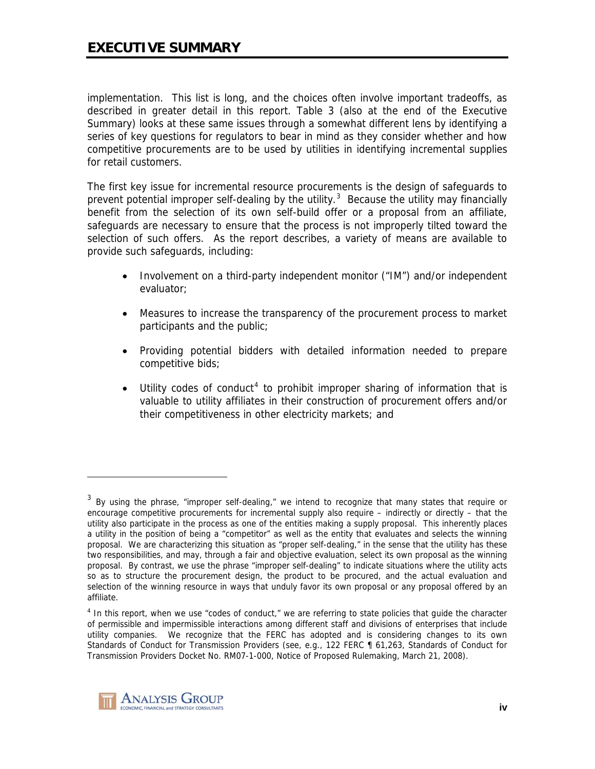implementation. This list is long, and the choices often involve important tradeoffs, as described in greater detail in this report. Table 3 (also at the end of the Executive Summary) looks at these same issues through a somewhat different lens by identifying a series of key questions for regulators to bear in mind as they consider whether and how competitive procurements are to be used by utilities in identifying incremental supplies for retail customers.

The first key issue for incremental resource procurements is the design of safeguards to prevent potential improper self-dealing by the utility.[3] Because the utility may financially benefit from the selection of its own self-build offer or a proposal from an affiliate, safeguards are necessary to ensure that the process is not improperly tilted toward the selection of such offers. As the report describes, a variety of means are available to provide such safeguards, including:

- Involvement on a third-party independent monitor ("IM") and/or independent evaluator;
- Measures to increase the transparency of the procurement process to market participants and the public;
- Providing potential bidders with detailed information needed to prepare competitive bids;
- Utility codes of conduct[4] to prohibit improper sharing of information that is valuable to utility affiliates in their construction of procurement offers and/or their competitiveness in other electricity markets; and

---

[3] By using the phrase, "improper self-dealing," we intend to recognize that many states that require or encourage competitive procurements for incremental supply also require – indirectly or directly – that the utility also participate in the process as one of the entities making a supply proposal. This inherently places a utility in the position of being a "competitor" as well as the entity that evaluates and selects the winning proposal. We are characterizing this situation as "proper self-dealing," in the sense that the utility has these two responsibilities, and may, through a fair and objective evaluation, select its own proposal as the winning proposal. By contrast, we use the phrase "improper self-dealing" to indicate situations where the utility acts so as to structure the procurement design, the product to be procured, and the actual evaluation and selection of the winning resource in ways that unduly favor its own proposal or any proposal offered by an affiliate.

[4] In this report, when we use "codes of conduct," we are referring to state policies that guide the character of permissible and impermissible interactions among different staff and divisions of enterprises that include utility companies. We recognize that the FERC has adopted and is considering changes to its own Standards of Conduct for Transmission Providers (see, e.g., 122 FERC ¶ 61,263, Standards of Conduct for Transmission Providers Docket No. RM07-1-000, Notice of Proposed Rulemaking, March 21, 2008).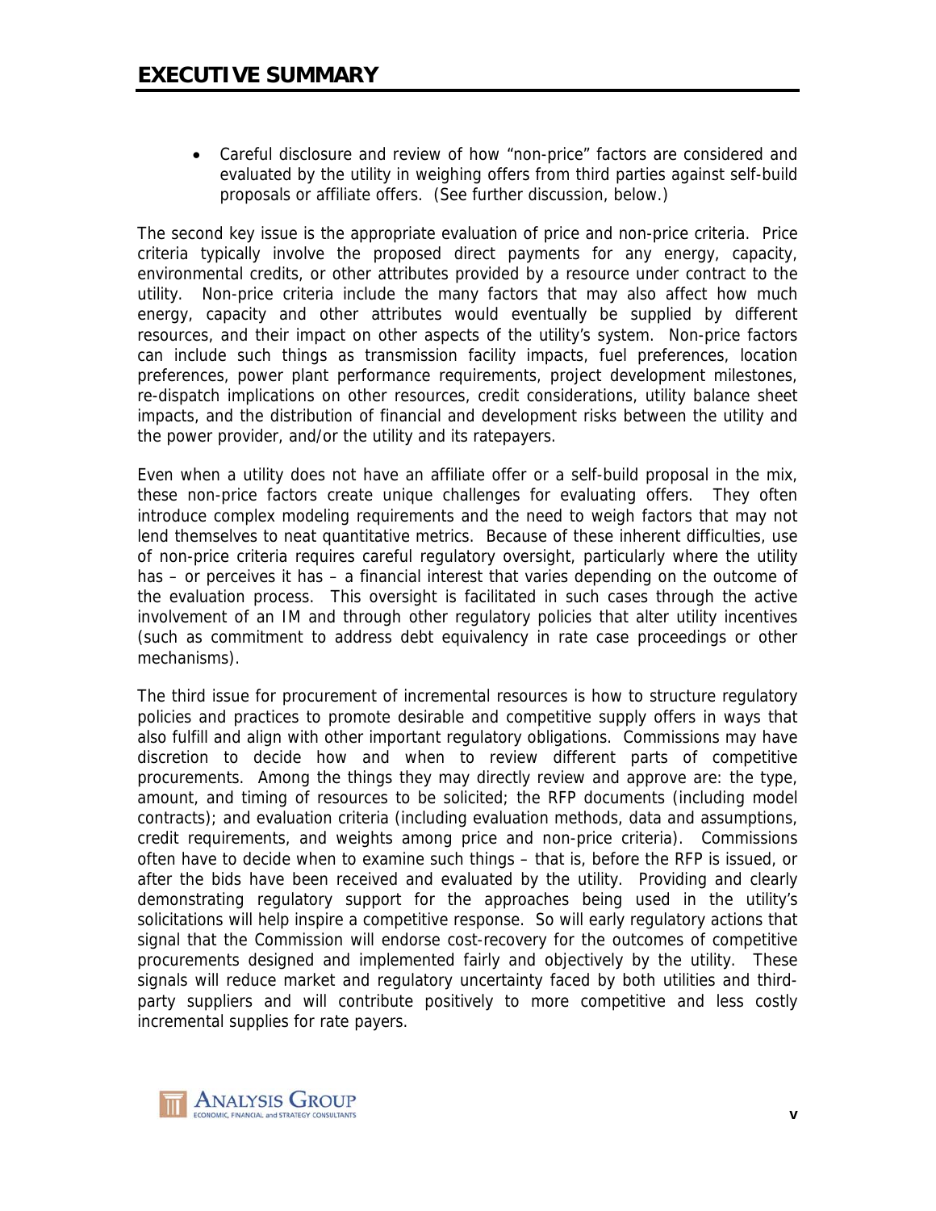- Careful disclosure and review of how "non-price" factors are considered and evaluated by the utility in weighing offers from third parties against self-build proposals or affiliate offers. (See further discussion, below.)

The second key issue is the appropriate evaluation of price and non-price criteria. Price criteria typically involve the proposed direct payments for any energy, capacity, environmental credits, or other attributes provided by a resource under contract to the utility. Non-price criteria include the many factors that may also affect how much energy, capacity and other attributes would eventually be supplied by different resources, and their impact on other aspects of the utility's system. Non-price factors can include such things as transmission facility impacts, fuel preferences, location preferences, power plant performance requirements, project development milestones, re-dispatch implications on other resources, credit considerations, utility balance sheet impacts, and the distribution of financial and development risks between the utility and the power provider, and/or the utility and its ratepayers.

Even when a utility does not have an affiliate offer or a self-build proposal in the mix, these non-price factors create unique challenges for evaluating offers. They often introduce complex modeling requirements and the need to weigh factors that may not lend themselves to neat quantitative metrics. Because of these inherent difficulties, use of non-price criteria requires careful regulatory oversight, particularly where the utility has – or perceives it has – a financial interest that varies depending on the outcome of the evaluation process. This oversight is facilitated in such cases through the active involvement of an IM and through other regulatory policies that alter utility incentives (such as commitment to address debt equivalency in rate case proceedings or other mechanisms).

The third issue for procurement of incremental resources is how to structure regulatory policies and practices to promote desirable and competitive supply offers in ways that also fulfill and align with other important regulatory obligations. Commissions may have discretion to decide how and when to review different parts of competitive procurements. Among the things they may directly review and approve are: the type, amount, and timing of resources to be solicited; the RFP documents (including model contracts); and evaluation criteria (including evaluation methods, data and assumptions, credit requirements, and weights among price and non-price criteria). Commissions often have to decide when to examine such things – that is, before the RFP is issued, or after the bids have been received and evaluated by the utility. Providing and clearly demonstrating regulatory support for the approaches being used in the utility's solicitations will help inspire a competitive response. So will early regulatory actions that signal that the Commission will endorse cost-recovery for the outcomes of competitive procurements designed and implemented fairly and objectively by the utility. These signals will reduce market and regulatory uncertainty faced by both utilities and third-party suppliers and will contribute positively to more competitive and less costly incremental supplies for rate payers.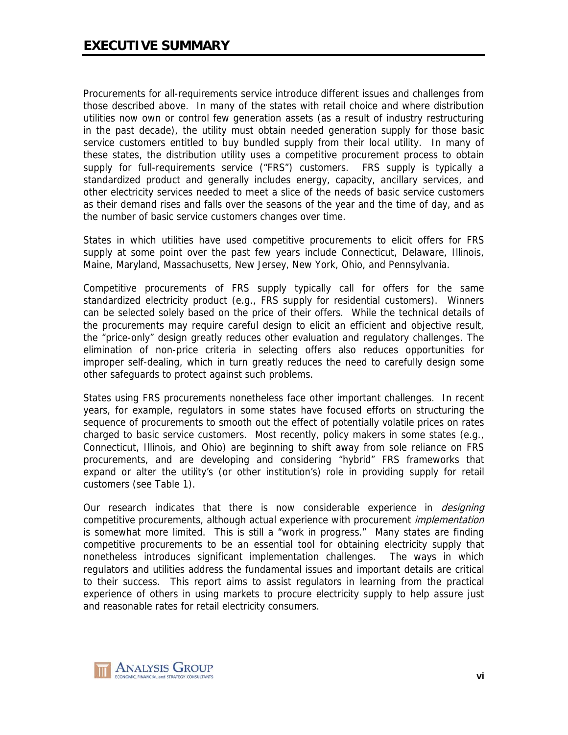# EXECUTIVE SUMMARY

Procurements for all-requirements service introduce different issues and challenges from those described above. In many of the states with retail choice and where distribution utilities now own or control few generation assets (as a result of industry restructuring in the past decade), the utility must obtain needed generation supply for those basic service customers entitled to buy bundled supply from their local utility. In many of these states, the distribution utility uses a competitive procurement process to obtain supply for full-requirements service ("FRS") customers. FRS supply is typically a standardized product and generally includes energy, capacity, ancillary services, and other electricity services needed to meet a slice of the needs of basic service customers as their demand rises and falls over the seasons of the year and the time of day, and as the number of basic service customers changes over time.

States in which utilities have used competitive procurements to elicit offers for FRS supply at some point over the past few years include Connecticut, Delaware, Illinois, Maine, Maryland, Massachusetts, New Jersey, New York, Ohio, and Pennsylvania.

Competitive procurements of FRS supply typically call for offers for the same standardized electricity product (e.g., FRS supply for residential customers). Winners can be selected solely based on the price of their offers. While the technical details of the procurements may require careful design to elicit an efficient and objective result, the "price-only" design greatly reduces other evaluation and regulatory challenges. The elimination of non-price criteria in selecting offers also reduces opportunities for improper self-dealing, which in turn greatly reduces the need to carefully design some other safeguards to protect against such problems.

States using FRS procurements nonetheless face other important challenges. In recent years, for example, regulators in some states have focused efforts on structuring the sequence of procurements to smooth out the effect of potentially volatile prices on rates charged to basic service customers. Most recently, policy makers in some states (e.g., Connecticut, Illinois, and Ohio) are beginning to shift away from sole reliance on FRS procurements, and are developing and considering "hybrid" FRS frameworks that expand or alter the utility's (or other institution's) role in providing supply for retail customers (see Table 1).

Our research indicates that there is now considerable experience in *designing* competitive procurements, although actual experience with procurement *implementation* is somewhat more limited. This is still a "work in progress." Many states are finding competitive procurements to be an essential tool for obtaining electricity supply that nonetheless introduces significant implementation challenges. The ways in which regulators and utilities address the fundamental issues and important details are critical to their success. This report aims to assist regulators in learning from the practical experience of others in using markets to procure electricity supply to help assure just and reasonable rates for retail electricity consumers.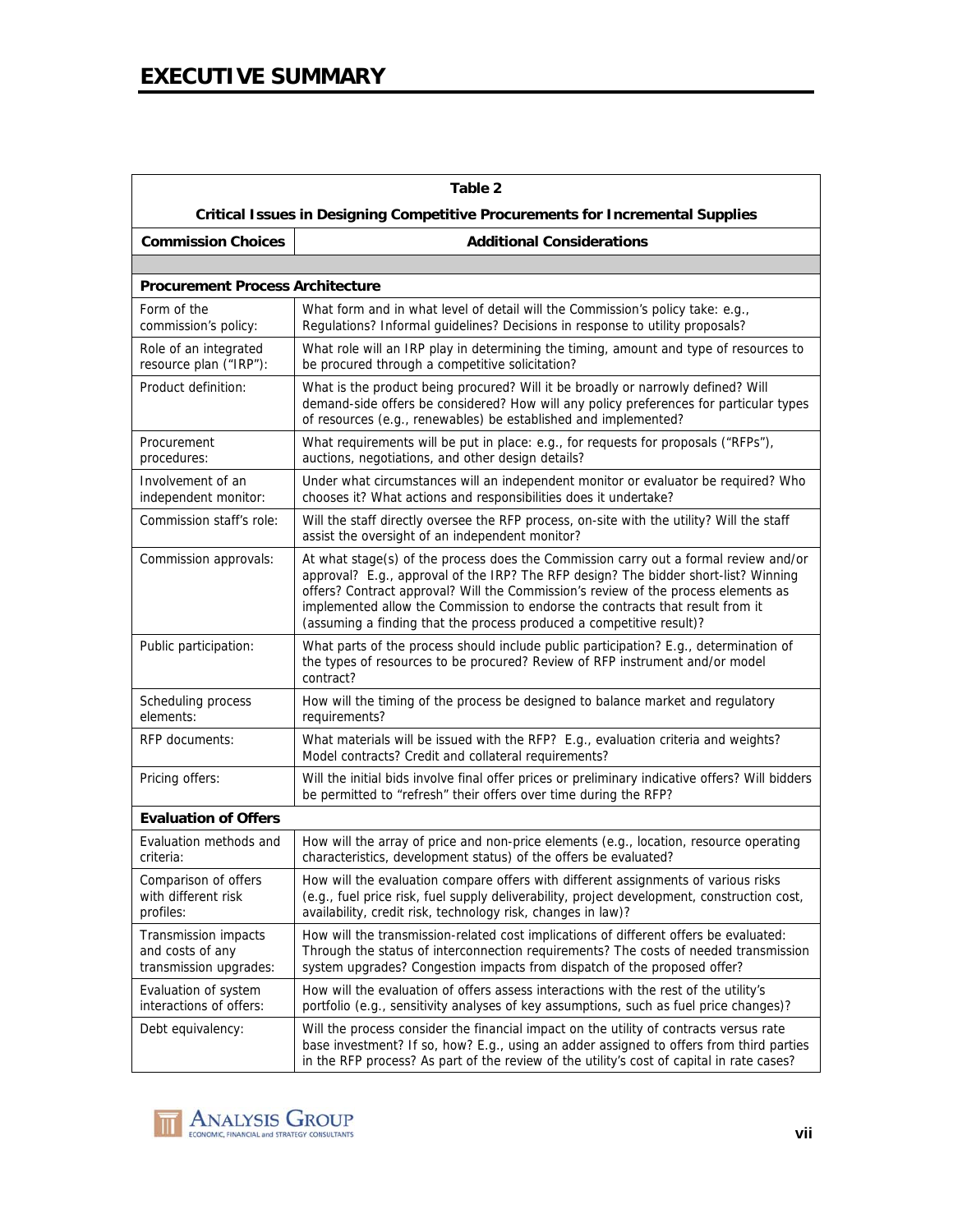# EXECUTIVE SUMMARY

**Table 2**

**Critical Issues in Designing Competitive Procurements for Incremental Supplies**

| Commission Choices | Additional Considerations |
|---|---|
| | |
| **Procurement Process Architecture** | |
| Form of the commission's policy: | What form and in what level of detail will the Commission's policy take: e.g., Regulations? Informal guidelines? Decisions in response to utility proposals? |
| Role of an integrated resource plan ("IRP"): | What role will an IRP play in determining the timing, amount and type of resources to be procured through a competitive solicitation? |
| Product definition: | What is the product being procured? Will it be broadly or narrowly defined? Will demand-side offers be considered? How will any policy preferences for particular types of resources (e.g., renewables) be established and implemented? |
| Procurement procedures: | What requirements will be put in place: e.g., for requests for proposals ("RFPs"), auctions, negotiations, and other design details? |
| Involvement of an independent monitor: | Under what circumstances will an independent monitor or evaluator be required? Who chooses it? What actions and responsibilities does it undertake? |
| Commission staff's role: | Will the staff directly oversee the RFP process, on-site with the utility? Will the staff assist the oversight of an independent monitor? |
| Commission approvals: | At what stage(s) of the process does the Commission carry out a formal review and/or approval? E.g., approval of the IRP? The RFP design? The bidder short-list? Winning offers? Contract approval? Will the Commission's review of the process elements as implemented allow the Commission to endorse the contracts that result from it (assuming a finding that the process produced a competitive result)? |
| Public participation: | What parts of the process should include public participation? E.g., determination of the types of resources to be procured? Review of RFP instrument and/or model contract? |
| Scheduling process elements: | How will the timing of the process be designed to balance market and regulatory requirements? |
| RFP documents: | What materials will be issued with the RFP? E.g., evaluation criteria and weights? Model contracts? Credit and collateral requirements? |
| Pricing offers: | Will the initial bids involve final offer prices or preliminary indicative offers? Will bidders be permitted to "refresh" their offers over time during the RFP? |
| **Evaluation of Offers** | |
| Evaluation methods and criteria: | How will the array of price and non-price elements (e.g., location, resource operating characteristics, development status) of the offers be evaluated? |
| Comparison of offers with different risk profiles: | How will the evaluation compare offers with different assignments of various risks (e.g., fuel price risk, fuel supply deliverability, project development, construction cost, availability, credit risk, technology risk, changes in law)? |
| Transmission impacts and costs of any transmission upgrades: | How will the transmission-related cost implications of different offers be evaluated: Through the status of interconnection requirements? The costs of needed transmission system upgrades? Congestion impacts from dispatch of the proposed offer? |
| Evaluation of system interactions of offers: | How will the evaluation of offers assess interactions with the rest of the utility's portfolio (e.g., sensitivity analyses of key assumptions, such as fuel price changes)? |
| Debt equivalency: | Will the process consider the financial impact on the utility of contracts versus rate base investment? If so, how? E.g., using an adder assigned to offers from third parties in the RFP process? As part of the review of the utility's cost of capital in rate cases? |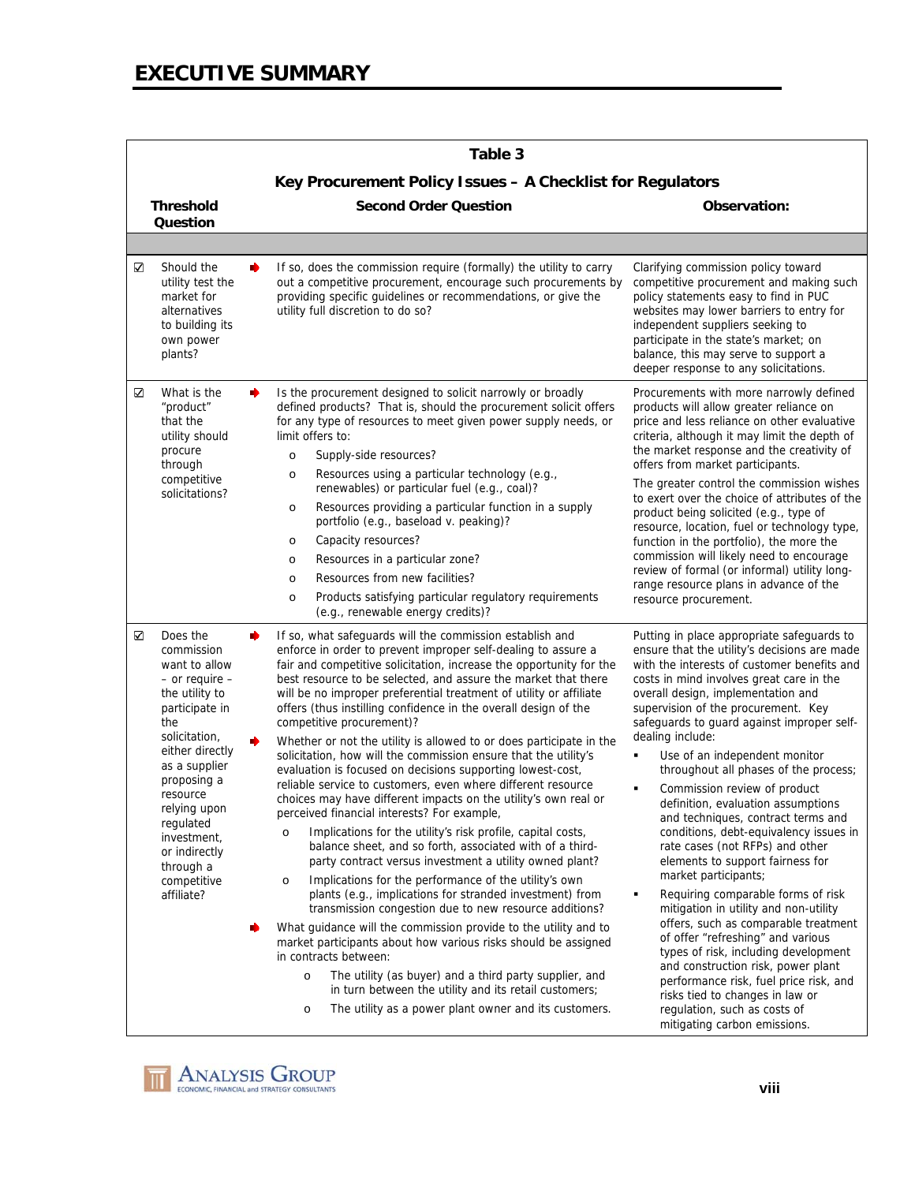# EXECUTIVE SUMMARY

**Table 3**

**Key Procurement Policy Issues – A Checklist for Regulators**

| | Threshold Question | | Second Order Question | Observation: |
|---|---|---|---|---|
| ☑ | Should the utility test the market for alternatives to building its own power plants? | ➡ | If so, does the commission require (formally) the utility to carry out a competitive procurement, encourage such procurements by providing specific guidelines or recommendations, or give the utility full discretion to do so? | Clarifying commission policy toward competitive procurement and making such policy statements easy to find in PUC websites may lower barriers to entry for independent suppliers seeking to participate in the state's market; on balance, this may serve to support a deeper response to any solicitations. |
| ☑ | What is the "product" that the utility should procure through competitive solicitations? | ➡ | Is the procurement designed to solicit narrowly or broadly defined products? That is, should the procurement solicit offers for any type of resources to meet given power supply needs, or limit offers to:<br>o Supply-side resources?<br>o Resources using a particular technology (e.g., renewables) or particular fuel (e.g., coal)?<br>o Resources providing a particular function in a supply portfolio (e.g., baseload v. peaking)?<br>o Capacity resources?<br>o Resources in a particular zone?<br>o Resources from new facilities?<br>o Products satisfying particular regulatory requirements (e.g., renewable energy credits)? | Procurements with more narrowly defined products will allow greater reliance on price and less reliance on other evaluative criteria, although it may limit the depth of the market response and the creativity of offers from market participants.<br>The greater control the commission wishes to exert over the choice of attributes of the product being solicited (e.g., type of resource, location, fuel or technology type, function in the portfolio), the more the commission will likely need to encourage review of formal (or informal) utility long-range resource plans in advance of the resource procurement. |
| ☑ | Does the commission want to allow – or require – the utility to participate in the solicitation, either directly as a supplier proposing a resource relying upon regulated investment, or indirectly through a competitive affiliate? | ➡ | If so, what safeguards will the commission establish and enforce in order to prevent improper self-dealing to assure a fair and competitive solicitation, increase the opportunity for the best resource to be selected, and assure the market that there will be no improper preferential treatment of utility or affiliate offers (thus instilling confidence in the overall design of the competitive procurement)?<br>➡ Whether or not the utility is allowed to or does participate in the solicitation, how will the commission ensure that the utility's evaluation is focused on decisions supporting lowest-cost, reliable service to customers, even where different resource choices may have different impacts on the utility's own real or perceived financial interests? For example,<br>o Implications for the utility's risk profile, capital costs, balance sheet, and so forth, associated with of a third-party contract versus investment a utility owned plant?<br>o Implications for the performance of the utility's own plants (e.g., implications for stranded investment) from transmission congestion due to new resource additions?<br>➡ What guidance will the commission provide to the utility and to market participants about how various risks should be assigned in contracts between:<br>o The utility (as buyer) and a third party supplier, and in turn between the utility and its retail customers;<br>o The utility as a power plant owner and its customers. | Putting in place appropriate safeguards to ensure that the utility's decisions are made with the interests of customer benefits and costs in mind involves great care in the overall design, implementation and supervision of the procurement. Key safeguards to guard against improper self-dealing include:<br>▪ Use of an independent monitor throughout all phases of the process;<br>▪ Commission review of product definition, evaluation assumptions and techniques, contract terms and conditions, debt-equivalency issues in rate cases (not RFPs) and other elements to support fairness for market participants;<br>▪ Requiring comparable forms of risk mitigation in utility and non-utility offers, such as comparable treatment of offer "refreshing" and various types of risk, including development and construction risk, power plant performance risk, fuel price risk, and risks tied to changes in law or regulation, such as costs of mitigating carbon emissions. |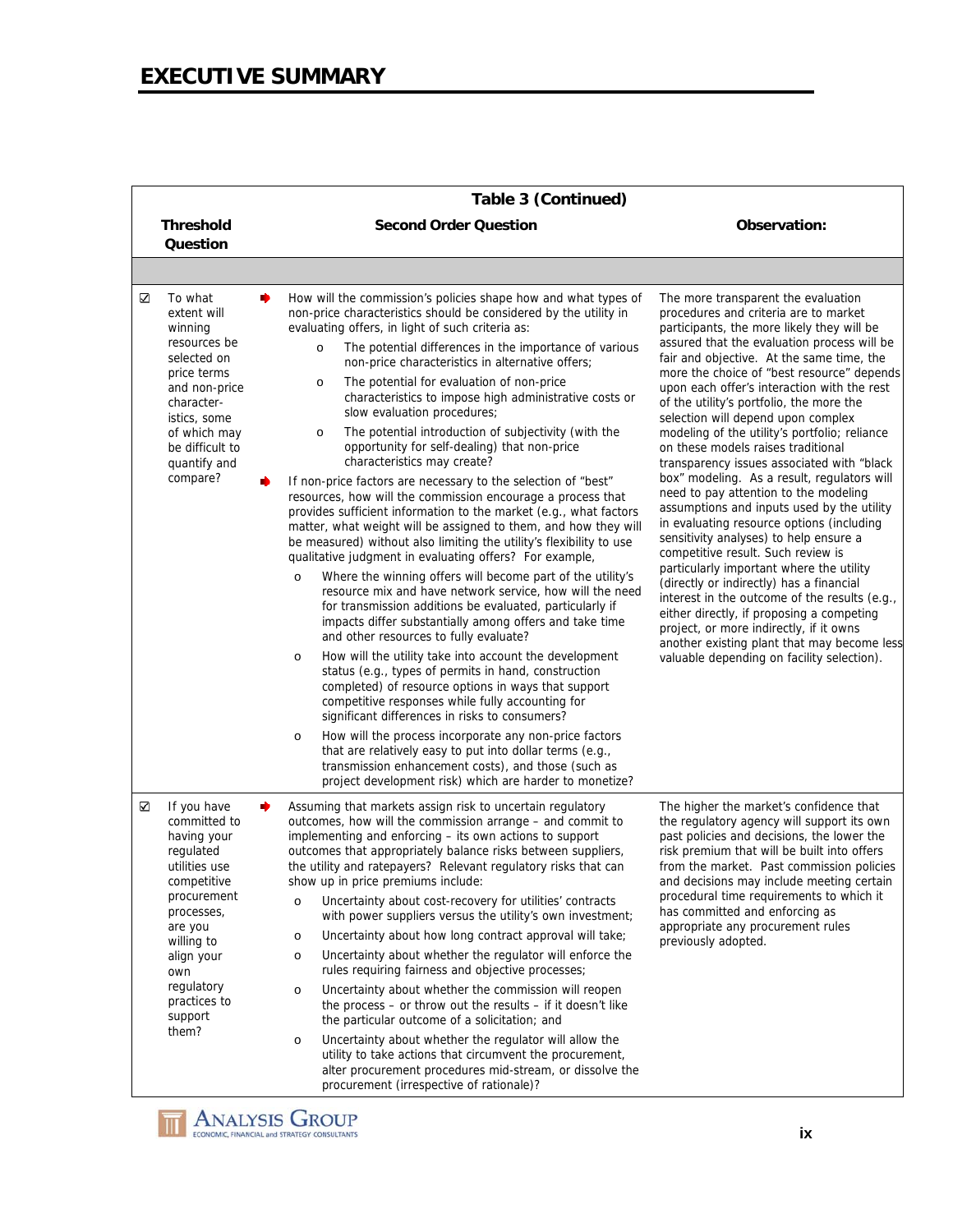# EXECUTIVE SUMMARY

**Table 3 (Continued)**

| | Threshold Question | | Second Order Question | Observation: |
|---|---|---|---|---|
| ☑ | To what extent will winning resources be selected on price terms and non-price character-istics, some of which may be difficult to quantify and compare? | ➧ | How will the commission's policies shape how and what types of non-price characteristics should be considered by the utility in evaluating offers, in light of such criteria as:<br>o The potential differences in the importance of various non-price characteristics in alternative offers;<br>o The potential for evaluation of non-price characteristics to impose high administrative costs or slow evaluation procedures;<br>o The potential introduction of subjectivity (with the opportunity for self-dealing) that non-price characteristics may create?<br>➧ If non-price factors are necessary to the selection of "best" resources, how will the commission encourage a process that provides sufficient information to the market (e.g., what factors matter, what weight will be assigned to them, and how they will be measured) without also limiting the utility's flexibility to use qualitative judgment in evaluating offers? For example,<br>o Where the winning offers will become part of the utility's resource mix and have network service, how will the need for transmission additions be evaluated, particularly if impacts differ substantially among offers and take time and other resources to fully evaluate?<br>o How will the utility take into account the development status (e.g., types of permits in hand, construction completed) of resource options in ways that support competitive responses while fully accounting for significant differences in risks to consumers?<br>o How will the process incorporate any non-price factors that are relatively easy to put into dollar terms (e.g., transmission enhancement costs), and those (such as project development risk) which are harder to monetize? | The more transparent the evaluation procedures and criteria are to market participants, the more likely they will be assured that the evaluation process will be fair and objective. At the same time, the more the choice of "best resource" depends upon each offer's interaction with the rest of the utility's portfolio, the more the selection will depend upon complex modeling of the utility's portfolio; reliance on these models raises traditional transparency issues associated with "black box" modeling. As a result, regulators will need to pay attention to the modeling assumptions and inputs used by the utility in evaluating resource options (including sensitivity analyses) to help ensure a competitive result. Such review is particularly important where the utility (directly or indirectly) has a financial interest in the outcome of the results (e.g., either directly, if proposing a competing project, or more indirectly, if it owns another existing plant that may become less valuable depending on facility selection). |
| ☑ | If you have committed to having your regulated utilities use competitive procurement processes, are you willing to align your own regulatory practices to support them? | ➧ | Assuming that markets assign risk to uncertain regulatory outcomes, how will the commission arrange – and commit to implementing and enforcing – its own actions to support outcomes that appropriately balance risks between suppliers, the utility and ratepayers? Relevant regulatory risks that can show up in price premiums include:<br>o Uncertainty about cost-recovery for utilities' contracts with power suppliers versus the utility's own investment;<br>o Uncertainty about how long contract approval will take;<br>o Uncertainty about whether the regulator will enforce the rules requiring fairness and objective processes;<br>o Uncertainty about whether the commission will reopen the process – or throw out the results – if it doesn't like the particular outcome of a solicitation; and<br>o Uncertainty about whether the regulator will allow the utility to take actions that circumvent the procurement, alter procurement procedures mid-stream, or dissolve the procurement (irrespective of rationale)? | The higher the market's confidence that the regulatory agency will support its own past policies and decisions, the lower the risk premium that will be built into offers from the market. Past commission policies and decisions may include meeting certain procedural time requirements to which it has committed and enforcing as appropriate any procurement rules previously adopted. |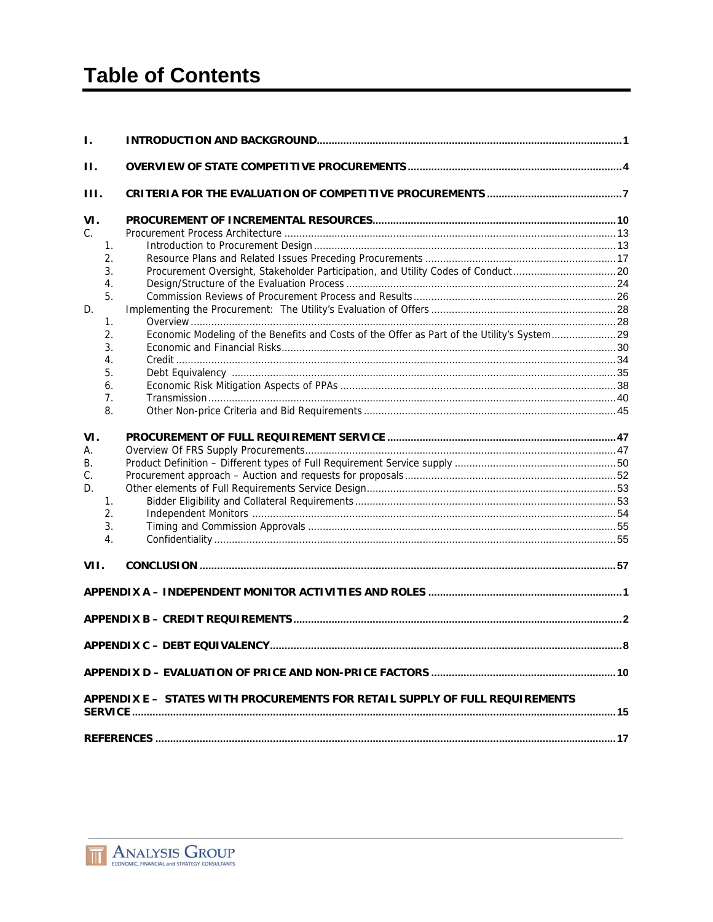# Table of Contents

| | | |
|---|---|---|
| **I.** | **INTRODUCTION AND BACKGROUND** | **1** |
| **II.** | **OVERVIEW OF STATE COMPETITIVE PROCUREMENTS** | **4** |
| **III.** | **CRITERIA FOR THE EVALUATION OF COMPETITIVE PROCUREMENTS** | **7** |
| **VI.** | **PROCUREMENT OF INCREMENTAL RESOURCES** | **10** |
| C. | Procurement Process Architecture | 13 |
| 1. | Introduction to Procurement Design | 13 |
| 2. | Resource Plans and Related Issues Preceding Procurements | 17 |
| 3. | Procurement Oversight, Stakeholder Participation, and Utility Codes of Conduct | 20 |
| 4. | Design/Structure of the Evaluation Process | 24 |
| 5. | Commission Reviews of Procurement Process and Results | 26 |
| D. | Implementing the Procurement: The Utility's Evaluation of Offers | 28 |
| 1. | Overview | 28 |
| 2. | Economic Modeling of the Benefits and Costs of the Offer as Part of the Utility's System | 29 |
| 3. | Economic and Financial Risks | 30 |
| 4. | Credit | 34 |
| 5. | Debt Equivalency | 35 |
| 6. | Economic Risk Mitigation Aspects of PPAs | 38 |
| 7. | Transmission | 40 |
| 8. | Other Non-price Criteria and Bid Requirements | 45 |
| **VI.** | **PROCUREMENT OF FULL REQUIREMENT SERVICE** | **47** |
| A. | Overview Of FRS Supply Procurements | 47 |
| B. | Product Definition – Different types of Full Requirement Service supply | 50 |
| C. | Procurement approach – Auction and requests for proposals | 52 |
| D. | Other elements of Full Requirements Service Design | 53 |
| 1. | Bidder Eligibility and Collateral Requirements | 53 |
| 2. | Independent Monitors | 54 |
| 3. | Timing and Commission Approvals | 55 |
| 4. | Confidentiality | 55 |
| **VII.** | **CONCLUSION** | **57** |
| | **APPENDIX A – INDEPENDENT MONITOR ACTIVITIES AND ROLES** | **1** |
| | **APPENDIX B – CREDIT REQUIREMENTS** | **2** |
| | **APPENDIX C – DEBT EQUIVALENCY** | **8** |
| | **APPENDIX D – EVALUATION OF PRICE AND NON-PRICE FACTORS** | **10** |
| | **APPENDIX E – STATES WITH PROCUREMENTS FOR RETAIL SUPPLY OF FULL REQUIREMENTS SERVICE** | **15** |
| | **REFERENCES** | **17** |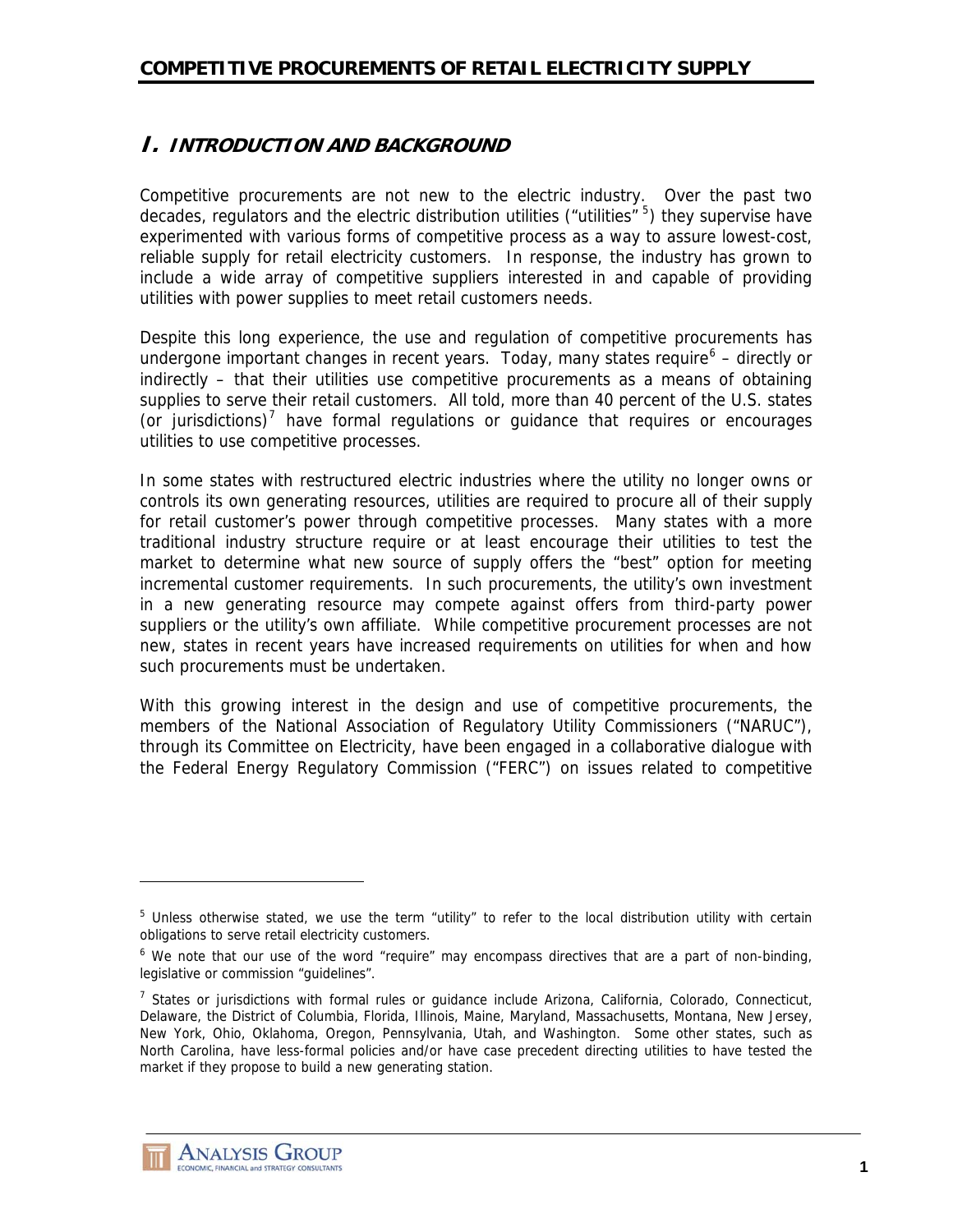## I. INTRODUCTION AND BACKGROUND

Competitive procurements are not new to the electric industry. Over the past two decades, regulators and the electric distribution utilities ("utilities"[5]) they supervise have experimented with various forms of competitive process as a way to assure lowest-cost, reliable supply for retail electricity customers. In response, the industry has grown to include a wide array of competitive suppliers interested in and capable of providing utilities with power supplies to meet retail customers needs.

Despite this long experience, the use and regulation of competitive procurements has undergone important changes in recent years. Today, many states require[6] – directly or indirectly – that their utilities use competitive procurements as a means of obtaining supplies to serve their retail customers. All told, more than 40 percent of the U.S. states (or jurisdictions)[7] have formal regulations or guidance that requires or encourages utilities to use competitive processes.

In some states with restructured electric industries where the utility no longer owns or controls its own generating resources, utilities are required to procure all of their supply for retail customer's power through competitive processes. Many states with a more traditional industry structure require or at least encourage their utilities to test the market to determine what new source of supply offers the "best" option for meeting incremental customer requirements. In such procurements, the utility's own investment in a new generating resource may compete against offers from third-party power suppliers or the utility's own affiliate. While competitive procurement processes are not new, states in recent years have increased requirements on utilities for when and how such procurements must be undertaken.

With this growing interest in the design and use of competitive procurements, the members of the National Association of Regulatory Utility Commissioners ("NARUC"), through its Committee on Electricity, have been engaged in a collaborative dialogue with the Federal Energy Regulatory Commission ("FERC") on issues related to competitive

---

[5] Unless otherwise stated, we use the term "utility" to refer to the local distribution utility with certain obligations to serve retail electricity customers.

[6] We note that our use of the word "require" may encompass directives that are a part of non-binding, legislative or commission "guidelines".

[7] States or jurisdictions with formal rules or guidance include Arizona, California, Colorado, Connecticut, Delaware, the District of Columbia, Florida, Illinois, Maine, Maryland, Massachusetts, Montana, New Jersey, New York, Ohio, Oklahoma, Oregon, Pennsylvania, Utah, and Washington. Some other states, such as North Carolina, have less-formal policies and/or have case precedent directing utilities to have tested the market if they propose to build a new generating station.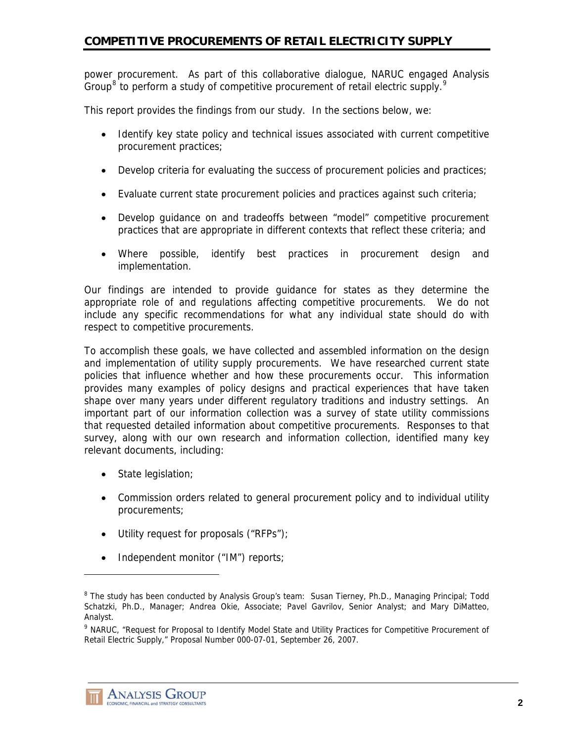power procurement. As part of this collaborative dialogue, NARUC engaged Analysis Group[8] to perform a study of competitive procurement of retail electric supply.[9]

This report provides the findings from our study. In the sections below, we:

- Identify key state policy and technical issues associated with current competitive procurement practices;
- Develop criteria for evaluating the success of procurement policies and practices;
- Evaluate current state procurement policies and practices against such criteria;
- Develop guidance on and tradeoffs between "model" competitive procurement practices that are appropriate in different contexts that reflect these criteria; and
- Where possible, identify best practices in procurement design and implementation.

Our findings are intended to provide guidance for states as they determine the appropriate role of and regulations affecting competitive procurements. We do not include any specific recommendations for what any individual state should do with respect to competitive procurements.

To accomplish these goals, we have collected and assembled information on the design and implementation of utility supply procurements. We have researched current state policies that influence whether and how these procurements occur. This information provides many examples of policy designs and practical experiences that have taken shape over many years under different regulatory traditions and industry settings. An important part of our information collection was a survey of state utility commissions that requested detailed information about competitive procurements. Responses to that survey, along with our own research and information collection, identified many key relevant documents, including:

- State legislation;
- Commission orders related to general procurement policy and to individual utility procurements;
- Utility request for proposals ("RFPs");
- Independent monitor ("IM") reports;

---

[8] The study has been conducted by Analysis Group's team: Susan Tierney, Ph.D., Managing Principal; Todd Schatzki, Ph.D., Manager; Andrea Okie, Associate; Pavel Gavrilov, Senior Analyst; and Mary DiMatteo, Analyst.

[9] NARUC, "Request for Proposal to Identify Model State and Utility Practices for Competitive Procurement of Retail Electric Supply," Proposal Number 000-07-01, September 26, 2007.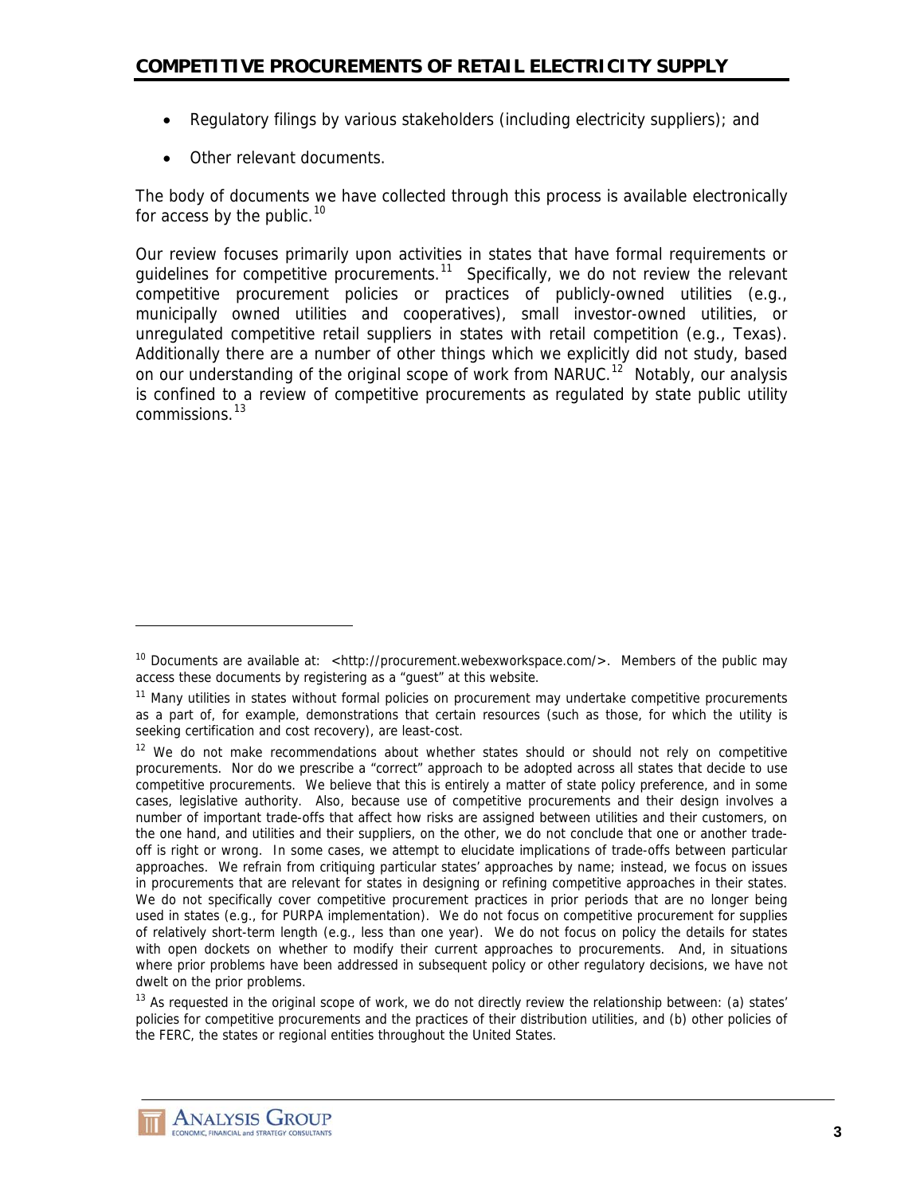- Regulatory filings by various stakeholders (including electricity suppliers); and
- Other relevant documents.

The body of documents we have collected through this process is available electronically for access by the public.[10]

Our review focuses primarily upon activities in states that have formal requirements or guidelines for competitive procurements.[11] Specifically, we do not review the relevant competitive procurement policies or practices of publicly-owned utilities (e.g., municipally owned utilities and cooperatives), small investor-owned utilities, or unregulated competitive retail suppliers in states with retail competition (e.g., Texas). Additionally there are a number of other things which we explicitly did not study, based on our understanding of the original scope of work from NARUC.[12] Notably, our analysis is confined to a review of competitive procurements as regulated by state public utility commissions.[13]

---

[10] Documents are available at: <http://procurement.webexworkspace.com/>. Members of the public may access these documents by registering as a "guest" at this website.

[11] Many utilities in states without formal policies on procurement may undertake competitive procurements as a part of, for example, demonstrations that certain resources (such as those, for which the utility is seeking certification and cost recovery), are least-cost.

[12] We do not make recommendations about whether states should or should not rely on competitive procurements. Nor do we prescribe a "correct" approach to be adopted across all states that decide to use competitive procurements. We believe that this is entirely a matter of state policy preference, and in some cases, legislative authority. Also, because use of competitive procurements and their design involves a number of important trade-offs that affect how risks are assigned between utilities and their customers, on the one hand, and utilities and their suppliers, on the other, we do not conclude that one or another trade-off is right or wrong. In some cases, we attempt to elucidate implications of trade-offs between particular approaches. We refrain from critiquing particular states' approaches by name; instead, we focus on issues in procurements that are relevant for states in designing or refining competitive approaches in their states. We do not specifically cover competitive procurement practices in prior periods that are no longer being used in states (e.g., for PURPA implementation). We do not focus on competitive procurement for supplies of relatively short-term length (e.g., less than one year). We do not focus on policy the details for states with open dockets on whether to modify their current approaches to procurements. And, in situations where prior problems have been addressed in subsequent policy or other regulatory decisions, we have not dwelt on the prior problems.

[13] As requested in the original scope of work, we do not directly review the relationship between: (a) states' policies for competitive procurements and the practices of their distribution utilities, and (b) other policies of the FERC, the states or regional entities throughout the United States.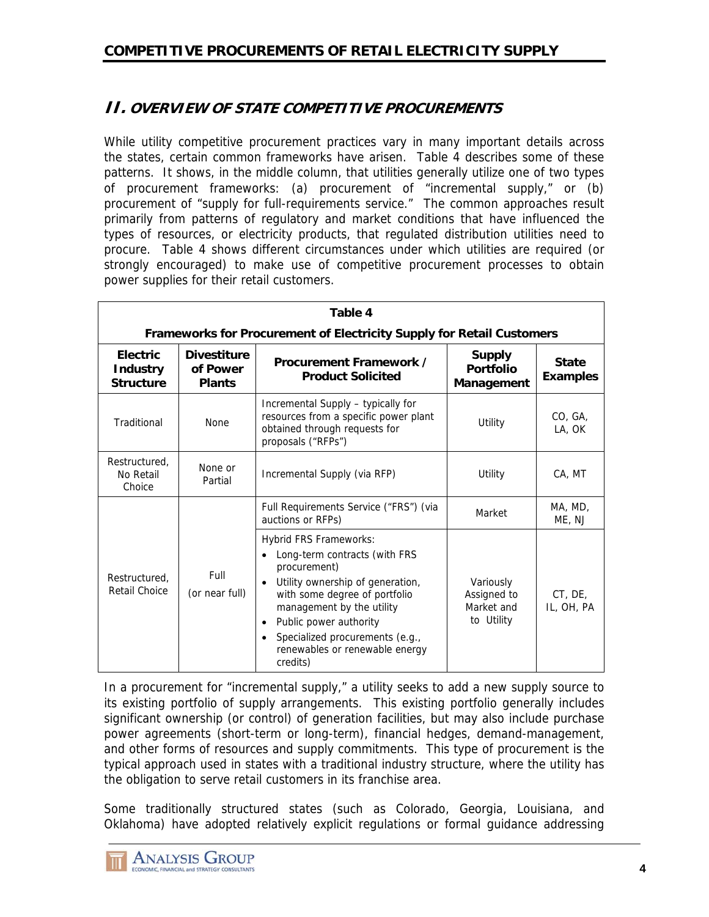## II. OVERVIEW OF STATE COMPETITIVE PROCUREMENTS

While utility competitive procurement practices vary in many important details across the states, certain common frameworks have arisen. Table 4 describes some of these patterns. It shows, in the middle column, that utilities generally utilize one of two types of procurement frameworks: (a) procurement of "incremental supply," or (b) procurement of "supply for full-requirements service." The common approaches result primarily from patterns of regulatory and market conditions that have influenced the types of resources, or electricity products, that regulated distribution utilities need to procure. Table 4 shows different circumstances under which utilities are required (or strongly encouraged) to make use of competitive procurement processes to obtain power supplies for their retail customers.

**Table 4**

**Frameworks for Procurement of Electricity Supply for Retail Customers**

| Electric Industry Structure | Divestiture of Power Plants | Procurement Framework / Product Solicited | Supply Portfolio Management | State Examples |
|---|---|---|---|---|
| Traditional | None | Incremental Supply – typically for resources from a specific power plant obtained through requests for proposals ("RFPs") | Utility | CO, GA, LA, OK |
| Restructured, No Retail Choice | None or Partial | Incremental Supply (via RFP) | Utility | CA, MT |
| Restructured, Retail Choice | Full (or near full) | Full Requirements Service ("FRS") (via auctions or RFPs) | Market | MA, MD, ME, NJ |
| | | Hybrid FRS Frameworks: <br>• Long-term contracts (with FRS procurement) <br>• Utility ownership of generation, with some degree of portfolio management by the utility <br>• Public power authority <br>• Specialized procurements (e.g., renewables or renewable energy credits) | Variously Assigned to Market and to Utility | CT, DE, IL, OH, PA |

In a procurement for "incremental supply," a utility seeks to add a new supply source to its existing portfolio of supply arrangements. This existing portfolio generally includes significant ownership (or control) of generation facilities, but may also include purchase power agreements (short-term or long-term), financial hedges, demand-management, and other forms of resources and supply commitments. This type of procurement is the typical approach used in states with a traditional industry structure, where the utility has the obligation to serve retail customers in its franchise area.

Some traditionally structured states (such as Colorado, Georgia, Louisiana, and Oklahoma) have adopted relatively explicit regulations or formal guidance addressing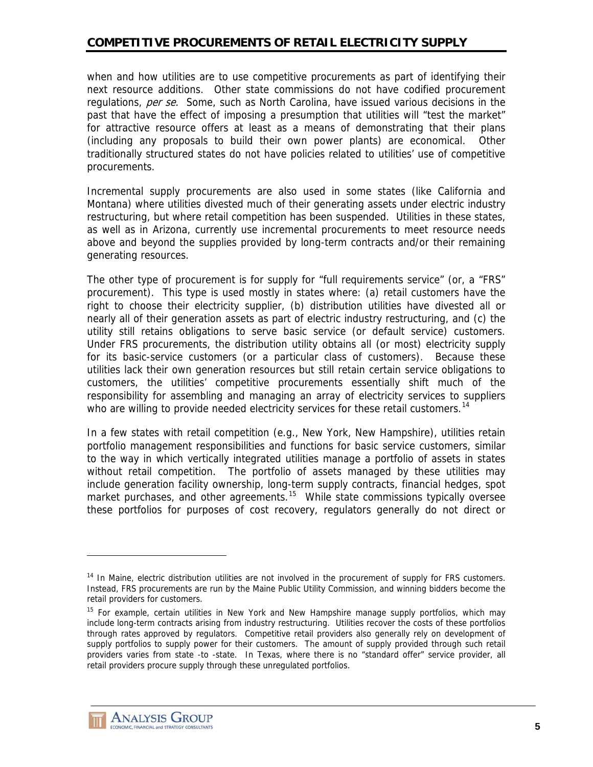when and how utilities are to use competitive procurements as part of identifying their next resource additions. Other state commissions do not have codified procurement regulations, *per se.* Some, such as North Carolina, have issued various decisions in the past that have the effect of imposing a presumption that utilities will "test the market" for attractive resource offers at least as a means of demonstrating that their plans (including any proposals to build their own power plants) are economical. Other traditionally structured states do not have policies related to utilities' use of competitive procurements.

Incremental supply procurements are also used in some states (like California and Montana) where utilities divested much of their generating assets under electric industry restructuring, but where retail competition has been suspended. Utilities in these states, as well as in Arizona, currently use incremental procurements to meet resource needs above and beyond the supplies provided by long-term contracts and/or their remaining generating resources.

The other type of procurement is for supply for "full requirements service" (or, a "FRS" procurement). This type is used mostly in states where: (a) retail customers have the right to choose their electricity supplier, (b) distribution utilities have divested all or nearly all of their generation assets as part of electric industry restructuring, and (c) the utility still retains obligations to serve basic service (or default service) customers. Under FRS procurements, the distribution utility obtains all (or most) electricity supply for its basic-service customers (or a particular class of customers). Because these utilities lack their own generation resources but still retain certain service obligations to customers, the utilities' competitive procurements essentially shift much of the responsibility for assembling and managing an array of electricity services to suppliers who are willing to provide needed electricity services for these retail customers.[14]

In a few states with retail competition (e.g., New York, New Hampshire), utilities retain portfolio management responsibilities and functions for basic service customers, similar to the way in which vertically integrated utilities manage a portfolio of assets in states without retail competition. The portfolio of assets managed by these utilities may include generation facility ownership, long-term supply contracts, financial hedges, spot market purchases, and other agreements.[15] While state commissions typically oversee these portfolios for purposes of cost recovery, regulators generally do not direct or

---

[14] In Maine, electric distribution utilities are not involved in the procurement of supply for FRS customers. Instead, FRS procurements are run by the Maine Public Utility Commission, and winning bidders become the retail providers for customers.

[15] For example, certain utilities in New York and New Hampshire manage supply portfolios, which may include long-term contracts arising from industry restructuring. Utilities recover the costs of these portfolios through rates approved by regulators. Competitive retail providers also generally rely on development of supply portfolios to supply power for their customers. The amount of supply provided through such retail providers varies from state -to -state. In Texas, where there is no "standard offer" service provider, all retail providers procure supply through these unregulated portfolios.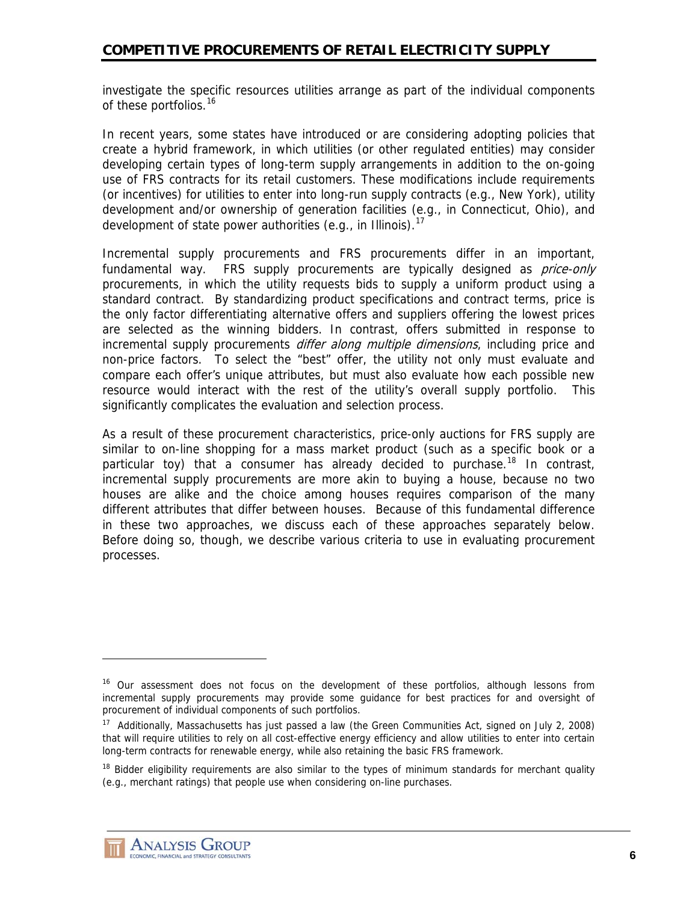investigate the specific resources utilities arrange as part of the individual components of these portfolios.[16]

In recent years, some states have introduced or are considering adopting policies that create a hybrid framework, in which utilities (or other regulated entities) may consider developing certain types of long-term supply arrangements in addition to the on-going use of FRS contracts for its retail customers. These modifications include requirements (or incentives) for utilities to enter into long-run supply contracts (e.g., New York), utility development and/or ownership of generation facilities (e.g., in Connecticut, Ohio), and development of state power authorities (e.g., in Illinois).[17]

Incremental supply procurements and FRS procurements differ in an important, fundamental way. FRS supply procurements are typically designed as *price-only* procurements, in which the utility requests bids to supply a uniform product using a standard contract. By standardizing product specifications and contract terms, price is the only factor differentiating alternative offers and suppliers offering the lowest prices are selected as the winning bidders. In contrast, offers submitted in response to incremental supply procurements *differ along multiple dimensions*, including price and non-price factors. To select the "best" offer, the utility not only must evaluate and compare each offer's unique attributes, but must also evaluate how each possible new resource would interact with the rest of the utility's overall supply portfolio. This significantly complicates the evaluation and selection process.

As a result of these procurement characteristics, price-only auctions for FRS supply are similar to on-line shopping for a mass market product (such as a specific book or a particular toy) that a consumer has already decided to purchase.[18] In contrast, incremental supply procurements are more akin to buying a house, because no two houses are alike and the choice among houses requires comparison of the many different attributes that differ between houses. Because of this fundamental difference in these two approaches, we discuss each of these approaches separately below. Before doing so, though, we describe various criteria to use in evaluating procurement processes.

---

[16] Our assessment does not focus on the development of these portfolios, although lessons from incremental supply procurements may provide some guidance for best practices for and oversight of procurement of individual components of such portfolios.

[17] Additionally, Massachusetts has just passed a law (the Green Communities Act, signed on July 2, 2008) that will require utilities to rely on all cost-effective energy efficiency and allow utilities to enter into certain long-term contracts for renewable energy, while also retaining the basic FRS framework.

[18] Bidder eligibility requirements are also similar to the types of minimum standards for merchant quality (e.g., merchant ratings) that people use when considering on-line purchases.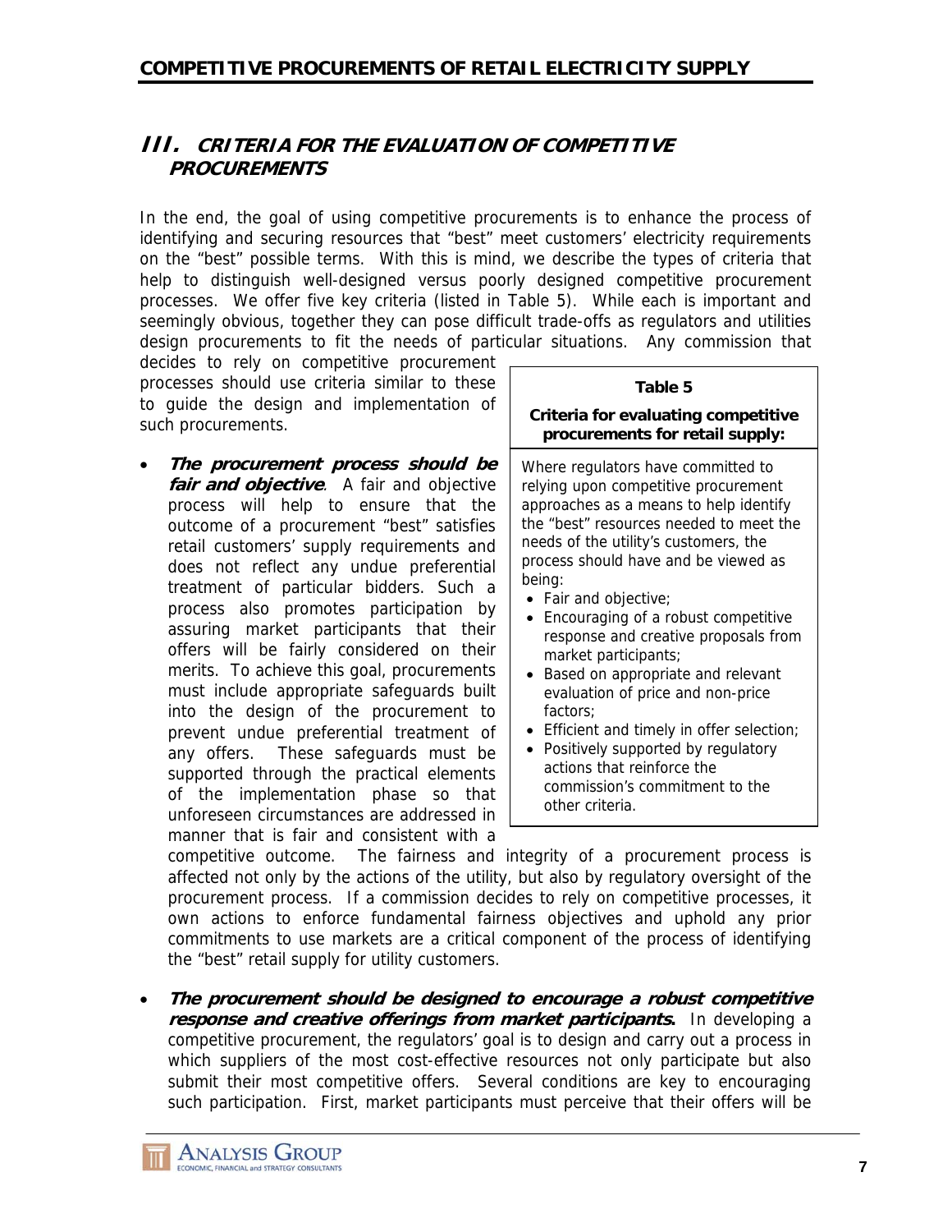## III. CRITERIA FOR THE EVALUATION OF COMPETITIVE PROCUREMENTS

In the end, the goal of using competitive procurements is to enhance the process of identifying and securing resources that "best" meet customers' electricity requirements on the "best" possible terms. With this is mind, we describe the types of criteria that help to distinguish well-designed versus poorly designed competitive procurement processes. We offer five key criteria (listed in Table 5). While each is important and seemingly obvious, together they can pose difficult trade-offs as regulators and utilities design procurements to fit the needs of particular situations. Any commission that decides to rely on competitive procurement processes should use criteria similar to these to guide the design and implementation of such procurements.

| **Table 5**<br><br>**Criteria for evaluating competitive procurements for retail supply:** |
|---|
| Where regulators have committed to relying upon competitive procurement approaches as a means to help identify the "best" resources needed to meet the needs of the utility's customers, the process should have and be viewed as being:<br>• Fair and objective;<br>• Encouraging of a robust competitive response and creative proposals from market participants;<br>• Based on appropriate and relevant evaluation of price and non-price factors;<br>• Efficient and timely in offer selection;<br>• Positively supported by regulatory actions that reinforce the commission's commitment to the other criteria. |

- ***The procurement process should be fair and objective***. A fair and objective process will help to ensure that the outcome of a procurement "best" satisfies retail customers' supply requirements and does not reflect any undue preferential treatment of particular bidders. Such a process also promotes participation by assuring market participants that their offers will be fairly considered on their merits. To achieve this goal, procurements must include appropriate safeguards built into the design of the procurement to prevent undue preferential treatment of any offers. These safeguards must be supported through the practical elements of the implementation phase so that unforeseen circumstances are addressed in manner that is fair and consistent with a competitive outcome. The fairness and integrity of a procurement process is affected not only by the actions of the utility, but also by regulatory oversight of the procurement process. If a commission decides to rely on competitive processes, it own actions to enforce fundamental fairness objectives and uphold any prior commitments to use markets are a critical component of the process of identifying the "best" retail supply for utility customers.

- ***The procurement should be designed to encourage a robust competitive response and creative offerings from market participants***. In developing a competitive procurement, the regulators' goal is to design and carry out a process in which suppliers of the most cost-effective resources not only participate but also submit their most competitive offers. Several conditions are key to encouraging such participation. First, market participants must perceive that their offers will be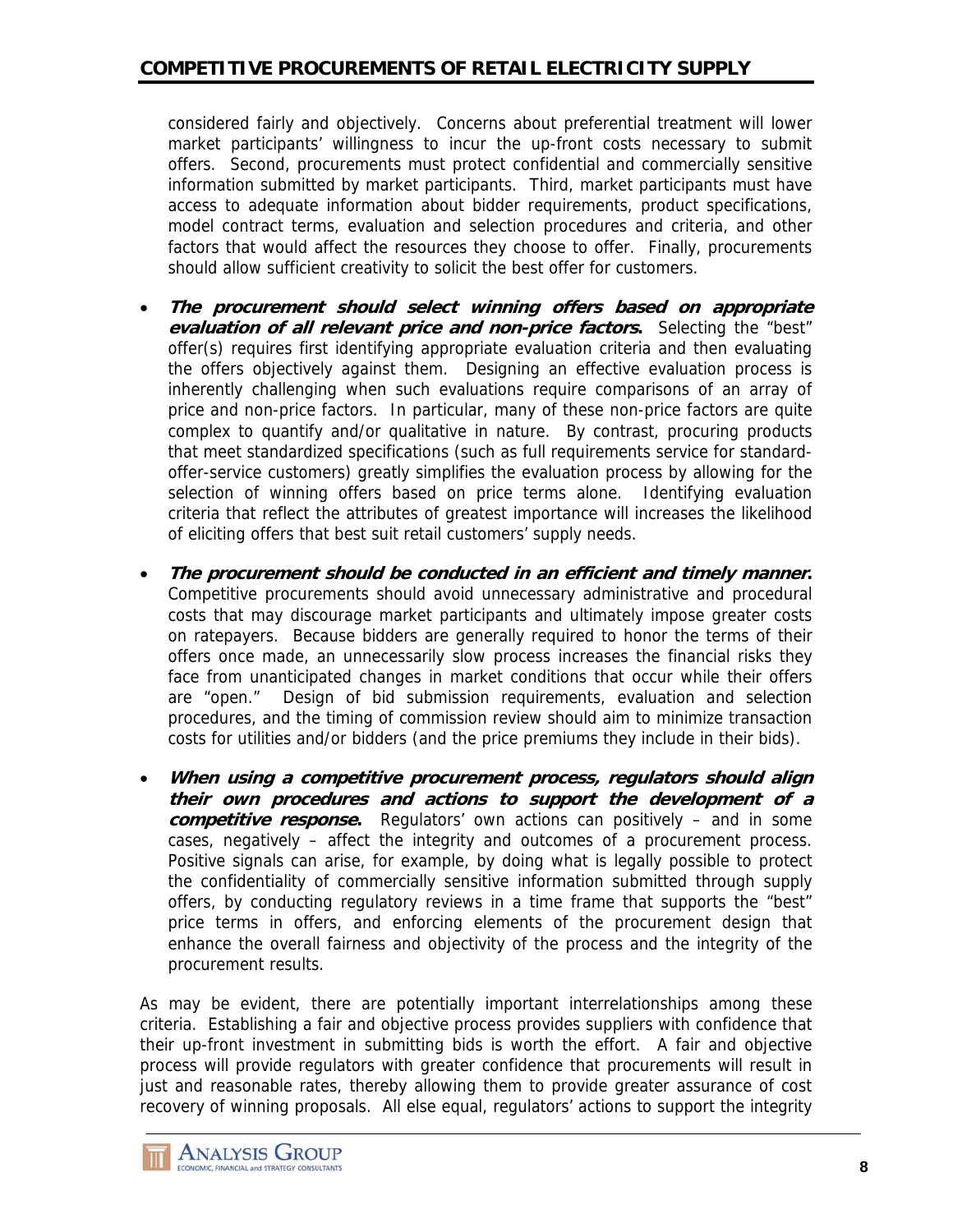considered fairly and objectively. Concerns about preferential treatment will lower market participants' willingness to incur the up-front costs necessary to submit offers. Second, procurements must protect confidential and commercially sensitive information submitted by market participants. Third, market participants must have access to adequate information about bidder requirements, product specifications, model contract terms, evaluation and selection procedures and criteria, and other factors that would affect the resources they choose to offer. Finally, procurements should allow sufficient creativity to solicit the best offer for customers.

- ***The procurement should select winning offers based on appropriate evaluation of all relevant price and non-price factors.*** Selecting the "best" offer(s) requires first identifying appropriate evaluation criteria and then evaluating the offers objectively against them. Designing an effective evaluation process is inherently challenging when such evaluations require comparisons of an array of price and non-price factors. In particular, many of these non-price factors are quite complex to quantify and/or qualitative in nature. By contrast, procuring products that meet standardized specifications (such as full requirements service for standard-offer-service customers) greatly simplifies the evaluation process by allowing for the selection of winning offers based on price terms alone. Identifying evaluation criteria that reflect the attributes of greatest importance will increases the likelihood of eliciting offers that best suit retail customers' supply needs.

- ***The procurement should be conducted in an efficient and timely manner.*** Competitive procurements should avoid unnecessary administrative and procedural costs that may discourage market participants and ultimately impose greater costs on ratepayers. Because bidders are generally required to honor the terms of their offers once made, an unnecessarily slow process increases the financial risks they face from unanticipated changes in market conditions that occur while their offers are "open." Design of bid submission requirements, evaluation and selection procedures, and the timing of commission review should aim to minimize transaction costs for utilities and/or bidders (and the price premiums they include in their bids).

- ***When using a competitive procurement process, regulators should align their own procedures and actions to support the development of a competitive response.*** Regulators' own actions can positively – and in some cases, negatively – affect the integrity and outcomes of a procurement process. Positive signals can arise, for example, by doing what is legally possible to protect the confidentiality of commercially sensitive information submitted through supply offers, by conducting regulatory reviews in a time frame that supports the "best" price terms in offers, and enforcing elements of the procurement design that enhance the overall fairness and objectivity of the process and the integrity of the procurement results.

As may be evident, there are potentially important interrelationships among these criteria. Establishing a fair and objective process provides suppliers with confidence that their up-front investment in submitting bids is worth the effort. A fair and objective process will provide regulators with greater confidence that procurements will result in just and reasonable rates, thereby allowing them to provide greater assurance of cost recovery of winning proposals. All else equal, regulators' actions to support the integrity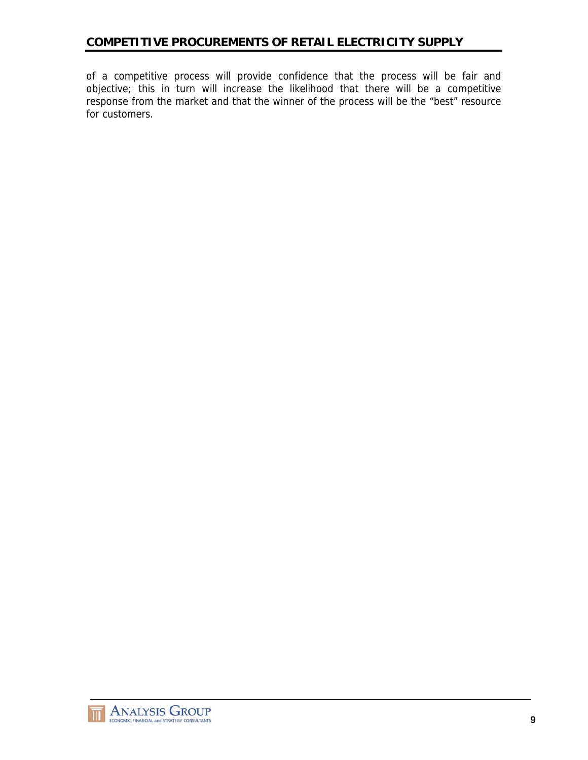of a competitive process will provide confidence that the process will be fair and objective; this in turn will increase the likelihood that there will be a competitive response from the market and that the winner of the process will be the "best" resource for customers.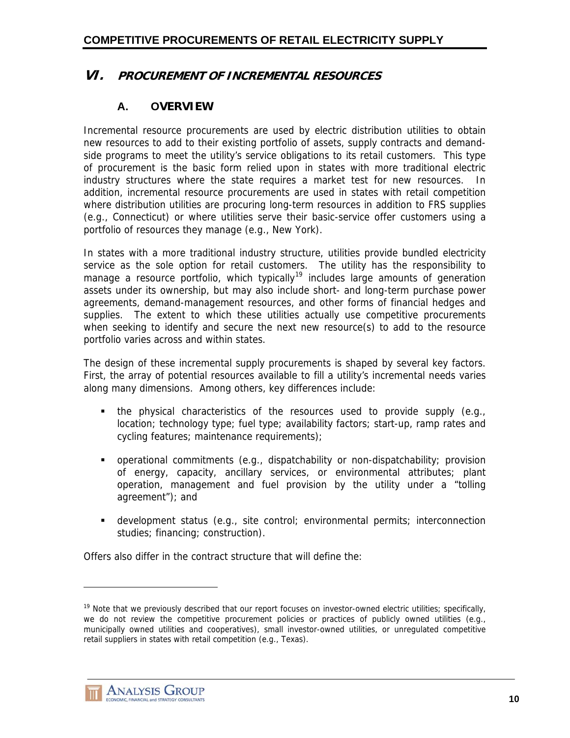## VI. PROCUREMENT OF INCREMENTAL RESOURCES

### A. OVERVIEW

Incremental resource procurements are used by electric distribution utilities to obtain new resources to add to their existing portfolio of assets, supply contracts and demand-side programs to meet the utility's service obligations to its retail customers. This type of procurement is the basic form relied upon in states with more traditional electric industry structures where the state requires a market test for new resources. In addition, incremental resource procurements are used in states with retail competition where distribution utilities are procuring long-term resources in addition to FRS supplies (e.g., Connecticut) or where utilities serve their basic-service offer customers using a portfolio of resources they manage (e.g., New York).

In states with a more traditional industry structure, utilities provide bundled electricity service as the sole option for retail customers. The utility has the responsibility to manage a resource portfolio, which typically[19] includes large amounts of generation assets under its ownership, but may also include short- and long-term purchase power agreements, demand-management resources, and other forms of financial hedges and supplies. The extent to which these utilities actually use competitive procurements when seeking to identify and secure the next new resource(s) to add to the resource portfolio varies across and within states.

The design of these incremental supply procurements is shaped by several key factors. First, the array of potential resources available to fill a utility's incremental needs varies along many dimensions. Among others, key differences include:

- the physical characteristics of the resources used to provide supply (e.g., location; technology type; fuel type; availability factors; start-up, ramp rates and cycling features; maintenance requirements);
- operational commitments (e.g., dispatchability or non-dispatchability; provision of energy, capacity, ancillary services, or environmental attributes; plant operation, management and fuel provision by the utility under a "tolling agreement"); and
- development status (e.g., site control; environmental permits; interconnection studies; financing; construction).

Offers also differ in the contract structure that will define the:

[19] Note that we previously described that our report focuses on investor-owned electric utilities; specifically, we do not review the competitive procurement policies or practices of publicly owned utilities (e.g., municipally owned utilities and cooperatives), small investor-owned utilities, or unregulated competitive retail suppliers in states with retail competition (e.g., Texas).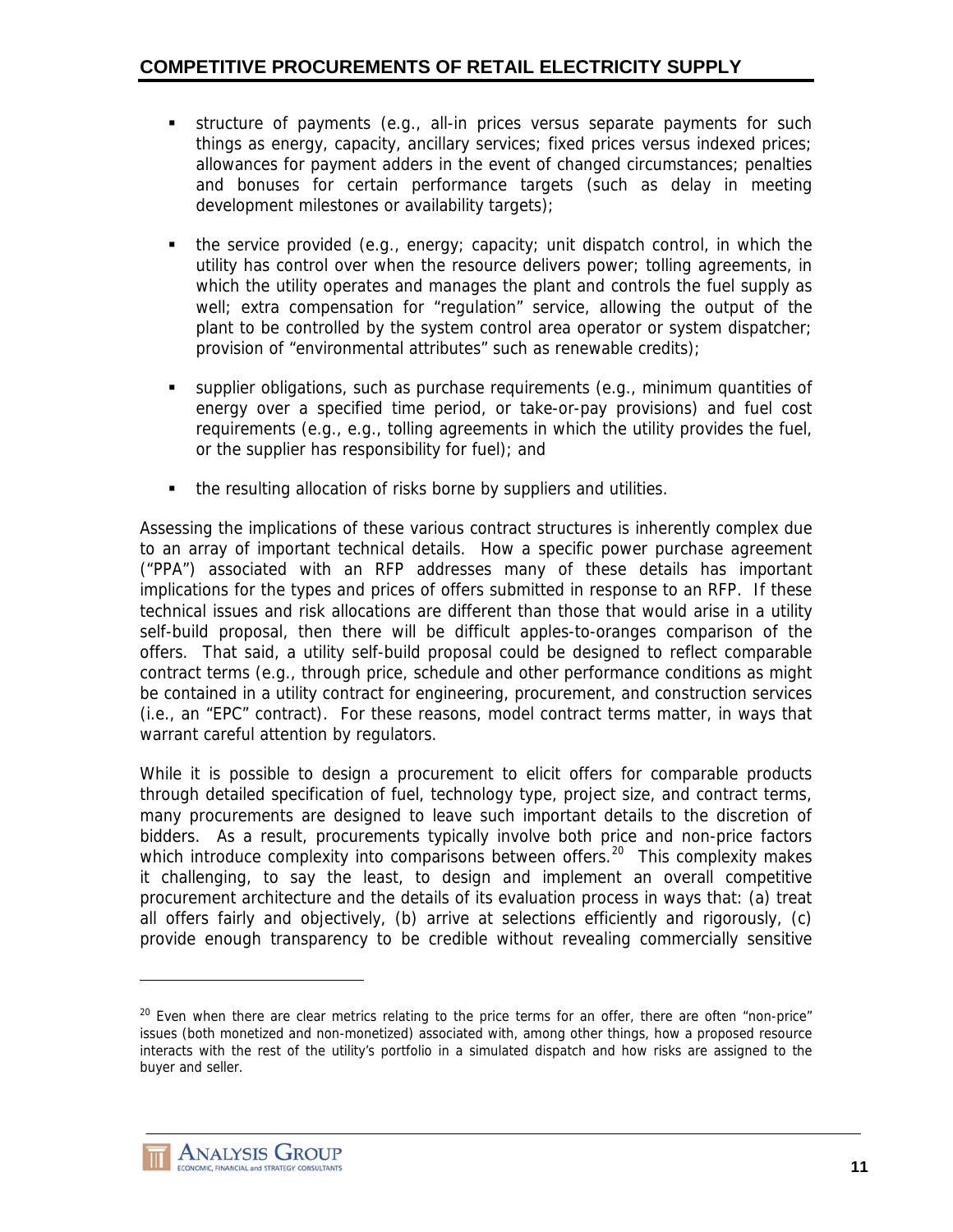- structure of payments (e.g., all-in prices versus separate payments for such things as energy, capacity, ancillary services; fixed prices versus indexed prices; allowances for payment adders in the event of changed circumstances; penalties and bonuses for certain performance targets (such as delay in meeting development milestones or availability targets);

- the service provided (e.g., energy; capacity; unit dispatch control, in which the utility has control over when the resource delivers power; tolling agreements, in which the utility operates and manages the plant and controls the fuel supply as well; extra compensation for "regulation" service, allowing the output of the plant to be controlled by the system control area operator or system dispatcher; provision of "environmental attributes" such as renewable credits);

- supplier obligations, such as purchase requirements (e.g., minimum quantities of energy over a specified time period, or take-or-pay provisions) and fuel cost requirements (e.g., e.g., tolling agreements in which the utility provides the fuel, or the supplier has responsibility for fuel); and

- the resulting allocation of risks borne by suppliers and utilities.

Assessing the implications of these various contract structures is inherently complex due to an array of important technical details. How a specific power purchase agreement ("PPA") associated with an RFP addresses many of these details has important implications for the types and prices of offers submitted in response to an RFP. If these technical issues and risk allocations are different than those that would arise in a utility self-build proposal, then there will be difficult apples-to-oranges comparison of the offers. That said, a utility self-build proposal could be designed to reflect comparable contract terms (e.g., through price, schedule and other performance conditions as might be contained in a utility contract for engineering, procurement, and construction services (i.e., an "EPC" contract). For these reasons, model contract terms matter, in ways that warrant careful attention by regulators.

While it is possible to design a procurement to elicit offers for comparable products through detailed specification of fuel, technology type, project size, and contract terms, many procurements are designed to leave such important details to the discretion of bidders. As a result, procurements typically involve both price and non-price factors which introduce complexity into comparisons between offers.[20] This complexity makes it challenging, to say the least, to design and implement an overall competitive procurement architecture and the details of its evaluation process in ways that: (a) treat all offers fairly and objectively, (b) arrive at selections efficiently and rigorously, (c) provide enough transparency to be credible without revealing commercially sensitive

[20] Even when there are clear metrics relating to the price terms for an offer, there are often "non-price" issues (both monetized and non-monetized) associated with, among other things, how a proposed resource interacts with the rest of the utility's portfolio in a simulated dispatch and how risks are assigned to the buyer and seller.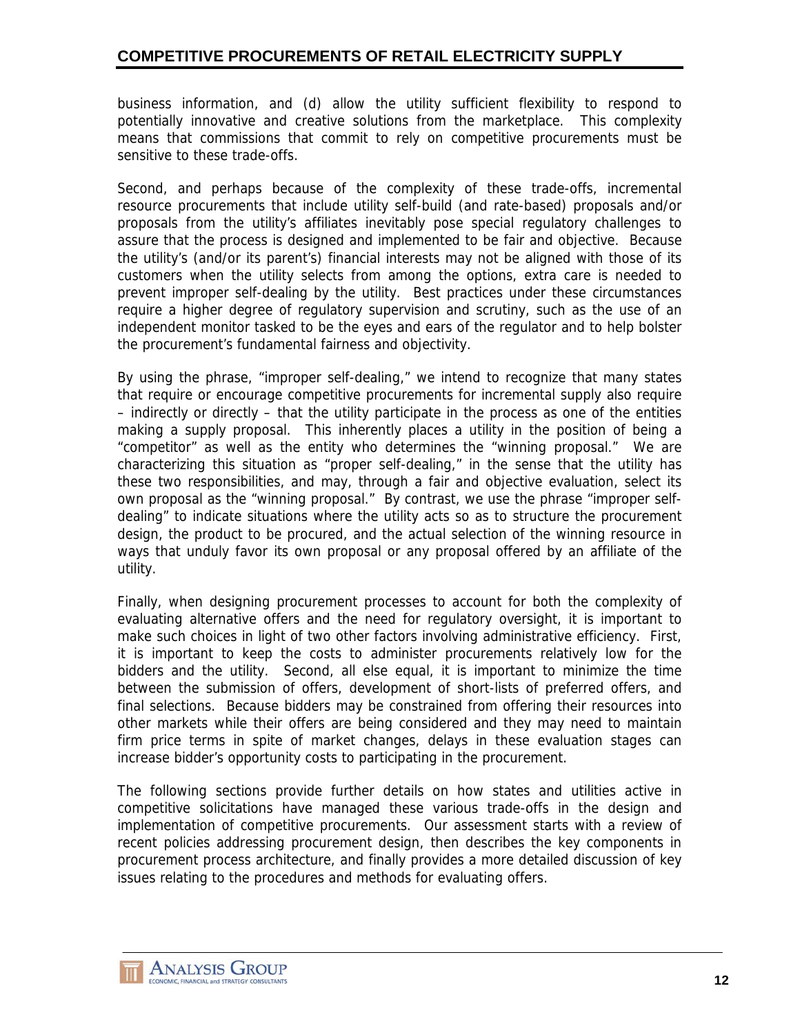business information, and (d) allow the utility sufficient flexibility to respond to potentially innovative and creative solutions from the marketplace. This complexity means that commissions that commit to rely on competitive procurements must be sensitive to these trade-offs.

Second, and perhaps because of the complexity of these trade-offs, incremental resource procurements that include utility self-build (and rate-based) proposals and/or proposals from the utility's affiliates inevitably pose special regulatory challenges to assure that the process is designed and implemented to be fair and objective. Because the utility's (and/or its parent's) financial interests may not be aligned with those of its customers when the utility selects from among the options, extra care is needed to prevent improper self-dealing by the utility. Best practices under these circumstances require a higher degree of regulatory supervision and scrutiny, such as the use of an independent monitor tasked to be the eyes and ears of the regulator and to help bolster the procurement's fundamental fairness and objectivity.

By using the phrase, "improper self-dealing," we intend to recognize that many states that require or encourage competitive procurements for incremental supply also require – indirectly or directly – that the utility participate in the process as one of the entities making a supply proposal. This inherently places a utility in the position of being a "competitor" as well as the entity who determines the "winning proposal." We are characterizing this situation as "proper self-dealing," in the sense that the utility has these two responsibilities, and may, through a fair and objective evaluation, select its own proposal as the "winning proposal." By contrast, we use the phrase "improper self-dealing" to indicate situations where the utility acts so as to structure the procurement design, the product to be procured, and the actual selection of the winning resource in ways that unduly favor its own proposal or any proposal offered by an affiliate of the utility.

Finally, when designing procurement processes to account for both the complexity of evaluating alternative offers and the need for regulatory oversight, it is important to make such choices in light of two other factors involving administrative efficiency. First, it is important to keep the costs to administer procurements relatively low for the bidders and the utility. Second, all else equal, it is important to minimize the time between the submission of offers, development of short-lists of preferred offers, and final selections. Because bidders may be constrained from offering their resources into other markets while their offers are being considered and they may need to maintain firm price terms in spite of market changes, delays in these evaluation stages can increase bidder's opportunity costs to participating in the procurement.

The following sections provide further details on how states and utilities active in competitive solicitations have managed these various trade-offs in the design and implementation of competitive procurements. Our assessment starts with a review of recent policies addressing procurement design, then describes the key components in procurement process architecture, and finally provides a more detailed discussion of key issues relating to the procedures and methods for evaluating offers.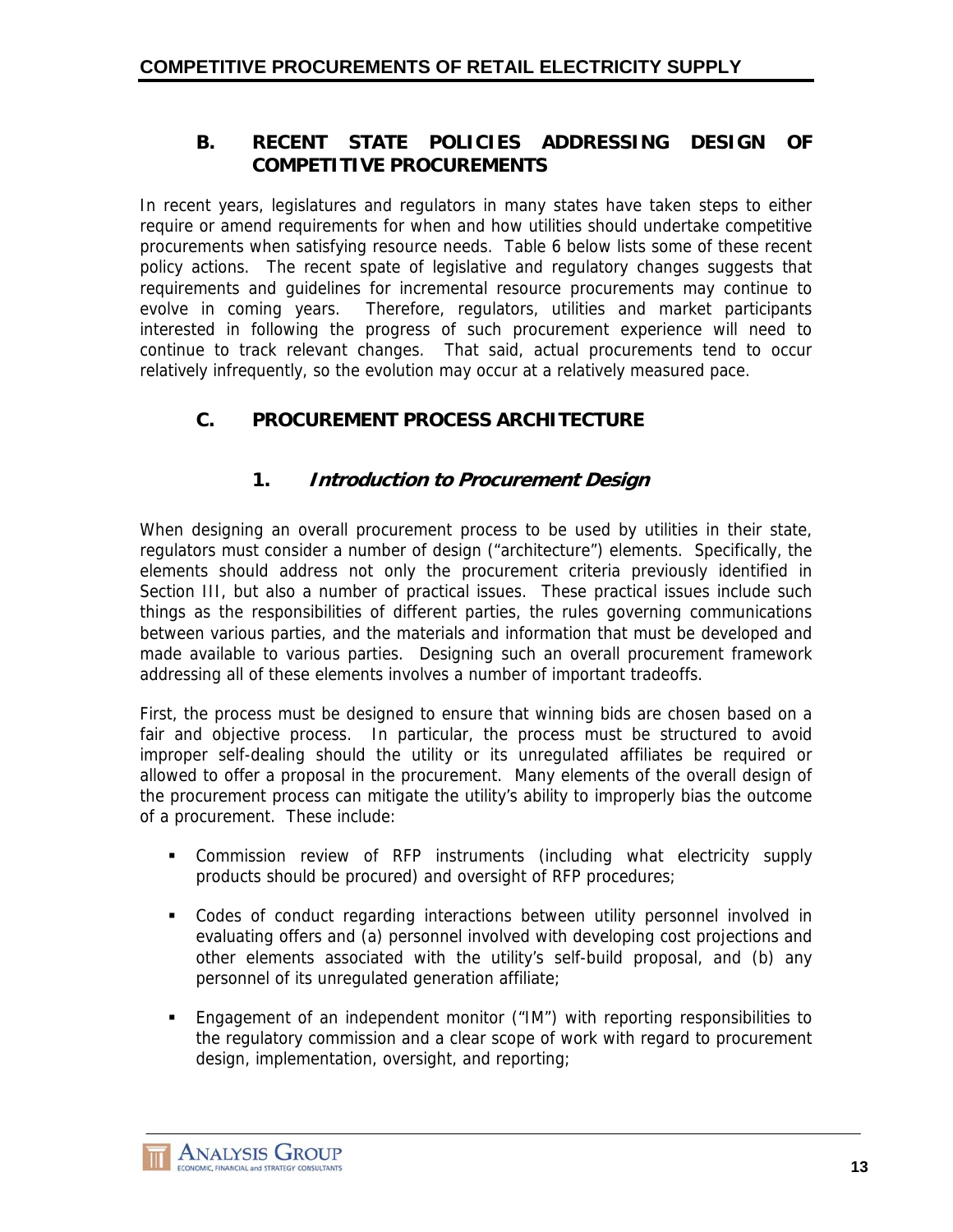## B. RECENT STATE POLICIES ADDRESSING DESIGN OF COMPETITIVE PROCUREMENTS

In recent years, legislatures and regulators in many states have taken steps to either require or amend requirements for when and how utilities should undertake competitive procurements when satisfying resource needs. Table 6 below lists some of these recent policy actions. The recent spate of legislative and regulatory changes suggests that requirements and guidelines for incremental resource procurements may continue to evolve in coming years. Therefore, regulators, utilities and market participants interested in following the progress of such procurement experience will need to continue to track relevant changes. That said, actual procurements tend to occur relatively infrequently, so the evolution may occur at a relatively measured pace.

## C. PROCUREMENT PROCESS ARCHITECTURE

### 1. *Introduction to Procurement Design*

When designing an overall procurement process to be used by utilities in their state, regulators must consider a number of design ("architecture") elements. Specifically, the elements should address not only the procurement criteria previously identified in Section III, but also a number of practical issues. These practical issues include such things as the responsibilities of different parties, the rules governing communications between various parties, and the materials and information that must be developed and made available to various parties. Designing such an overall procurement framework addressing all of these elements involves a number of important tradeoffs.

First, the process must be designed to ensure that winning bids are chosen based on a fair and objective process. In particular, the process must be structured to avoid improper self-dealing should the utility or its unregulated affiliates be required or allowed to offer a proposal in the procurement. Many elements of the overall design of the procurement process can mitigate the utility's ability to improperly bias the outcome of a procurement. These include:

- Commission review of RFP instruments (including what electricity supply products should be procured) and oversight of RFP procedures;
- Codes of conduct regarding interactions between utility personnel involved in evaluating offers and (a) personnel involved with developing cost projections and other elements associated with the utility's self-build proposal, and (b) any personnel of its unregulated generation affiliate;
- Engagement of an independent monitor ("IM") with reporting responsibilities to the regulatory commission and a clear scope of work with regard to procurement design, implementation, oversight, and reporting;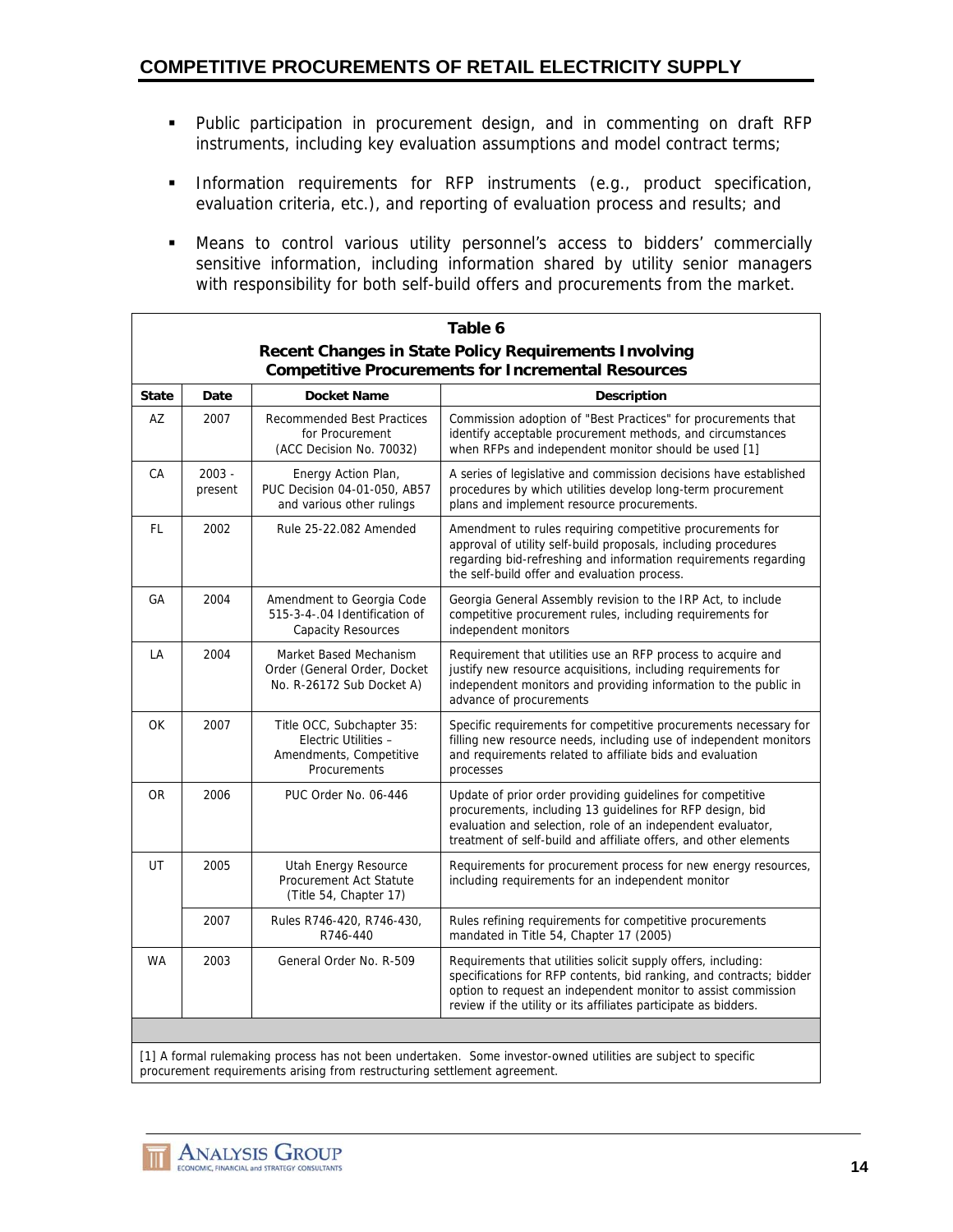- Public participation in procurement design, and in commenting on draft RFP instruments, including key evaluation assumptions and model contract terms;
- Information requirements for RFP instruments (e.g., product specification, evaluation criteria, etc.), and reporting of evaluation process and results; and
- Means to control various utility personnel's access to bidders' commercially sensitive information, including information shared by utility senior managers with responsibility for both self-build offers and procurements from the market.

**Table 6**
**Recent Changes in State Policy Requirements Involving Competitive Procurements for Incremental Resources**

| State | Date | Docket Name | Description |
|---|---|---|---|
| AZ | 2007 | Recommended Best Practices for Procurement (ACC Decision No. 70032) | Commission adoption of "Best Practices" for procurements that identify acceptable procurement methods, and circumstances when RFPs and independent monitor should be used [1] |
| CA | 2003 - present | Energy Action Plan, PUC Decision 04-01-050, AB57 and various other rulings | A series of legislative and commission decisions have established procedures by which utilities develop long-term procurement plans and implement resource procurements. |
| FL | 2002 | Rule 25-22.082 Amended | Amendment to rules requiring competitive procurements for approval of utility self-build proposals, including procedures regarding bid-refreshing and information requirements regarding the self-build offer and evaluation process. |
| GA | 2004 | Amendment to Georgia Code 515-3-4-.04 Identification of Capacity Resources | Georgia General Assembly revision to the IRP Act, to include competitive procurement rules, including requirements for independent monitors |
| LA | 2004 | Market Based Mechanism Order (General Order, Docket No. R-26172 Sub Docket A) | Requirement that utilities use an RFP process to acquire and justify new resource acquisitions, including requirements for independent monitors and providing information to the public in advance of procurements |
| OK | 2007 | Title OCC, Subchapter 35: Electric Utilities – Amendments, Competitive Procurements | Specific requirements for competitive procurements necessary for filling new resource needs, including use of independent monitors and requirements related to affiliate bids and evaluation processes |
| OR | 2006 | PUC Order No. 06-446 | Update of prior order providing guidelines for competitive procurements, including 13 guidelines for RFP design, bid evaluation and selection, role of an independent evaluator, treatment of self-build and affiliate offers, and other elements |
| UT | 2005 | Utah Energy Resource Procurement Act Statute (Title 54, Chapter 17) | Requirements for procurement process for new energy resources, including requirements for an independent monitor |
| | 2007 | Rules R746-420, R746-430, R746-440 | Rules refining requirements for competitive procurements mandated in Title 54, Chapter 17 (2005) |
| WA | 2003 | General Order No. R-509 | Requirements that utilities solicit supply offers, including: specifications for RFP contents, bid ranking, and contracts; bidder option to request an independent monitor to assist commission review if the utility or its affiliates participate as bidders. |

[1] A formal rulemaking process has not been undertaken. Some investor-owned utilities are subject to specific procurement requirements arising from restructuring settlement agreement.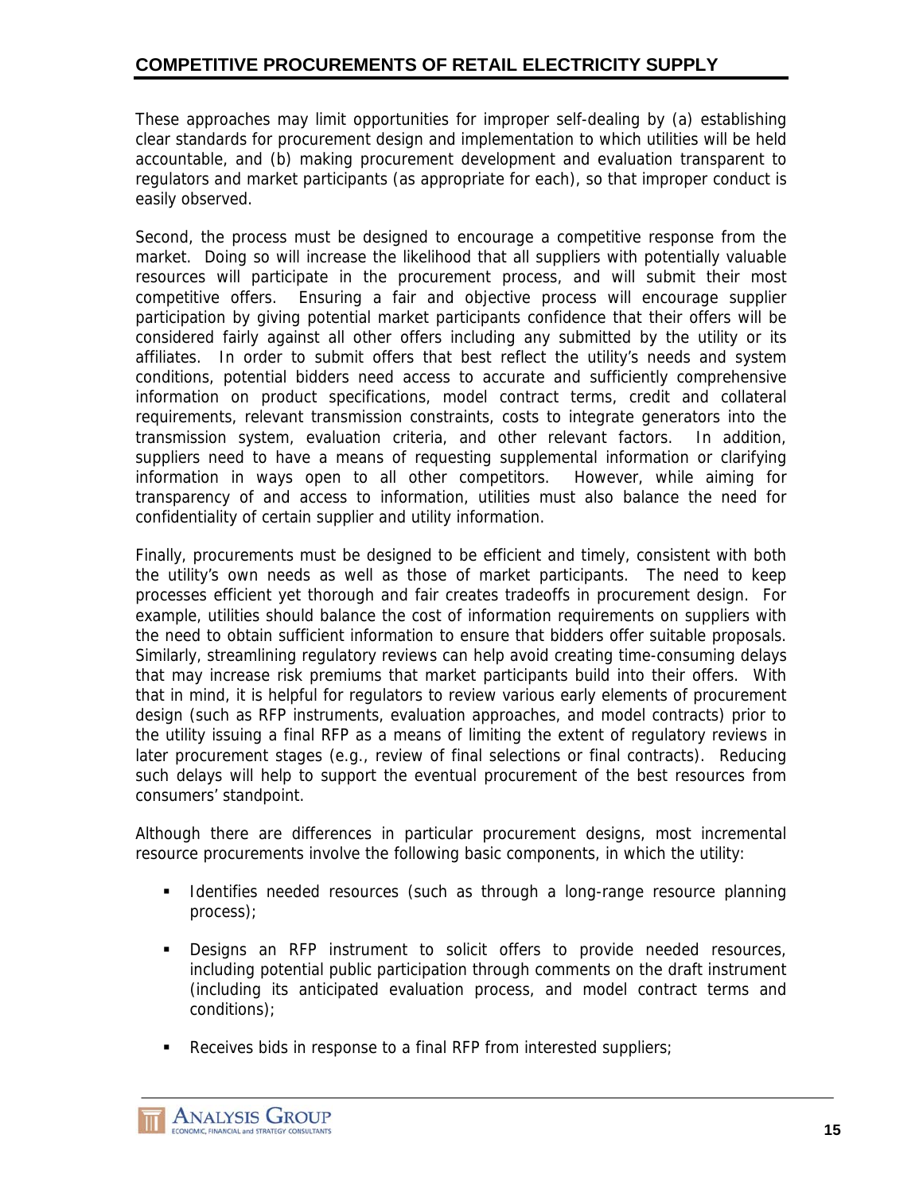These approaches may limit opportunities for improper self-dealing by (a) establishing clear standards for procurement design and implementation to which utilities will be held accountable, and (b) making procurement development and evaluation transparent to regulators and market participants (as appropriate for each), so that improper conduct is easily observed.

Second, the process must be designed to encourage a competitive response from the market. Doing so will increase the likelihood that all suppliers with potentially valuable resources will participate in the procurement process, and will submit their most competitive offers. Ensuring a fair and objective process will encourage supplier participation by giving potential market participants confidence that their offers will be considered fairly against all other offers including any submitted by the utility or its affiliates. In order to submit offers that best reflect the utility's needs and system conditions, potential bidders need access to accurate and sufficiently comprehensive information on product specifications, model contract terms, credit and collateral requirements, relevant transmission constraints, costs to integrate generators into the transmission system, evaluation criteria, and other relevant factors. In addition, suppliers need to have a means of requesting supplemental information or clarifying information in ways open to all other competitors. However, while aiming for transparency of and access to information, utilities must also balance the need for confidentiality of certain supplier and utility information.

Finally, procurements must be designed to be efficient and timely, consistent with both the utility's own needs as well as those of market participants. The need to keep processes efficient yet thorough and fair creates tradeoffs in procurement design. For example, utilities should balance the cost of information requirements on suppliers with the need to obtain sufficient information to ensure that bidders offer suitable proposals. Similarly, streamlining regulatory reviews can help avoid creating time-consuming delays that may increase risk premiums that market participants build into their offers. With that in mind, it is helpful for regulators to review various early elements of procurement design (such as RFP instruments, evaluation approaches, and model contracts) prior to the utility issuing a final RFP as a means of limiting the extent of regulatory reviews in later procurement stages (e.g., review of final selections or final contracts). Reducing such delays will help to support the eventual procurement of the best resources from consumers' standpoint.

Although there are differences in particular procurement designs, most incremental resource procurements involve the following basic components, in which the utility:

- Identifies needed resources (such as through a long-range resource planning process);
- Designs an RFP instrument to solicit offers to provide needed resources, including potential public participation through comments on the draft instrument (including its anticipated evaluation process, and model contract terms and conditions);
- Receives bids in response to a final RFP from interested suppliers;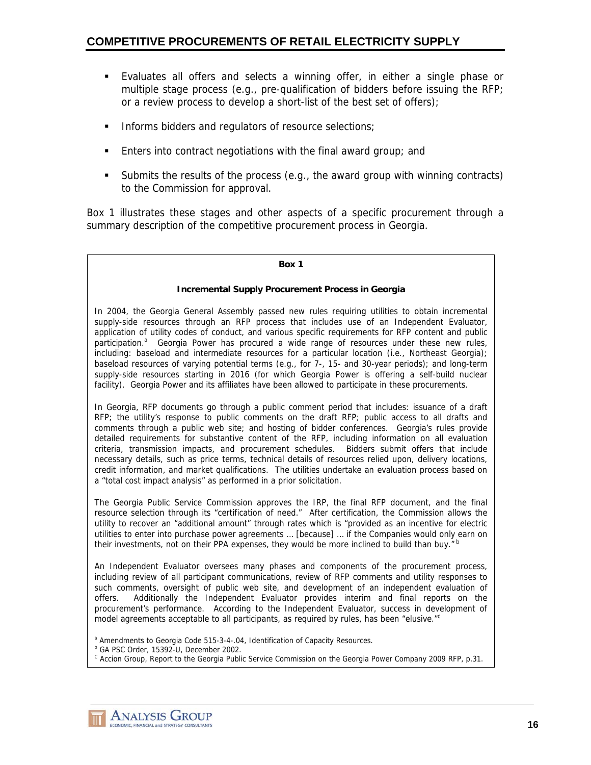- Evaluates all offers and selects a winning offer, in either a single phase or multiple stage process (e.g., pre-qualification of bidders before issuing the RFP; or a review process to develop a short-list of the best set of offers);
- Informs bidders and regulators of resource selections;
- Enters into contract negotiations with the final award group; and
- Submits the results of the process (e.g., the award group with winning contracts) to the Commission for approval.

Box 1 illustrates these stages and other aspects of a specific procurement through a summary description of the competitive procurement process in Georgia.

---

**Box 1**

**Incremental Supply Procurement Process in Georgia**

In 2004, the Georgia General Assembly passed new rules requiring utilities to obtain incremental supply-side resources through an RFP process that includes use of an Independent Evaluator, application of utility codes of conduct, and various specific requirements for RFP content and public participation.[a] Georgia Power has procured a wide range of resources under these new rules, including: baseload and intermediate resources for a particular location (i.e., Northeast Georgia); baseload resources of varying potential terms (e.g., for 7-, 15- and 30-year periods); and long-term supply-side resources starting in 2016 (for which Georgia Power is offering a self-build nuclear facility). Georgia Power and its affiliates have been allowed to participate in these procurements.

In Georgia, RFP documents go through a public comment period that includes: issuance of a draft RFP; the utility's response to public comments on the draft RFP; public access to all drafts and comments through a public web site; and hosting of bidder conferences. Georgia's rules provide detailed requirements for substantive content of the RFP, including information on all evaluation criteria, transmission impacts, and procurement schedules. Bidders submit offers that include necessary details, such as price terms, technical details of resources relied upon, delivery locations, credit information, and market qualifications. The utilities undertake an evaluation process based on a "total cost impact analysis" as performed in a prior solicitation.

The Georgia Public Service Commission approves the IRP, the final RFP document, and the final resource selection through its "certification of need." After certification, the Commission allows the utility to recover an "additional amount" through rates which is "provided as an incentive for electric utilities to enter into purchase power agreements ... [because] ... if the Companies would only earn on their investments, not on their PPA expenses, they would be more inclined to build than buy."[b]

An Independent Evaluator oversees many phases and components of the procurement process, including review of all participant communications, review of RFP comments and utility responses to such comments, oversight of public web site, and development of an independent evaluation of offers. Additionally the Independent Evaluator provides interim and final reports on the procurement's performance. According to the Independent Evaluator, success in development of model agreements acceptable to all participants, as required by rules, has been "elusive."[c]

[a] Amendments to Georgia Code 515-3-4-.04, Identification of Capacity Resources.
[b] GA PSC Order, 15392-U, December 2002.
[c] Accion Group, Report to the Georgia Public Service Commission on the Georgia Power Company 2009 RFP, p.31.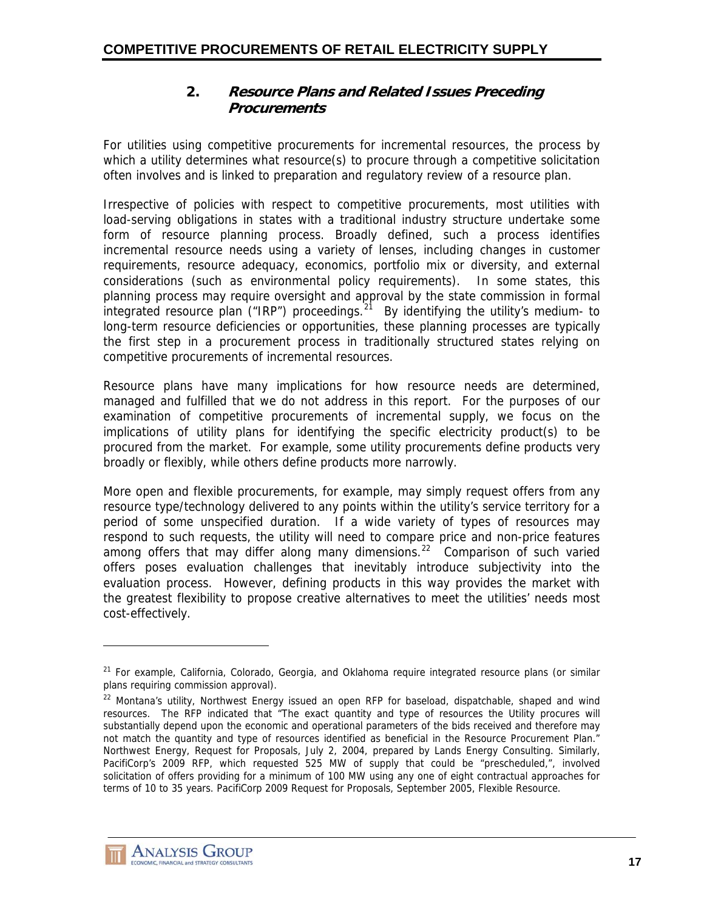### 2. *Resource Plans and Related Issues Preceding Procurements*

For utilities using competitive procurements for incremental resources, the process by which a utility determines what resource(s) to procure through a competitive solicitation often involves and is linked to preparation and regulatory review of a resource plan.

Irrespective of policies with respect to competitive procurements, most utilities with load-serving obligations in states with a traditional industry structure undertake some form of resource planning process. Broadly defined, such a process identifies incremental resource needs using a variety of lenses, including changes in customer requirements, resource adequacy, economics, portfolio mix or diversity, and external considerations (such as environmental policy requirements). In some states, this planning process may require oversight and approval by the state commission in formal integrated resource plan ("IRP") proceedings.[21] By identifying the utility's medium- to long-term resource deficiencies or opportunities, these planning processes are typically the first step in a procurement process in traditionally structured states relying on competitive procurements of incremental resources.

Resource plans have many implications for how resource needs are determined, managed and fulfilled that we do not address in this report. For the purposes of our examination of competitive procurements of incremental supply, we focus on the implications of utility plans for identifying the specific electricity product(s) to be procured from the market. For example, some utility procurements define products very broadly or flexibly, while others define products more narrowly.

More open and flexible procurements, for example, may simply request offers from any resource type/technology delivered to any points within the utility's service territory for a period of some unspecified duration. If a wide variety of types of resources may respond to such requests, the utility will need to compare price and non-price features among offers that may differ along many dimensions.[22] Comparison of such varied offers poses evaluation challenges that inevitably introduce subjectivity into the evaluation process. However, defining products in this way provides the market with the greatest flexibility to propose creative alternatives to meet the utilities' needs most cost-effectively.

---

[21] For example, California, Colorado, Georgia, and Oklahoma require integrated resource plans (or similar plans requiring commission approval).

[22] Montana's utility, Northwest Energy issued an open RFP for baseload, dispatchable, shaped and wind resources. The RFP indicated that "The exact quantity and type of resources the Utility procures will substantially depend upon the economic and operational parameters of the bids received and therefore may not match the quantity and type of resources identified as beneficial in the Resource Procurement Plan." Northwest Energy, Request for Proposals, July 2, 2004, prepared by Lands Energy Consulting. Similarly, PacifiCorp's 2009 RFP, which requested 525 MW of supply that could be "prescheduled,", involved solicitation of offers providing for a minimum of 100 MW using any one of eight contractual approaches for terms of 10 to 35 years. PacifiCorp 2009 Request for Proposals, September 2005, Flexible Resource.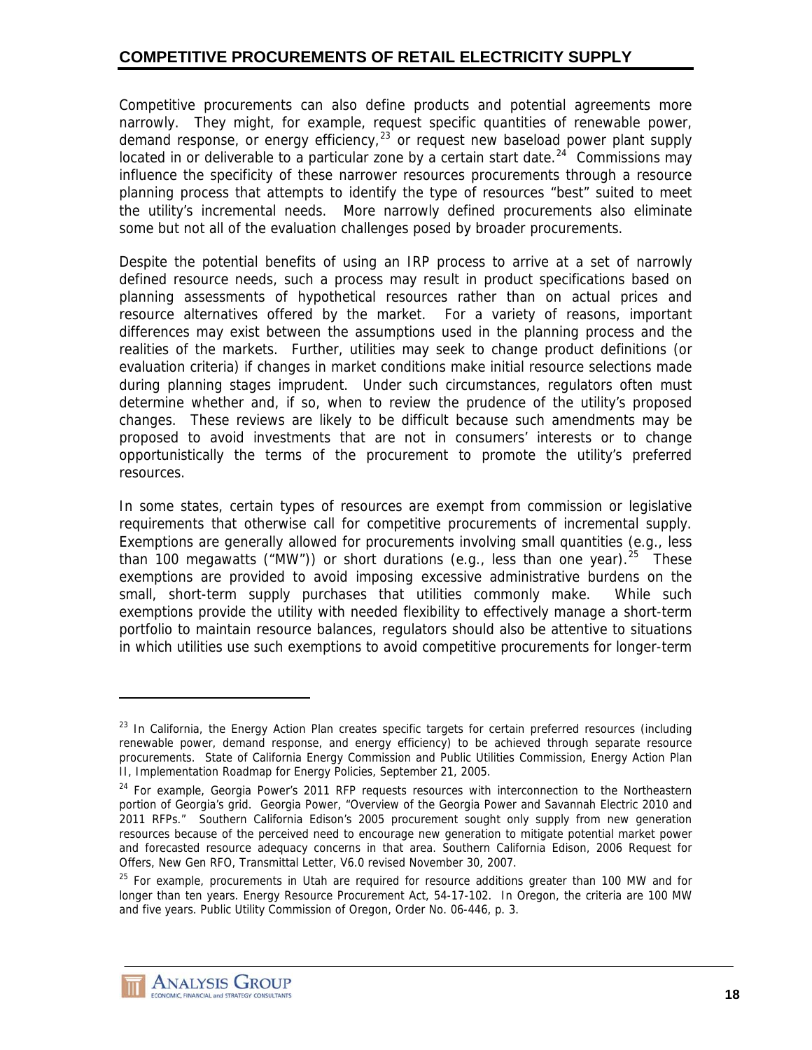Competitive procurements can also define products and potential agreements more narrowly. They might, for example, request specific quantities of renewable power, demand response, or energy efficiency,[23] or request new baseload power plant supply located in or deliverable to a particular zone by a certain start date.[24] Commissions may influence the specificity of these narrower resources procurements through a resource planning process that attempts to identify the type of resources "best" suited to meet the utility's incremental needs. More narrowly defined procurements also eliminate some but not all of the evaluation challenges posed by broader procurements.

Despite the potential benefits of using an IRP process to arrive at a set of narrowly defined resource needs, such a process may result in product specifications based on planning assessments of hypothetical resources rather than on actual prices and resource alternatives offered by the market. For a variety of reasons, important differences may exist between the assumptions used in the planning process and the realities of the markets. Further, utilities may seek to change product definitions (or evaluation criteria) if changes in market conditions make initial resource selections made during planning stages imprudent. Under such circumstances, regulators often must determine whether and, if so, when to review the prudence of the utility's proposed changes. These reviews are likely to be difficult because such amendments may be proposed to avoid investments that are not in consumers' interests or to change opportunistically the terms of the procurement to promote the utility's preferred resources.

In some states, certain types of resources are exempt from commission or legislative requirements that otherwise call for competitive procurements of incremental supply. Exemptions are generally allowed for procurements involving small quantities (e.g., less than 100 megawatts ("MW")) or short durations (e.g., less than one year).[25] These exemptions are provided to avoid imposing excessive administrative burdens on the small, short-term supply purchases that utilities commonly make. While such exemptions provide the utility with needed flexibility to effectively manage a short-term portfolio to maintain resource balances, regulators should also be attentive to situations in which utilities use such exemptions to avoid competitive procurements for longer-term

---

[23] In California, the Energy Action Plan creates specific targets for certain preferred resources (including renewable power, demand response, and energy efficiency) to be achieved through separate resource procurements. State of California Energy Commission and Public Utilities Commission, Energy Action Plan II, Implementation Roadmap for Energy Policies, September 21, 2005.

[24] For example, Georgia Power's 2011 RFP requests resources with interconnection to the Northeastern portion of Georgia's grid. Georgia Power, "Overview of the Georgia Power and Savannah Electric 2010 and 2011 RFPs." Southern California Edison's 2005 procurement sought only supply from new generation resources because of the perceived need to encourage new generation to mitigate potential market power and forecasted resource adequacy concerns in that area. Southern California Edison, 2006 Request for Offers, New Gen RFO, Transmittal Letter, V6.0 revised November 30, 2007.

[25] For example, procurements in Utah are required for resource additions greater than 100 MW and for longer than ten years. Energy Resource Procurement Act, 54-17-102. In Oregon, the criteria are 100 MW and five years. Public Utility Commission of Oregon, Order No. 06-446, p. 3.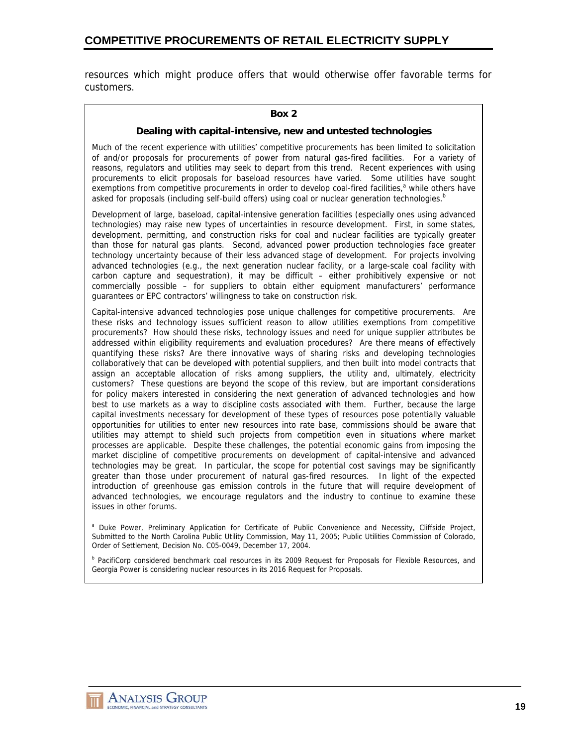resources which might produce offers that would otherwise offer favorable terms for customers.

**Box 2**

**Dealing with capital-intensive, new and untested technologies**

Much of the recent experience with utilities' competitive procurements has been limited to solicitation of and/or proposals for procurements of power from natural gas-fired facilities. For a variety of reasons, regulators and utilities may seek to depart from this trend. Recent experiences with using procurements to elicit proposals for baseload resources have varied. Some utilities have sought exemptions from competitive procurements in order to develop coal-fired facilities,[a] while others have asked for proposals (including self-build offers) using coal or nuclear generation technologies.[b]

Development of large, baseload, capital-intensive generation facilities (especially ones using advanced technologies) may raise new types of uncertainties in resource development. First, in some states, development, permitting, and construction risks for coal and nuclear facilities are typically greater than those for natural gas plants. Second, advanced power production technologies face greater technology uncertainty because of their less advanced stage of development. For projects involving advanced technologies (e.g., the next generation nuclear facility, or a large-scale coal facility with carbon capture and sequestration), it may be difficult – either prohibitively expensive or not commercially possible – for suppliers to obtain either equipment manufacturers' performance guarantees or EPC contractors' willingness to take on construction risk.

Capital-intensive advanced technologies pose unique challenges for competitive procurements. Are these risks and technology issues sufficient reason to allow utilities exemptions from competitive procurements? How should these risks, technology issues and need for unique supplier attributes be addressed within eligibility requirements and evaluation procedures? Are there means of effectively quantifying these risks? Are there innovative ways of sharing risks and developing technologies collaboratively that can be developed with potential suppliers, and then built into model contracts that assign an acceptable allocation of risks among suppliers, the utility and, ultimately, electricity customers? These questions are beyond the scope of this review, but are important considerations for policy makers interested in considering the next generation of advanced technologies and how best to use markets as a way to discipline costs associated with them. Further, because the large capital investments necessary for development of these types of resources pose potentially valuable opportunities for utilities to enter new resources into rate base, commissions should be aware that utilities may attempt to shield such projects from competition even in situations where market processes are applicable. Despite these challenges, the potential economic gains from imposing the market discipline of competitive procurements on development of capital-intensive and advanced technologies may be great. In particular, the scope for potential cost savings may be significantly greater than those under procurement of natural gas-fired resources. In light of the expected introduction of greenhouse gas emission controls in the future that will require development of advanced technologies, we encourage regulators and the industry to continue to examine these issues in other forums.

[a] Duke Power, Preliminary Application for Certificate of Public Convenience and Necessity, Cliffside Project, Submitted to the North Carolina Public Utility Commission, May 11, 2005; Public Utilities Commission of Colorado, Order of Settlement, Decision No. C05-0049, December 17, 2004.

[b] PacifiCorp considered benchmark coal resources in its 2009 Request for Proposals for Flexible Resources, and Georgia Power is considering nuclear resources in its 2016 Request for Proposals.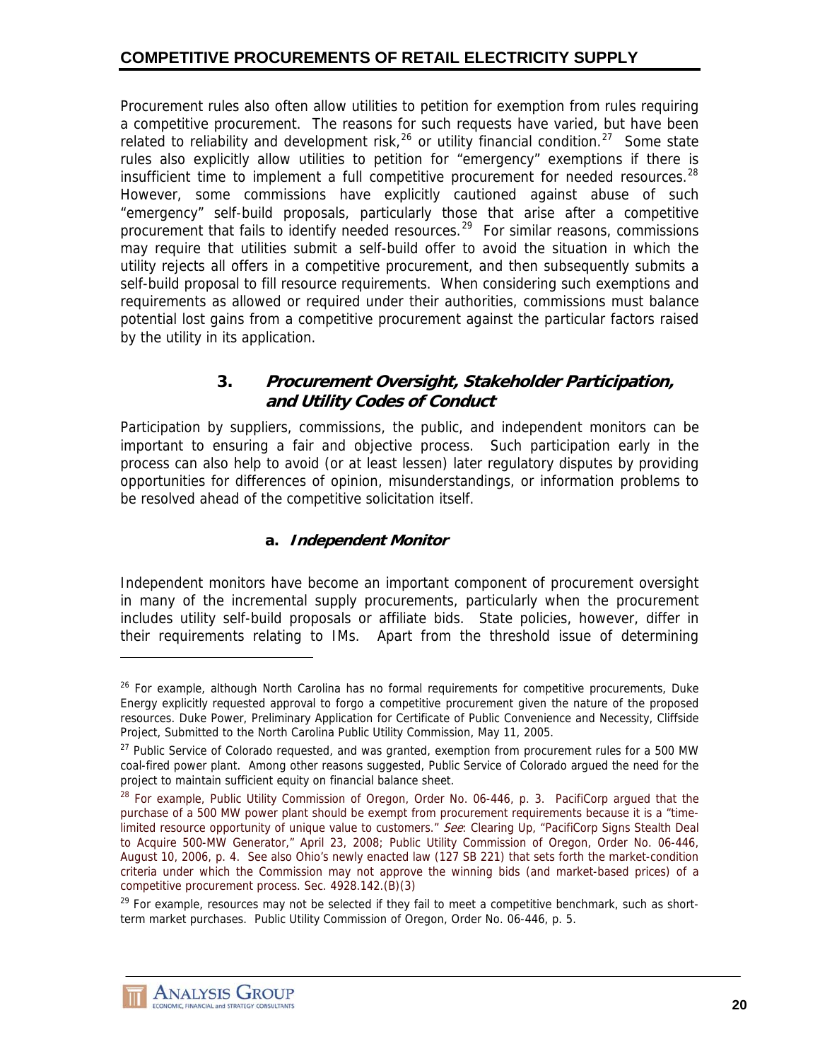Procurement rules also often allow utilities to petition for exemption from rules requiring a competitive procurement. The reasons for such requests have varied, but have been related to reliability and development risk,[26] or utility financial condition.[27] Some state rules also explicitly allow utilities to petition for "emergency" exemptions if there is insufficient time to implement a full competitive procurement for needed resources.[28] However, some commissions have explicitly cautioned against abuse of such "emergency" self-build proposals, particularly those that arise after a competitive procurement that fails to identify needed resources.[29] For similar reasons, commissions may require that utilities submit a self-build offer to avoid the situation in which the utility rejects all offers in a competitive procurement, and then subsequently submits a self-build proposal to fill resource requirements. When considering such exemptions and requirements as allowed or required under their authorities, commissions must balance potential lost gains from a competitive procurement against the particular factors raised by the utility in its application.

### 3. *Procurement Oversight, Stakeholder Participation, and Utility Codes of Conduct*

Participation by suppliers, commissions, the public, and independent monitors can be important to ensuring a fair and objective process. Such participation early in the process can also help to avoid (or at least lessen) later regulatory disputes by providing opportunities for differences of opinion, misunderstandings, or information problems to be resolved ahead of the competitive solicitation itself.

#### a. *Independent Monitor*

Independent monitors have become an important component of procurement oversight in many of the incremental supply procurements, particularly when the procurement includes utility self-build proposals or affiliate bids. State policies, however, differ in their requirements relating to IMs. Apart from the threshold issue of determining

---

[26] For example, although North Carolina has no formal requirements for competitive procurements, Duke Energy explicitly requested approval to forgo a competitive procurement given the nature of the proposed resources. Duke Power, Preliminary Application for Certificate of Public Convenience and Necessity, Cliffside Project, Submitted to the North Carolina Public Utility Commission, May 11, 2005.

[27] Public Service of Colorado requested, and was granted, exemption from procurement rules for a 500 MW coal-fired power plant. Among other reasons suggested, Public Service of Colorado argued the need for the project to maintain sufficient equity on financial balance sheet.

[28] For example, Public Utility Commission of Oregon, Order No. 06-446, p. 3. PacifiCorp argued that the purchase of a 500 MW power plant should be exempt from procurement requirements because it is a "time-limited resource opportunity of unique value to customers." *See*: Clearing Up, "PacifiCorp Signs Stealth Deal to Acquire 500-MW Generator," April 23, 2008; Public Utility Commission of Oregon, Order No. 06-446, August 10, 2006, p. 4. See also Ohio's newly enacted law (127 SB 221) that sets forth the market-condition criteria under which the Commission may not approve the winning bids (and market-based prices) of a competitive procurement process. Sec. 4928.142.(B)(3)

[29] For example, resources may not be selected if they fail to meet a competitive benchmark, such as short-term market purchases. Public Utility Commission of Oregon, Order No. 06-446, p. 5.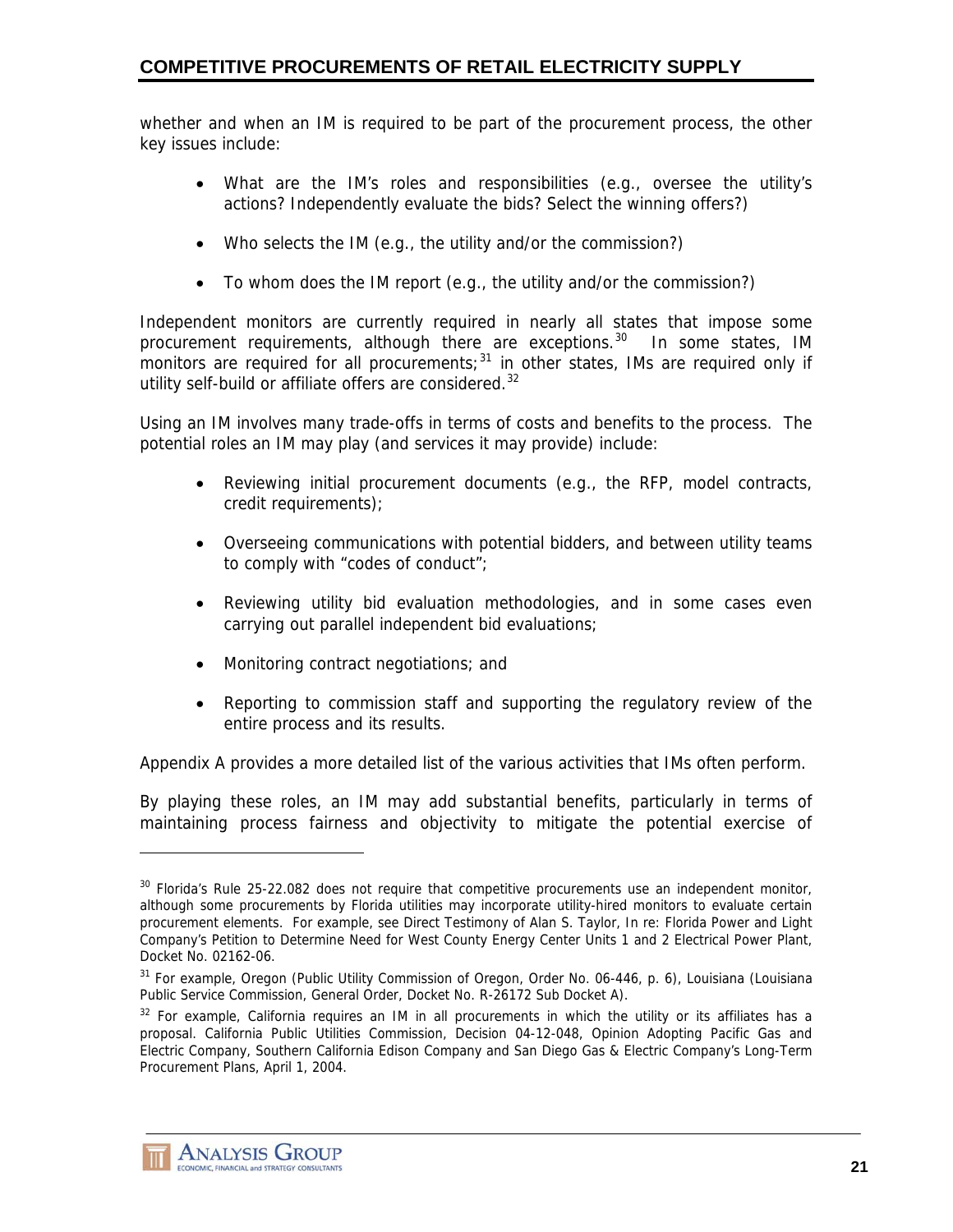whether and when an IM is required to be part of the procurement process, the other key issues include:

- What are the IM's roles and responsibilities (e.g., oversee the utility's actions? Independently evaluate the bids? Select the winning offers?)
- Who selects the IM (e.g., the utility and/or the commission?)
- To whom does the IM report (e.g., the utility and/or the commission?)

Independent monitors are currently required in nearly all states that impose some procurement requirements, although there are exceptions.[30] In some states, IM monitors are required for all procurements;[31] in other states, IMs are required only if utility self-build or affiliate offers are considered.[32]

Using an IM involves many trade-offs in terms of costs and benefits to the process. The potential roles an IM may play (and services it may provide) include:

- Reviewing initial procurement documents (e.g., the RFP, model contracts, credit requirements);
- Overseeing communications with potential bidders, and between utility teams to comply with "codes of conduct";
- Reviewing utility bid evaluation methodologies, and in some cases even carrying out parallel independent bid evaluations;
- Monitoring contract negotiations; and
- Reporting to commission staff and supporting the regulatory review of the entire process and its results.

Appendix A provides a more detailed list of the various activities that IMs often perform.

By playing these roles, an IM may add substantial benefits, particularly in terms of maintaining process fairness and objectivity to mitigate the potential exercise of

---

[30] Florida's Rule 25-22.082 does not require that competitive procurements use an independent monitor, although some procurements by Florida utilities may incorporate utility-hired monitors to evaluate certain procurement elements. For example, see Direct Testimony of Alan S. Taylor, In re: Florida Power and Light Company's Petition to Determine Need for West County Energy Center Units 1 and 2 Electrical Power Plant, Docket No. 02162-06.

[31] For example, Oregon (Public Utility Commission of Oregon, Order No. 06-446, p. 6), Louisiana (Louisiana Public Service Commission, General Order, Docket No. R-26172 Sub Docket A).

[32] For example, California requires an IM in all procurements in which the utility or its affiliates has a proposal. California Public Utilities Commission, Decision 04-12-048, Opinion Adopting Pacific Gas and Electric Company, Southern California Edison Company and San Diego Gas & Electric Company's Long-Term Procurement Plans, April 1, 2004.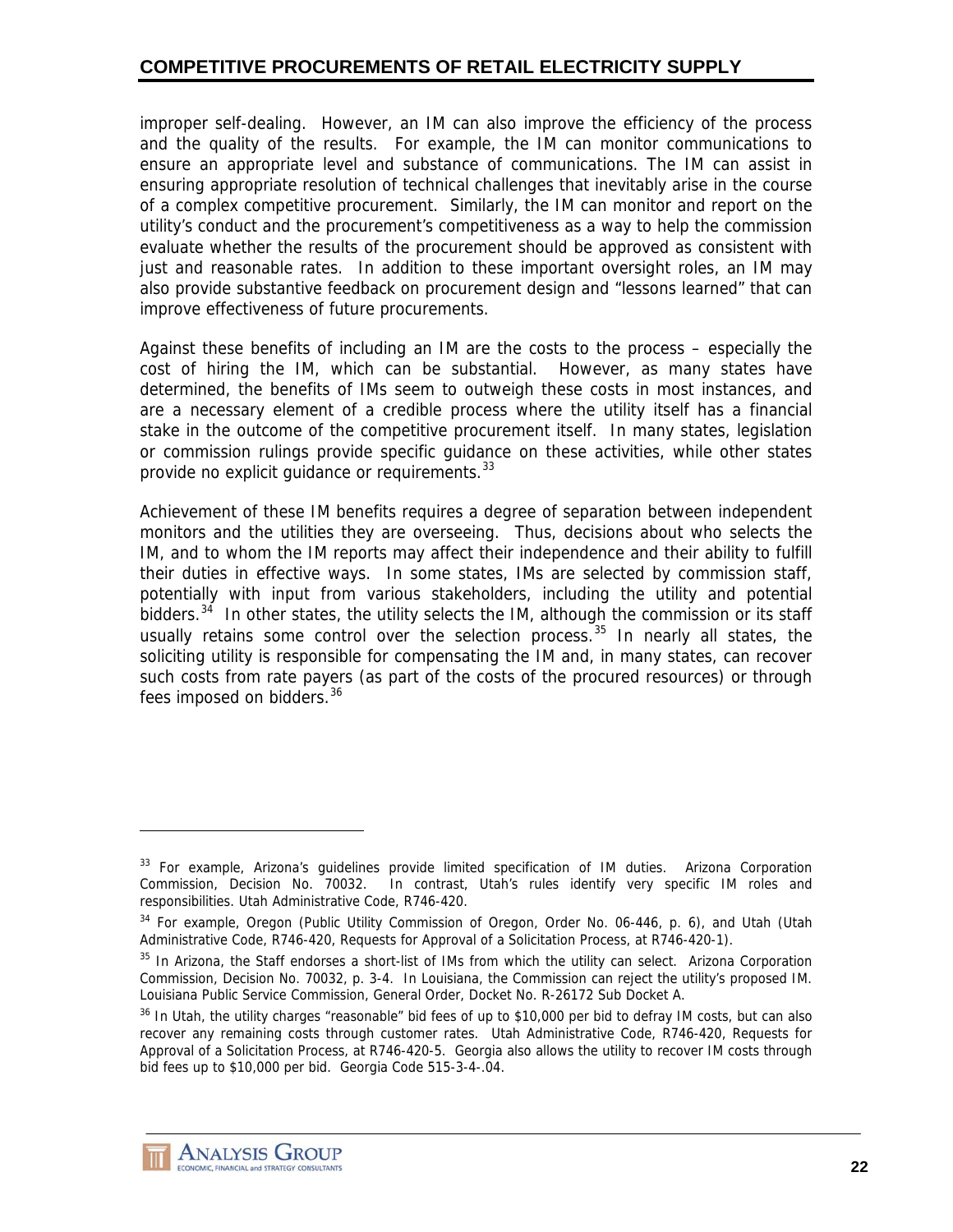improper self-dealing. However, an IM can also improve the efficiency of the process and the quality of the results. For example, the IM can monitor communications to ensure an appropriate level and substance of communications. The IM can assist in ensuring appropriate resolution of technical challenges that inevitably arise in the course of a complex competitive procurement. Similarly, the IM can monitor and report on the utility's conduct and the procurement's competitiveness as a way to help the commission evaluate whether the results of the procurement should be approved as consistent with just and reasonable rates. In addition to these important oversight roles, an IM may also provide substantive feedback on procurement design and "lessons learned" that can improve effectiveness of future procurements.

Against these benefits of including an IM are the costs to the process – especially the cost of hiring the IM, which can be substantial. However, as many states have determined, the benefits of IMs seem to outweigh these costs in most instances, and are a necessary element of a credible process where the utility itself has a financial stake in the outcome of the competitive procurement itself. In many states, legislation or commission rulings provide specific guidance on these activities, while other states provide no explicit guidance or requirements.[33]

Achievement of these IM benefits requires a degree of separation between independent monitors and the utilities they are overseeing. Thus, decisions about who selects the IM, and to whom the IM reports may affect their independence and their ability to fulfill their duties in effective ways. In some states, IMs are selected by commission staff, potentially with input from various stakeholders, including the utility and potential bidders.[34] In other states, the utility selects the IM, although the commission or its staff usually retains some control over the selection process.[35] In nearly all states, the soliciting utility is responsible for compensating the IM and, in many states, can recover such costs from rate payers (as part of the costs of the procured resources) or through fees imposed on bidders.[36]

---

[33] For example, Arizona's guidelines provide limited specification of IM duties. Arizona Corporation Commission, Decision No. 70032. In contrast, Utah's rules identify very specific IM roles and responsibilities. Utah Administrative Code, R746-420.

[34] For example, Oregon (Public Utility Commission of Oregon, Order No. 06-446, p. 6), and Utah (Utah Administrative Code, R746-420, Requests for Approval of a Solicitation Process, at R746-420-1).

[35] In Arizona, the Staff endorses a short-list of IMs from which the utility can select. Arizona Corporation Commission, Decision No. 70032, p. 3-4. In Louisiana, the Commission can reject the utility's proposed IM. Louisiana Public Service Commission, General Order, Docket No. R-26172 Sub Docket A.

[36] In Utah, the utility charges "reasonable" bid fees of up to $10,000 per bid to defray IM costs, but can also recover any remaining costs through customer rates. Utah Administrative Code, R746-420, Requests for Approval of a Solicitation Process, at R746-420-5. Georgia also allows the utility to recover IM costs through bid fees up to $10,000 per bid. Georgia Code 515-3-4-.04.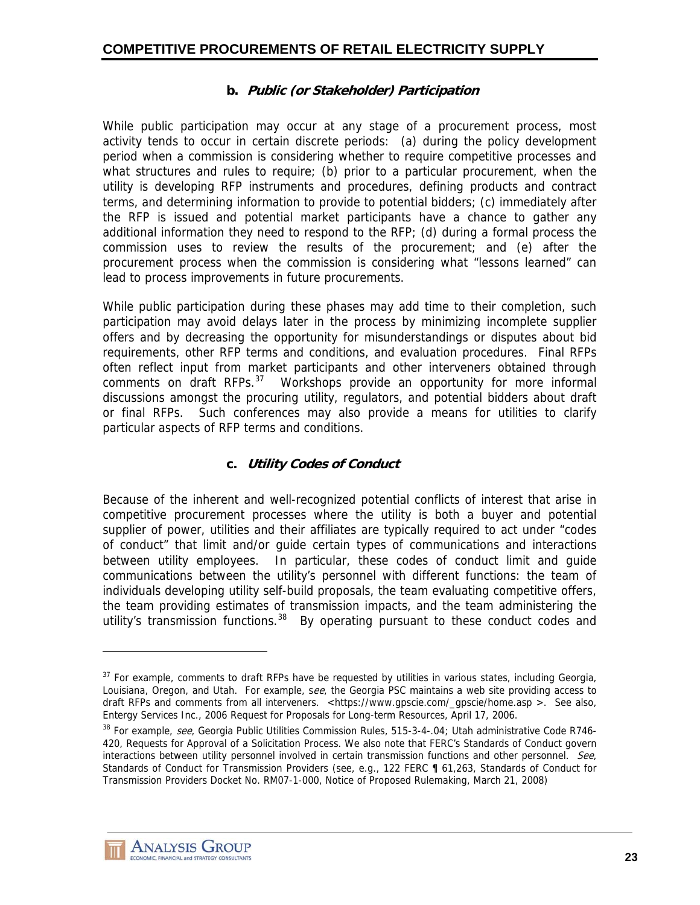### b. *Public (or Stakeholder) Participation*

While public participation may occur at any stage of a procurement process, most activity tends to occur in certain discrete periods: (a) during the policy development period when a commission is considering whether to require competitive processes and what structures and rules to require; (b) prior to a particular procurement, when the utility is developing RFP instruments and procedures, defining products and contract terms, and determining information to provide to potential bidders; (c) immediately after the RFP is issued and potential market participants have a chance to gather any additional information they need to respond to the RFP; (d) during a formal process the commission uses to review the results of the procurement; and (e) after the procurement process when the commission is considering what "lessons learned" can lead to process improvements in future procurements.

While public participation during these phases may add time to their completion, such participation may avoid delays later in the process by minimizing incomplete supplier offers and by decreasing the opportunity for misunderstandings or disputes about bid requirements, other RFP terms and conditions, and evaluation procedures. Final RFPs often reflect input from market participants and other interveners obtained through comments on draft RFPs.[37] Workshops provide an opportunity for more informal discussions amongst the procuring utility, regulators, and potential bidders about draft or final RFPs. Such conferences may also provide a means for utilities to clarify particular aspects of RFP terms and conditions.

### c. *Utility Codes of Conduct*

Because of the inherent and well-recognized potential conflicts of interest that arise in competitive procurement processes where the utility is both a buyer and potential supplier of power, utilities and their affiliates are typically required to act under "codes of conduct" that limit and/or guide certain types of communications and interactions between utility employees. In particular, these codes of conduct limit and guide communications between the utility's personnel with different functions: the team of individuals developing utility self-build proposals, the team evaluating competitive offers, the team providing estimates of transmission impacts, and the team administering the utility's transmission functions.[38] By operating pursuant to these conduct codes and

---

[37] For example, comments to draft RFPs have be requested by utilities in various states, including Georgia, Louisiana, Oregon, and Utah. For example, *see*, the Georgia PSC maintains a web site providing access to draft RFPs and comments from all interveners. <https://www.gpscie.com/_gpscie/home.asp >. See also, Entergy Services Inc., 2006 Request for Proposals for Long-term Resources, April 17, 2006.

[38] For example, *see*, Georgia Public Utilities Commission Rules, 515-3-4-.04; Utah administrative Code R746-420, Requests for Approval of a Solicitation Process. We also note that FERC's Standards of Conduct govern interactions between utility personnel involved in certain transmission functions and other personnel. *See*, Standards of Conduct for Transmission Providers (see, e.g., 122 FERC ¶ 61,263, Standards of Conduct for Transmission Providers Docket No. RM07-1-000, Notice of Proposed Rulemaking, March 21, 2008)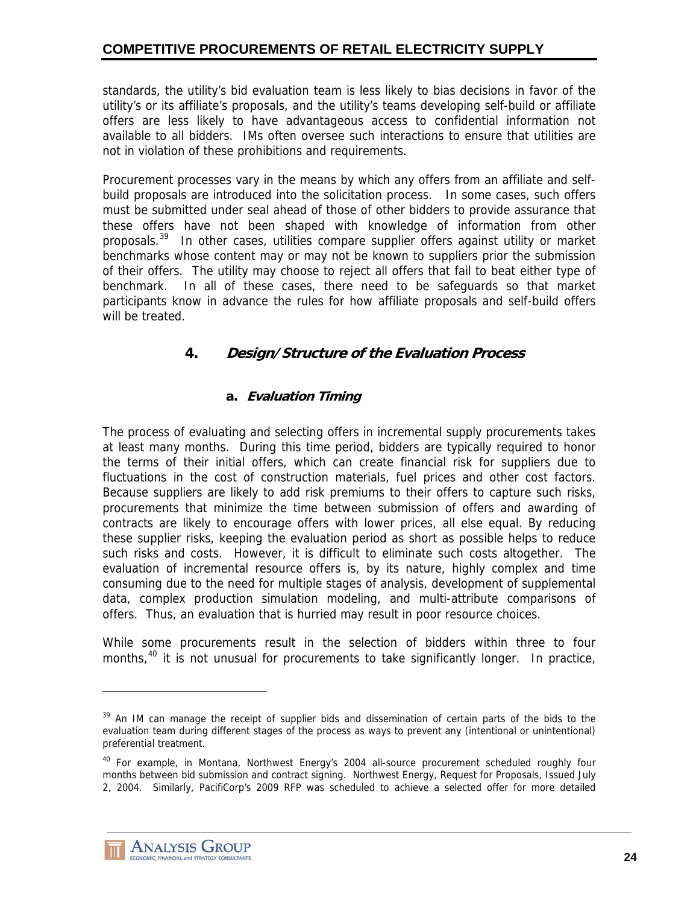standards, the utility's bid evaluation team is less likely to bias decisions in favor of the utility's or its affiliate's proposals, and the utility's teams developing self-build or affiliate offers are less likely to have advantageous access to confidential information not available to all bidders. IMs often oversee such interactions to ensure that utilities are not in violation of these prohibitions and requirements.

Procurement processes vary in the means by which any offers from an affiliate and self-build proposals are introduced into the solicitation process. In some cases, such offers must be submitted under seal ahead of those of other bidders to provide assurance that these offers have not been shaped with knowledge of information from other proposals.[39] In other cases, utilities compare supplier offers against utility or market benchmarks whose content may or may not be known to suppliers prior the submission of their offers. The utility may choose to reject all offers that fail to beat either type of benchmark. In all of these cases, there need to be safeguards so that market participants know in advance the rules for how affiliate proposals and self-build offers will be treated.

## 4. *Design/Structure of the Evaluation Process*

### a. *Evaluation Timing*

The process of evaluating and selecting offers in incremental supply procurements takes at least many months. During this time period, bidders are typically required to honor the terms of their initial offers, which can create financial risk for suppliers due to fluctuations in the cost of construction materials, fuel prices and other cost factors. Because suppliers are likely to add risk premiums to their offers to capture such risks, procurements that minimize the time between submission of offers and awarding of contracts are likely to encourage offers with lower prices, all else equal. By reducing these supplier risks, keeping the evaluation period as short as possible helps to reduce such risks and costs. However, it is difficult to eliminate such costs altogether. The evaluation of incremental resource offers is, by its nature, highly complex and time consuming due to the need for multiple stages of analysis, development of supplemental data, complex production simulation modeling, and multi-attribute comparisons of offers. Thus, an evaluation that is hurried may result in poor resource choices.

While some procurements result in the selection of bidders within three to four months,[40] it is not unusual for procurements to take significantly longer. In practice,

---

[39] An IM can manage the receipt of supplier bids and dissemination of certain parts of the bids to the evaluation team during different stages of the process as ways to prevent any (intentional or unintentional) preferential treatment.

[40] For example, in Montana, Northwest Energy's 2004 all-source procurement scheduled roughly four months between bid submission and contract signing. Northwest Energy, Request for Proposals, Issued July 2, 2004. Similarly, PacifiCorp's 2009 RFP was scheduled to achieve a selected offer for more detailed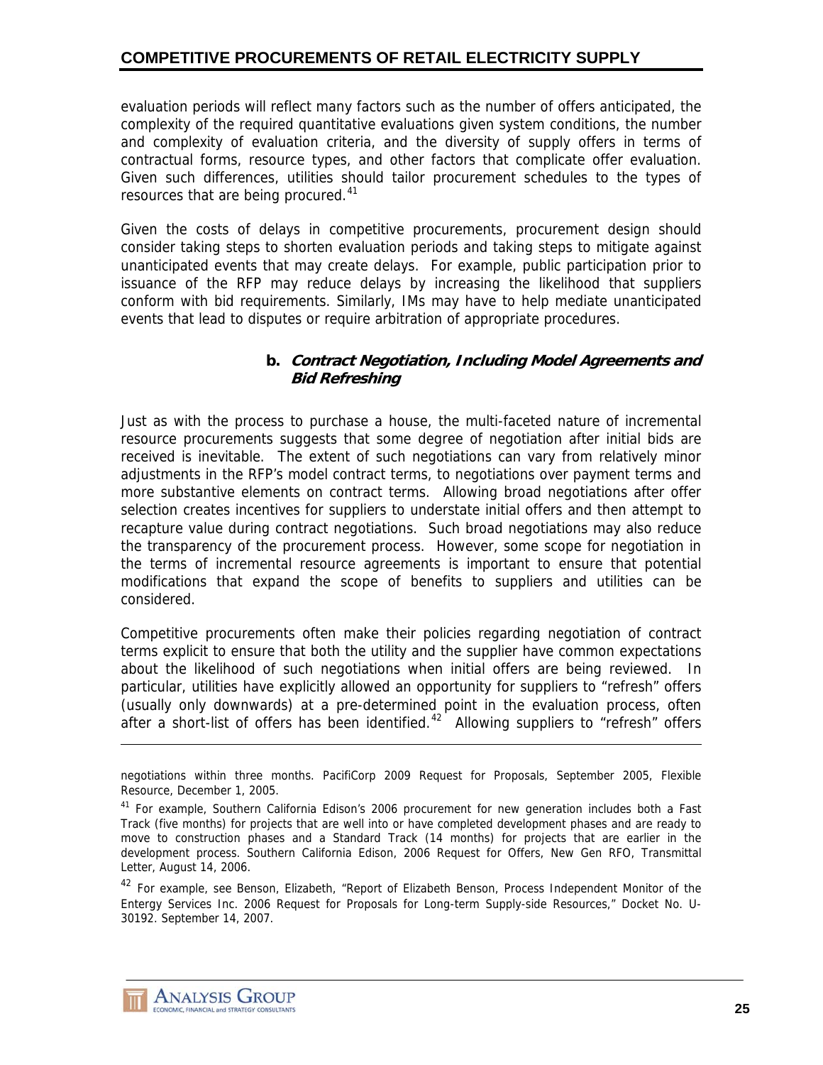evaluation periods will reflect many factors such as the number of offers anticipated, the complexity of the required quantitative evaluations given system conditions, the number and complexity of evaluation criteria, and the diversity of supply offers in terms of contractual forms, resource types, and other factors that complicate offer evaluation. Given such differences, utilities should tailor procurement schedules to the types of resources that are being procured.[41]

Given the costs of delays in competitive procurements, procurement design should consider taking steps to shorten evaluation periods and taking steps to mitigate against unanticipated events that may create delays. For example, public participation prior to issuance of the RFP may reduce delays by increasing the likelihood that suppliers conform with bid requirements. Similarly, IMs may have to help mediate unanticipated events that lead to disputes or require arbitration of appropriate procedures.

#### b. *Contract Negotiation, Including Model Agreements and Bid Refreshing*

Just as with the process to purchase a house, the multi-faceted nature of incremental resource procurements suggests that some degree of negotiation after initial bids are received is inevitable. The extent of such negotiations can vary from relatively minor adjustments in the RFP's model contract terms, to negotiations over payment terms and more substantive elements on contract terms. Allowing broad negotiations after offer selection creates incentives for suppliers to understate initial offers and then attempt to recapture value during contract negotiations. Such broad negotiations may also reduce the transparency of the procurement process. However, some scope for negotiation in the terms of incremental resource agreements is important to ensure that potential modifications that expand the scope of benefits to suppliers and utilities can be considered.

Competitive procurements often make their policies regarding negotiation of contract terms explicit to ensure that both the utility and the supplier have common expectations about the likelihood of such negotiations when initial offers are being reviewed. In particular, utilities have explicitly allowed an opportunity for suppliers to "refresh" offers (usually only downwards) at a pre-determined point in the evaluation process, often after a short-list of offers has been identified.[42] Allowing suppliers to "refresh" offers

---

negotiations within three months. PacifiCorp 2009 Request for Proposals, September 2005, Flexible Resource, December 1, 2005.

[41] For example, Southern California Edison's 2006 procurement for new generation includes both a Fast Track (five months) for projects that are well into or have completed development phases and are ready to move to construction phases and a Standard Track (14 months) for projects that are earlier in the development process. Southern California Edison, 2006 Request for Offers, New Gen RFO, Transmittal Letter, August 14, 2006.

[42] For example, see Benson, Elizabeth, "Report of Elizabeth Benson, Process Independent Monitor of the Entergy Services Inc. 2006 Request for Proposals for Long-term Supply-side Resources," Docket No. U-30192. September 14, 2007.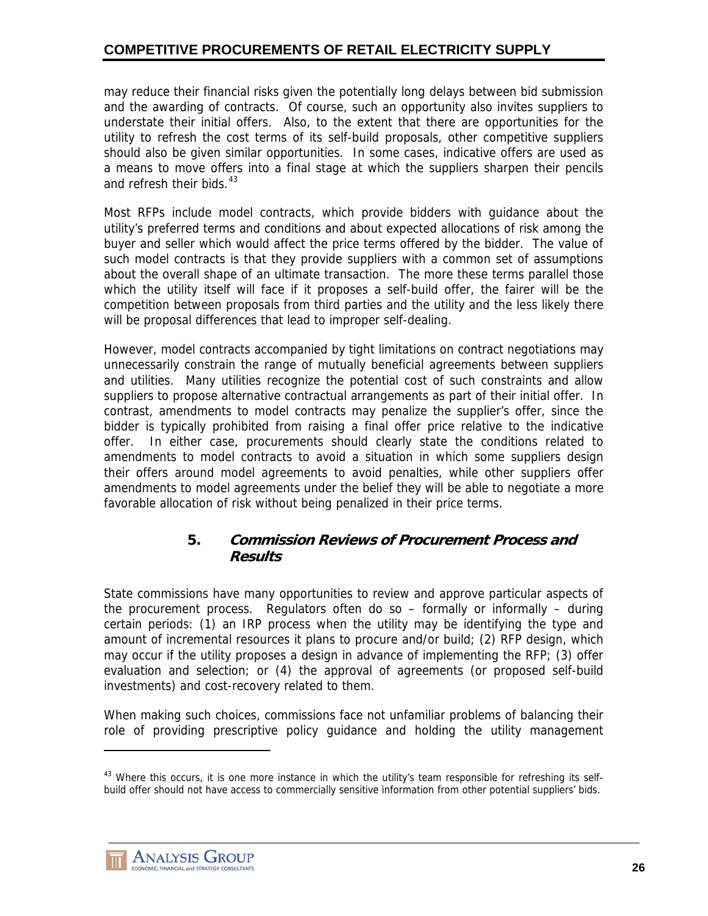may reduce their financial risks given the potentially long delays between bid submission and the awarding of contracts. Of course, such an opportunity also invites suppliers to understate their initial offers. Also, to the extent that there are opportunities for the utility to refresh the cost terms of its self-build proposals, other competitive suppliers should also be given similar opportunities. In some cases, indicative offers are used as a means to move offers into a final stage at which the suppliers sharpen their pencils and refresh their bids.[43]

Most RFPs include model contracts, which provide bidders with guidance about the utility's preferred terms and conditions and about expected allocations of risk among the buyer and seller which would affect the price terms offered by the bidder. The value of such model contracts is that they provide suppliers with a common set of assumptions about the overall shape of an ultimate transaction. The more these terms parallel those which the utility itself will face if it proposes a self-build offer, the fairer will be the competition between proposals from third parties and the utility and the less likely there will be proposal differences that lead to improper self-dealing.

However, model contracts accompanied by tight limitations on contract negotiations may unnecessarily constrain the range of mutually beneficial agreements between suppliers and utilities. Many utilities recognize the potential cost of such constraints and allow suppliers to propose alternative contractual arrangements as part of their initial offer. In contrast, amendments to model contracts may penalize the supplier's offer, since the bidder is typically prohibited from raising a final offer price relative to the indicative offer. In either case, procurements should clearly state the conditions related to amendments to model contracts to avoid a situation in which some suppliers design their offers around model agreements to avoid penalties, while other suppliers offer amendments to model agreements under the belief they will be able to negotiate a more favorable allocation of risk without being penalized in their price terms.

### 5. *Commission Reviews of Procurement Process and Results*

State commissions have many opportunities to review and approve particular aspects of the procurement process. Regulators often do so – formally or informally – during certain periods: (1) an IRP process when the utility may be identifying the type and amount of incremental resources it plans to procure and/or build; (2) RFP design, which may occur if the utility proposes a design in advance of implementing the RFP; (3) offer evaluation and selection; or (4) the approval of agreements (or proposed self-build investments) and cost-recovery related to them.

When making such choices, commissions face not unfamiliar problems of balancing their role of providing prescriptive policy guidance and holding the utility management

[43] Where this occurs, it is one more instance in which the utility's team responsible for refreshing its self-build offer should not have access to commercially sensitive information from other potential suppliers' bids.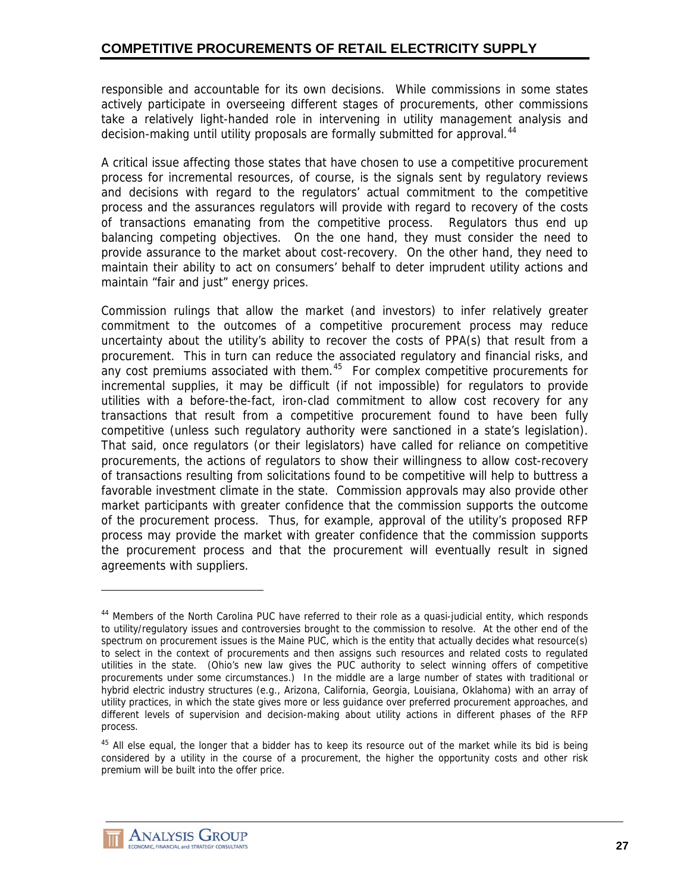responsible and accountable for its own decisions. While commissions in some states actively participate in overseeing different stages of procurements, other commissions take a relatively light-handed role in intervening in utility management analysis and decision-making until utility proposals are formally submitted for approval.[44]

A critical issue affecting those states that have chosen to use a competitive procurement process for incremental resources, of course, is the signals sent by regulatory reviews and decisions with regard to the regulators' actual commitment to the competitive process and the assurances regulators will provide with regard to recovery of the costs of transactions emanating from the competitive process. Regulators thus end up balancing competing objectives. On the one hand, they must consider the need to provide assurance to the market about cost-recovery. On the other hand, they need to maintain their ability to act on consumers' behalf to deter imprudent utility actions and maintain "fair and just" energy prices.

Commission rulings that allow the market (and investors) to infer relatively greater commitment to the outcomes of a competitive procurement process may reduce uncertainty about the utility's ability to recover the costs of PPA(s) that result from a procurement. This in turn can reduce the associated regulatory and financial risks, and any cost premiums associated with them.[45] For complex competitive procurements for incremental supplies, it may be difficult (if not impossible) for regulators to provide utilities with a before-the-fact, iron-clad commitment to allow cost recovery for any transactions that result from a competitive procurement found to have been fully competitive (unless such regulatory authority were sanctioned in a state's legislation). That said, once regulators (or their legislators) have called for reliance on competitive procurements, the actions of regulators to show their willingness to allow cost-recovery of transactions resulting from solicitations found to be competitive will help to buttress a favorable investment climate in the state. Commission approvals may also provide other market participants with greater confidence that the commission supports the outcome of the procurement process. Thus, for example, approval of the utility's proposed RFP process may provide the market with greater confidence that the commission supports the procurement process and that the procurement will eventually result in signed agreements with suppliers.

---

[44] Members of the North Carolina PUC have referred to their role as a quasi-judicial entity, which responds to utility/regulatory issues and controversies brought to the commission to resolve. At the other end of the spectrum on procurement issues is the Maine PUC, which is the entity that actually decides what resource(s) to select in the context of procurements and then assigns such resources and related costs to regulated utilities in the state. (Ohio's new law gives the PUC authority to select winning offers of competitive procurements under some circumstances.) In the middle are a large number of states with traditional or hybrid electric industry structures (e.g., Arizona, California, Georgia, Louisiana, Oklahoma) with an array of utility practices, in which the state gives more or less guidance over preferred procurement approaches, and different levels of supervision and decision-making about utility actions in different phases of the RFP process.

[45] All else equal, the longer that a bidder has to keep its resource out of the market while its bid is being considered by a utility in the course of a procurement, the higher the opportunity costs and other risk premium will be built into the offer price.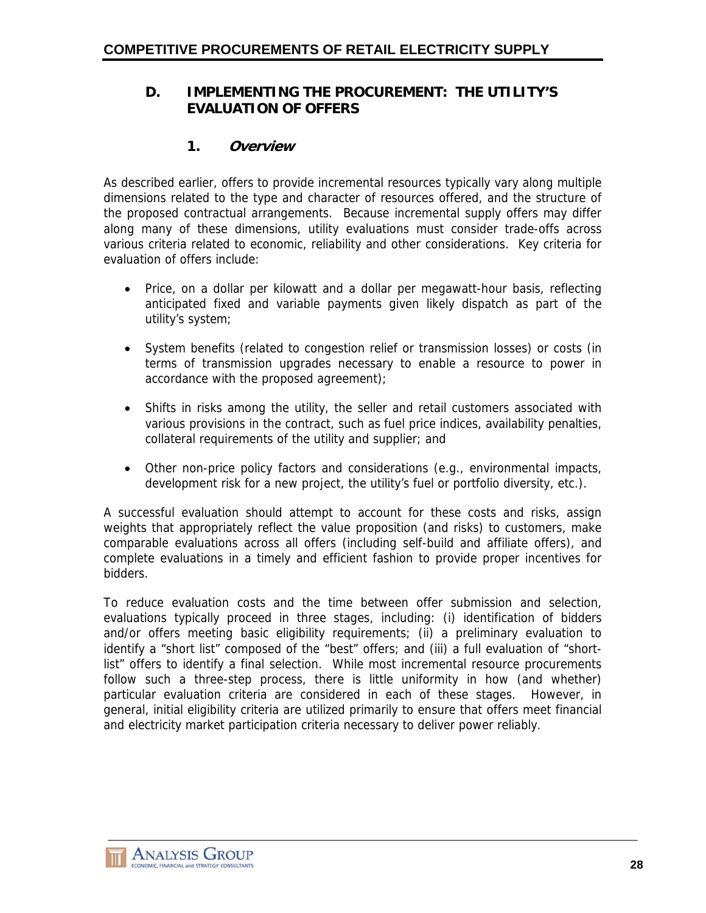## D. IMPLEMENTING THE PROCUREMENT: THE UTILITY'S EVALUATION OF OFFERS

### 1. *Overview*

As described earlier, offers to provide incremental resources typically vary along multiple dimensions related to the type and character of resources offered, and the structure of the proposed contractual arrangements. Because incremental supply offers may differ along many of these dimensions, utility evaluations must consider trade-offs across various criteria related to economic, reliability and other considerations. Key criteria for evaluation of offers include:

- Price, on a dollar per kilowatt and a dollar per megawatt-hour basis, reflecting anticipated fixed and variable payments given likely dispatch as part of the utility's system;

- System benefits (related to congestion relief or transmission losses) or costs (in terms of transmission upgrades necessary to enable a resource to power in accordance with the proposed agreement);

- Shifts in risks among the utility, the seller and retail customers associated with various provisions in the contract, such as fuel price indices, availability penalties, collateral requirements of the utility and supplier; and

- Other non-price policy factors and considerations (e.g., environmental impacts, development risk for a new project, the utility's fuel or portfolio diversity, etc.).

A successful evaluation should attempt to account for these costs and risks, assign weights that appropriately reflect the value proposition (and risks) to customers, make comparable evaluations across all offers (including self-build and affiliate offers), and complete evaluations in a timely and efficient fashion to provide proper incentives for bidders.

To reduce evaluation costs and the time between offer submission and selection, evaluations typically proceed in three stages, including: (i) identification of bidders and/or offers meeting basic eligibility requirements; (ii) a preliminary evaluation to identify a "short list" composed of the "best" offers; and (iii) a full evaluation of "short-list" offers to identify a final selection. While most incremental resource procurements follow such a three-step process, there is little uniformity in how (and whether) particular evaluation criteria are considered in each of these stages. However, in general, initial eligibility criteria are utilized primarily to ensure that offers meet financial and electricity market participation criteria necessary to deliver power reliably.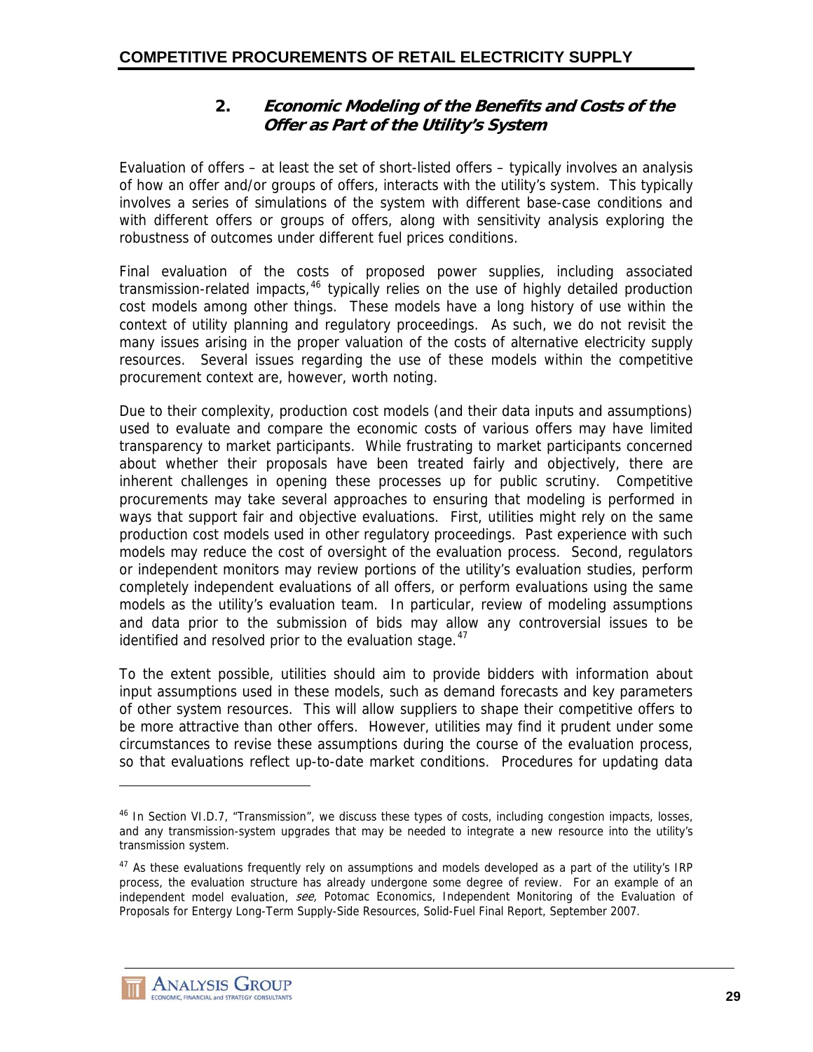### 2. *Economic Modeling of the Benefits and Costs of the Offer as Part of the Utility's System*

Evaluation of offers – at least the set of short-listed offers – typically involves an analysis of how an offer and/or groups of offers, interacts with the utility's system. This typically involves a series of simulations of the system with different base-case conditions and with different offers or groups of offers, along with sensitivity analysis exploring the robustness of outcomes under different fuel prices conditions.

Final evaluation of the costs of proposed power supplies, including associated transmission-related impacts,[46] typically relies on the use of highly detailed production cost models among other things. These models have a long history of use within the context of utility planning and regulatory proceedings. As such, we do not revisit the many issues arising in the proper valuation of the costs of alternative electricity supply resources. Several issues regarding the use of these models within the competitive procurement context are, however, worth noting.

Due to their complexity, production cost models (and their data inputs and assumptions) used to evaluate and compare the economic costs of various offers may have limited transparency to market participants. While frustrating to market participants concerned about whether their proposals have been treated fairly and objectively, there are inherent challenges in opening these processes up for public scrutiny. Competitive procurements may take several approaches to ensuring that modeling is performed in ways that support fair and objective evaluations. First, utilities might rely on the same production cost models used in other regulatory proceedings. Past experience with such models may reduce the cost of oversight of the evaluation process. Second, regulators or independent monitors may review portions of the utility's evaluation studies, perform completely independent evaluations of all offers, or perform evaluations using the same models as the utility's evaluation team. In particular, review of modeling assumptions and data prior to the submission of bids may allow any controversial issues to be identified and resolved prior to the evaluation stage.[47]

To the extent possible, utilities should aim to provide bidders with information about input assumptions used in these models, such as demand forecasts and key parameters of other system resources. This will allow suppliers to shape their competitive offers to be more attractive than other offers. However, utilities may find it prudent under some circumstances to revise these assumptions during the course of the evaluation process, so that evaluations reflect up-to-date market conditions. Procedures for updating data

---

[46] In Section VI.D.7, "Transmission", we discuss these types of costs, including congestion impacts, losses, and any transmission-system upgrades that may be needed to integrate a new resource into the utility's transmission system.

[47] As these evaluations frequently rely on assumptions and models developed as a part of the utility's IRP process, the evaluation structure has already undergone some degree of review. For an example of an independent model evaluation, *see,* Potomac Economics, Independent Monitoring of the Evaluation of Proposals for Entergy Long-Term Supply-Side Resources, Solid-Fuel Final Report, September 2007.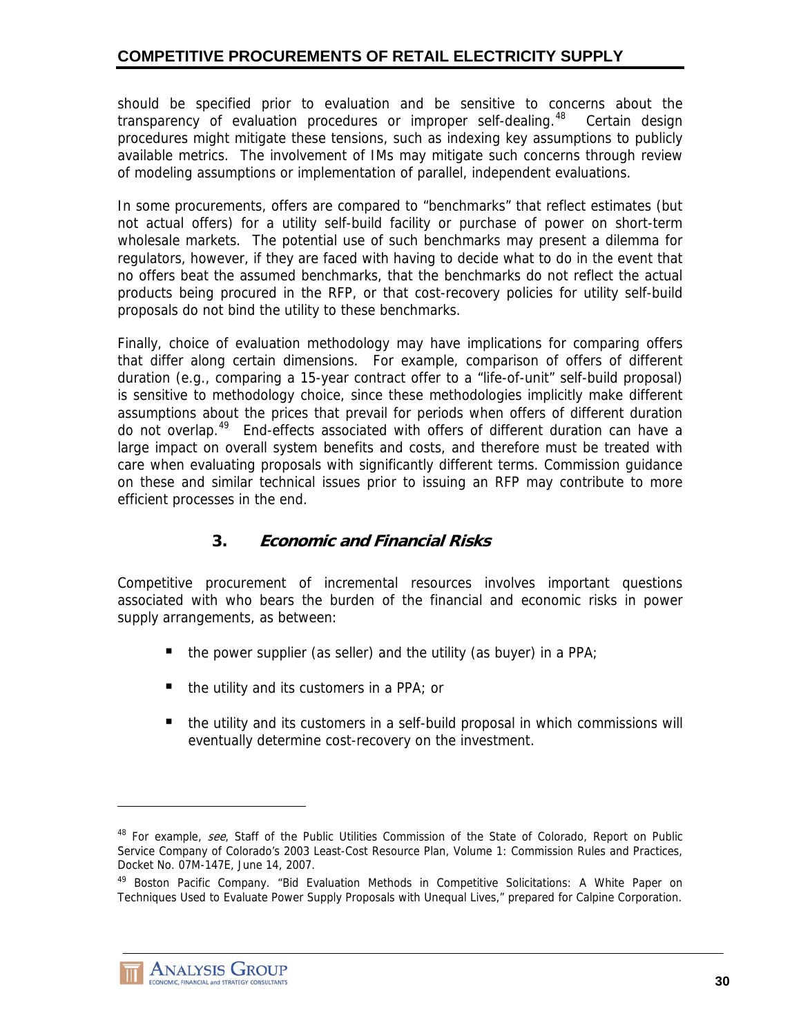should be specified prior to evaluation and be sensitive to concerns about the transparency of evaluation procedures or improper self-dealing.[48] Certain design procedures might mitigate these tensions, such as indexing key assumptions to publicly available metrics. The involvement of IMs may mitigate such concerns through review of modeling assumptions or implementation of parallel, independent evaluations.

In some procurements, offers are compared to "benchmarks" that reflect estimates (but not actual offers) for a utility self-build facility or purchase of power on short-term wholesale markets. The potential use of such benchmarks may present a dilemma for regulators, however, if they are faced with having to decide what to do in the event that no offers beat the assumed benchmarks, that the benchmarks do not reflect the actual products being procured in the RFP, or that cost-recovery policies for utility self-build proposals do not bind the utility to these benchmarks.

Finally, choice of evaluation methodology may have implications for comparing offers that differ along certain dimensions. For example, comparison of offers of different duration (e.g., comparing a 15-year contract offer to a "life-of-unit" self-build proposal) is sensitive to methodology choice, since these methodologies implicitly make different assumptions about the prices that prevail for periods when offers of different duration do not overlap.[49] End-effects associated with offers of different duration can have a large impact on overall system benefits and costs, and therefore must be treated with care when evaluating proposals with significantly different terms. Commission guidance on these and similar technical issues prior to issuing an RFP may contribute to more efficient processes in the end.

### 3. *Economic and Financial Risks*

Competitive procurement of incremental resources involves important questions associated with who bears the burden of the financial and economic risks in power supply arrangements, as between:

- the power supplier (as seller) and the utility (as buyer) in a PPA;
- the utility and its customers in a PPA; or
- the utility and its customers in a self-build proposal in which commissions will eventually determine cost-recovery on the investment.

---

[48] For example, *see*, Staff of the Public Utilities Commission of the State of Colorado, Report on Public Service Company of Colorado's 2003 Least-Cost Resource Plan, Volume 1: Commission Rules and Practices, Docket No. 07M-147E, June 14, 2007.

[49] Boston Pacific Company. "Bid Evaluation Methods in Competitive Solicitations: A White Paper on Techniques Used to Evaluate Power Supply Proposals with Unequal Lives," prepared for Calpine Corporation.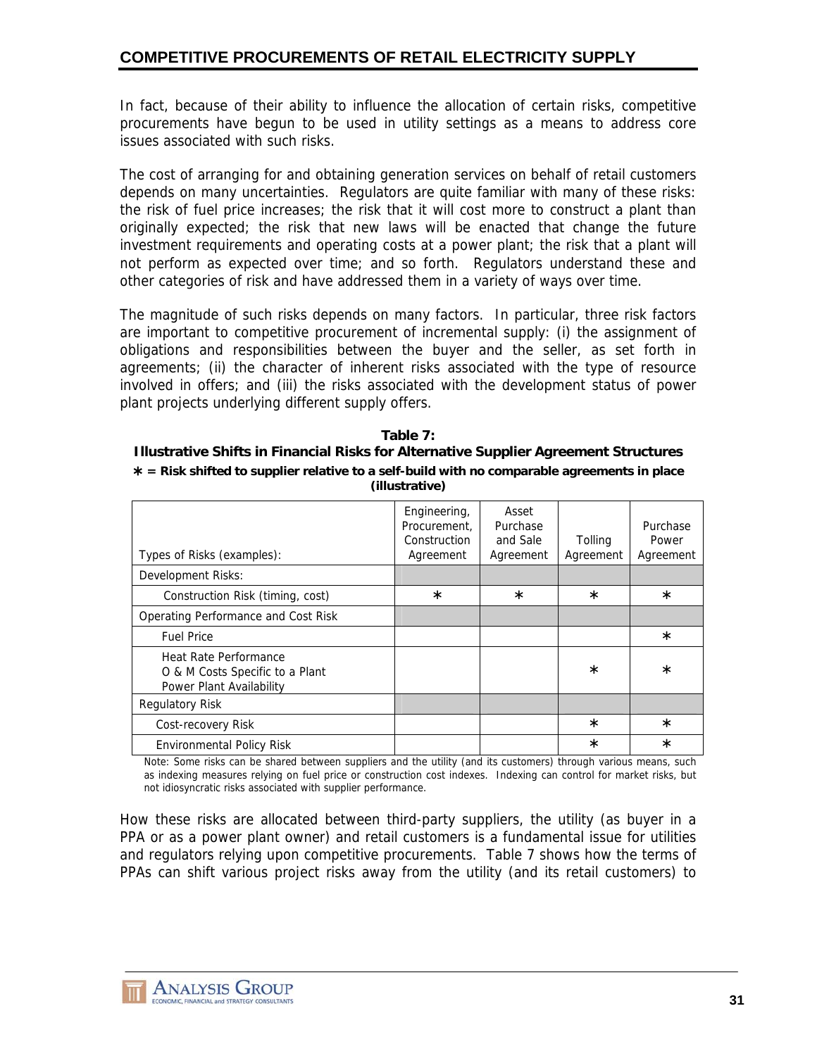In fact, because of their ability to influence the allocation of certain risks, competitive procurements have begun to be used in utility settings as a means to address core issues associated with such risks.

The cost of arranging for and obtaining generation services on behalf of retail customers depends on many uncertainties. Regulators are quite familiar with many of these risks: the risk of fuel price increases; the risk that it will cost more to construct a plant than originally expected; the risk that new laws will be enacted that change the future investment requirements and operating costs at a power plant; the risk that a plant will not perform as expected over time; and so forth. Regulators understand these and other categories of risk and have addressed them in a variety of ways over time.

The magnitude of such risks depends on many factors. In particular, three risk factors are important to competitive procurement of incremental supply: (i) the assignment of obligations and responsibilities between the buyer and the seller, as set forth in agreements; (ii) the character of inherent risks associated with the type of resource involved in offers; and (iii) the risks associated with the development status of power plant projects underlying different supply offers.

**Table 7:**
**Illustrative Shifts in Financial Risks for Alternative Supplier Agreement Structures**
**∗ = Risk shifted to supplier relative to a self-build with no comparable agreements in place (illustrative)**

| Types of Risks (examples): | Engineering, Procurement, Construction Agreement | Asset Purchase and Sale Agreement | Tolling Agreement | Purchase Power Agreement |
|---|---|---|---|---|
| Development Risks: | | | | |
| Construction Risk (timing, cost) | ∗ | ∗ | ∗ | ∗ |
| Operating Performance and Cost Risk | | | | |
| Fuel Price | | | | ∗ |
| Heat Rate Performance<br>O & M Costs Specific to a Plant<br>Power Plant Availability | | | ∗ | ∗ |
| Regulatory Risk | | | | |
| Cost-recovery Risk | | | ∗ | ∗ |
| Environmental Policy Risk | | | ∗ | ∗ |

Note: Some risks can be shared between suppliers and the utility (and its customers) through various means, such as indexing measures relying on fuel price or construction cost indexes. Indexing can control for market risks, but not idiosyncratic risks associated with supplier performance.

How these risks are allocated between third-party suppliers, the utility (as buyer in a PPA or as a power plant owner) and retail customers is a fundamental issue for utilities and regulators relying upon competitive procurements. Table 7 shows how the terms of PPAs can shift various project risks away from the utility (and its retail customers) to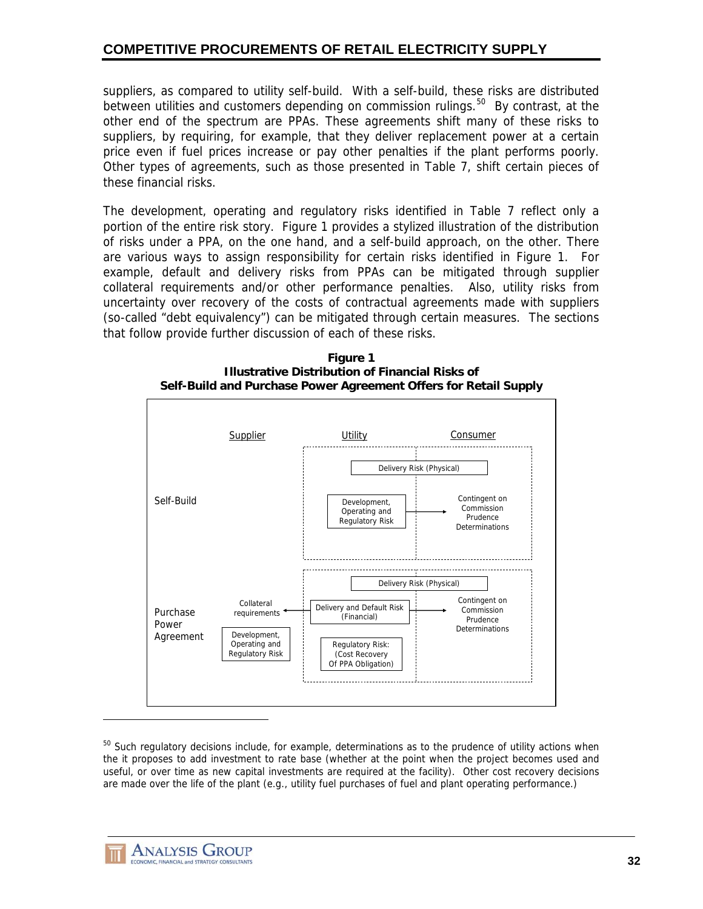suppliers, as compared to utility self-build. With a self-build, these risks are distributed between utilities and customers depending on commission rulings.[50] By contrast, at the other end of the spectrum are PPAs. These agreements shift many of these risks to suppliers, by requiring, for example, that they deliver replacement power at a certain price even if fuel prices increase or pay other penalties if the plant performs poorly. Other types of agreements, such as those presented in Table 7, shift certain pieces of these financial risks.

The development, operating and regulatory risks identified in Table 7 reflect only a portion of the entire risk story. Figure 1 provides a stylized illustration of the distribution of risks under a PPA, on the one hand, and a self-build approach, on the other. There are various ways to assign responsibility for certain risks identified in Figure 1. For example, default and delivery risks from PPAs can be mitigated through supplier collateral requirements and/or other performance penalties. Also, utility risks from uncertainty over recovery of the costs of contractual agreements made with suppliers (so-called "debt equivalency") can be mitigated through certain measures. The sections that follow provide further discussion of each of these risks.

**Figure 1**
**Illustrative Distribution of Financial Risks of**
**Self-Build and Purchase Power Agreement Offers for Retail Supply**

| | Supplier | Utility | Consumer |
|---|---|---|---|
| Self-Build | | Delivery Risk (Physical) | Delivery Risk (Physical) |
| | | Development, Operating and Regulatory Risk → | Contingent on Commission Prudence Determinations |
| Purchase Power Agreement | | Delivery Risk (Physical) | Delivery Risk (Physical) |
| | Collateral requirements ← | Delivery and Default Risk (Financial) → | Contingent on Commission Prudence Determinations |
| | Development, Operating and Regulatory Risk | Regulatory Risk: (Cost Recovery Of PPA Obligation) | |

[50] Such regulatory decisions include, for example, determinations as to the prudence of utility actions when the it proposes to add investment to rate base (whether at the point when the project becomes used and useful, or over time as new capital investments are required at the facility). Other cost recovery decisions are made over the life of the plant (e.g., utility fuel purchases of fuel and plant operating performance.)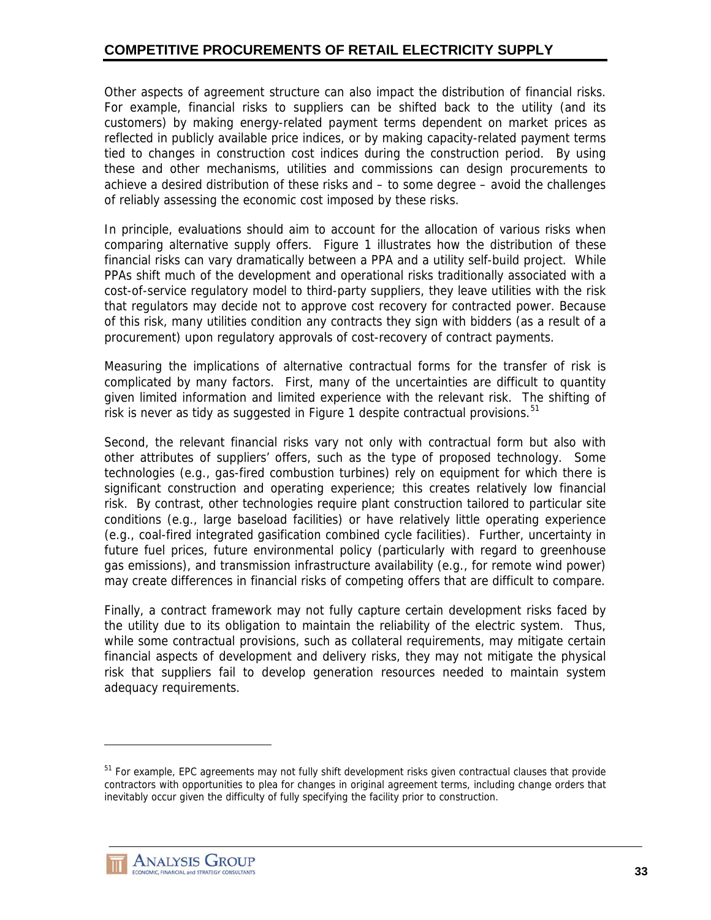Other aspects of agreement structure can also impact the distribution of financial risks. For example, financial risks to suppliers can be shifted back to the utility (and its customers) by making energy-related payment terms dependent on market prices as reflected in publicly available price indices, or by making capacity-related payment terms tied to changes in construction cost indices during the construction period. By using these and other mechanisms, utilities and commissions can design procurements to achieve a desired distribution of these risks and – to some degree – avoid the challenges of reliably assessing the economic cost imposed by these risks.

In principle, evaluations should aim to account for the allocation of various risks when comparing alternative supply offers. Figure 1 illustrates how the distribution of these financial risks can vary dramatically between a PPA and a utility self-build project. While PPAs shift much of the development and operational risks traditionally associated with a cost-of-service regulatory model to third-party suppliers, they leave utilities with the risk that regulators may decide not to approve cost recovery for contracted power. Because of this risk, many utilities condition any contracts they sign with bidders (as a result of a procurement) upon regulatory approvals of cost-recovery of contract payments.

Measuring the implications of alternative contractual forms for the transfer of risk is complicated by many factors. First, many of the uncertainties are difficult to quantity given limited information and limited experience with the relevant risk. The shifting of risk is never as tidy as suggested in Figure 1 despite contractual provisions.[51]

Second, the relevant financial risks vary not only with contractual form but also with other attributes of suppliers' offers, such as the type of proposed technology. Some technologies (e.g., gas-fired combustion turbines) rely on equipment for which there is significant construction and operating experience; this creates relatively low financial risk. By contrast, other technologies require plant construction tailored to particular site conditions (e.g., large baseload facilities) or have relatively little operating experience (e.g., coal-fired integrated gasification combined cycle facilities). Further, uncertainty in future fuel prices, future environmental policy (particularly with regard to greenhouse gas emissions), and transmission infrastructure availability (e.g., for remote wind power) may create differences in financial risks of competing offers that are difficult to compare.

Finally, a contract framework may not fully capture certain development risks faced by the utility due to its obligation to maintain the reliability of the electric system. Thus, while some contractual provisions, such as collateral requirements, may mitigate certain financial aspects of development and delivery risks, they may not mitigate the physical risk that suppliers fail to develop generation resources needed to maintain system adequacy requirements.

---

[51] For example, EPC agreements may not fully shift development risks given contractual clauses that provide contractors with opportunities to plea for changes in original agreement terms, including change orders that inevitably occur given the difficulty of fully specifying the facility prior to construction.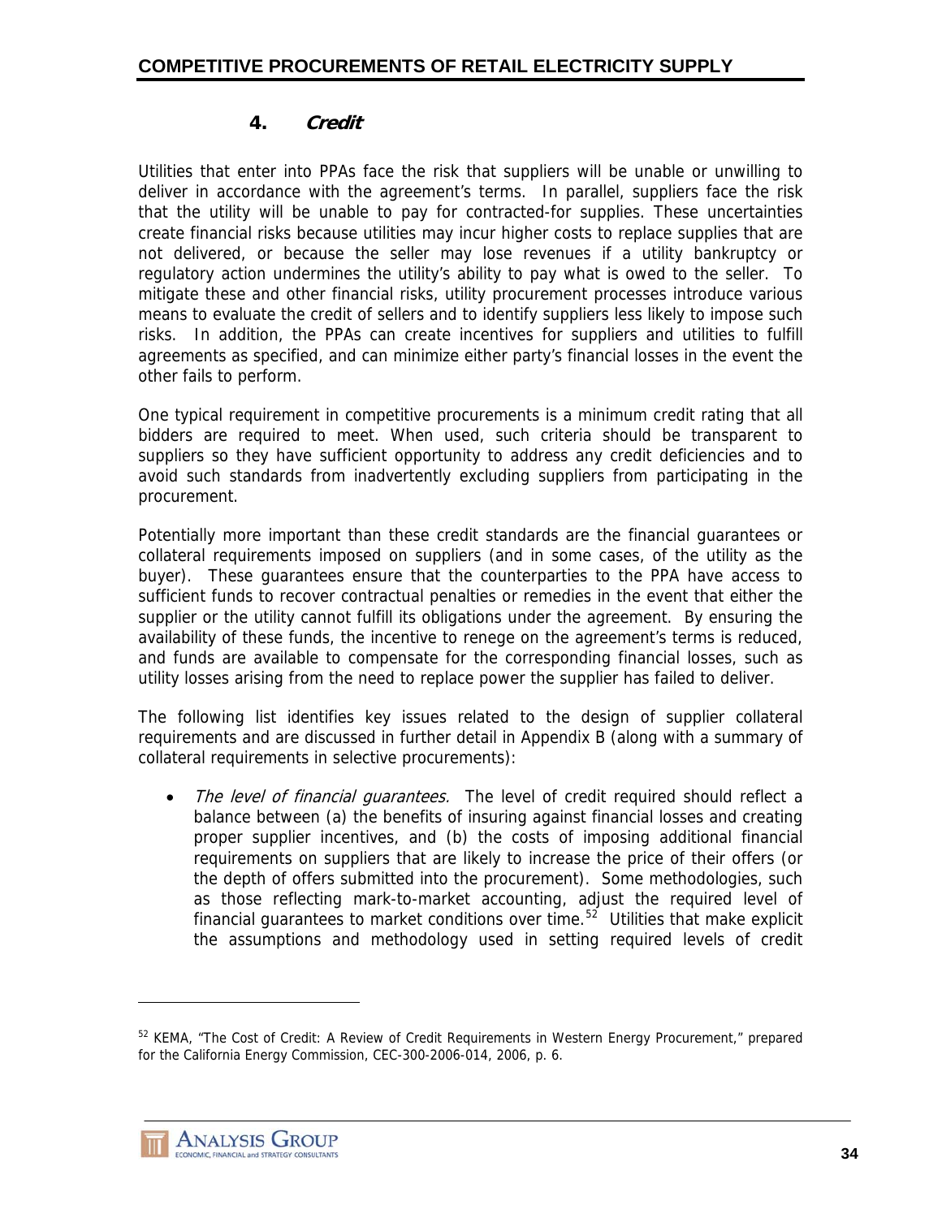### 4. *Credit*

Utilities that enter into PPAs face the risk that suppliers will be unable or unwilling to deliver in accordance with the agreement's terms. In parallel, suppliers face the risk that the utility will be unable to pay for contracted-for supplies. These uncertainties create financial risks because utilities may incur higher costs to replace supplies that are not delivered, or because the seller may lose revenues if a utility bankruptcy or regulatory action undermines the utility's ability to pay what is owed to the seller. To mitigate these and other financial risks, utility procurement processes introduce various means to evaluate the credit of sellers and to identify suppliers less likely to impose such risks. In addition, the PPAs can create incentives for suppliers and utilities to fulfill agreements as specified, and can minimize either party's financial losses in the event the other fails to perform.

One typical requirement in competitive procurements is a minimum credit rating that all bidders are required to meet. When used, such criteria should be transparent to suppliers so they have sufficient opportunity to address any credit deficiencies and to avoid such standards from inadvertently excluding suppliers from participating in the procurement.

Potentially more important than these credit standards are the financial guarantees or collateral requirements imposed on suppliers (and in some cases, of the utility as the buyer). These guarantees ensure that the counterparties to the PPA have access to sufficient funds to recover contractual penalties or remedies in the event that either the supplier or the utility cannot fulfill its obligations under the agreement. By ensuring the availability of these funds, the incentive to renege on the agreement's terms is reduced, and funds are available to compensate for the corresponding financial losses, such as utility losses arising from the need to replace power the supplier has failed to deliver.

The following list identifies key issues related to the design of supplier collateral requirements and are discussed in further detail in Appendix B (along with a summary of collateral requirements in selective procurements):

- *The level of financial guarantees.* The level of credit required should reflect a balance between (a) the benefits of insuring against financial losses and creating proper supplier incentives, and (b) the costs of imposing additional financial requirements on suppliers that are likely to increase the price of their offers (or the depth of offers submitted into the procurement). Some methodologies, such as those reflecting mark-to-market accounting, adjust the required level of financial guarantees to market conditions over time.[52] Utilities that make explicit the assumptions and methodology used in setting required levels of credit

[52] KEMA, "The Cost of Credit: A Review of Credit Requirements in Western Energy Procurement," prepared for the California Energy Commission, CEC-300-2006-014, 2006, p. 6.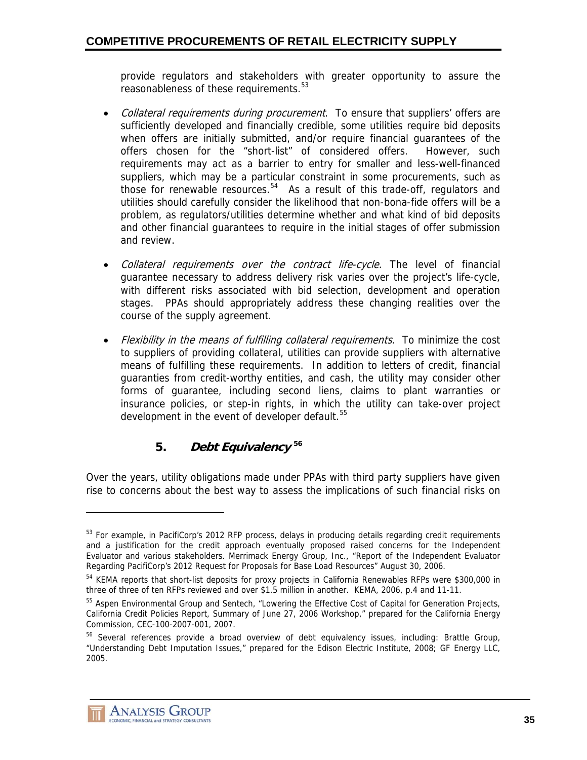provide regulators and stakeholders with greater opportunity to assure the reasonableness of these requirements.[53]

- *Collateral requirements during procurement*. To ensure that suppliers' offers are sufficiently developed and financially credible, some utilities require bid deposits when offers are initially submitted, and/or require financial guarantees of the offers chosen for the "short-list" of considered offers. However, such requirements may act as a barrier to entry for smaller and less-well-financed suppliers, which may be a particular constraint in some procurements, such as those for renewable resources.[54] As a result of this trade-off, regulators and utilities should carefully consider the likelihood that non-bona-fide offers will be a problem, as regulators/utilities determine whether and what kind of bid deposits and other financial guarantees to require in the initial stages of offer submission and review.

- *Collateral requirements over the contract life-cycle.* The level of financial guarantee necessary to address delivery risk varies over the project's life-cycle, with different risks associated with bid selection, development and operation stages. PPAs should appropriately address these changing realities over the course of the supply agreement.

- *Flexibility in the means of fulfilling collateral requirements.* To minimize the cost to suppliers of providing collateral, utilities can provide suppliers with alternative means of fulfilling these requirements. In addition to letters of credit, financial guaranties from credit-worthy entities, and cash, the utility may consider other forms of guarantee, including second liens, claims to plant warranties or insurance policies, or step-in rights, in which the utility can take-over project development in the event of developer default.[55]

### 5. *Debt Equivalency*[56]

Over the years, utility obligations made under PPAs with third party suppliers have given rise to concerns about the best way to assess the implications of such financial risks on

---

[53] For example, in PacifiCorp's 2012 RFP process, delays in producing details regarding credit requirements and a justification for the credit approach eventually proposed raised concerns for the Independent Evaluator and various stakeholders. Merrimack Energy Group, Inc., "Report of the Independent Evaluator Regarding PacifiCorp's 2012 Request for Proposals for Base Load Resources" August 30, 2006.

[54] KEMA reports that short-list deposits for proxy projects in California Renewables RFPs were $300,000 in three of three of ten RFPs reviewed and over $1.5 million in another. KEMA, 2006, p.4 and 11-11.

[55] Aspen Environmental Group and Sentech, "Lowering the Effective Cost of Capital for Generation Projects, California Credit Policies Report, Summary of June 27, 2006 Workshop," prepared for the California Energy Commission, CEC-100-2007-001, 2007.

[56] Several references provide a broad overview of debt equivalency issues, including: Brattle Group, "Understanding Debt Imputation Issues," prepared for the Edison Electric Institute, 2008; GF Energy LLC, 2005.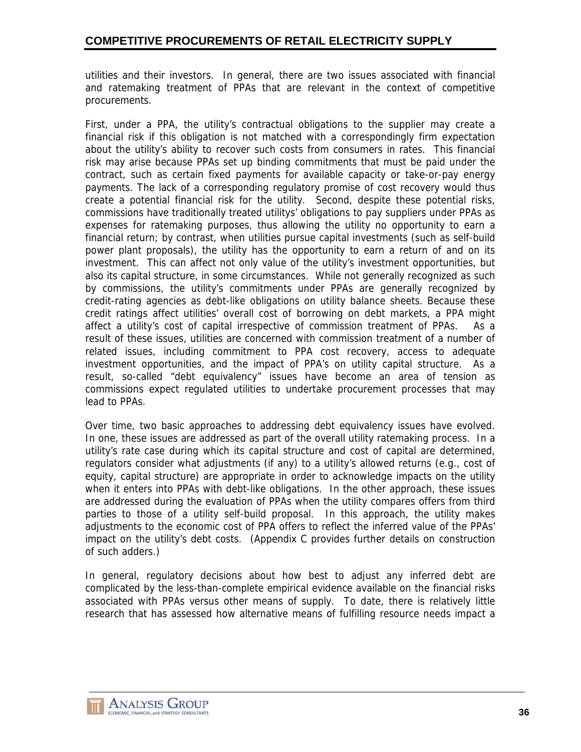utilities and their investors. In general, there are two issues associated with financial and ratemaking treatment of PPAs that are relevant in the context of competitive procurements.

First, under a PPA, the utility's contractual obligations to the supplier may create a financial risk if this obligation is not matched with a correspondingly firm expectation about the utility's ability to recover such costs from consumers in rates. This financial risk may arise because PPAs set up binding commitments that must be paid under the contract, such as certain fixed payments for available capacity or take-or-pay energy payments. The lack of a corresponding regulatory promise of cost recovery would thus create a potential financial risk for the utility. Second, despite these potential risks, commissions have traditionally treated utilitys' obligations to pay suppliers under PPAs as expenses for ratemaking purposes, thus allowing the utility no opportunity to earn a financial return; by contrast, when utilities pursue capital investments (such as self-build power plant proposals), the utility has the opportunity to earn a return of and on its investment. This can affect not only value of the utility's investment opportunities, but also its capital structure, in some circumstances. While not generally recognized as such by commissions, the utility's commitments under PPAs are generally recognized by credit-rating agencies as debt-like obligations on utility balance sheets. Because these credit ratings affect utilities' overall cost of borrowing on debt markets, a PPA might affect a utility's cost of capital irrespective of commission treatment of PPAs. As a result of these issues, utilities are concerned with commission treatment of a number of related issues, including commitment to PPA cost recovery, access to adequate investment opportunities, and the impact of PPA's on utility capital structure. As a result, so-called "debt equivalency" issues have become an area of tension as commissions expect regulated utilities to undertake procurement processes that may lead to PPAs.

Over time, two basic approaches to addressing debt equivalency issues have evolved. In one, these issues are addressed as part of the overall utility ratemaking process. In a utility's rate case during which its capital structure and cost of capital are determined, regulators consider what adjustments (if any) to a utility's allowed returns (e.g., cost of equity, capital structure) are appropriate in order to acknowledge impacts on the utility when it enters into PPAs with debt-like obligations. In the other approach, these issues are addressed during the evaluation of PPAs when the utility compares offers from third parties to those of a utility self-build proposal. In this approach, the utility makes adjustments to the economic cost of PPA offers to reflect the inferred value of the PPAs' impact on the utility's debt costs. (Appendix C provides further details on construction of such adders.)

In general, regulatory decisions about how best to adjust any inferred debt are complicated by the less-than-complete empirical evidence available on the financial risks associated with PPAs versus other means of supply. To date, there is relatively little research that has assessed how alternative means of fulfilling resource needs impact a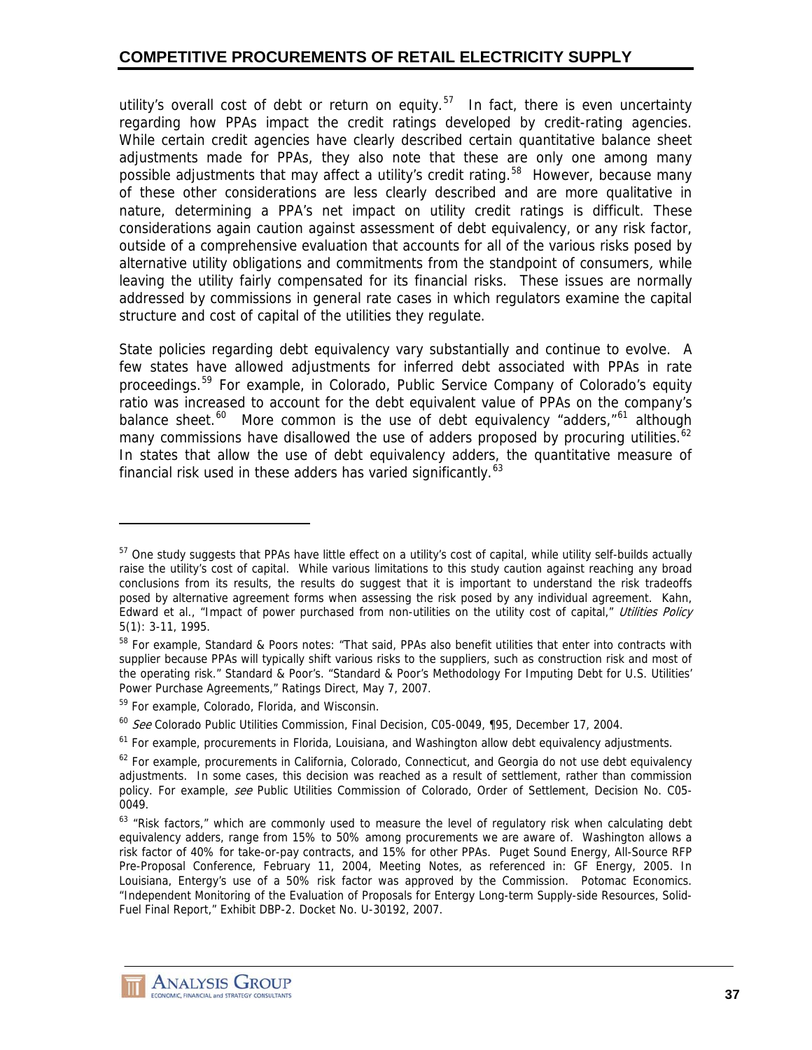utility's overall cost of debt or return on equity.[57] In fact, there is even uncertainty regarding how PPAs impact the credit ratings developed by credit-rating agencies. While certain credit agencies have clearly described certain quantitative balance sheet adjustments made for PPAs, they also note that these are only one among many possible adjustments that may affect a utility's credit rating.[58] However, because many of these other considerations are less clearly described and are more qualitative in nature, determining a PPA's net impact on utility credit ratings is difficult. These considerations again caution against assessment of debt equivalency, or any risk factor, outside of a comprehensive evaluation that accounts for all of the various risks posed by alternative utility obligations and commitments from the standpoint of consumers*,* while leaving the utility fairly compensated for its financial risks. These issues are normally addressed by commissions in general rate cases in which regulators examine the capital structure and cost of capital of the utilities they regulate.

State policies regarding debt equivalency vary substantially and continue to evolve. A few states have allowed adjustments for inferred debt associated with PPAs in rate proceedings.[59] For example, in Colorado, Public Service Company of Colorado's equity ratio was increased to account for the debt equivalent value of PPAs on the company's balance sheet.[60] More common is the use of debt equivalency "adders,"[61] although many commissions have disallowed the use of adders proposed by procuring utilities.[62] In states that allow the use of debt equivalency adders, the quantitative measure of financial risk used in these adders has varied significantly.[63]

---

[57] One study suggests that PPAs have little effect on a utility's cost of capital, while utility self-builds actually raise the utility's cost of capital. While various limitations to this study caution against reaching any broad conclusions from its results, the results do suggest that it is important to understand the risk tradeoffs posed by alternative agreement forms when assessing the risk posed by any individual agreement. Kahn, Edward et al., "Impact of power purchased from non-utilities on the utility cost of capital," *Utilities Policy* 5(1): 3-11, 1995.

[58] For example, Standard & Poors notes: "That said, PPAs also benefit utilities that enter into contracts with supplier because PPAs will typically shift various risks to the suppliers, such as construction risk and most of the operating risk." Standard & Poor's. "Standard & Poor's Methodology For Imputing Debt for U.S. Utilities' Power Purchase Agreements," Ratings Direct, May 7, 2007.

[59] For example, Colorado, Florida, and Wisconsin.

[60] *See* Colorado Public Utilities Commission, Final Decision, C05-0049, ¶95, December 17, 2004.

[61] For example, procurements in Florida, Louisiana, and Washington allow debt equivalency adjustments.

[62] For example, procurements in California, Colorado, Connecticut, and Georgia do not use debt equivalency adjustments. In some cases, this decision was reached as a result of settlement, rather than commission policy. For example, *see* Public Utilities Commission of Colorado, Order of Settlement, Decision No. C05-0049.

[63] "Risk factors," which are commonly used to measure the level of regulatory risk when calculating debt equivalency adders, range from 15% to 50% among procurements we are aware of. Washington allows a risk factor of 40% for take-or-pay contracts, and 15% for other PPAs. Puget Sound Energy, All-Source RFP Pre-Proposal Conference, February 11, 2004, Meeting Notes, as referenced in: GF Energy, 2005. In Louisiana, Entergy's use of a 50% risk factor was approved by the Commission. Potomac Economics. "Independent Monitoring of the Evaluation of Proposals for Entergy Long-term Supply-side Resources, Solid-Fuel Final Report," Exhibit DBP-2. Docket No. U-30192, 2007.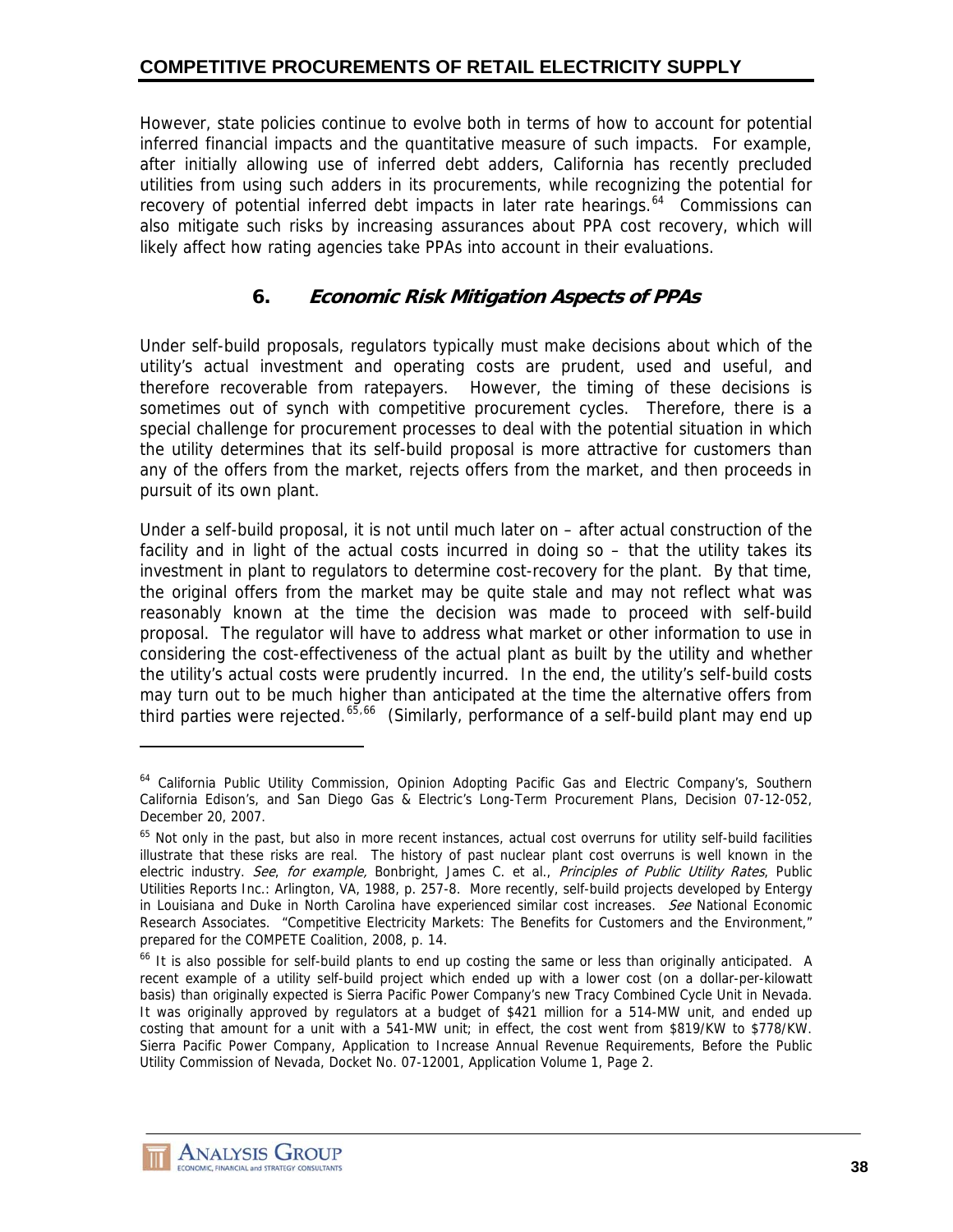However, state policies continue to evolve both in terms of how to account for potential inferred financial impacts and the quantitative measure of such impacts. For example, after initially allowing use of inferred debt adders, California has recently precluded utilities from using such adders in its procurements, while recognizing the potential for recovery of potential inferred debt impacts in later rate hearings.[64] Commissions can also mitigate such risks by increasing assurances about PPA cost recovery, which will likely affect how rating agencies take PPAs into account in their evaluations.

### 6. *Economic Risk Mitigation Aspects of PPAs*

Under self-build proposals, regulators typically must make decisions about which of the utility's actual investment and operating costs are prudent, used and useful, and therefore recoverable from ratepayers. However, the timing of these decisions is sometimes out of synch with competitive procurement cycles. Therefore, there is a special challenge for procurement processes to deal with the potential situation in which the utility determines that its self-build proposal is more attractive for customers than any of the offers from the market, rejects offers from the market, and then proceeds in pursuit of its own plant.

Under a self-build proposal, it is not until much later on – after actual construction of the facility and in light of the actual costs incurred in doing so – that the utility takes its investment in plant to regulators to determine cost-recovery for the plant. By that time, the original offers from the market may be quite stale and may not reflect what was reasonably known at the time the decision was made to proceed with self-build proposal. The regulator will have to address what market or other information to use in considering the cost-effectiveness of the actual plant as built by the utility and whether the utility's actual costs were prudently incurred. In the end, the utility's self-build costs may turn out to be much higher than anticipated at the time the alternative offers from third parties were rejected.[65,66] (Similarly, performance of a self-build plant may end up

---

[64] California Public Utility Commission, Opinion Adopting Pacific Gas and Electric Company's, Southern California Edison's, and San Diego Gas & Electric's Long-Term Procurement Plans, Decision 07-12-052, December 20, 2007.

[65] Not only in the past, but also in more recent instances, actual cost overruns for utility self-build facilities illustrate that these risks are real. The history of past nuclear plant cost overruns is well known in the electric industry. *See*, *for example,* Bonbright, James C. et al., *Principles of Public Utility Rates*, Public Utilities Reports Inc.: Arlington, VA, 1988, p. 257-8. More recently, self-build projects developed by Entergy in Louisiana and Duke in North Carolina have experienced similar cost increases. *See* National Economic Research Associates. "Competitive Electricity Markets: The Benefits for Customers and the Environment," prepared for the COMPETE Coalition, 2008, p. 14.

[66] It is also possible for self-build plants to end up costing the same or less than originally anticipated. A recent example of a utility self-build project which ended up with a lower cost (on a dollar-per-kilowatt basis) than originally expected is Sierra Pacific Power Company's new Tracy Combined Cycle Unit in Nevada. It was originally approved by regulators at a budget of $421 million for a 514-MW unit, and ended up costing that amount for a unit with a 541-MW unit; in effect, the cost went from $819/KW to $778/KW. Sierra Pacific Power Company, Application to Increase Annual Revenue Requirements, Before the Public Utility Commission of Nevada, Docket No. 07-12001, Application Volume 1, Page 2.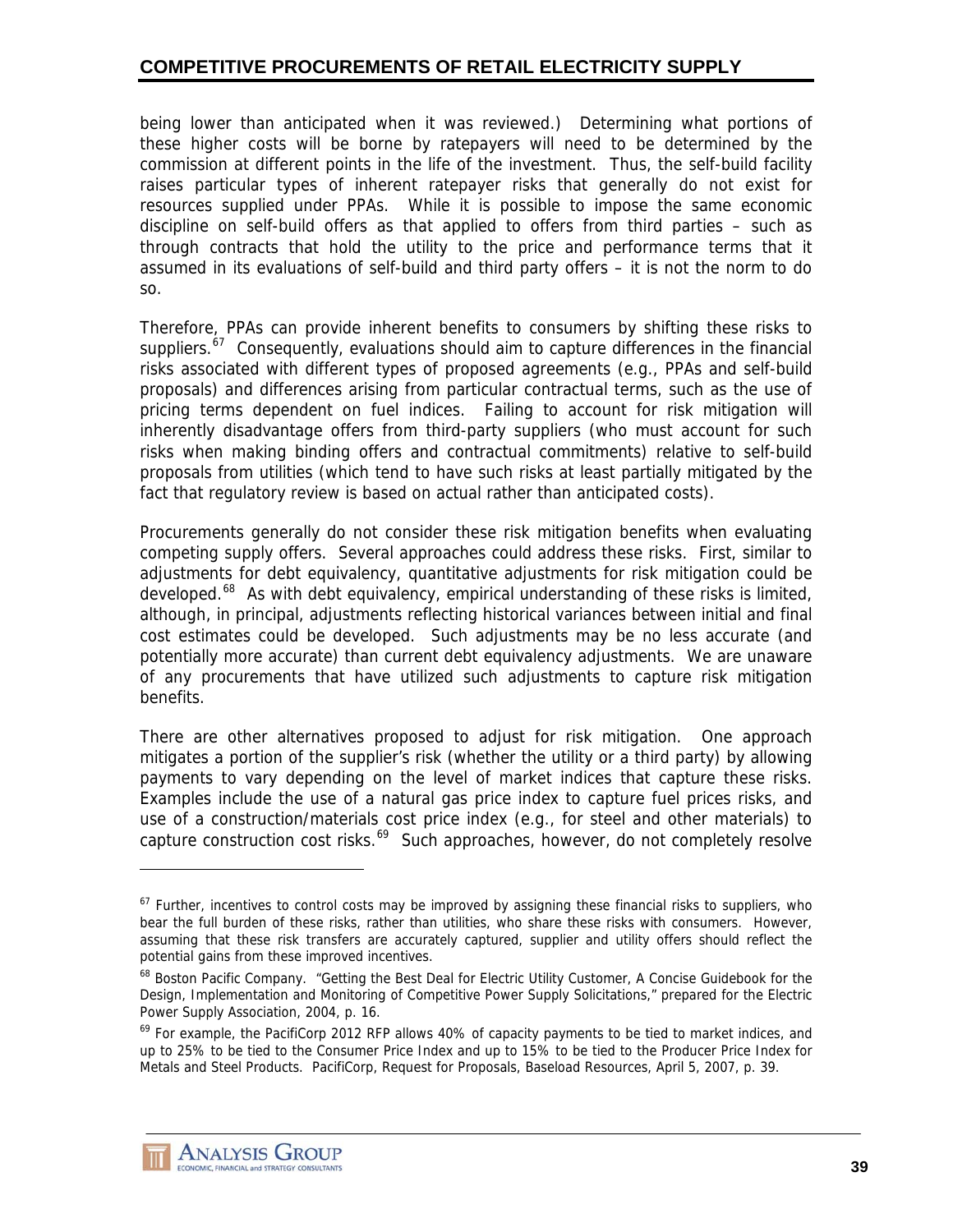being lower than anticipated when it was reviewed.) Determining what portions of these higher costs will be borne by ratepayers will need to be determined by the commission at different points in the life of the investment. Thus, the self-build facility raises particular types of inherent ratepayer risks that generally do not exist for resources supplied under PPAs. While it is possible to impose the same economic discipline on self-build offers as that applied to offers from third parties – such as through contracts that hold the utility to the price and performance terms that it assumed in its evaluations of self-build and third party offers – it is not the norm to do so.

Therefore, PPAs can provide inherent benefits to consumers by shifting these risks to suppliers.[67] Consequently, evaluations should aim to capture differences in the financial risks associated with different types of proposed agreements (e.g., PPAs and self-build proposals) and differences arising from particular contractual terms, such as the use of pricing terms dependent on fuel indices. Failing to account for risk mitigation will inherently disadvantage offers from third-party suppliers (who must account for such risks when making binding offers and contractual commitments) relative to self-build proposals from utilities (which tend to have such risks at least partially mitigated by the fact that regulatory review is based on actual rather than anticipated costs).

Procurements generally do not consider these risk mitigation benefits when evaluating competing supply offers. Several approaches could address these risks. First, similar to adjustments for debt equivalency, quantitative adjustments for risk mitigation could be developed.[68] As with debt equivalency, empirical understanding of these risks is limited, although, in principal, adjustments reflecting historical variances between initial and final cost estimates could be developed. Such adjustments may be no less accurate (and potentially more accurate) than current debt equivalency adjustments. We are unaware of any procurements that have utilized such adjustments to capture risk mitigation benefits.

There are other alternatives proposed to adjust for risk mitigation. One approach mitigates a portion of the supplier's risk (whether the utility or a third party) by allowing payments to vary depending on the level of market indices that capture these risks. Examples include the use of a natural gas price index to capture fuel prices risks, and use of a construction/materials cost price index (e.g., for steel and other materials) to capture construction cost risks.[69] Such approaches, however, do not completely resolve

---

[67] Further, incentives to control costs may be improved by assigning these financial risks to suppliers, who bear the full burden of these risks, rather than utilities, who share these risks with consumers. However, assuming that these risk transfers are accurately captured, supplier and utility offers should reflect the potential gains from these improved incentives.

[68] Boston Pacific Company. "Getting the Best Deal for Electric Utility Customer, A Concise Guidebook for the Design, Implementation and Monitoring of Competitive Power Supply Solicitations," prepared for the Electric Power Supply Association, 2004, p. 16.

[69] For example, the PacifiCorp 2012 RFP allows 40% of capacity payments to be tied to market indices, and up to 25% to be tied to the Consumer Price Index and up to 15% to be tied to the Producer Price Index for Metals and Steel Products. PacifiCorp, Request for Proposals, Baseload Resources, April 5, 2007, p. 39.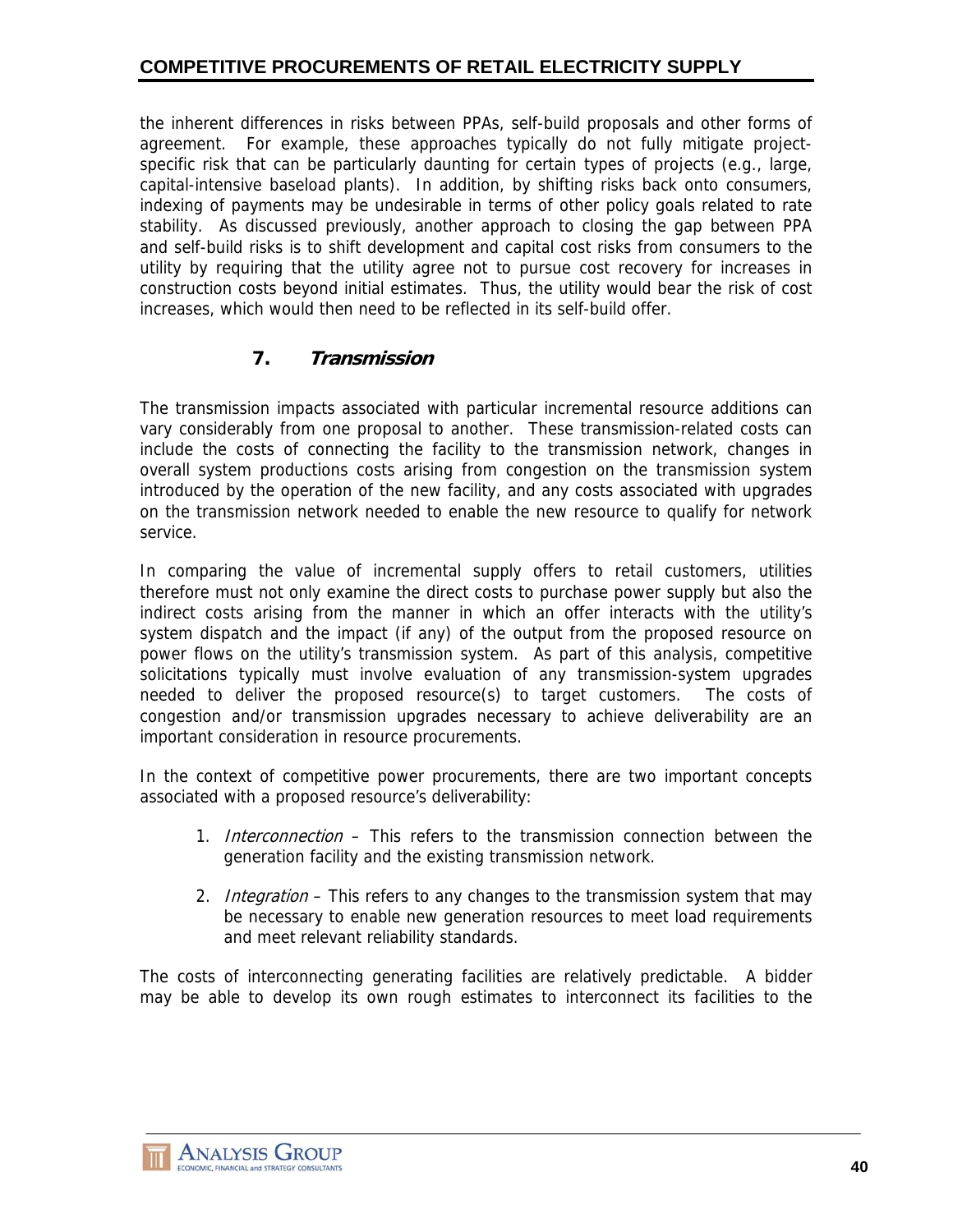the inherent differences in risks between PPAs, self-build proposals and other forms of agreement. For example, these approaches typically do not fully mitigate project-specific risk that can be particularly daunting for certain types of projects (e.g., large, capital-intensive baseload plants). In addition, by shifting risks back onto consumers, indexing of payments may be undesirable in terms of other policy goals related to rate stability. As discussed previously, another approach to closing the gap between PPA and self-build risks is to shift development and capital cost risks from consumers to the utility by requiring that the utility agree not to pursue cost recovery for increases in construction costs beyond initial estimates. Thus, the utility would bear the risk of cost increases, which would then need to be reflected in its self-build offer.

### 7. *Transmission*

The transmission impacts associated with particular incremental resource additions can vary considerably from one proposal to another. These transmission-related costs can include the costs of connecting the facility to the transmission network, changes in overall system productions costs arising from congestion on the transmission system introduced by the operation of the new facility, and any costs associated with upgrades on the transmission network needed to enable the new resource to qualify for network service.

In comparing the value of incremental supply offers to retail customers, utilities therefore must not only examine the direct costs to purchase power supply but also the indirect costs arising from the manner in which an offer interacts with the utility's system dispatch and the impact (if any) of the output from the proposed resource on power flows on the utility's transmission system. As part of this analysis, competitive solicitations typically must involve evaluation of any transmission-system upgrades needed to deliver the proposed resource(s) to target customers. The costs of congestion and/or transmission upgrades necessary to achieve deliverability are an important consideration in resource procurements.

In the context of competitive power procurements, there are two important concepts associated with a proposed resource's deliverability:

1. *Interconnection* – This refers to the transmission connection between the generation facility and the existing transmission network.

2. *Integration* – This refers to any changes to the transmission system that may be necessary to enable new generation resources to meet load requirements and meet relevant reliability standards.

The costs of interconnecting generating facilities are relatively predictable. A bidder may be able to develop its own rough estimates to interconnect its facilities to the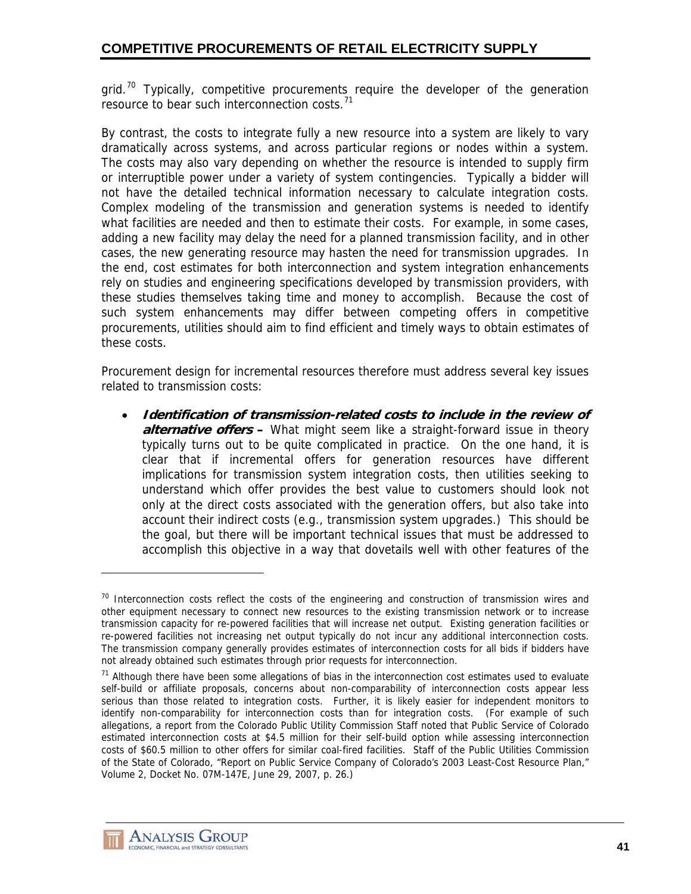grid.[70] Typically, competitive procurements require the developer of the generation resource to bear such interconnection costs.[71]

By contrast, the costs to integrate fully a new resource into a system are likely to vary dramatically across systems, and across particular regions or nodes within a system. The costs may also vary depending on whether the resource is intended to supply firm or interruptible power under a variety of system contingencies. Typically a bidder will not have the detailed technical information necessary to calculate integration costs. Complex modeling of the transmission and generation systems is needed to identify what facilities are needed and then to estimate their costs. For example, in some cases, adding a new facility may delay the need for a planned transmission facility, and in other cases, the new generating resource may hasten the need for transmission upgrades. In the end, cost estimates for both interconnection and system integration enhancements rely on studies and engineering specifications developed by transmission providers, with these studies themselves taking time and money to accomplish. Because the cost of such system enhancements may differ between competing offers in competitive procurements, utilities should aim to find efficient and timely ways to obtain estimates of these costs.

Procurement design for incremental resources therefore must address several key issues related to transmission costs:

- ***Identification of transmission-related costs to include in the review of alternative offers –*** What might seem like a straight-forward issue in theory typically turns out to be quite complicated in practice. On the one hand, it is clear that if incremental offers for generation resources have different implications for transmission system integration costs, then utilities seeking to understand which offer provides the best value to customers should look not only at the direct costs associated with the generation offers, but also take into account their indirect costs (e.g., transmission system upgrades.) This should be the goal, but there will be important technical issues that must be addressed to accomplish this objective in a way that dovetails well with other features of the

---

[70] Interconnection costs reflect the costs of the engineering and construction of transmission wires and other equipment necessary to connect new resources to the existing transmission network or to increase transmission capacity for re-powered facilities that will increase net output. Existing generation facilities or re-powered facilities not increasing net output typically do not incur any additional interconnection costs. The transmission company generally provides estimates of interconnection costs for all bids if bidders have not already obtained such estimates through prior requests for interconnection.

[71] Although there have been some allegations of bias in the interconnection cost estimates used to evaluate self-build or affiliate proposals, concerns about non-comparability of interconnection costs appear less serious than those related to integration costs. Further, it is likely easier for independent monitors to identify non-comparability for interconnection costs than for integration costs. (For example of such allegations, a report from the Colorado Public Utility Commission Staff noted that Public Service of Colorado estimated interconnection costs at $4.5 million for their self-build option while assessing interconnection costs of $60.5 million to other offers for similar coal-fired facilities. Staff of the Public Utilities Commission of the State of Colorado, "Report on Public Service Company of Colorado's 2003 Least-Cost Resource Plan," Volume 2, Docket No. 07M-147E, June 29, 2007, p. 26.)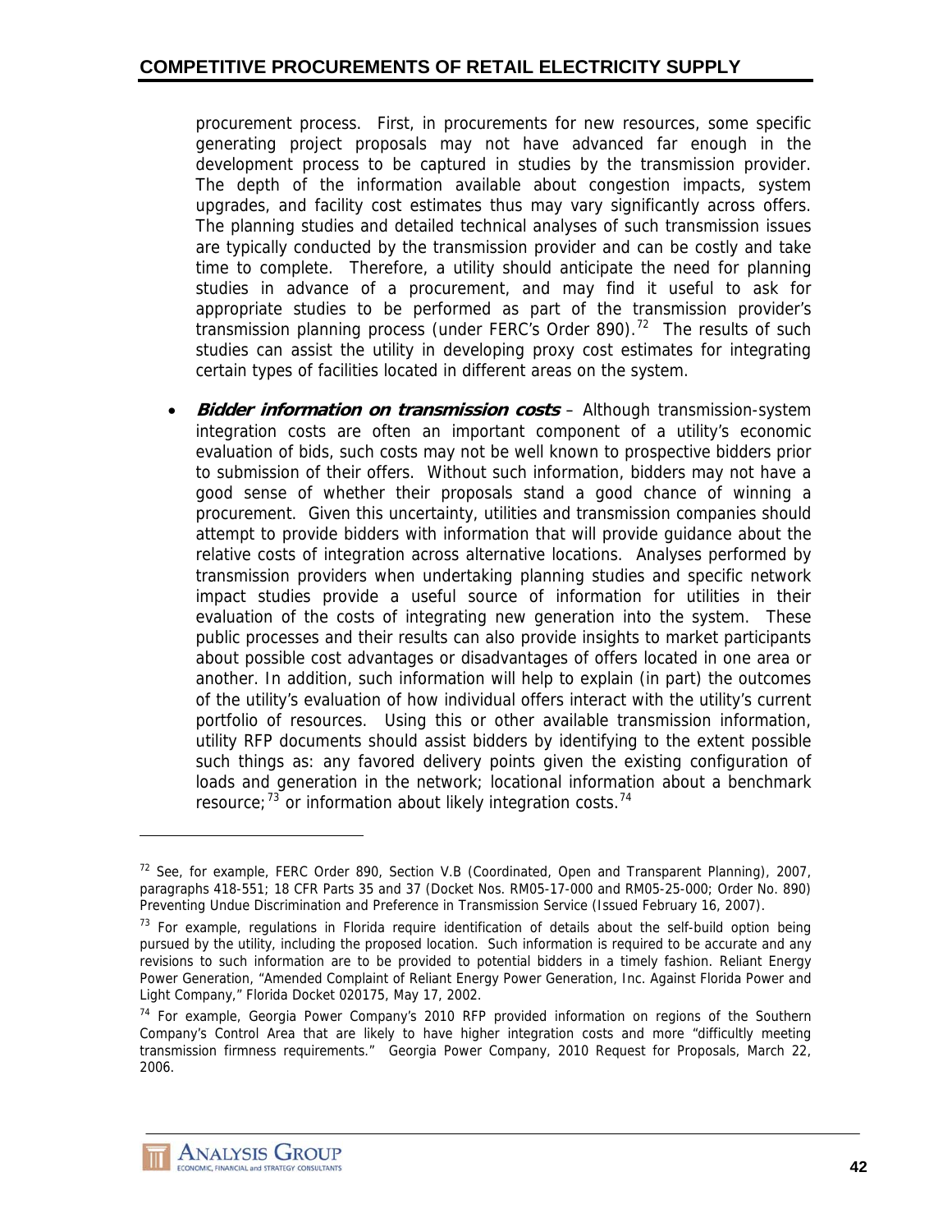procurement process. First, in procurements for new resources, some specific generating project proposals may not have advanced far enough in the development process to be captured in studies by the transmission provider. The depth of the information available about congestion impacts, system upgrades, and facility cost estimates thus may vary significantly across offers. The planning studies and detailed technical analyses of such transmission issues are typically conducted by the transmission provider and can be costly and take time to complete. Therefore, a utility should anticipate the need for planning studies in advance of a procurement, and may find it useful to ask for appropriate studies to be performed as part of the transmission provider's transmission planning process (under FERC's Order 890).[72] The results of such studies can assist the utility in developing proxy cost estimates for integrating certain types of facilities located in different areas on the system.

- ***Bidder information on transmission costs*** – Although transmission-system integration costs are often an important component of a utility's economic evaluation of bids, such costs may not be well known to prospective bidders prior to submission of their offers. Without such information, bidders may not have a good sense of whether their proposals stand a good chance of winning a procurement. Given this uncertainty, utilities and transmission companies should attempt to provide bidders with information that will provide guidance about the relative costs of integration across alternative locations. Analyses performed by transmission providers when undertaking planning studies and specific network impact studies provide a useful source of information for utilities in their evaluation of the costs of integrating new generation into the system. These public processes and their results can also provide insights to market participants about possible cost advantages or disadvantages of offers located in one area or another. In addition, such information will help to explain (in part) the outcomes of the utility's evaluation of how individual offers interact with the utility's current portfolio of resources. Using this or other available transmission information, utility RFP documents should assist bidders by identifying to the extent possible such things as: any favored delivery points given the existing configuration of loads and generation in the network; locational information about a benchmark resource;[73] or information about likely integration costs.[74]

---

[72] See, for example, FERC Order 890, Section V.B (Coordinated, Open and Transparent Planning), 2007, paragraphs 418-551; 18 CFR Parts 35 and 37 (Docket Nos. RM05-17-000 and RM05-25-000; Order No. 890) Preventing Undue Discrimination and Preference in Transmission Service (Issued February 16, 2007).

[73] For example, regulations in Florida require identification of details about the self-build option being pursued by the utility, including the proposed location. Such information is required to be accurate and any revisions to such information are to be provided to potential bidders in a timely fashion. Reliant Energy Power Generation, "Amended Complaint of Reliant Energy Power Generation, Inc. Against Florida Power and Light Company," Florida Docket 020175, May 17, 2002.

[74] For example, Georgia Power Company's 2010 RFP provided information on regions of the Southern Company's Control Area that are likely to have higher integration costs and more "difficultly meeting transmission firmness requirements." Georgia Power Company, 2010 Request for Proposals, March 22, 2006.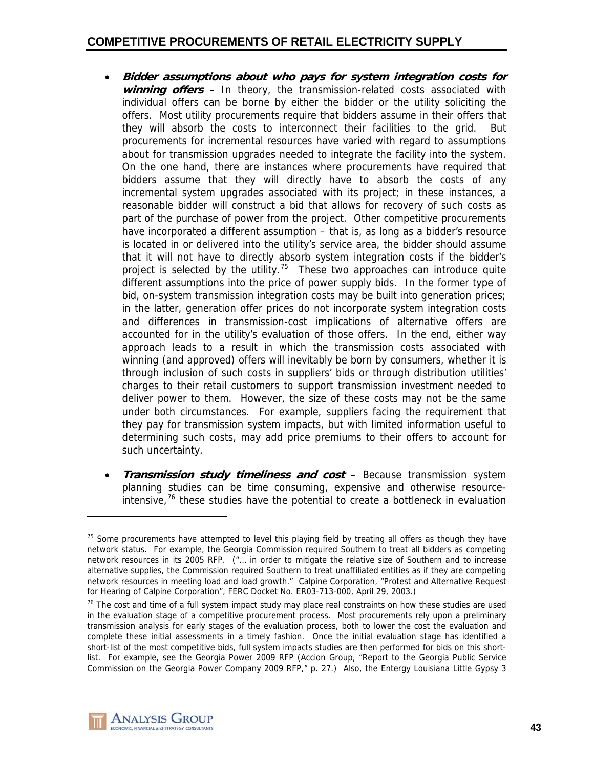- ***Bidder assumptions about who pays for system integration costs for winning offers*** – In theory, the transmission-related costs associated with individual offers can be borne by either the bidder or the utility soliciting the offers. Most utility procurements require that bidders assume in their offers that they will absorb the costs to interconnect their facilities to the grid. But procurements for incremental resources have varied with regard to assumptions about for transmission upgrades needed to integrate the facility into the system. On the one hand, there are instances where procurements have required that bidders assume that they will directly have to absorb the costs of any incremental system upgrades associated with its project; in these instances, a reasonable bidder will construct a bid that allows for recovery of such costs as part of the purchase of power from the project. Other competitive procurements have incorporated a different assumption – that is, as long as a bidder's resource is located in or delivered into the utility's service area, the bidder should assume that it will not have to directly absorb system integration costs if the bidder's project is selected by the utility.[75] These two approaches can introduce quite different assumptions into the price of power supply bids. In the former type of bid, on-system transmission integration costs may be built into generation prices; in the latter, generation offer prices do not incorporate system integration costs and differences in transmission-cost implications of alternative offers are accounted for in the utility's evaluation of those offers. In the end, either way approach leads to a result in which the transmission costs associated with winning (and approved) offers will inevitably be born by consumers, whether it is through inclusion of such costs in suppliers' bids or through distribution utilities' charges to their retail customers to support transmission investment needed to deliver power to them. However, the size of these costs may not be the same under both circumstances. For example, suppliers facing the requirement that they pay for transmission system impacts, but with limited information useful to determining such costs, may add price premiums to their offers to account for such uncertainty.

- ***Transmission study timeliness and cost*** – Because transmission system planning studies can be time consuming, expensive and otherwise resource-intensive,[76] these studies have the potential to create a bottleneck in evaluation

---

[75] Some procurements have attempted to level this playing field by treating all offers as though they have network status. For example, the Georgia Commission required Southern to treat all bidders as competing network resources in its 2005 RFP. ("… in order to mitigate the relative size of Southern and to increase alternative supplies, the Commission required Southern to treat unaffiliated entities as if they are competing network resources in meeting load and load growth." Calpine Corporation, "Protest and Alternative Request for Hearing of Calpine Corporation", FERC Docket No. ER03-713-000, April 29, 2003.)

[76] The cost and time of a full system impact study may place real constraints on how these studies are used in the evaluation stage of a competitive procurement process. Most procurements rely upon a preliminary transmission analysis for early stages of the evaluation process, both to lower the cost the evaluation and complete these initial assessments in a timely fashion. Once the initial evaluation stage has identified a short-list of the most competitive bids, full system impacts studies are then performed for bids on this short-list. For example, see the Georgia Power 2009 RFP (Accion Group, "Report to the Georgia Public Service Commission on the Georgia Power Company 2009 RFP," p. 27.) Also, the Entergy Louisiana Little Gypsy 3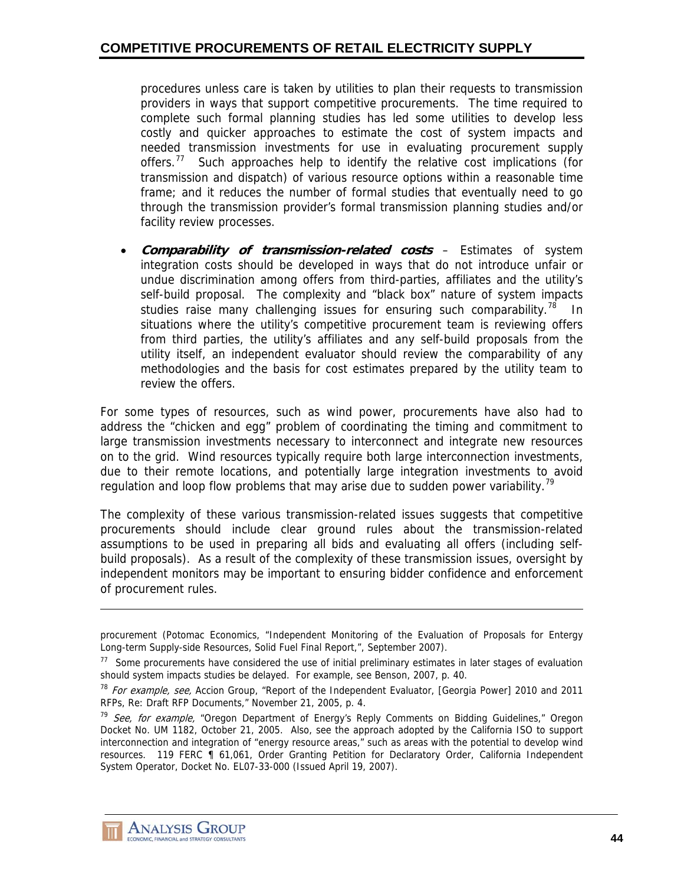procedures unless care is taken by utilities to plan their requests to transmission providers in ways that support competitive procurements. The time required to complete such formal planning studies has led some utilities to develop less costly and quicker approaches to estimate the cost of system impacts and needed transmission investments for use in evaluating procurement supply offers.[77] Such approaches help to identify the relative cost implications (for transmission and dispatch) of various resource options within a reasonable time frame; and it reduces the number of formal studies that eventually need to go through the transmission provider's formal transmission planning studies and/or facility review processes.

- ***Comparability of transmission-related costs*** – Estimates of system integration costs should be developed in ways that do not introduce unfair or undue discrimination among offers from third-parties, affiliates and the utility's self-build proposal. The complexity and "black box" nature of system impacts studies raise many challenging issues for ensuring such comparability.[78] In situations where the utility's competitive procurement team is reviewing offers from third parties, the utility's affiliates and any self-build proposals from the utility itself, an independent evaluator should review the comparability of any methodologies and the basis for cost estimates prepared by the utility team to review the offers.

For some types of resources, such as wind power, procurements have also had to address the "chicken and egg" problem of coordinating the timing and commitment to large transmission investments necessary to interconnect and integrate new resources on to the grid. Wind resources typically require both large interconnection investments, due to their remote locations, and potentially large integration investments to avoid regulation and loop flow problems that may arise due to sudden power variability.[79]

The complexity of these various transmission-related issues suggests that competitive procurements should include clear ground rules about the transmission-related assumptions to be used in preparing all bids and evaluating all offers (including self-build proposals). As a result of the complexity of these transmission issues, oversight by independent monitors may be important to ensuring bidder confidence and enforcement of procurement rules.

---

procurement (Potomac Economics, "Independent Monitoring of the Evaluation of Proposals for Entergy Long-term Supply-side Resources, Solid Fuel Final Report,", September 2007).

[77] Some procurements have considered the use of initial preliminary estimates in later stages of evaluation should system impacts studies be delayed. For example, see Benson, 2007, p. 40.

[78] *For example, see,* Accion Group, "Report of the Independent Evaluator, [Georgia Power] 2010 and 2011 RFPs, Re: Draft RFP Documents," November 21, 2005, p. 4.

[79] *See, for example,* "Oregon Department of Energy's Reply Comments on Bidding Guidelines," Oregon Docket No. UM 1182, October 21, 2005. Also, see the approach adopted by the California ISO to support interconnection and integration of "energy resource areas," such as areas with the potential to develop wind resources. 119 FERC ¶ 61,061, Order Granting Petition for Declaratory Order, California Independent System Operator, Docket No. EL07-33-000 (Issued April 19, 2007).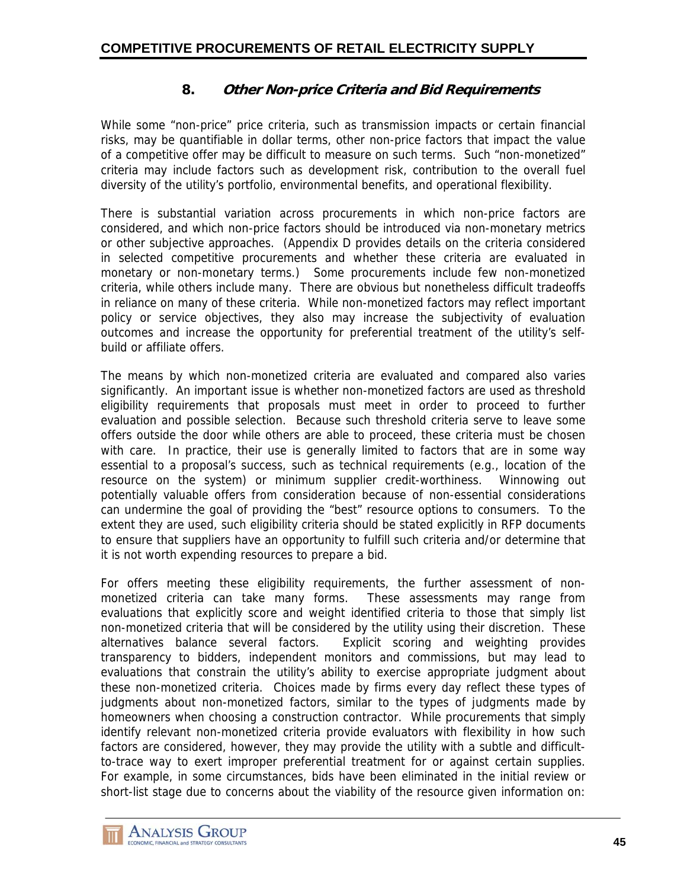### 8. *Other Non-price Criteria and Bid Requirements*

While some "non-price" price criteria, such as transmission impacts or certain financial risks, may be quantifiable in dollar terms, other non-price factors that impact the value of a competitive offer may be difficult to measure on such terms. Such "non-monetized" criteria may include factors such as development risk, contribution to the overall fuel diversity of the utility's portfolio, environmental benefits, and operational flexibility.

There is substantial variation across procurements in which non-price factors are considered, and which non-price factors should be introduced via non-monetary metrics or other subjective approaches. (Appendix D provides details on the criteria considered in selected competitive procurements and whether these criteria are evaluated in monetary or non-monetary terms.) Some procurements include few non-monetized criteria, while others include many. There are obvious but nonetheless difficult tradeoffs in reliance on many of these criteria. While non-monetized factors may reflect important policy or service objectives, they also may increase the subjectivity of evaluation outcomes and increase the opportunity for preferential treatment of the utility's self-build or affiliate offers.

The means by which non-monetized criteria are evaluated and compared also varies significantly. An important issue is whether non-monetized factors are used as threshold eligibility requirements that proposals must meet in order to proceed to further evaluation and possible selection. Because such threshold criteria serve to leave some offers outside the door while others are able to proceed, these criteria must be chosen with care. In practice, their use is generally limited to factors that are in some way essential to a proposal's success, such as technical requirements (e.g., location of the resource on the system) or minimum supplier credit-worthiness. Winnowing out potentially valuable offers from consideration because of non-essential considerations can undermine the goal of providing the "best" resource options to consumers. To the extent they are used, such eligibility criteria should be stated explicitly in RFP documents to ensure that suppliers have an opportunity to fulfill such criteria and/or determine that it is not worth expending resources to prepare a bid.

For offers meeting these eligibility requirements, the further assessment of non-monetized criteria can take many forms. These assessments may range from evaluations that explicitly score and weight identified criteria to those that simply list non-monetized criteria that will be considered by the utility using their discretion. These alternatives balance several factors. Explicit scoring and weighting provides transparency to bidders, independent monitors and commissions, but may lead to evaluations that constrain the utility's ability to exercise appropriate judgment about these non-monetized criteria. Choices made by firms every day reflect these types of judgments about non-monetized factors, similar to the types of judgments made by homeowners when choosing a construction contractor. While procurements that simply identify relevant non-monetized criteria provide evaluators with flexibility in how such factors are considered, however, they may provide the utility with a subtle and difficult-to-trace way to exert improper preferential treatment for or against certain supplies. For example, in some circumstances, bids have been eliminated in the initial review or short-list stage due to concerns about the viability of the resource given information on: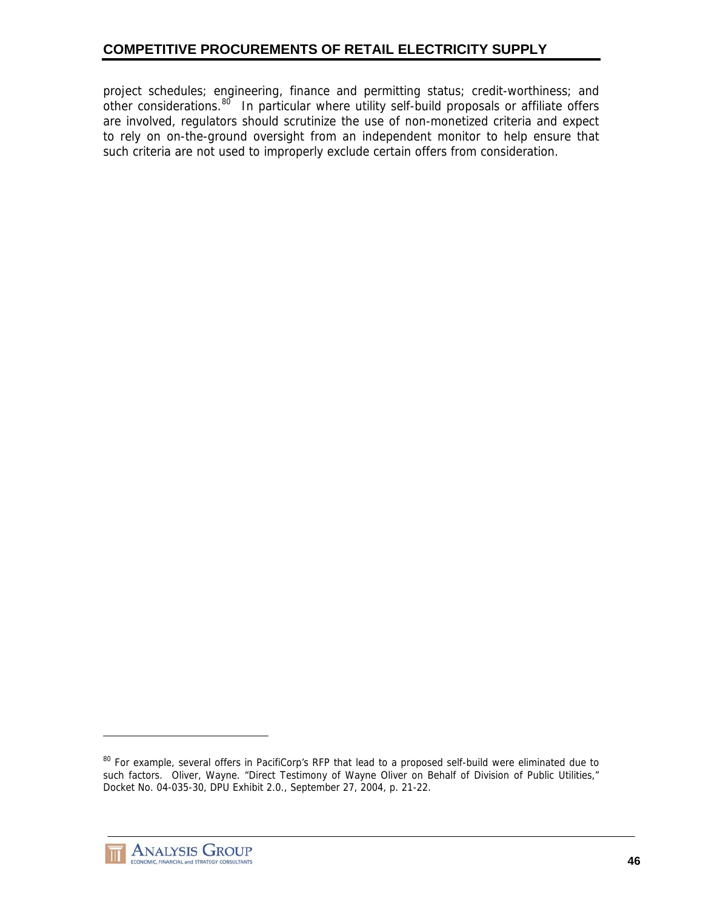project schedules; engineering, finance and permitting status; credit-worthiness; and other considerations.[80] In particular where utility self-build proposals or affiliate offers are involved, regulators should scrutinize the use of non-monetized criteria and expect to rely on on-the-ground oversight from an independent monitor to help ensure that such criteria are not used to improperly exclude certain offers from consideration.

[80] For example, several offers in PacifiCorp's RFP that lead to a proposed self-build were eliminated due to such factors. Oliver, Wayne. "Direct Testimony of Wayne Oliver on Behalf of Division of Public Utilities," Docket No. 04-035-30, DPU Exhibit 2.0., September 27, 2004, p. 21-22.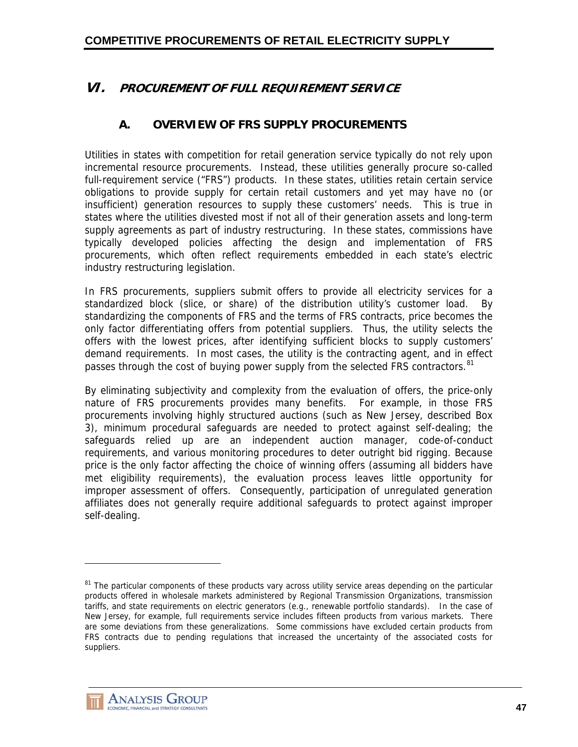## VI. PROCUREMENT OF FULL REQUIREMENT SERVICE

### A. OVERVIEW OF FRS SUPPLY PROCUREMENTS

Utilities in states with competition for retail generation service typically do not rely upon incremental resource procurements. Instead, these utilities generally procure so-called full-requirement service ("FRS") products. In these states, utilities retain certain service obligations to provide supply for certain retail customers and yet may have no (or insufficient) generation resources to supply these customers' needs. This is true in states where the utilities divested most if not all of their generation assets and long-term supply agreements as part of industry restructuring. In these states, commissions have typically developed policies affecting the design and implementation of FRS procurements, which often reflect requirements embedded in each state's electric industry restructuring legislation.

In FRS procurements, suppliers submit offers to provide all electricity services for a standardized block (slice, or share) of the distribution utility's customer load. By standardizing the components of FRS and the terms of FRS contracts, price becomes the only factor differentiating offers from potential suppliers. Thus, the utility selects the offers with the lowest prices, after identifying sufficient blocks to supply customers' demand requirements. In most cases, the utility is the contracting agent, and in effect passes through the cost of buying power supply from the selected FRS contractors.[81]

By eliminating subjectivity and complexity from the evaluation of offers, the price-only nature of FRS procurements provides many benefits. For example, in those FRS procurements involving highly structured auctions (such as New Jersey, described Box 3), minimum procedural safeguards are needed to protect against self-dealing; the safeguards relied up are an independent auction manager, code-of-conduct requirements, and various monitoring procedures to deter outright bid rigging. Because price is the only factor affecting the choice of winning offers (assuming all bidders have met eligibility requirements), the evaluation process leaves little opportunity for improper assessment of offers. Consequently, participation of unregulated generation affiliates does not generally require additional safeguards to protect against improper self-dealing.

[81] The particular components of these products vary across utility service areas depending on the particular products offered in wholesale markets administered by Regional Transmission Organizations, transmission tariffs, and state requirements on electric generators (e.g., renewable portfolio standards). In the case of New Jersey, for example, full requirements service includes fifteen products from various markets. There are some deviations from these generalizations. Some commissions have excluded certain products from FRS contracts due to pending regulations that increased the uncertainty of the associated costs for suppliers.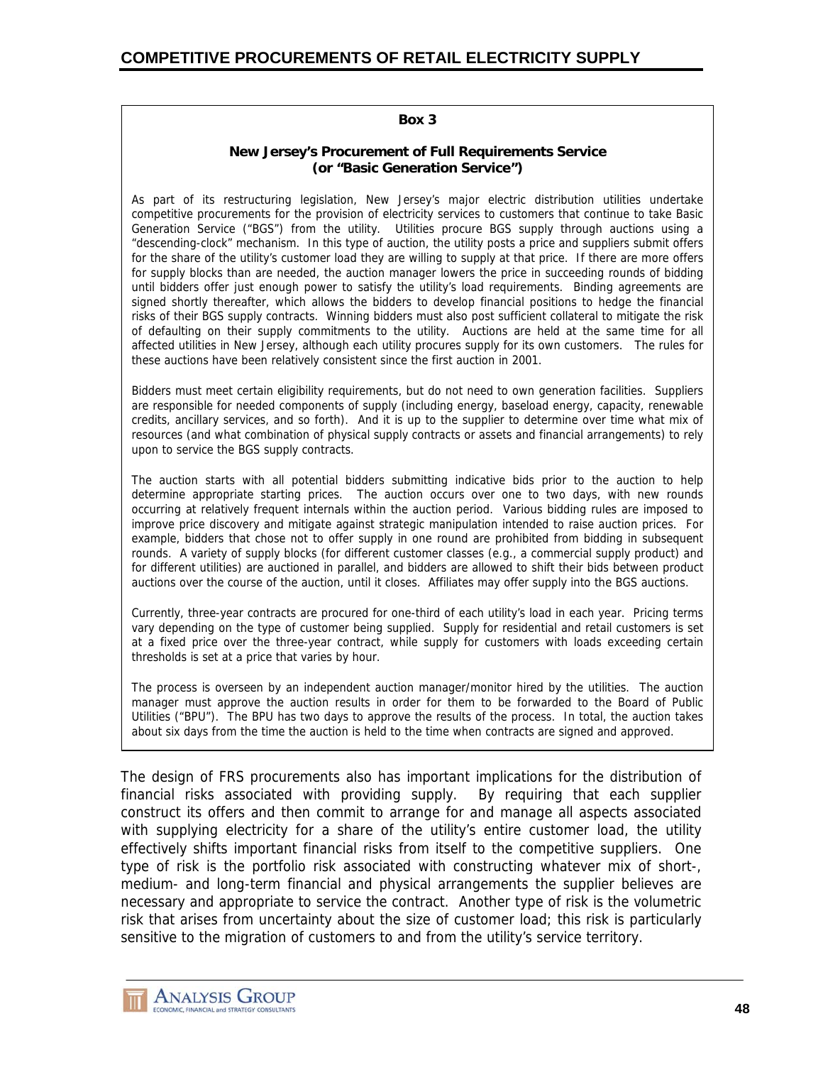**Box 3**

**New Jersey's Procurement of Full Requirements Service (or "Basic Generation Service")**

As part of its restructuring legislation, New Jersey's major electric distribution utilities undertake competitive procurements for the provision of electricity services to customers that continue to take Basic Generation Service ("BGS") from the utility. Utilities procure BGS supply through auctions using a "descending-clock" mechanism. In this type of auction, the utility posts a price and suppliers submit offers for the share of the utility's customer load they are willing to supply at that price. If there are more offers for supply blocks than are needed, the auction manager lowers the price in succeeding rounds of bidding until bidders offer just enough power to satisfy the utility's load requirements. Binding agreements are signed shortly thereafter, which allows the bidders to develop financial positions to hedge the financial risks of their BGS supply contracts. Winning bidders must also post sufficient collateral to mitigate the risk of defaulting on their supply commitments to the utility. Auctions are held at the same time for all affected utilities in New Jersey, although each utility procures supply for its own customers. The rules for these auctions have been relatively consistent since the first auction in 2001.

Bidders must meet certain eligibility requirements, but do not need to own generation facilities. Suppliers are responsible for needed components of supply (including energy, baseload energy, capacity, renewable credits, ancillary services, and so forth). And it is up to the supplier to determine over time what mix of resources (and what combination of physical supply contracts or assets and financial arrangements) to rely upon to service the BGS supply contracts.

The auction starts with all potential bidders submitting indicative bids prior to the auction to help determine appropriate starting prices. The auction occurs over one to two days, with new rounds occurring at relatively frequent internals within the auction period. Various bidding rules are imposed to improve price discovery and mitigate against strategic manipulation intended to raise auction prices. For example, bidders that chose not to offer supply in one round are prohibited from bidding in subsequent rounds. A variety of supply blocks (for different customer classes (e.g., a commercial supply product) and for different utilities) are auctioned in parallel, and bidders are allowed to shift their bids between product auctions over the course of the auction, until it closes. Affiliates may offer supply into the BGS auctions.

Currently, three-year contracts are procured for one-third of each utility's load in each year. Pricing terms vary depending on the type of customer being supplied. Supply for residential and retail customers is set at a fixed price over the three-year contract, while supply for customers with loads exceeding certain thresholds is set at a price that varies by hour.

The process is overseen by an independent auction manager/monitor hired by the utilities. The auction manager must approve the auction results in order for them to be forwarded to the Board of Public Utilities ("BPU"). The BPU has two days to approve the results of the process. In total, the auction takes about six days from the time the auction is held to the time when contracts are signed and approved.

The design of FRS procurements also has important implications for the distribution of financial risks associated with providing supply. By requiring that each supplier construct its offers and then commit to arrange for and manage all aspects associated with supplying electricity for a share of the utility's entire customer load, the utility effectively shifts important financial risks from itself to the competitive suppliers. One type of risk is the portfolio risk associated with constructing whatever mix of short-, medium- and long-term financial and physical arrangements the supplier believes are necessary and appropriate to service the contract. Another type of risk is the volumetric risk that arises from uncertainty about the size of customer load; this risk is particularly sensitive to the migration of customers to and from the utility's service territory.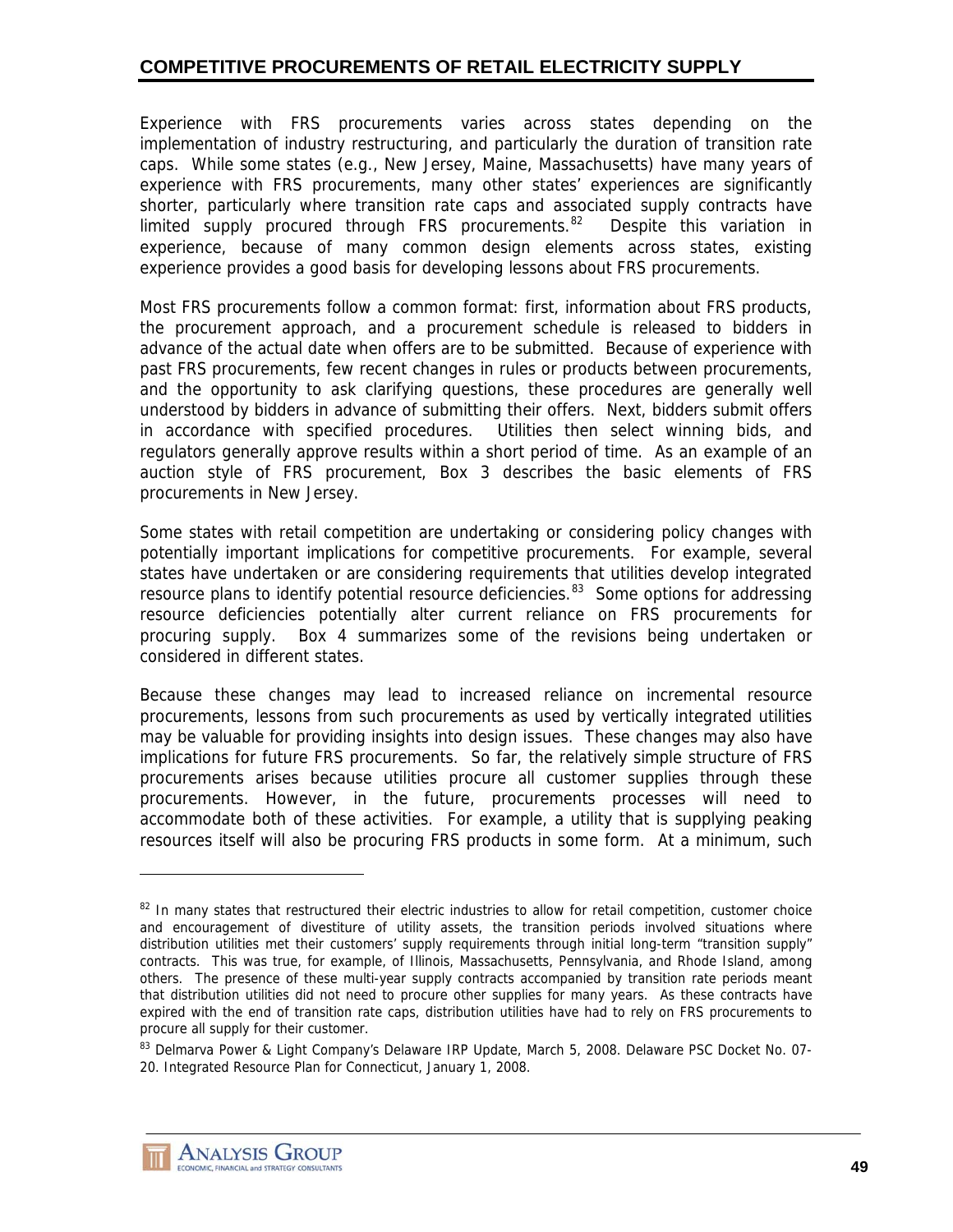Experience with FRS procurements varies across states depending on the implementation of industry restructuring, and particularly the duration of transition rate caps. While some states (e.g., New Jersey, Maine, Massachusetts) have many years of experience with FRS procurements, many other states' experiences are significantly shorter, particularly where transition rate caps and associated supply contracts have limited supply procured through FRS procurements.[82] Despite this variation in experience, because of many common design elements across states, existing experience provides a good basis for developing lessons about FRS procurements.

Most FRS procurements follow a common format: first, information about FRS products, the procurement approach, and a procurement schedule is released to bidders in advance of the actual date when offers are to be submitted. Because of experience with past FRS procurements, few recent changes in rules or products between procurements, and the opportunity to ask clarifying questions, these procedures are generally well understood by bidders in advance of submitting their offers. Next, bidders submit offers in accordance with specified procedures. Utilities then select winning bids, and regulators generally approve results within a short period of time. As an example of an auction style of FRS procurement, Box 3 describes the basic elements of FRS procurements in New Jersey.

Some states with retail competition are undertaking or considering policy changes with potentially important implications for competitive procurements. For example, several states have undertaken or are considering requirements that utilities develop integrated resource plans to identify potential resource deficiencies.[83] Some options for addressing resource deficiencies potentially alter current reliance on FRS procurements for procuring supply. Box 4 summarizes some of the revisions being undertaken or considered in different states.

Because these changes may lead to increased reliance on incremental resource procurements, lessons from such procurements as used by vertically integrated utilities may be valuable for providing insights into design issues. These changes may also have implications for future FRS procurements. So far, the relatively simple structure of FRS procurements arises because utilities procure all customer supplies through these procurements. However, in the future, procurements processes will need to accommodate both of these activities. For example, a utility that is supplying peaking resources itself will also be procuring FRS products in some form. At a minimum, such

---

[82] In many states that restructured their electric industries to allow for retail competition, customer choice and encouragement of divestiture of utility assets, the transition periods involved situations where distribution utilities met their customers' supply requirements through initial long-term "transition supply" contracts. This was true, for example, of Illinois, Massachusetts, Pennsylvania, and Rhode Island, among others. The presence of these multi-year supply contracts accompanied by transition rate periods meant that distribution utilities did not need to procure other supplies for many years. As these contracts have expired with the end of transition rate caps, distribution utilities have had to rely on FRS procurements to procure all supply for their customer.

[83] Delmarva Power & Light Company's Delaware IRP Update, March 5, 2008. Delaware PSC Docket No. 07-20. Integrated Resource Plan for Connecticut, January 1, 2008.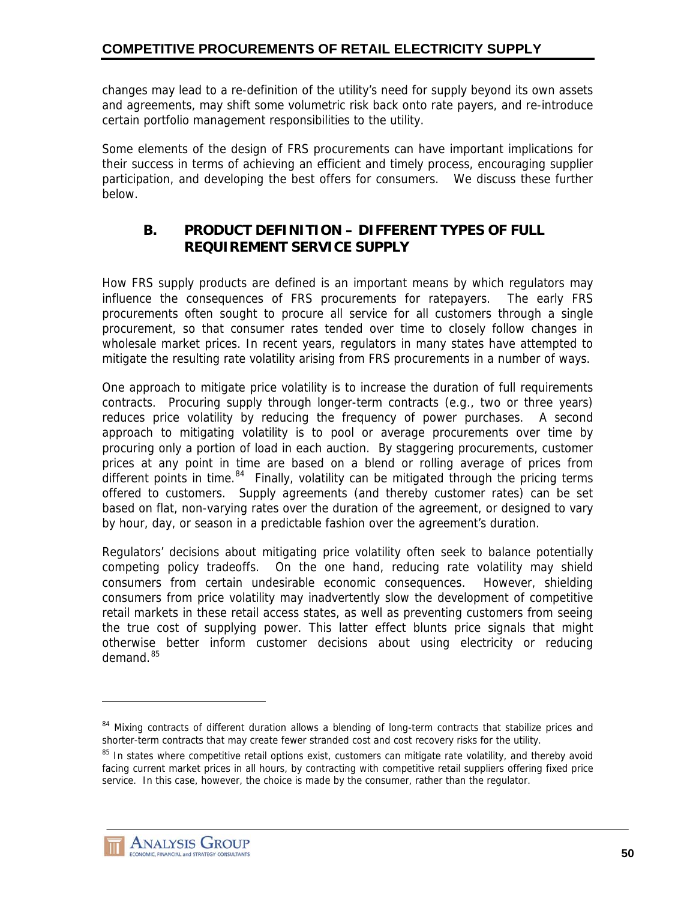changes may lead to a re-definition of the utility's need for supply beyond its own assets and agreements, may shift some volumetric risk back onto rate payers, and re-introduce certain portfolio management responsibilities to the utility.

Some elements of the design of FRS procurements can have important implications for their success in terms of achieving an efficient and timely process, encouraging supplier participation, and developing the best offers for consumers. We discuss these further below.

## B. PRODUCT DEFINITION – DIFFERENT TYPES OF FULL REQUIREMENT SERVICE SUPPLY

How FRS supply products are defined is an important means by which regulators may influence the consequences of FRS procurements for ratepayers. The early FRS procurements often sought to procure all service for all customers through a single procurement, so that consumer rates tended over time to closely follow changes in wholesale market prices. In recent years, regulators in many states have attempted to mitigate the resulting rate volatility arising from FRS procurements in a number of ways.

One approach to mitigate price volatility is to increase the duration of full requirements contracts. Procuring supply through longer-term contracts (e.g., two or three years) reduces price volatility by reducing the frequency of power purchases. A second approach to mitigating volatility is to pool or average procurements over time by procuring only a portion of load in each auction. By staggering procurements, customer prices at any point in time are based on a blend or rolling average of prices from different points in time.[84] Finally, volatility can be mitigated through the pricing terms offered to customers. Supply agreements (and thereby customer rates) can be set based on flat, non-varying rates over the duration of the agreement, or designed to vary by hour, day, or season in a predictable fashion over the agreement's duration.

Regulators' decisions about mitigating price volatility often seek to balance potentially competing policy tradeoffs. On the one hand, reducing rate volatility may shield consumers from certain undesirable economic consequences. However, shielding consumers from price volatility may inadvertently slow the development of competitive retail markets in these retail access states, as well as preventing customers from seeing the true cost of supplying power. This latter effect blunts price signals that might otherwise better inform customer decisions about using electricity or reducing demand.[85]

---

[84] Mixing contracts of different duration allows a blending of long-term contracts that stabilize prices and shorter-term contracts that may create fewer stranded cost and cost recovery risks for the utility.

[85] In states where competitive retail options exist, customers can mitigate rate volatility, and thereby avoid facing current market prices in all hours, by contracting with competitive retail suppliers offering fixed price service. In this case, however, the choice is made by the consumer, rather than the regulator.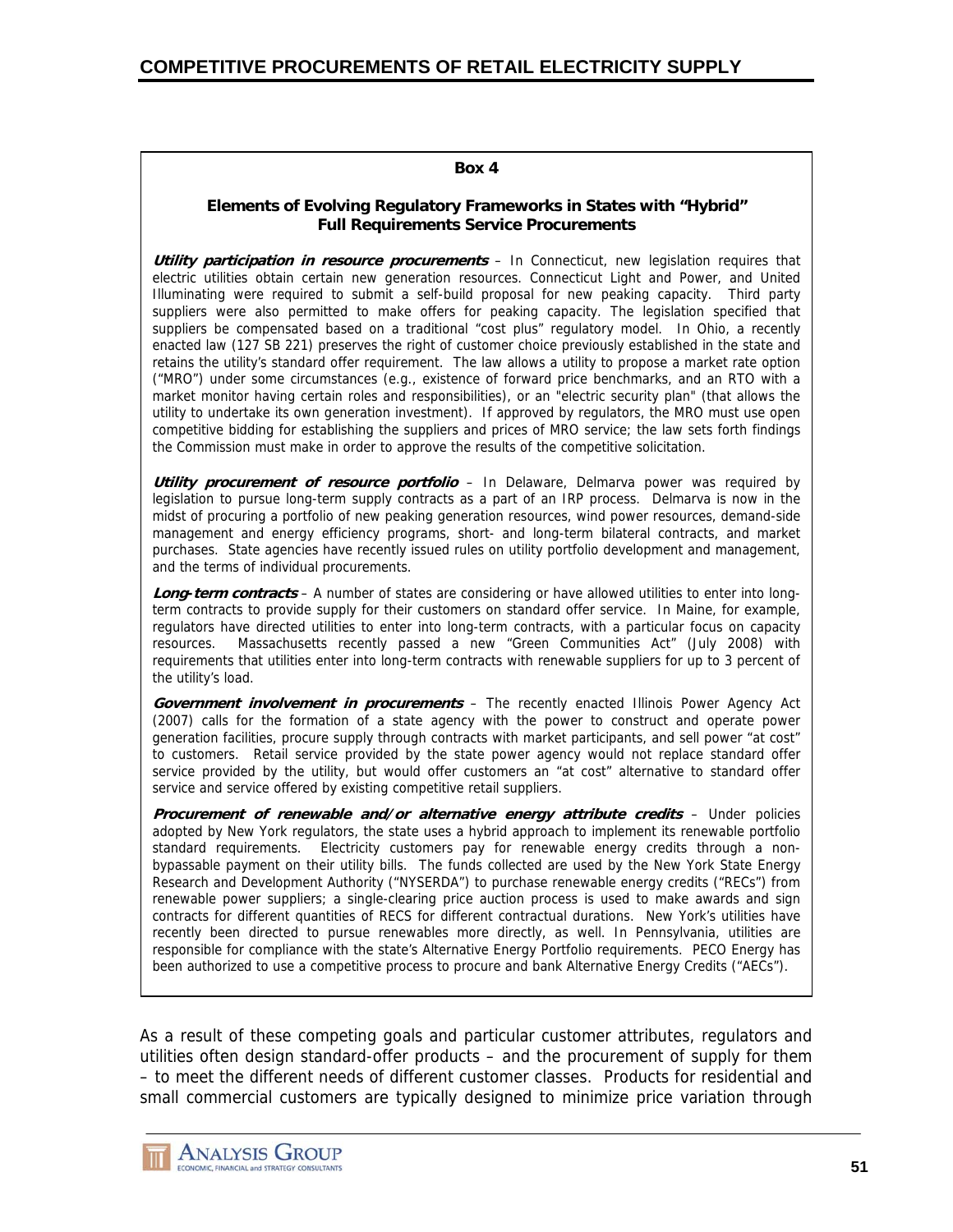**Box 4**

**Elements of Evolving Regulatory Frameworks in States with "Hybrid" Full Requirements Service Procurements**

***Utility participation in resource procurements*** – In Connecticut, new legislation requires that electric utilities obtain certain new generation resources. Connecticut Light and Power, and United Illuminating were required to submit a self-build proposal for new peaking capacity. Third party suppliers were also permitted to make offers for peaking capacity. The legislation specified that suppliers be compensated based on a traditional "cost plus" regulatory model. In Ohio, a recently enacted law (127 SB 221) preserves the right of customer choice previously established in the state and retains the utility's standard offer requirement. The law allows a utility to propose a market rate option ("MRO") under some circumstances (e.g., existence of forward price benchmarks, and an RTO with a market monitor having certain roles and responsibilities), or an "electric security plan" (that allows the utility to undertake its own generation investment). If approved by regulators, the MRO must use open competitive bidding for establishing the suppliers and prices of MRO service; the law sets forth findings the Commission must make in order to approve the results of the competitive solicitation.

***Utility procurement of resource portfolio*** – In Delaware, Delmarva power was required by legislation to pursue long-term supply contracts as a part of an IRP process. Delmarva is now in the midst of procuring a portfolio of new peaking generation resources, wind power resources, demand-side management and energy efficiency programs, short- and long-term bilateral contracts, and market purchases. State agencies have recently issued rules on utility portfolio development and management, and the terms of individual procurements.

***Long-term contracts*** – A number of states are considering or have allowed utilities to enter into long-term contracts to provide supply for their customers on standard offer service. In Maine, for example, regulators have directed utilities to enter into long-term contracts, with a particular focus on capacity resources. Massachusetts recently passed a new "Green Communities Act" (July 2008) with requirements that utilities enter into long-term contracts with renewable suppliers for up to 3 percent of the utility's load.

***Government involvement in procurements*** – The recently enacted Illinois Power Agency Act (2007) calls for the formation of a state agency with the power to construct and operate power generation facilities, procure supply through contracts with market participants, and sell power "at cost" to customers. Retail service provided by the state power agency would not replace standard offer service provided by the utility, but would offer customers an "at cost" alternative to standard offer service and service offered by existing competitive retail suppliers.

***Procurement of renewable and/or alternative energy attribute credits*** – Under policies adopted by New York regulators, the state uses a hybrid approach to implement its renewable portfolio standard requirements. Electricity customers pay for renewable energy credits through a non-bypassable payment on their utility bills. The funds collected are used by the New York State Energy Research and Development Authority ("NYSERDA") to purchase renewable energy credits ("RECs") from renewable power suppliers; a single-clearing price auction process is used to make awards and sign contracts for different quantities of RECS for different contractual durations. New York's utilities have recently been directed to pursue renewables more directly, as well. In Pennsylvania, utilities are responsible for compliance with the state's Alternative Energy Portfolio requirements. PECO Energy has been authorized to use a competitive process to procure and bank Alternative Energy Credits ("AECs").

As a result of these competing goals and particular customer attributes, regulators and utilities often design standard-offer products – and the procurement of supply for them – to meet the different needs of different customer classes. Products for residential and small commercial customers are typically designed to minimize price variation through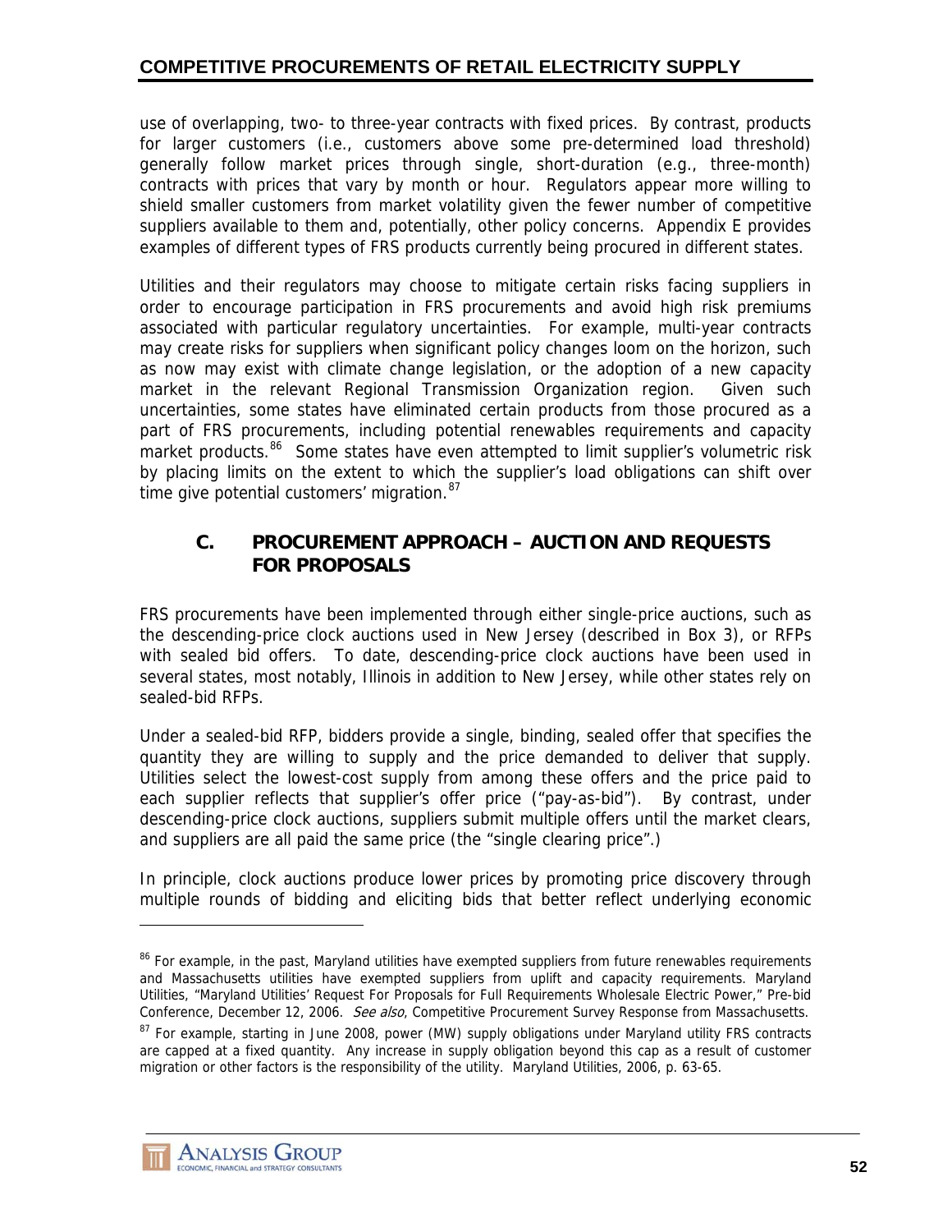use of overlapping, two- to three-year contracts with fixed prices. By contrast, products for larger customers (i.e., customers above some pre-determined load threshold) generally follow market prices through single, short-duration (e.g., three-month) contracts with prices that vary by month or hour. Regulators appear more willing to shield smaller customers from market volatility given the fewer number of competitive suppliers available to them and, potentially, other policy concerns. Appendix E provides examples of different types of FRS products currently being procured in different states.

Utilities and their regulators may choose to mitigate certain risks facing suppliers in order to encourage participation in FRS procurements and avoid high risk premiums associated with particular regulatory uncertainties. For example, multi-year contracts may create risks for suppliers when significant policy changes loom on the horizon, such as now may exist with climate change legislation, or the adoption of a new capacity market in the relevant Regional Transmission Organization region. Given such uncertainties, some states have eliminated certain products from those procured as a part of FRS procurements, including potential renewables requirements and capacity market products.[86] Some states have even attempted to limit supplier's volumetric risk by placing limits on the extent to which the supplier's load obligations can shift over time give potential customers' migration.[87]

## C. PROCUREMENT APPROACH – AUCTION AND REQUESTS FOR PROPOSALS

FRS procurements have been implemented through either single-price auctions, such as the descending-price clock auctions used in New Jersey (described in Box 3), or RFPs with sealed bid offers. To date, descending-price clock auctions have been used in several states, most notably, Illinois in addition to New Jersey, while other states rely on sealed-bid RFPs.

Under a sealed-bid RFP, bidders provide a single, binding, sealed offer that specifies the quantity they are willing to supply and the price demanded to deliver that supply. Utilities select the lowest-cost supply from among these offers and the price paid to each supplier reflects that supplier's offer price ("pay-as-bid"). By contrast, under descending-price clock auctions, suppliers submit multiple offers until the market clears, and suppliers are all paid the same price (the "single clearing price".)

In principle, clock auctions produce lower prices by promoting price discovery through multiple rounds of bidding and eliciting bids that better reflect underlying economic

---

[86] For example, in the past, Maryland utilities have exempted suppliers from future renewables requirements and Massachusetts utilities have exempted suppliers from uplift and capacity requirements. Maryland Utilities, "Maryland Utilities' Request For Proposals for Full Requirements Wholesale Electric Power," Pre-bid Conference, December 12, 2006. *See also*, Competitive Procurement Survey Response from Massachusetts.

[87] For example, starting in June 2008, power (MW) supply obligations under Maryland utility FRS contracts are capped at a fixed quantity. Any increase in supply obligation beyond this cap as a result of customer migration or other factors is the responsibility of the utility. Maryland Utilities, 2006, p. 63-65.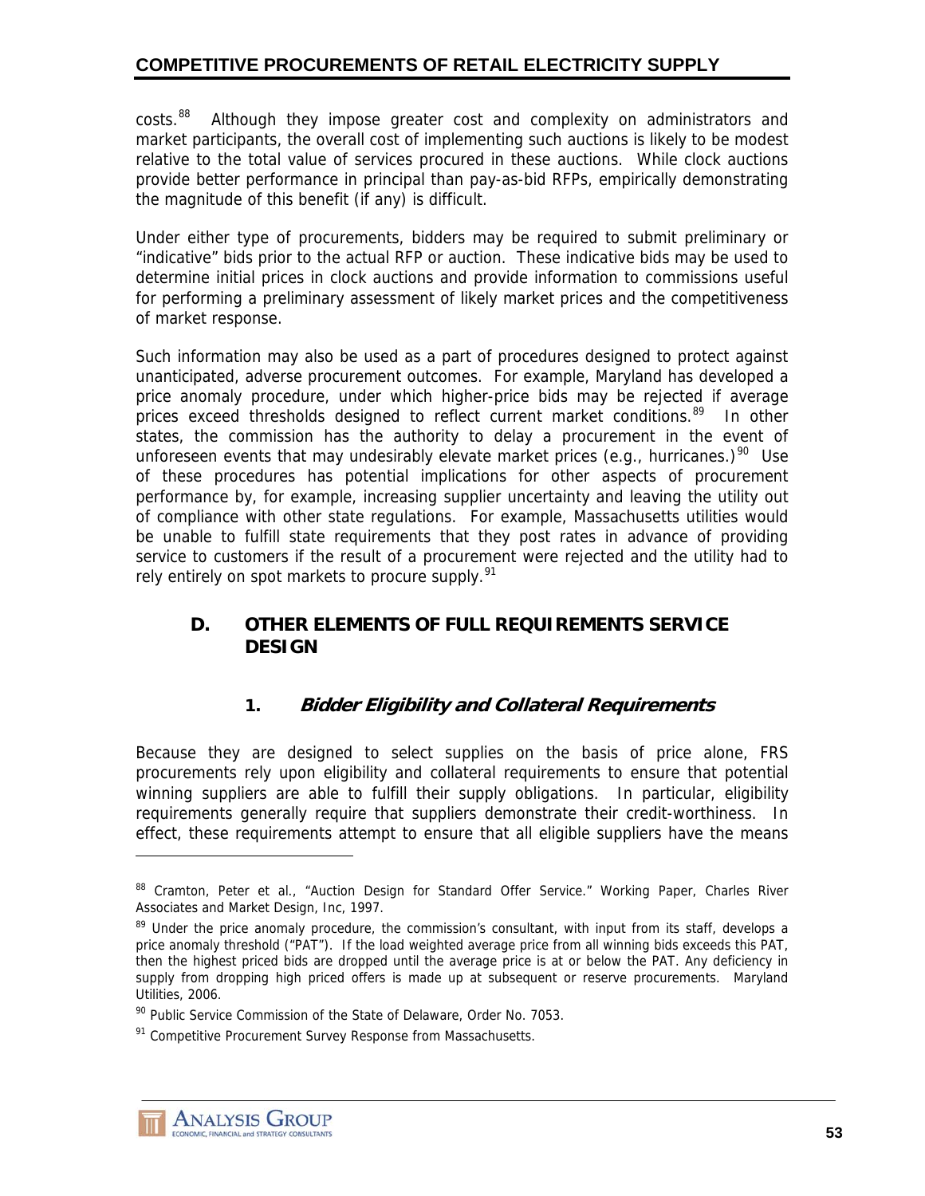costs.[88] Although they impose greater cost and complexity on administrators and market participants, the overall cost of implementing such auctions is likely to be modest relative to the total value of services procured in these auctions. While clock auctions provide better performance in principal than pay-as-bid RFPs, empirically demonstrating the magnitude of this benefit (if any) is difficult.

Under either type of procurements, bidders may be required to submit preliminary or "indicative" bids prior to the actual RFP or auction. These indicative bids may be used to determine initial prices in clock auctions and provide information to commissions useful for performing a preliminary assessment of likely market prices and the competitiveness of market response.

Such information may also be used as a part of procedures designed to protect against unanticipated, adverse procurement outcomes. For example, Maryland has developed a price anomaly procedure, under which higher-price bids may be rejected if average prices exceed thresholds designed to reflect current market conditions.[89] In other states, the commission has the authority to delay a procurement in the event of unforeseen events that may undesirably elevate market prices (e.g., hurricanes.)[90] Use of these procedures has potential implications for other aspects of procurement performance by, for example, increasing supplier uncertainty and leaving the utility out of compliance with other state regulations. For example, Massachusetts utilities would be unable to fulfill state requirements that they post rates in advance of providing service to customers if the result of a procurement were rejected and the utility had to rely entirely on spot markets to procure supply.[91]

## D. OTHER ELEMENTS OF FULL REQUIREMENTS SERVICE DESIGN

### 1. *Bidder Eligibility and Collateral Requirements*

Because they are designed to select supplies on the basis of price alone, FRS procurements rely upon eligibility and collateral requirements to ensure that potential winning suppliers are able to fulfill their supply obligations. In particular, eligibility requirements generally require that suppliers demonstrate their credit-worthiness. In effect, these requirements attempt to ensure that all eligible suppliers have the means

---

[88] Cramton, Peter et al., "Auction Design for Standard Offer Service." Working Paper, Charles River Associates and Market Design, Inc, 1997.

[89] Under the price anomaly procedure, the commission's consultant, with input from its staff, develops a price anomaly threshold ("PAT"). If the load weighted average price from all winning bids exceeds this PAT, then the highest priced bids are dropped until the average price is at or below the PAT. Any deficiency in supply from dropping high priced offers is made up at subsequent or reserve procurements. Maryland Utilities, 2006.

[90] Public Service Commission of the State of Delaware, Order No. 7053.

[91] Competitive Procurement Survey Response from Massachusetts.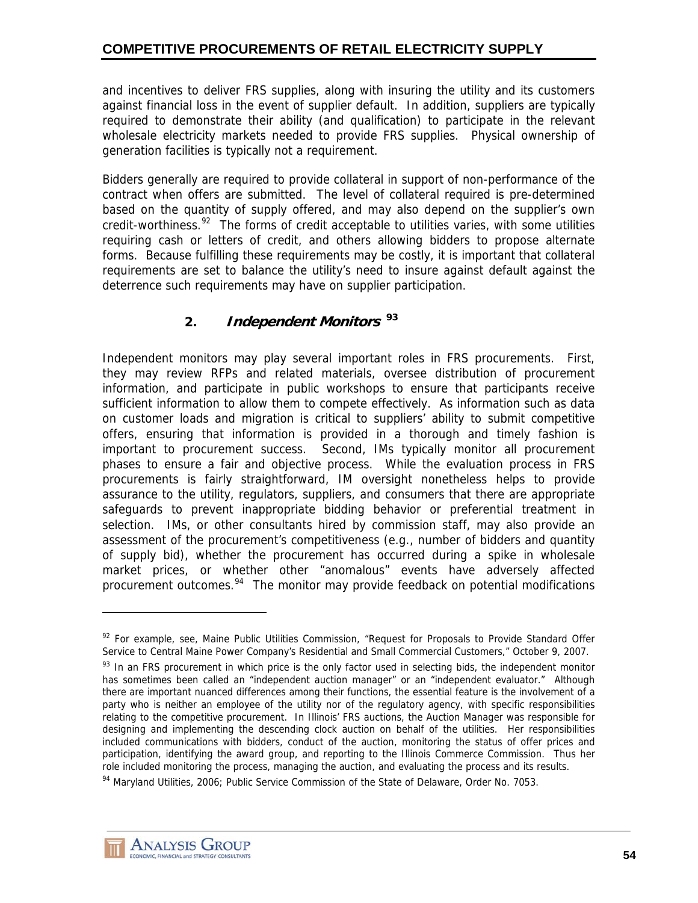and incentives to deliver FRS supplies, along with insuring the utility and its customers against financial loss in the event of supplier default. In addition, suppliers are typically required to demonstrate their ability (and qualification) to participate in the relevant wholesale electricity markets needed to provide FRS supplies. Physical ownership of generation facilities is typically not a requirement.

Bidders generally are required to provide collateral in support of non-performance of the contract when offers are submitted. The level of collateral required is pre-determined based on the quantity of supply offered, and may also depend on the supplier's own credit-worthiness.[92] The forms of credit acceptable to utilities varies, with some utilities requiring cash or letters of credit, and others allowing bidders to propose alternate forms. Because fulfilling these requirements may be costly, it is important that collateral requirements are set to balance the utility's need to insure against default against the deterrence such requirements may have on supplier participation.

### 2. *Independent Monitors* [93]

Independent monitors may play several important roles in FRS procurements. First, they may review RFPs and related materials, oversee distribution of procurement information, and participate in public workshops to ensure that participants receive sufficient information to allow them to compete effectively. As information such as data on customer loads and migration is critical to suppliers' ability to submit competitive offers, ensuring that information is provided in a thorough and timely fashion is important to procurement success. Second, IMs typically monitor all procurement phases to ensure a fair and objective process. While the evaluation process in FRS procurements is fairly straightforward, IM oversight nonetheless helps to provide assurance to the utility, regulators, suppliers, and consumers that there are appropriate safeguards to prevent inappropriate bidding behavior or preferential treatment in selection. IMs, or other consultants hired by commission staff, may also provide an assessment of the procurement's competitiveness (e.g., number of bidders and quantity of supply bid), whether the procurement has occurred during a spike in wholesale market prices, or whether other "anomalous" events have adversely affected procurement outcomes.[94] The monitor may provide feedback on potential modifications

---

[92] For example, see, Maine Public Utilities Commission, "Request for Proposals to Provide Standard Offer Service to Central Maine Power Company's Residential and Small Commercial Customers," October 9, 2007.

[93] In an FRS procurement in which price is the only factor used in selecting bids, the independent monitor has sometimes been called an "independent auction manager" or an "independent evaluator." Although there are important nuanced differences among their functions, the essential feature is the involvement of a party who is neither an employee of the utility nor of the regulatory agency, with specific responsibilities relating to the competitive procurement. In Illinois' FRS auctions, the Auction Manager was responsible for designing and implementing the descending clock auction on behalf of the utilities. Her responsibilities included communications with bidders, conduct of the auction, monitoring the status of offer prices and participation, identifying the award group, and reporting to the Illinois Commerce Commission. Thus her role included monitoring the process, managing the auction, and evaluating the process and its results.

[94] Maryland Utilities, 2006; Public Service Commission of the State of Delaware, Order No. 7053.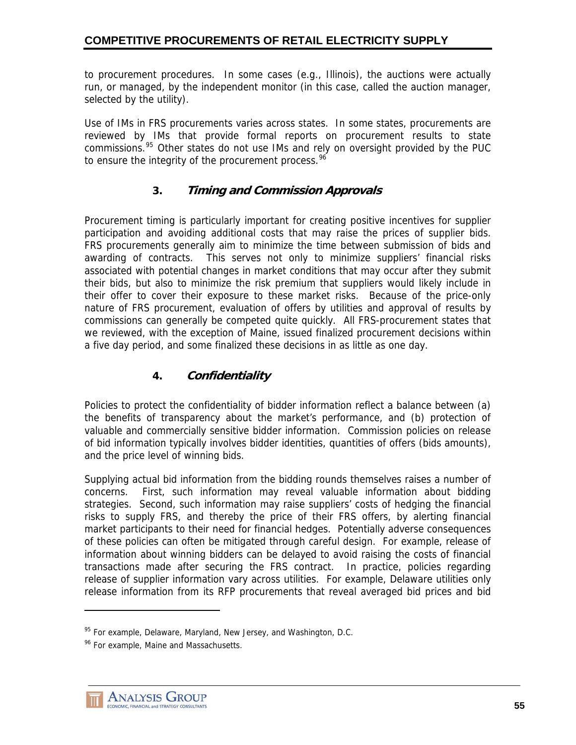to procurement procedures. In some cases (e.g., Illinois), the auctions were actually run, or managed, by the independent monitor (in this case, called the auction manager, selected by the utility).

Use of IMs in FRS procurements varies across states. In some states, procurements are reviewed by IMs that provide formal reports on procurement results to state commissions.[95] Other states do not use IMs and rely on oversight provided by the PUC to ensure the integrity of the procurement process.[96]

### 3. *Timing and Commission Approvals*

Procurement timing is particularly important for creating positive incentives for supplier participation and avoiding additional costs that may raise the prices of supplier bids. FRS procurements generally aim to minimize the time between submission of bids and awarding of contracts. This serves not only to minimize suppliers' financial risks associated with potential changes in market conditions that may occur after they submit their bids, but also to minimize the risk premium that suppliers would likely include in their offer to cover their exposure to these market risks. Because of the price-only nature of FRS procurement, evaluation of offers by utilities and approval of results by commissions can generally be competed quite quickly. All FRS-procurement states that we reviewed, with the exception of Maine, issued finalized procurement decisions within a five day period, and some finalized these decisions in as little as one day.

### 4. *Confidentiality*

Policies to protect the confidentiality of bidder information reflect a balance between (a) the benefits of transparency about the market's performance, and (b) protection of valuable and commercially sensitive bidder information. Commission policies on release of bid information typically involves bidder identities, quantities of offers (bids amounts), and the price level of winning bids.

Supplying actual bid information from the bidding rounds themselves raises a number of concerns. First, such information may reveal valuable information about bidding strategies. Second, such information may raise suppliers' costs of hedging the financial risks to supply FRS, and thereby the price of their FRS offers, by alerting financial market participants to their need for financial hedges. Potentially adverse consequences of these policies can often be mitigated through careful design. For example, release of information about winning bidders can be delayed to avoid raising the costs of financial transactions made after securing the FRS contract. In practice, policies regarding release of supplier information vary across utilities. For example, Delaware utilities only release information from its RFP procurements that reveal averaged bid prices and bid

---

[95] For example, Delaware, Maryland, New Jersey, and Washington, D.C.

[96] For example, Maine and Massachusetts.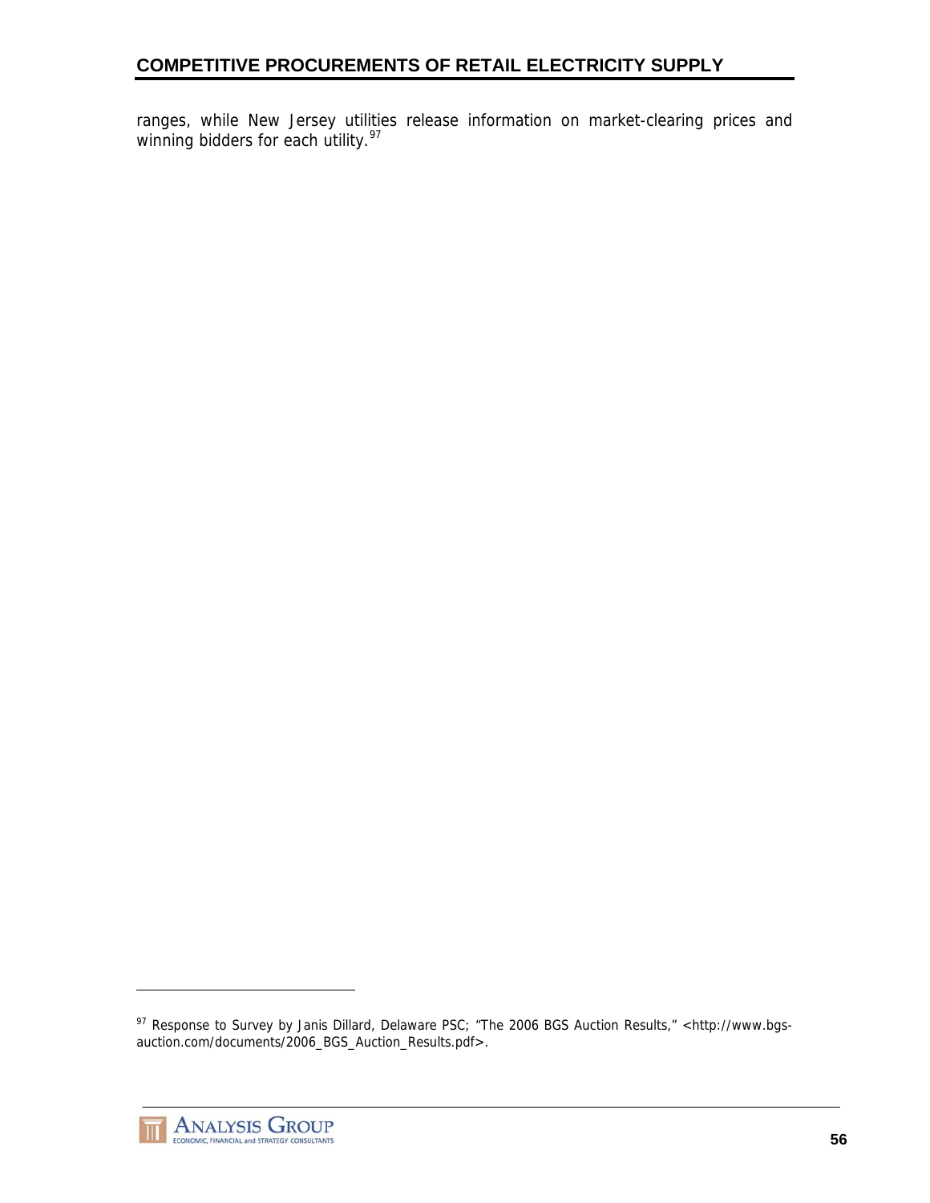ranges, while New Jersey utilities release information on market-clearing prices and winning bidders for each utility.[97]

---

[97] Response to Survey by Janis Dillard, Delaware PSC; "The 2006 BGS Auction Results," <http://www.bgs-auction.com/documents/2006_BGS_Auction_Results.pdf>.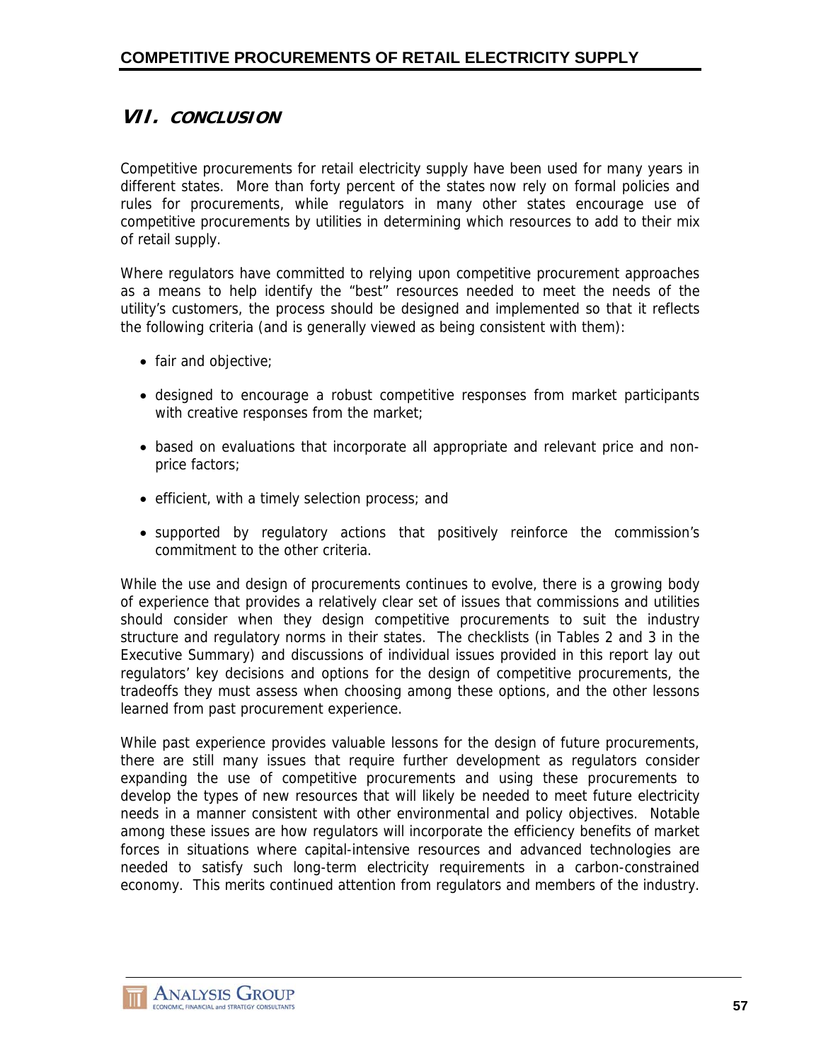## VII. CONCLUSION

Competitive procurements for retail electricity supply have been used for many years in different states. More than forty percent of the states now rely on formal policies and rules for procurements, while regulators in many other states encourage use of competitive procurements by utilities in determining which resources to add to their mix of retail supply.

Where regulators have committed to relying upon competitive procurement approaches as a means to help identify the "best" resources needed to meet the needs of the utility's customers, the process should be designed and implemented so that it reflects the following criteria (and is generally viewed as being consistent with them):

- fair and objective;
- designed to encourage a robust competitive responses from market participants with creative responses from the market;
- based on evaluations that incorporate all appropriate and relevant price and non-price factors;
- efficient, with a timely selection process; and
- supported by regulatory actions that positively reinforce the commission's commitment to the other criteria.

While the use and design of procurements continues to evolve, there is a growing body of experience that provides a relatively clear set of issues that commissions and utilities should consider when they design competitive procurements to suit the industry structure and regulatory norms in their states. The checklists (in Tables 2 and 3 in the Executive Summary) and discussions of individual issues provided in this report lay out regulators' key decisions and options for the design of competitive procurements, the tradeoffs they must assess when choosing among these options, and the other lessons learned from past procurement experience.

While past experience provides valuable lessons for the design of future procurements, there are still many issues that require further development as regulators consider expanding the use of competitive procurements and using these procurements to develop the types of new resources that will likely be needed to meet future electricity needs in a manner consistent with other environmental and policy objectives. Notable among these issues are how regulators will incorporate the efficiency benefits of market forces in situations where capital-intensive resources and advanced technologies are needed to satisfy such long-term electricity requirements in a carbon-constrained economy. This merits continued attention from regulators and members of the industry.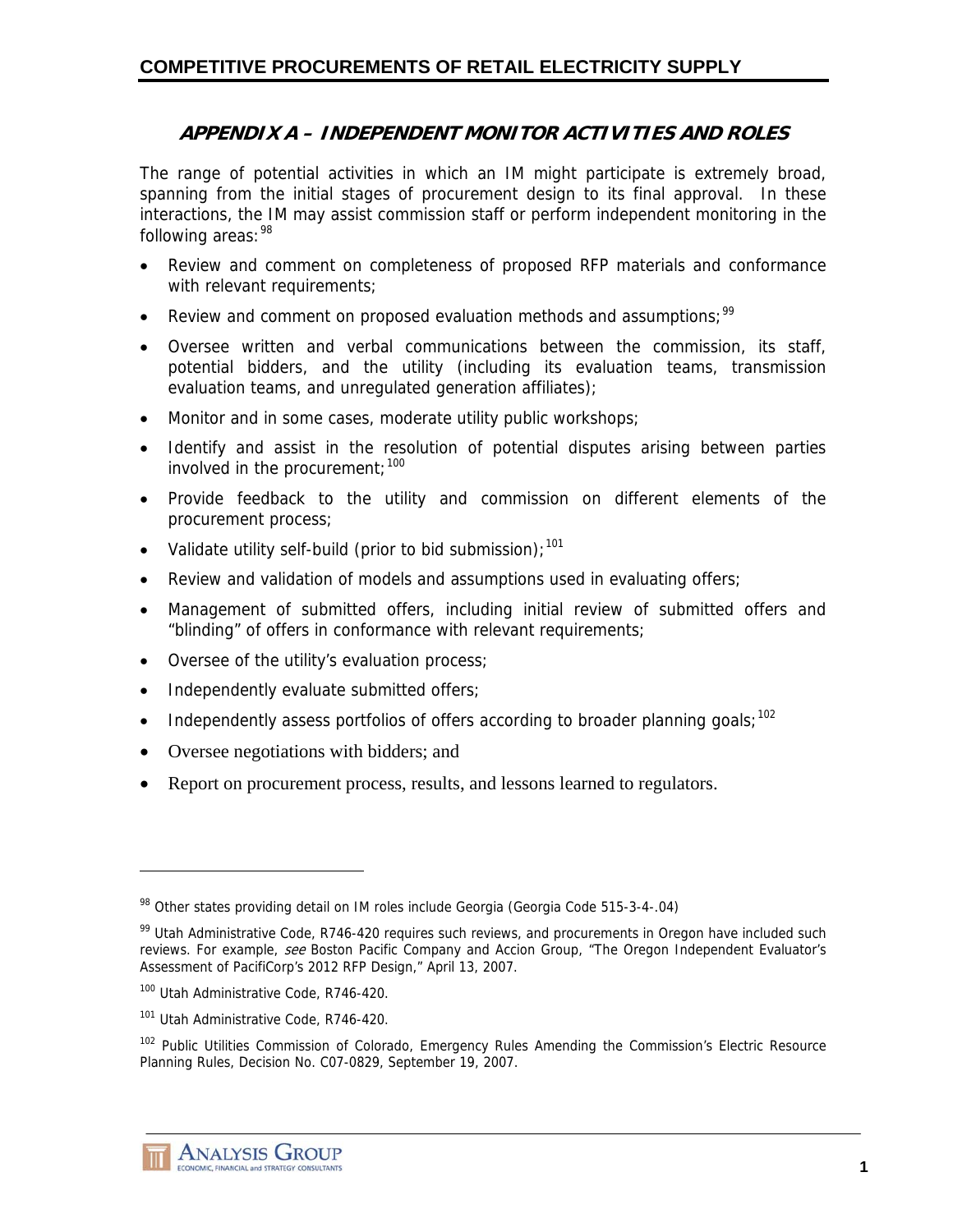## APPENDIX A – INDEPENDENT MONITOR ACTIVITIES AND ROLES

The range of potential activities in which an IM might participate is extremely broad, spanning from the initial stages of procurement design to its final approval. In these interactions, the IM may assist commission staff or perform independent monitoring in the following areas:[98]

- Review and comment on completeness of proposed RFP materials and conformance with relevant requirements;
- Review and comment on proposed evaluation methods and assumptions;[99]
- Oversee written and verbal communications between the commission, its staff, potential bidders, and the utility (including its evaluation teams, transmission evaluation teams, and unregulated generation affiliates);
- Monitor and in some cases, moderate utility public workshops;
- Identify and assist in the resolution of potential disputes arising between parties involved in the procurement;[100]
- Provide feedback to the utility and commission on different elements of the procurement process;
- Validate utility self-build (prior to bid submission);[101]
- Review and validation of models and assumptions used in evaluating offers;
- Management of submitted offers, including initial review of submitted offers and "blinding" of offers in conformance with relevant requirements;
- Oversee of the utility's evaluation process;
- Independently evaluate submitted offers;
- Independently assess portfolios of offers according to broader planning goals;[102]
- Oversee negotiations with bidders; and
- Report on procurement process, results, and lessons learned to regulators.

---

[98] Other states providing detail on IM roles include Georgia (Georgia Code 515-3-4-.04)

[99] Utah Administrative Code, R746-420 requires such reviews, and procurements in Oregon have included such reviews. For example, *see* Boston Pacific Company and Accion Group, "The Oregon Independent Evaluator's Assessment of PacifiCorp's 2012 RFP Design," April 13, 2007.

[100] Utah Administrative Code, R746-420.

[101] Utah Administrative Code, R746-420.

[102] Public Utilities Commission of Colorado, Emergency Rules Amending the Commission's Electric Resource Planning Rules, Decision No. C07-0829, September 19, 2007.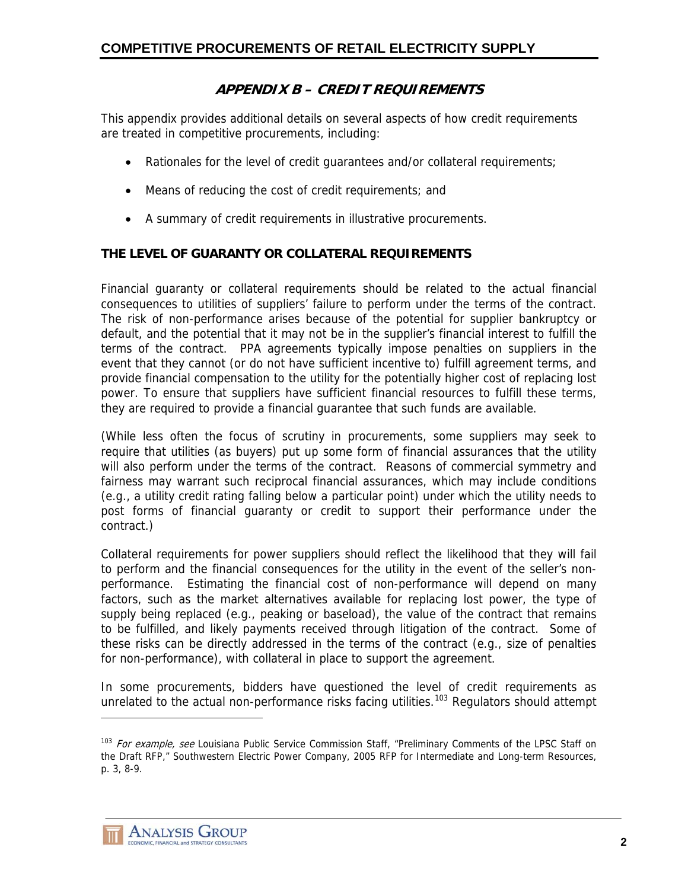## APPENDIX B – CREDIT REQUIREMENTS

This appendix provides additional details on several aspects of how credit requirements are treated in competitive procurements, including:

- Rationales for the level of credit guarantees and/or collateral requirements;
- Means of reducing the cost of credit requirements; and
- A summary of credit requirements in illustrative procurements.

### THE LEVEL OF GUARANTY OR COLLATERAL REQUIREMENTS

Financial guaranty or collateral requirements should be related to the actual financial consequences to utilities of suppliers' failure to perform under the terms of the contract. The risk of non-performance arises because of the potential for supplier bankruptcy or default, and the potential that it may not be in the supplier's financial interest to fulfill the terms of the contract. PPA agreements typically impose penalties on suppliers in the event that they cannot (or do not have sufficient incentive to) fulfill agreement terms, and provide financial compensation to the utility for the potentially higher cost of replacing lost power. To ensure that suppliers have sufficient financial resources to fulfill these terms, they are required to provide a financial guarantee that such funds are available.

(While less often the focus of scrutiny in procurements, some suppliers may seek to require that utilities (as buyers) put up some form of financial assurances that the utility will also perform under the terms of the contract. Reasons of commercial symmetry and fairness may warrant such reciprocal financial assurances, which may include conditions (e.g., a utility credit rating falling below a particular point) under which the utility needs to post forms of financial guaranty or credit to support their performance under the contract.)

Collateral requirements for power suppliers should reflect the likelihood that they will fail to perform and the financial consequences for the utility in the event of the seller's non-performance. Estimating the financial cost of non-performance will depend on many factors, such as the market alternatives available for replacing lost power, the type of supply being replaced (e.g., peaking or baseload), the value of the contract that remains to be fulfilled, and likely payments received through litigation of the contract. Some of these risks can be directly addressed in the terms of the contract (e.g., size of penalties for non-performance), with collateral in place to support the agreement.

In some procurements, bidders have questioned the level of credit requirements as unrelated to the actual non-performance risks facing utilities.[103] Regulators should attempt

[103] *For example, see* Louisiana Public Service Commission Staff, "Preliminary Comments of the LPSC Staff on the Draft RFP," Southwestern Electric Power Company, 2005 RFP for Intermediate and Long-term Resources, p. 3, 8-9.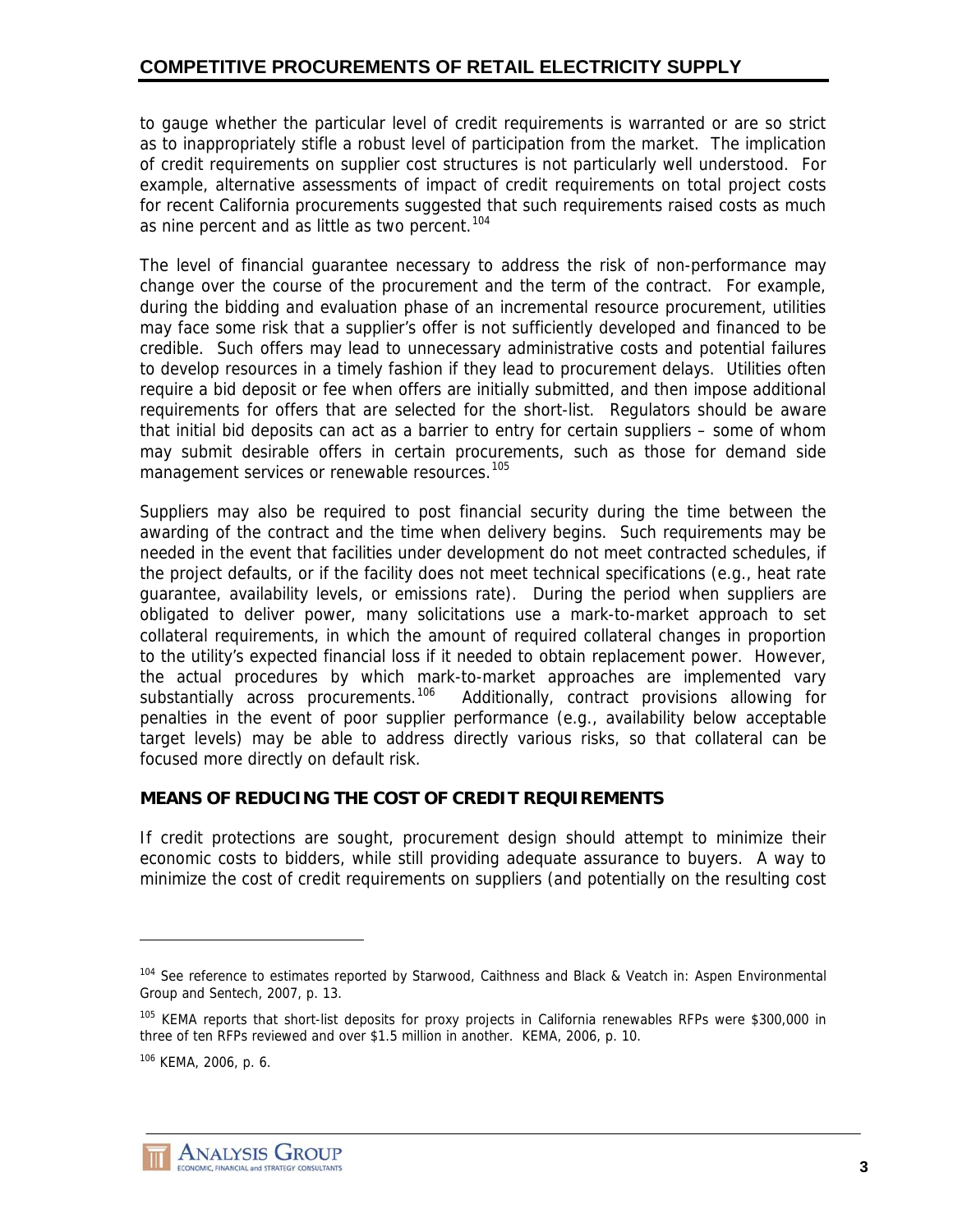to gauge whether the particular level of credit requirements is warranted or are so strict as to inappropriately stifle a robust level of participation from the market. The implication of credit requirements on supplier cost structures is not particularly well understood. For example, alternative assessments of impact of credit requirements on total project costs for recent California procurements suggested that such requirements raised costs as much as nine percent and as little as two percent.[104]

The level of financial guarantee necessary to address the risk of non-performance may change over the course of the procurement and the term of the contract. For example, during the bidding and evaluation phase of an incremental resource procurement, utilities may face some risk that a supplier's offer is not sufficiently developed and financed to be credible. Such offers may lead to unnecessary administrative costs and potential failures to develop resources in a timely fashion if they lead to procurement delays. Utilities often require a bid deposit or fee when offers are initially submitted, and then impose additional requirements for offers that are selected for the short-list. Regulators should be aware that initial bid deposits can act as a barrier to entry for certain suppliers – some of whom may submit desirable offers in certain procurements, such as those for demand side management services or renewable resources.[105]

Suppliers may also be required to post financial security during the time between the awarding of the contract and the time when delivery begins. Such requirements may be needed in the event that facilities under development do not meet contracted schedules, if the project defaults, or if the facility does not meet technical specifications (e.g., heat rate guarantee, availability levels, or emissions rate). During the period when suppliers are obligated to deliver power, many solicitations use a mark-to-market approach to set collateral requirements, in which the amount of required collateral changes in proportion to the utility's expected financial loss if it needed to obtain replacement power. However, the actual procedures by which mark-to-market approaches are implemented vary substantially across procurements.[106] Additionally, contract provisions allowing for penalties in the event of poor supplier performance (e.g., availability below acceptable target levels) may be able to address directly various risks, so that collateral can be focused more directly on default risk.

### MEANS OF REDUCING THE COST OF CREDIT REQUIREMENTS

If credit protections are sought, procurement design should attempt to minimize their economic costs to bidders, while still providing adequate assurance to buyers. A way to minimize the cost of credit requirements on suppliers (and potentially on the resulting cost

---

[104] See reference to estimates reported by Starwood, Caithness and Black & Veatch in: Aspen Environmental Group and Sentech, 2007, p. 13.

[105] KEMA reports that short-list deposits for proxy projects in California renewables RFPs were $300,000 in three of ten RFPs reviewed and over $1.5 million in another. KEMA, 2006, p. 10.

[106] KEMA, 2006, p. 6.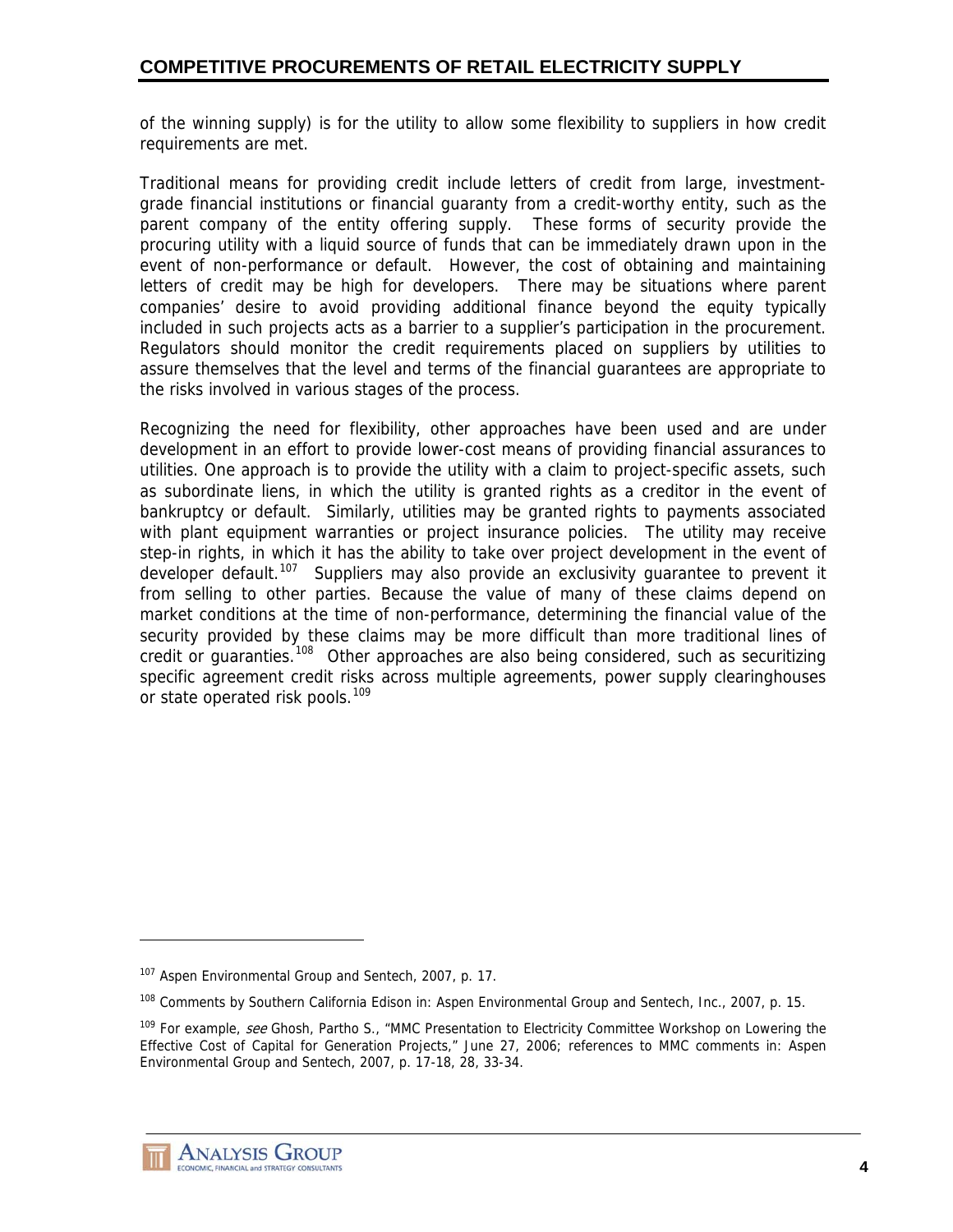of the winning supply) is for the utility to allow some flexibility to suppliers in how credit requirements are met.

Traditional means for providing credit include letters of credit from large, investment-grade financial institutions or financial guaranty from a credit-worthy entity, such as the parent company of the entity offering supply. These forms of security provide the procuring utility with a liquid source of funds that can be immediately drawn upon in the event of non-performance or default. However, the cost of obtaining and maintaining letters of credit may be high for developers. There may be situations where parent companies' desire to avoid providing additional finance beyond the equity typically included in such projects acts as a barrier to a supplier's participation in the procurement. Regulators should monitor the credit requirements placed on suppliers by utilities to assure themselves that the level and terms of the financial guarantees are appropriate to the risks involved in various stages of the process.

Recognizing the need for flexibility, other approaches have been used and are under development in an effort to provide lower-cost means of providing financial assurances to utilities. One approach is to provide the utility with a claim to project-specific assets, such as subordinate liens, in which the utility is granted rights as a creditor in the event of bankruptcy or default. Similarly, utilities may be granted rights to payments associated with plant equipment warranties or project insurance policies. The utility may receive step-in rights, in which it has the ability to take over project development in the event of developer default.[107] Suppliers may also provide an exclusivity guarantee to prevent it from selling to other parties. Because the value of many of these claims depend on market conditions at the time of non-performance, determining the financial value of the security provided by these claims may be more difficult than more traditional lines of credit or guaranties.[108] Other approaches are also being considered, such as securitizing specific agreement credit risks across multiple agreements, power supply clearinghouses or state operated risk pools.[109]

---

[107] Aspen Environmental Group and Sentech, 2007, p. 17.

[108] Comments by Southern California Edison in: Aspen Environmental Group and Sentech, Inc., 2007, p. 15.

[109] For example, *see* Ghosh, Partho S., "MMC Presentation to Electricity Committee Workshop on Lowering the Effective Cost of Capital for Generation Projects," June 27, 2006; references to MMC comments in: Aspen Environmental Group and Sentech, 2007, p. 17-18, 28, 33-34.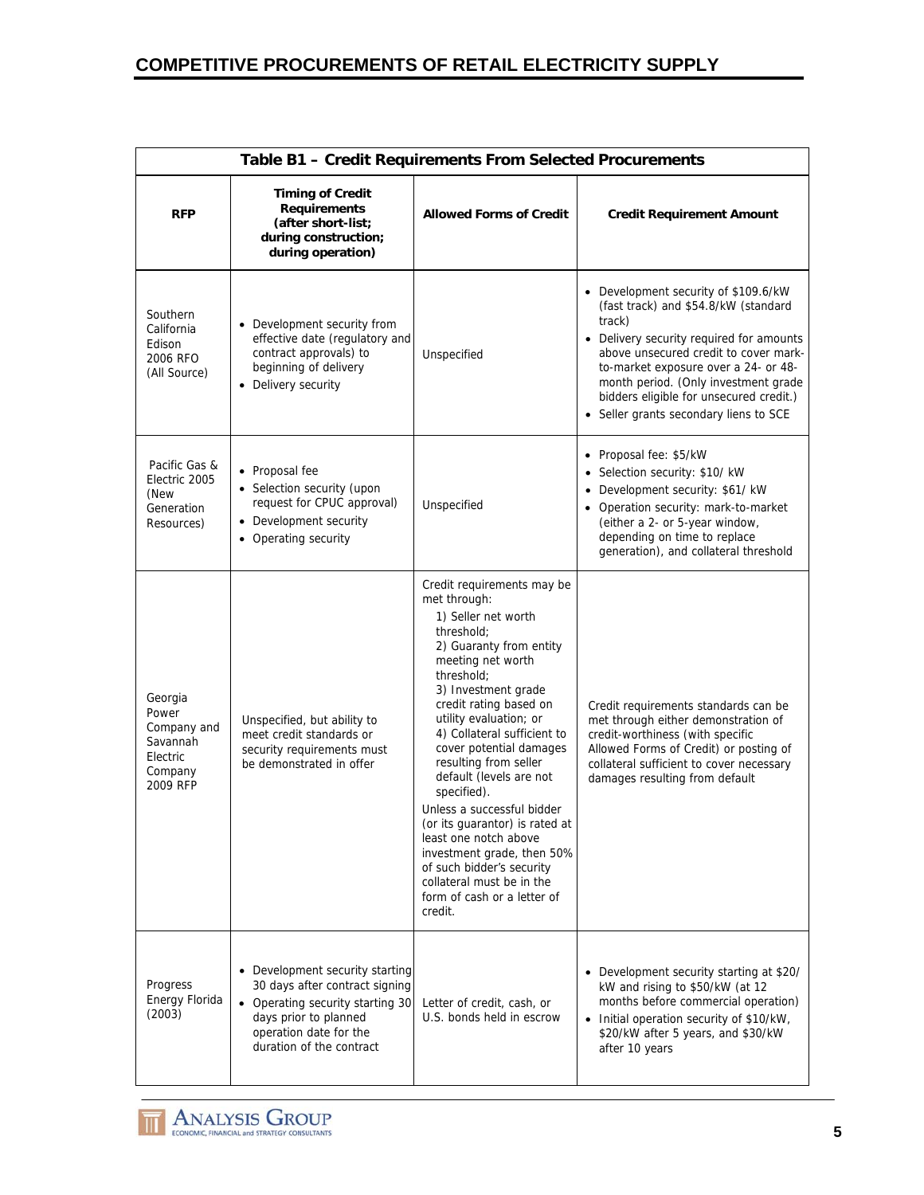**Table B1 – Credit Requirements From Selected Procurements**

| RFP | Timing of Credit Requirements (after short-list; during construction; during operation) | Allowed Forms of Credit | Credit Requirement Amount |
|---|---|---|---|
| Southern California Edison 2006 RFO (All Source) | • Development security from effective date (regulatory and contract approvals) to beginning of delivery<br>• Delivery security | Unspecified | • Development security of $109.6/kW (fast track) and $54.8/kW (standard track)<br>• Delivery security required for amounts above unsecured credit to cover mark-to-market exposure over a 24- or 48-month period. (Only investment grade bidders eligible for unsecured credit.)<br>• Seller grants secondary liens to SCE |
| Pacific Gas & Electric 2005 (New Generation Resources) | • Proposal fee<br>• Selection security (upon request for CPUC approval)<br>• Development security<br>• Operating security | Unspecified | • Proposal fee: $5/kW<br>• Selection security: $10/ kW<br>• Development security: $61/ kW<br>• Operation security: mark-to-market (either a 2- or 5-year window, depending on time to replace generation), and collateral threshold |
| Georgia Power Company and Savannah Electric Company 2009 RFP | Unspecified, but ability to meet credit standards or security requirements must be demonstrated in offer | Credit requirements may be met through:<br>1) Seller net worth threshold;<br>2) Guaranty from entity meeting net worth threshold;<br>3) Investment grade credit rating based on utility evaluation; or<br>4) Collateral sufficient to cover potential damages resulting from seller default (levels are not specified).<br>Unless a successful bidder (or its guarantor) is rated at least one notch above investment grade, then 50% of such bidder's security collateral must be in the form of cash or a letter of credit. | Credit requirements standards can be met through either demonstration of credit-worthiness (with specific Allowed Forms of Credit) or posting of collateral sufficient to cover necessary damages resulting from default |
| Progress Energy Florida (2003) | • Development security starting 30 days after contract signing<br>• Operating security starting 30 days prior to planned operation date for the duration of the contract | Letter of credit, cash, or U.S. bonds held in escrow | • Development security starting at $20/ kW and rising to $50/kW (at 12 months before commercial operation)<br>• Initial operation security of $10/kW, $20/kW after 5 years, and $30/kW after 10 years |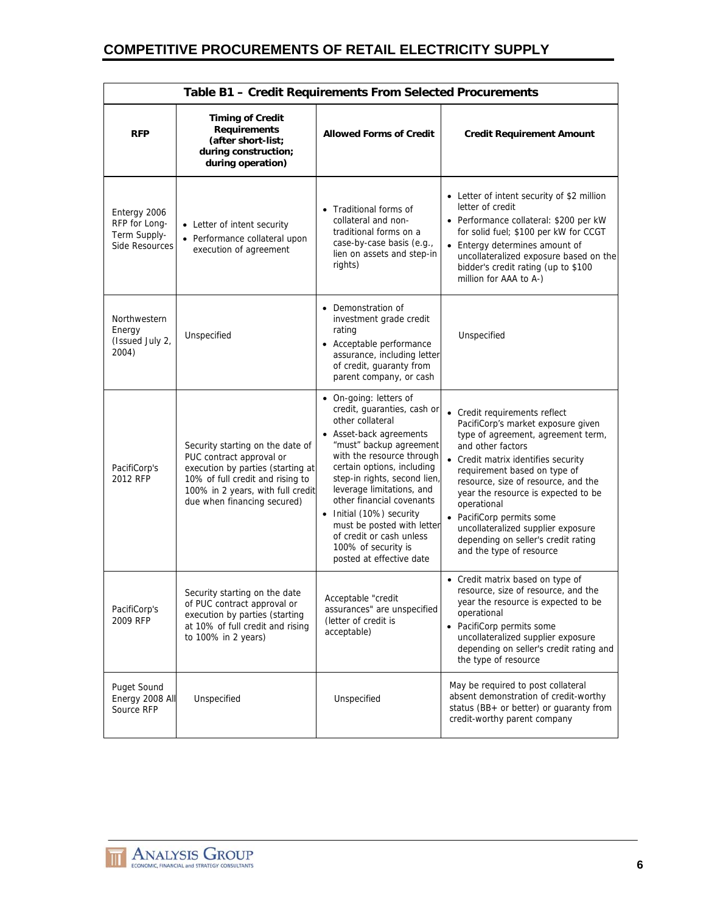**Table B1 – Credit Requirements From Selected Procurements**

| RFP | Timing of Credit Requirements (after short-list; during construction; during operation) | Allowed Forms of Credit | Credit Requirement Amount |
|---|---|---|---|
| Entergy 2006 RFP for Long-Term Supply-Side Resources | • Letter of intent security<br>• Performance collateral upon execution of agreement | • Traditional forms of collateral and non-traditional forms on a case-by-case basis (e.g., lien on assets and step-in rights) | • Letter of intent security of $2 million letter of credit<br>• Performance collateral: $200 per kW for solid fuel; $100 per kW for CCGT<br>• Entergy determines amount of uncollateralized exposure based on the bidder's credit rating (up to $100 million for AAA to A-) |
| Northwestern Energy (Issued July 2, 2004) | Unspecified | • Demonstration of investment grade credit rating<br>• Acceptable performance assurance, including letter of credit, guaranty from parent company, or cash | Unspecified |
| PacifiCorp's 2012 RFP | Security starting on the date of PUC contract approval or execution by parties (starting at 10% of full credit and rising to 100% in 2 years, with full credit due when financing secured) | • On-going: letters of credit, guaranties, cash or other collateral<br>• Asset-back agreements "must" backup agreement with the resource through certain options, including step-in rights, second lien, leverage limitations, and other financial covenants<br>• Initial (10%) security must be posted with letter of credit or cash unless 100% of security is posted at effective date | • Credit requirements reflect PacifiCorp's market exposure given type of agreement, agreement term, and other factors<br>• Credit matrix identifies security requirement based on type of resource, size of resource, and the year the resource is expected to be operational<br>• PacifiCorp permits some uncollateralized supplier exposure depending on seller's credit rating and the type of resource |
| PacifiCorp's 2009 RFP | Security starting on the date of PUC contract approval or execution by parties (starting at 10% of full credit and rising to 100% in 2 years) | Acceptable "credit assurances" are unspecified (letter of credit is acceptable) | • Credit matrix based on type of resource, size of resource, and the year the resource is expected to be operational<br>• PacifiCorp permits some uncollateralized supplier exposure depending on seller's credit rating and the type of resource |
| Puget Sound Energy 2008 All Source RFP | Unspecified | Unspecified | May be required to post collateral absent demonstration of credit-worthy status (BB+ or better) or guaranty from credit-worthy parent company |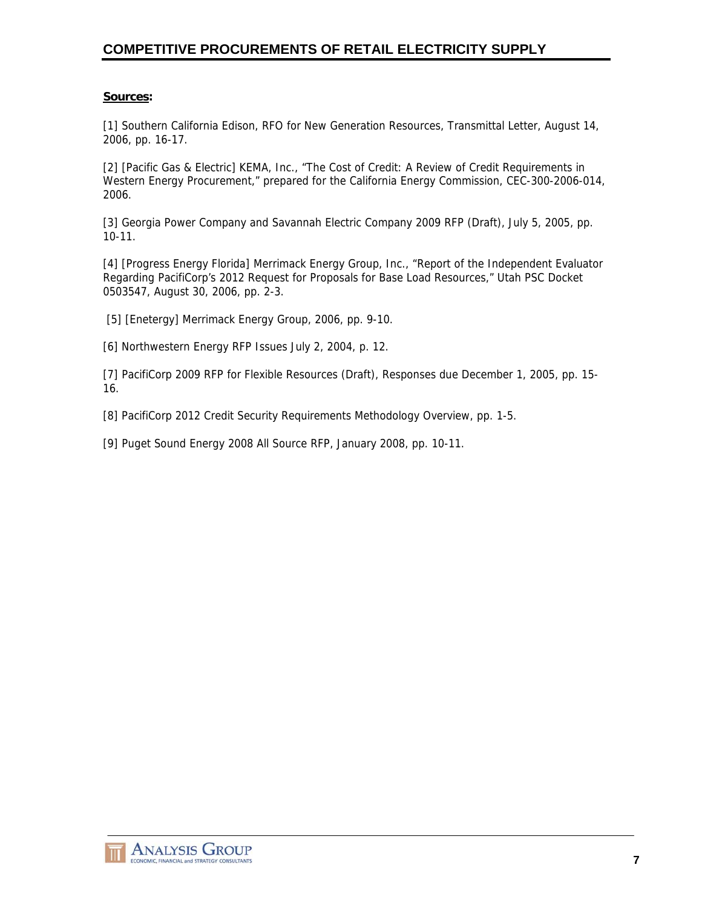**Sources:**

[1] Southern California Edison, RFO for New Generation Resources, Transmittal Letter, August 14, 2006, pp. 16-17.

[2] [Pacific Gas & Electric] KEMA, Inc., "The Cost of Credit: A Review of Credit Requirements in Western Energy Procurement," prepared for the California Energy Commission, CEC-300-2006-014, 2006.

[3] Georgia Power Company and Savannah Electric Company 2009 RFP (Draft), July 5, 2005, pp. 10-11.

[4] [Progress Energy Florida] Merrimack Energy Group, Inc., "Report of the Independent Evaluator Regarding PacifiCorp's 2012 Request for Proposals for Base Load Resources," Utah PSC Docket 0503547, August 30, 2006, pp. 2-3.

[5] [Enetergy] Merrimack Energy Group, 2006, pp. 9-10.

[6] Northwestern Energy RFP Issues July 2, 2004, p. 12.

[7] PacifiCorp 2009 RFP for Flexible Resources (Draft), Responses due December 1, 2005, pp. 15-16.

[8] PacifiCorp 2012 Credit Security Requirements Methodology Overview, pp. 1-5.

[9] Puget Sound Energy 2008 All Source RFP, January 2008, pp. 10-11.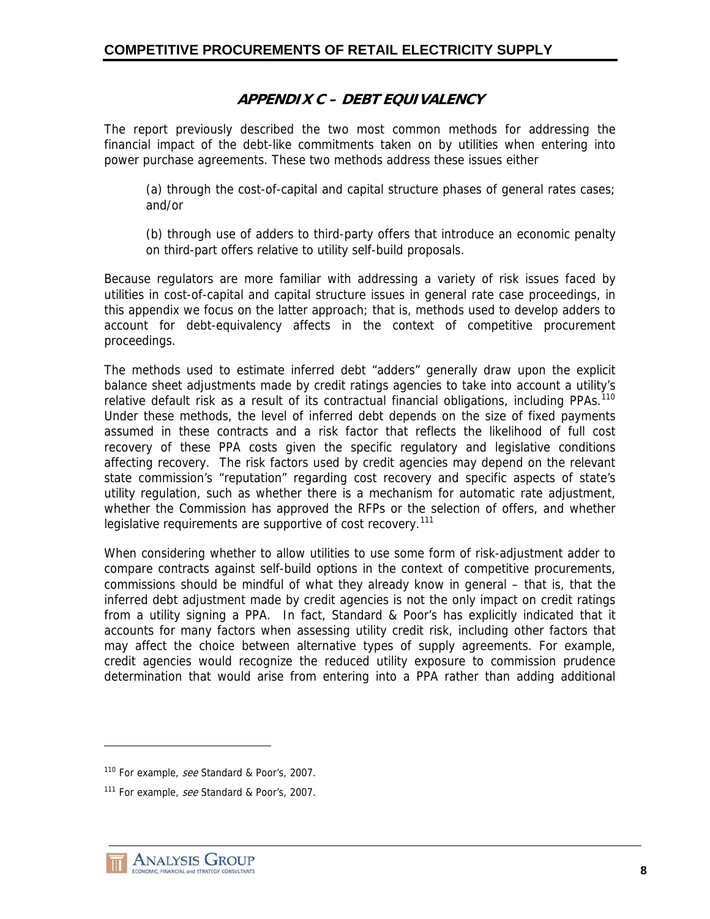## APPENDIX C – DEBT EQUIVALENCY

The report previously described the two most common methods for addressing the financial impact of the debt-like commitments taken on by utilities when entering into power purchase agreements. These two methods address these issues either

> (a) through the cost-of-capital and capital structure phases of general rates cases; and/or
>
> (b) through use of adders to third-party offers that introduce an economic penalty on third-part offers relative to utility self-build proposals.

Because regulators are more familiar with addressing a variety of risk issues faced by utilities in cost-of-capital and capital structure issues in general rate case proceedings, in this appendix we focus on the latter approach; that is, methods used to develop adders to account for debt-equivalency affects in the context of competitive procurement proceedings.

The methods used to estimate inferred debt "adders" generally draw upon the explicit balance sheet adjustments made by credit ratings agencies to take into account a utility's relative default risk as a result of its contractual financial obligations, including PPAs.[110] Under these methods, the level of inferred debt depends on the size of fixed payments assumed in these contracts and a risk factor that reflects the likelihood of full cost recovery of these PPA costs given the specific regulatory and legislative conditions affecting recovery. The risk factors used by credit agencies may depend on the relevant state commission's "reputation" regarding cost recovery and specific aspects of state's utility regulation, such as whether there is a mechanism for automatic rate adjustment, whether the Commission has approved the RFPs or the selection of offers, and whether legislative requirements are supportive of cost recovery.[111]

When considering whether to allow utilities to use some form of risk-adjustment adder to compare contracts against self-build options in the context of competitive procurements, commissions should be mindful of what they already know in general – that is, that the inferred debt adjustment made by credit agencies is not the only impact on credit ratings from a utility signing a PPA. In fact, Standard & Poor's has explicitly indicated that it accounts for many factors when assessing utility credit risk, including other factors that may affect the choice between alternative types of supply agreements. For example, credit agencies would recognize the reduced utility exposure to commission prudence determination that would arise from entering into a PPA rather than adding additional

---

[110] For example, *see* Standard & Poor's, 2007.

[111] For example, *see* Standard & Poor's, 2007.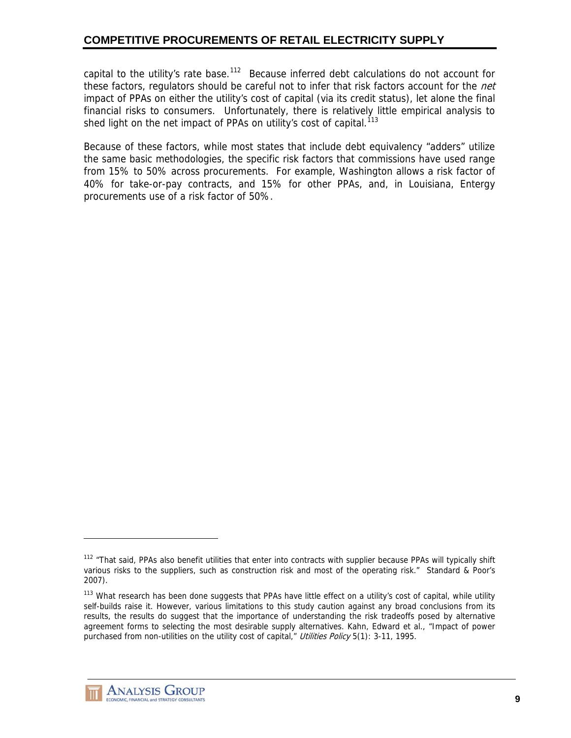capital to the utility's rate base.[112] Because inferred debt calculations do not account for these factors, regulators should be careful not to infer that risk factors account for the *net* impact of PPAs on either the utility's cost of capital (via its credit status), let alone the final financial risks to consumers. Unfortunately, there is relatively little empirical analysis to shed light on the net impact of PPAs on utility's cost of capital.[113]

Because of these factors, while most states that include debt equivalency "adders" utilize the same basic methodologies, the specific risk factors that commissions have used range from 15% to 50% across procurements. For example, Washington allows a risk factor of 40% for take-or-pay contracts, and 15% for other PPAs, and, in Louisiana, Entergy procurements use of a risk factor of 50%.

---

[112] "That said, PPAs also benefit utilities that enter into contracts with supplier because PPAs will typically shift various risks to the suppliers, such as construction risk and most of the operating risk." Standard & Poor's 2007).

[113] What research has been done suggests that PPAs have little effect on a utility's cost of capital, while utility self-builds raise it. However, various limitations to this study caution against any broad conclusions from its results, the results do suggest that the importance of understanding the risk tradeoffs posed by alternative agreement forms to selecting the most desirable supply alternatives. Kahn, Edward et al., "Impact of power purchased from non-utilities on the utility cost of capital," *Utilities Policy* 5(1): 3-11, 1995.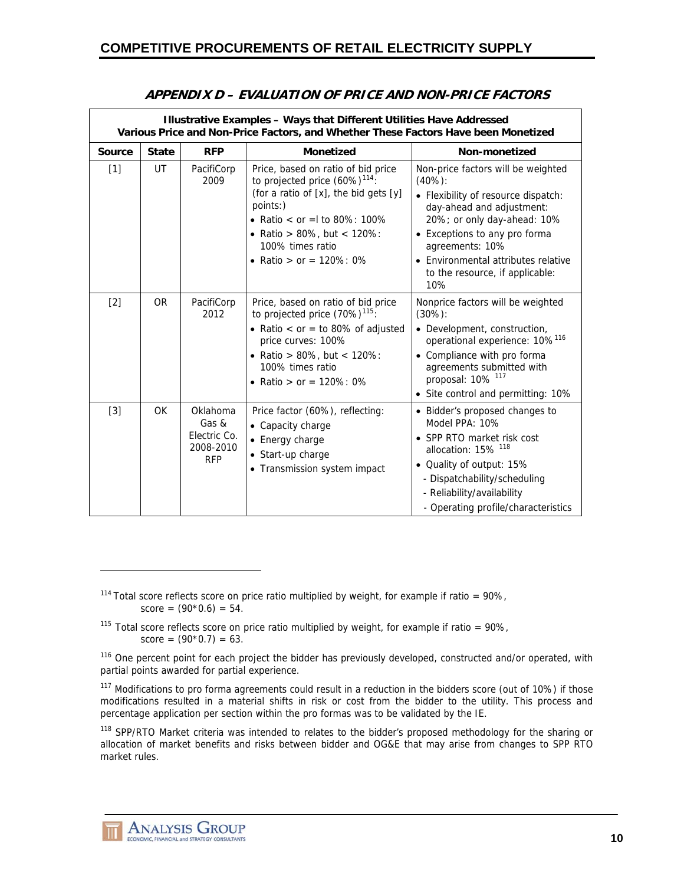## APPENDIX D – EVALUATION OF PRICE AND NON-PRICE FACTORS

| Illustrative Examples – Ways that Different Utilities Have Addressed Various Price and Non-Price Factors, and Whether These Factors Have been Monetized | | | | |
|---|---|---|---|---|
| **Source** | **State** | **RFP** | **Monetized** | **Non-monetized** |
| [1] | UT | PacifiCorp 2009 | Price, based on ratio of bid price to projected price (60%)[114]: (for a ratio of [x], the bid gets [y] points:) <br>• Ratio < or =l to 80%: 100% <br>• Ratio > 80%, but < 120%: 100% times ratio <br>• Ratio > or = 120%: 0% | Non-price factors will be weighted (40%): <br>• Flexibility of resource dispatch: day-ahead and adjustment: 20%; or only day-ahead: 10% <br>• Exceptions to any pro forma agreements: 10% <br>• Environmental attributes relative to the resource, if applicable: 10% |
| [2] | OR | PacifiCorp 2012 | Price, based on ratio of bid price to projected price (70%)[115]: <br>• Ratio < or = to 80% of adjusted price curves: 100% <br>• Ratio > 80%, but < 120%: 100% times ratio <br>• Ratio > or = 120%: 0% | Nonprice factors will be weighted (30%): <br>• Development, construction, operational experience: 10%[116] <br>• Compliance with pro forma agreements submitted with proposal: 10%[117] <br>• Site control and permitting: 10% |
| [3] | OK | Oklahoma Gas & Electric Co. 2008-2010 RFP | Price factor (60%), reflecting: <br>• Capacity charge <br>• Energy charge <br>• Start-up charge <br>• Transmission system impact | • Bidder's proposed changes to Model PPA: 10% <br>• SPP RTO market risk cost allocation: 15%[118] <br>• Quality of output: 15% <br>- Dispatchability/scheduling <br>- Reliability/availability <br>- Operating profile/characteristics |

[114] Total score reflects score on price ratio multiplied by weight, for example if ratio = 90%, score = (90*0.6) = 54.

[115] Total score reflects score on price ratio multiplied by weight, for example if ratio = 90%, score = (90*0.7) = 63.

[116] One percent point for each project the bidder has previously developed, constructed and/or operated, with partial points awarded for partial experience.

[117] Modifications to pro forma agreements could result in a reduction in the bidders score (out of 10%) if those modifications resulted in a material shifts in risk or cost from the bidder to the utility. This process and percentage application per section within the pro formas was to be validated by the IE.

[118] SPP/RTO Market criteria was intended to relates to the bidder's proposed methodology for the sharing or allocation of market benefits and risks between bidder and OG&E that may arise from changes to SPP RTO market rules.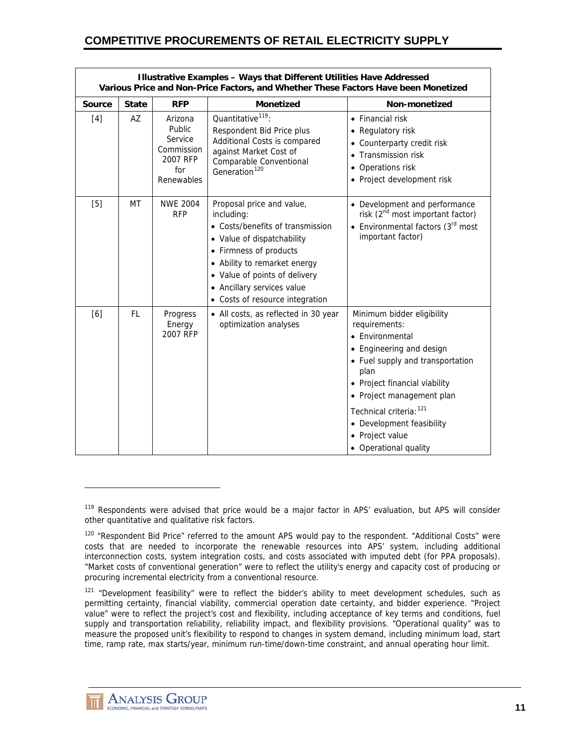| Illustrative Examples – Ways that Different Utilities Have Addressed Various Price and Non-Price Factors, and Whether These Factors Have been Monetized | | | | |
|---|---|---|---|---|
| **Source** | **State** | **RFP** | **Monetized** | **Non-monetized** |
| [4] | AZ | Arizona Public Service Commission 2007 RFP for Renewables | Quantitative[119]: Respondent Bid Price plus Additional Costs is compared against Market Cost of Comparable Conventional Generation[120] | • Financial risk<br>• Regulatory risk<br>• Counterparty credit risk<br>• Transmission risk<br>• Operations risk<br>• Project development risk |
| [5] | MT | NWE 2004 RFP | Proposal price and value, including:<br>• Costs/benefits of transmission<br>• Value of dispatchability<br>• Firmness of products<br>• Ability to remarket energy<br>• Value of points of delivery<br>• Ancillary services value<br>• Costs of resource integration | • Development and performance risk (2nd most important factor)<br>• Environmental factors (3rd most important factor) |
| [6] | FL | Progress Energy 2007 RFP | • All costs, as reflected in 30 year optimization analyses | Minimum bidder eligibility requirements:<br>• Environmental<br>• Engineering and design<br>• Fuel supply and transportation plan<br>• Project financial viability<br>• Project management plan<br>Technical criteria:[121]<br>• Development feasibility<br>• Project value<br>• Operational quality |

[119] Respondents were advised that price would be a major factor in APS' evaluation, but APS will consider other quantitative and qualitative risk factors.

[120] "Respondent Bid Price" referred to the amount APS would pay to the respondent. "Additional Costs" were costs that are needed to incorporate the renewable resources into APS' system, including additional interconnection costs, system integration costs, and costs associated with imputed debt (for PPA proposals). "Market costs of conventional generation" were to reflect the utility's energy and capacity cost of producing or procuring incremental electricity from a conventional resource.

[121] "Development feasibility" were to reflect the bidder's ability to meet development schedules, such as permitting certainty, financial viability, commercial operation date certainty, and bidder experience. "Project value" were to reflect the project's cost and flexibility, including acceptance of key terms and conditions, fuel supply and transportation reliability, reliability impact, and flexibility provisions. "Operational quality" was to measure the proposed unit's flexibility to respond to changes in system demand, including minimum load, start time, ramp rate, max starts/year, minimum run-time/down-time constraint, and annual operating hour limit.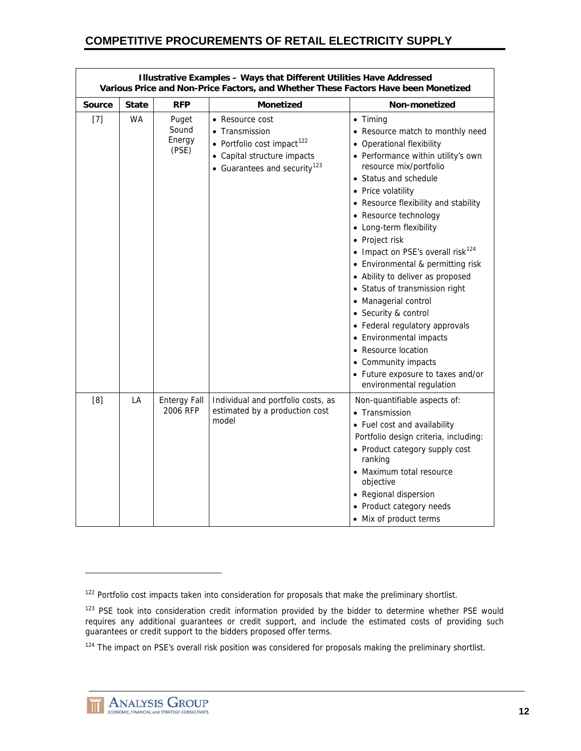| Illustrative Examples – Ways that Different Utilities Have Addressed Various Price and Non-Price Factors, and Whether These Factors Have been Monetized | | | | |
|---|---|---|---|---|
| **Source** | **State** | **RFP** | **Monetized** | **Non-monetized** |
| [7] | WA | Puget Sound Energy (PSE) | • Resource cost<br>• Transmission<br>• Portfolio cost impact[122]<br>• Capital structure impacts<br>• Guarantees and security[123] | • Timing<br>• Resource match to monthly need<br>• Operational flexibility<br>• Performance within utility's own resource mix/portfolio<br>• Status and schedule<br>• Price volatility<br>• Resource flexibility and stability<br>• Resource technology<br>• Long-term flexibility<br>• Project risk<br>• Impact on PSE's overall risk[124]<br>• Environmental & permitting risk<br>• Ability to deliver as proposed<br>• Status of transmission right<br>• Managerial control<br>• Security & control<br>• Federal regulatory approvals<br>• Environmental impacts<br>• Resource location<br>• Community impacts<br>• Future exposure to taxes and/or environmental regulation |
| [8] | LA | Entergy Fall 2006 RFP | Individual and portfolio costs, as estimated by a production cost model | Non-quantifiable aspects of:<br>• Transmission<br>• Fuel cost and availability<br>Portfolio design criteria, including:<br>• Product category supply cost ranking<br>• Maximum total resource objective<br>• Regional dispersion<br>• Product category needs<br>• Mix of product terms |

[122] Portfolio cost impacts taken into consideration for proposals that make the preliminary shortlist.

[123] PSE took into consideration credit information provided by the bidder to determine whether PSE would requires any additional guarantees or credit support, and include the estimated costs of providing such guarantees or credit support to the bidders proposed offer terms.

[124] The impact on PSE's overall risk position was considered for proposals making the preliminary shortlist.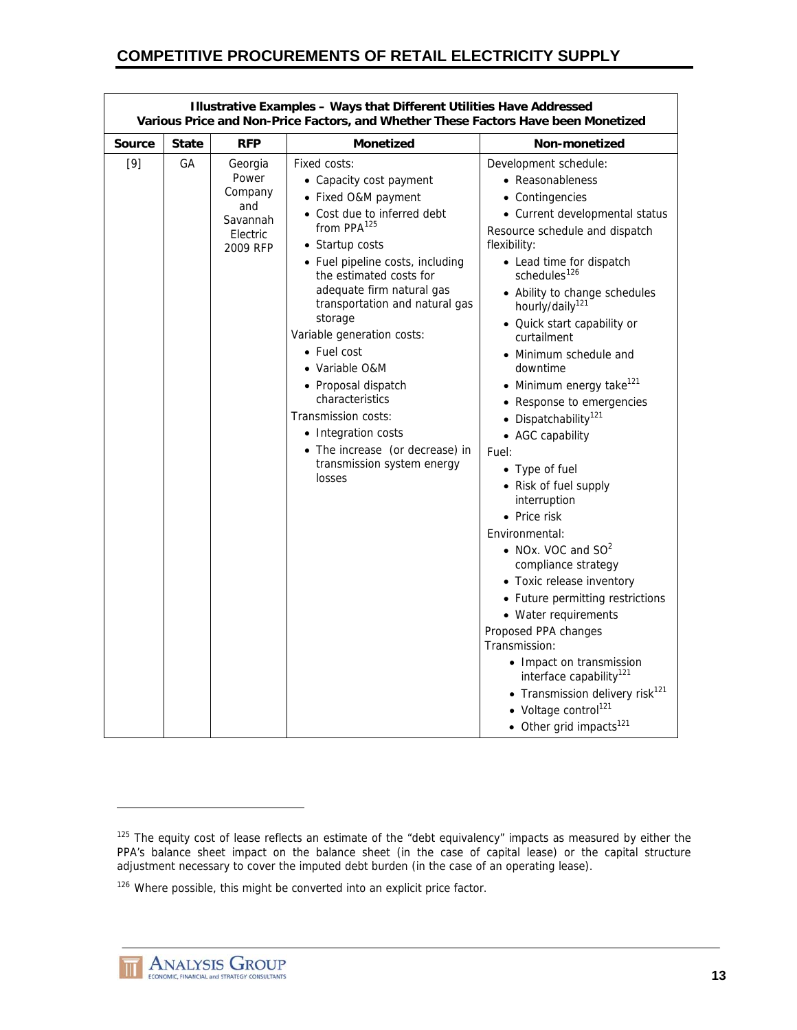| Illustrative Examples – Ways that Different Utilities Have Addressed Various Price and Non-Price Factors, and Whether These Factors Have been Monetized | | | | |
|---|---|---|---|---|
| **Source** | **State** | **RFP** | **Monetized** | **Non-monetized** |
| [9] | GA | Georgia Power Company and Savannah Electric 2009 RFP | Fixed costs:<br>• Capacity cost payment<br>• Fixed O&M payment<br>• Cost due to inferred debt from PPA[125]<br>• Startup costs<br>• Fuel pipeline costs, including the estimated costs for adequate firm natural gas transportation and natural gas storage<br>Variable generation costs:<br>• Fuel cost<br>• Variable O&M<br>• Proposal dispatch characteristics<br>Transmission costs:<br>• Integration costs<br>• The increase (or decrease) in transmission system energy losses | Development schedule:<br>• Reasonableness<br>• Contingencies<br>• Current developmental status<br>Resource schedule and dispatch flexibility:<br>• Lead time for dispatch schedules[126]<br>• Ability to change schedules hourly/daily[121]<br>• Quick start capability or curtailment<br>• Minimum schedule and downtime<br>• Minimum energy take[121]<br>• Response to emergencies<br>• Dispatchability[121]<br>• AGC capability<br>Fuel:<br>• Type of fuel<br>• Risk of fuel supply interruption<br>• Price risk<br>Environmental:<br>• NOx. VOC and $SO^2$ compliance strategy<br>• Toxic release inventory<br>• Future permitting restrictions<br>• Water requirements<br>Proposed PPA changes<br>Transmission:<br>• Impact on transmission interface capability[121]<br>• Transmission delivery risk[121]<br>• Voltage control[121]<br>• Other grid impacts[121] |

[125] The equity cost of lease reflects an estimate of the "debt equivalency" impacts as measured by either the PPA's balance sheet impact on the balance sheet (in the case of capital lease) or the capital structure adjustment necessary to cover the imputed debt burden (in the case of an operating lease).

[126] Where possible, this might be converted into an explicit price factor.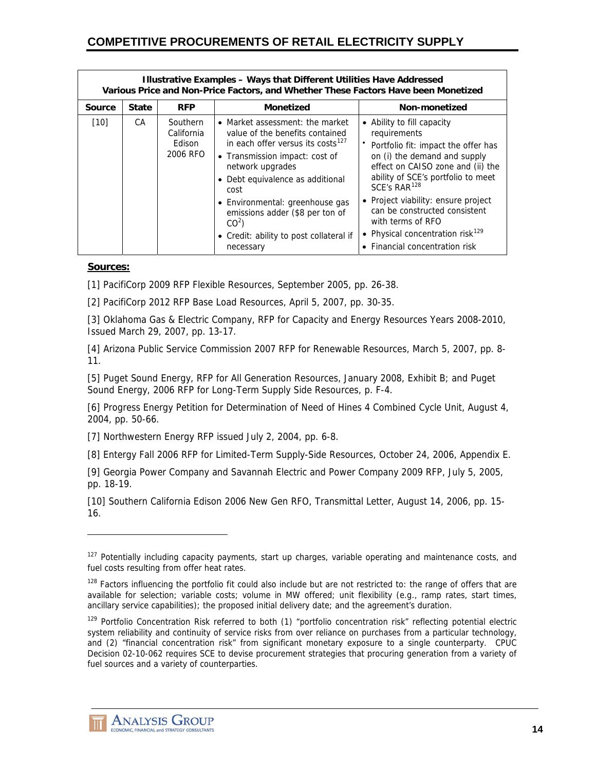| Illustrative Examples – Ways that Different Utilities Have Addressed Various Price and Non-Price Factors, and Whether These Factors Have been Monetized | | | | |
|---|---|---|---|---|
| **Source** | **State** | **RFP** | **Monetized** | **Non-monetized** |
| [10] | CA | Southern California Edison 2006 RFO | • Market assessment: the market value of the benefits contained in each offer versus its costs[127]<br>• Transmission impact: cost of network upgrades<br>• Debt equivalence as additional cost<br>• Environmental: greenhouse gas emissions adder ($8 per ton of $CO^2$)<br>• Credit: ability to post collateral if necessary | • Ability to fill capacity requirements<br>• Portfolio fit: impact the offer has on (i) the demand and supply effect on CAISO zone and (ii) the ability of SCE's portfolio to meet SCE's RAR[128]<br>• Project viability: ensure project can be constructed consistent with terms of RFO<br>• Physical concentration risk[129]<br>• Financial concentration risk |

**Sources:**

[1] PacifiCorp 2009 RFP Flexible Resources, September 2005, pp. 26-38.

[2] PacifiCorp 2012 RFP Base Load Resources, April 5, 2007, pp. 30-35.

[3] Oklahoma Gas & Electric Company, RFP for Capacity and Energy Resources Years 2008-2010, Issued March 29, 2007, pp. 13-17.

[4] Arizona Public Service Commission 2007 RFP for Renewable Resources, March 5, 2007, pp. 8-11.

[5] Puget Sound Energy, RFP for All Generation Resources, January 2008, Exhibit B; and Puget Sound Energy, 2006 RFP for Long-Term Supply Side Resources, p. F-4.

[6] Progress Energy Petition for Determination of Need of Hines 4 Combined Cycle Unit, August 4, 2004, pp. 50-66.

[7] Northwestern Energy RFP issued July 2, 2004, pp. 6-8.

[8] Entergy Fall 2006 RFP for Limited-Term Supply-Side Resources, October 24, 2006, Appendix E.

[9] Georgia Power Company and Savannah Electric and Power Company 2009 RFP, July 5, 2005, pp. 18-19.

[10] Southern California Edison 2006 New Gen RFO, Transmittal Letter, August 14, 2006, pp. 15-16.

---

[127] Potentially including capacity payments, start up charges, variable operating and maintenance costs, and fuel costs resulting from offer heat rates.

[128] Factors influencing the portfolio fit could also include but are not restricted to: the range of offers that are available for selection; variable costs; volume in MW offered; unit flexibility (e.g., ramp rates, start times, ancillary service capabilities); the proposed initial delivery date; and the agreement's duration.

[129] Portfolio Concentration Risk referred to both (1) "portfolio concentration risk" reflecting potential electric system reliability and continuity of service risks from over reliance on purchases from a particular technology, and (2) "financial concentration risk" from significant monetary exposure to a single counterparty. CPUC Decision 02-10-062 requires SCE to devise procurement strategies that procuring generation from a variety of fuel sources and a variety of counterparties.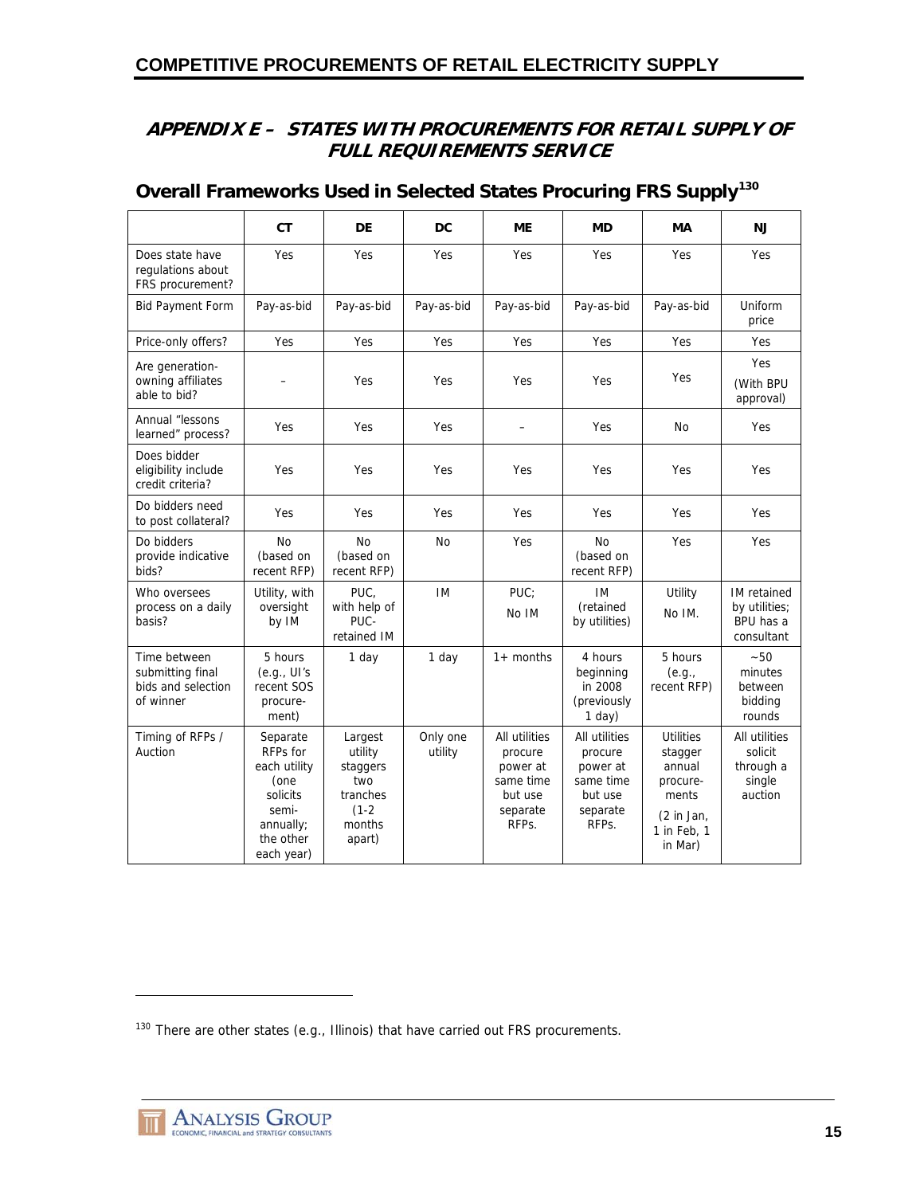## APPENDIX E – STATES WITH PROCUREMENTS FOR RETAIL SUPPLY OF FULL REQUIREMENTS SERVICE

### Overall Frameworks Used in Selected States Procuring FRS Supply[130]

| | CT | DE | DC | ME | MD | MA | NJ |
|---|---|---|---|---|---|---|---|
| Does state have regulations about FRS procurement? | Yes | Yes | Yes | Yes | Yes | Yes | Yes |
| Bid Payment Form | Pay-as-bid | Pay-as-bid | Pay-as-bid | Pay-as-bid | Pay-as-bid | Pay-as-bid | Uniform price |
| Price-only offers? | Yes | Yes | Yes | Yes | Yes | Yes | Yes |
| Are generation-owning affiliates able to bid? | – | Yes | Yes | Yes | Yes | Yes | Yes (With BPU approval) |
| Annual "lessons learned" process? | Yes | Yes | Yes | – | Yes | No | Yes |
| Does bidder eligibility include credit criteria? | Yes | Yes | Yes | Yes | Yes | Yes | Yes |
| Do bidders need to post collateral? | Yes | Yes | Yes | Yes | Yes | Yes | Yes |
| Do bidders provide indicative bids? | No (based on recent RFP) | No (based on recent RFP) | No | Yes | No (based on recent RFP) | Yes | Yes |
| Who oversees process on a daily basis? | Utility, with oversight by IM | PUC, with help of PUC-retained IM | IM | PUC; No IM | IM (retained by utilities) | Utility No IM. | IM retained by utilities; BPU has a consultant |
| Time between submitting final bids and selection of winner | 5 hours (e.g., UI's recent SOS procure-ment) | 1 day | 1 day | 1+ months | 4 hours beginning in 2008 (previously 1 day) | 5 hours (e.g., recent RFP) | ~50 minutes between bidding rounds |
| Timing of RFPs / Auction | Separate RFPs for each utility (one solicits semi-annually; the other each year) | Largest utility staggers two tranches (1-2 months apart) | Only one utility | All utilities procure power at same time but use separate RFPs. | All utilities procure power at same time but use separate RFPs. | Utilities stagger annual procure-ments (2 in Jan, 1 in Feb, 1 in Mar) | All utilities solicit through a single auction |

[130] There are other states (e.g., Illinois) that have carried out FRS procurements.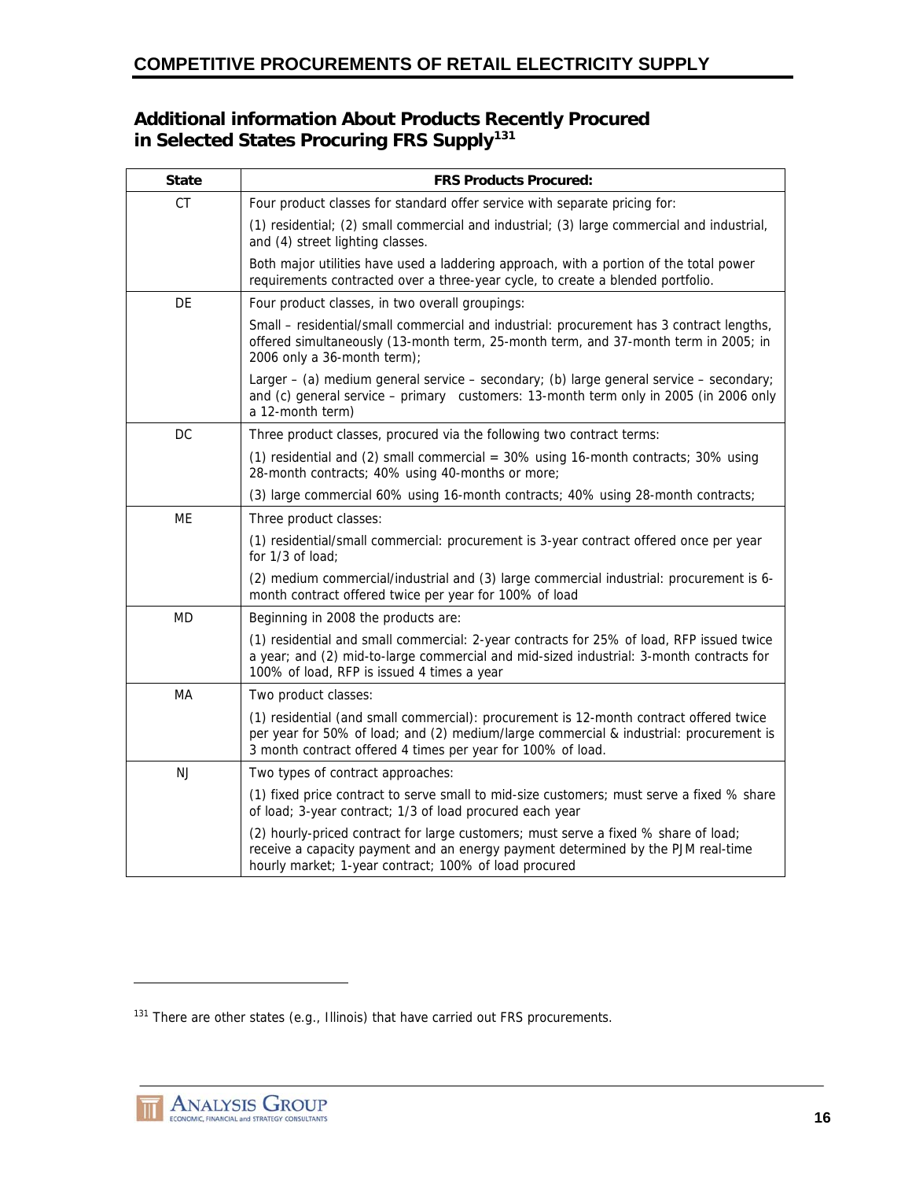## Additional information About Products Recently Procured in Selected States Procuring FRS Supply[131]

| State | FRS Products Procured: |
|---|---|
| CT | Four product classes for standard offer service with separate pricing for: |
| | (1) residential; (2) small commercial and industrial; (3) large commercial and industrial, and (4) street lighting classes. |
| | Both major utilities have used a laddering approach, with a portion of the total power requirements contracted over a three-year cycle, to create a blended portfolio. |
| DE | Four product classes, in two overall groupings: |
| | Small – residential/small commercial and industrial: procurement has 3 contract lengths, offered simultaneously (13-month term, 25-month term, and 37-month term in 2005; in 2006 only a 36-month term); |
| | Larger – (a) medium general service – secondary; (b) large general service – secondary; and (c) general service – primary customers: 13-month term only in 2005 (in 2006 only a 12-month term) |
| DC | Three product classes, procured via the following two contract terms: |
| | (1) residential and (2) small commercial = 30% using 16-month contracts; 30% using 28-month contracts; 40% using 40-months or more; |
| | (3) large commercial 60% using 16-month contracts; 40% using 28-month contracts; |
| ME | Three product classes: |
| | (1) residential/small commercial: procurement is 3-year contract offered once per year for 1/3 of load; |
| | (2) medium commercial/industrial and (3) large commercial industrial: procurement is 6-month contract offered twice per year for 100% of load |
| MD | Beginning in 2008 the products are: |
| | (1) residential and small commercial: 2-year contracts for 25% of load, RFP issued twice a year; and (2) mid-to-large commercial and mid-sized industrial: 3-month contracts for 100% of load, RFP is issued 4 times a year |
| MA | Two product classes: |
| | (1) residential (and small commercial): procurement is 12-month contract offered twice per year for 50% of load; and (2) medium/large commercial & industrial: procurement is 3 month contract offered 4 times per year for 100% of load. |
| NJ | Two types of contract approaches: |
| | (1) fixed price contract to serve small to mid-size customers; must serve a fixed % share of load; 3-year contract; 1/3 of load procured each year |
| | (2) hourly-priced contract for large customers; must serve a fixed % share of load; receive a capacity payment and an energy payment determined by the PJM real-time hourly market; 1-year contract; 100% of load procured |

[131] There are other states (e.g., Illinois) that have carried out FRS procurements.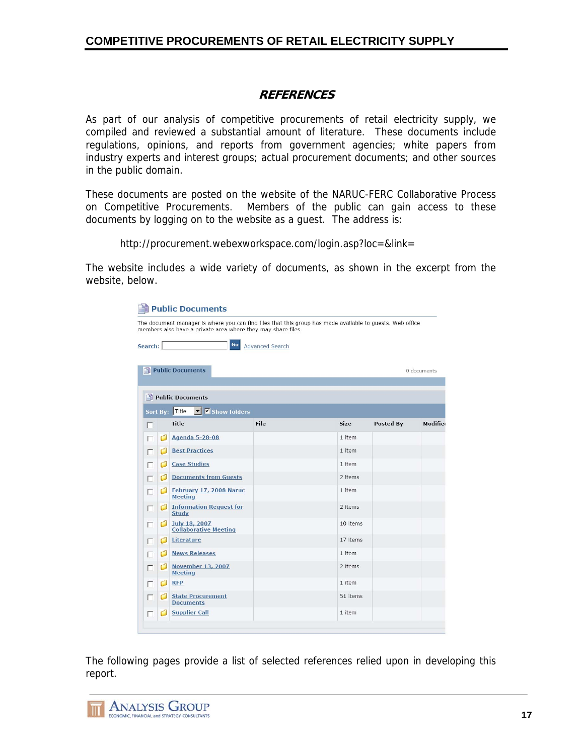## REFERENCES

As part of our analysis of competitive procurements of retail electricity supply, we compiled and reviewed a substantial amount of literature. These documents include regulations, opinions, and reports from government agencies; white papers from industry experts and interest groups; actual procurement documents; and other sources in the public domain.

These documents are posted on the website of the NARUC-FERC Collaborative Process on Competitive Procurements. Members of the public can gain access to these documents by logging on to the website as a guest. The address is:

http://procurement.webexworkspace.com/login.asp?loc=&link=

The website includes a wide variety of documents, as shown in the excerpt from the website, below.

**Public Documents**

The document manager is where you can find files that this group has made available to guests. Web office members also have a private area where they may share files.

Search: Go Advanced Search

Public Documents — 0 documents

Public Documents

Sort By: Title — Show folders

| Title | File | Size | Posted By | Modified |
|---|---|---|---|---|
| Agenda 5-28-08 | | 1 item | | |
| Best Practices | | 1 item | | |
| Case Studies | | 1 item | | |
| Documents from Guests | | 2 items | | |
| February 17, 2008 Naruc Meeting | | 1 item | | |
| Information Request for Study | | 2 items | | |
| July 18, 2007 Collaborative Meeting | | 10 items | | |
| Literature | | 17 items | | |
| News Releases | | 1 item | | |
| November 13, 2007 Meeting | | 2 items | | |
| RFP | | 1 item | | |
| State Procurement Documents | | 51 items | | |
| Supplier Call | | 1 item | | |

The following pages provide a list of selected references relied upon in developing this report.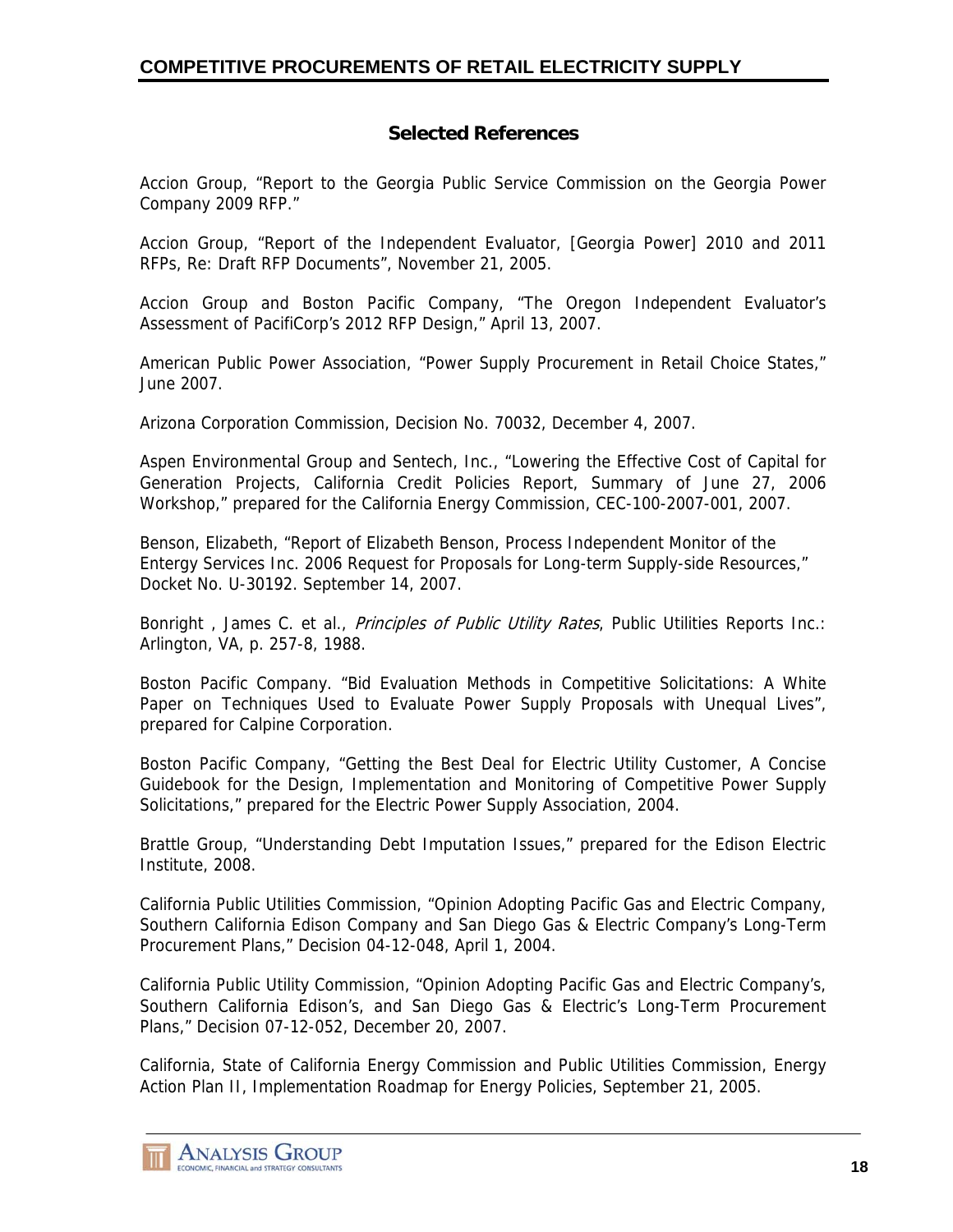## Selected References

Accion Group, "Report to the Georgia Public Service Commission on the Georgia Power Company 2009 RFP."

Accion Group, "Report of the Independent Evaluator, [Georgia Power] 2010 and 2011 RFPs, Re: Draft RFP Documents", November 21, 2005.

Accion Group and Boston Pacific Company, "The Oregon Independent Evaluator's Assessment of PacifiCorp's 2012 RFP Design," April 13, 2007.

American Public Power Association, "Power Supply Procurement in Retail Choice States," June 2007.

Arizona Corporation Commission, Decision No. 70032, December 4, 2007.

Aspen Environmental Group and Sentech, Inc., "Lowering the Effective Cost of Capital for Generation Projects, California Credit Policies Report, Summary of June 27, 2006 Workshop," prepared for the California Energy Commission, CEC-100-2007-001, 2007.

Benson, Elizabeth, "Report of Elizabeth Benson, Process Independent Monitor of the Entergy Services Inc. 2006 Request for Proposals for Long-term Supply-side Resources," Docket No. U-30192. September 14, 2007.

Bonright , James C. et al., *Principles of Public Utility Rates*, Public Utilities Reports Inc.: Arlington, VA, p. 257-8, 1988.

Boston Pacific Company. "Bid Evaluation Methods in Competitive Solicitations: A White Paper on Techniques Used to Evaluate Power Supply Proposals with Unequal Lives", prepared for Calpine Corporation.

Boston Pacific Company, "Getting the Best Deal for Electric Utility Customer, A Concise Guidebook for the Design, Implementation and Monitoring of Competitive Power Supply Solicitations," prepared for the Electric Power Supply Association, 2004.

Brattle Group, "Understanding Debt Imputation Issues," prepared for the Edison Electric Institute, 2008.

California Public Utilities Commission, "Opinion Adopting Pacific Gas and Electric Company, Southern California Edison Company and San Diego Gas & Electric Company's Long-Term Procurement Plans," Decision 04-12-048, April 1, 2004.

California Public Utility Commission, "Opinion Adopting Pacific Gas and Electric Company's, Southern California Edison's, and San Diego Gas & Electric's Long-Term Procurement Plans," Decision 07-12-052, December 20, 2007.

California, State of California Energy Commission and Public Utilities Commission, Energy Action Plan II, Implementation Roadmap for Energy Policies, September 21, 2005.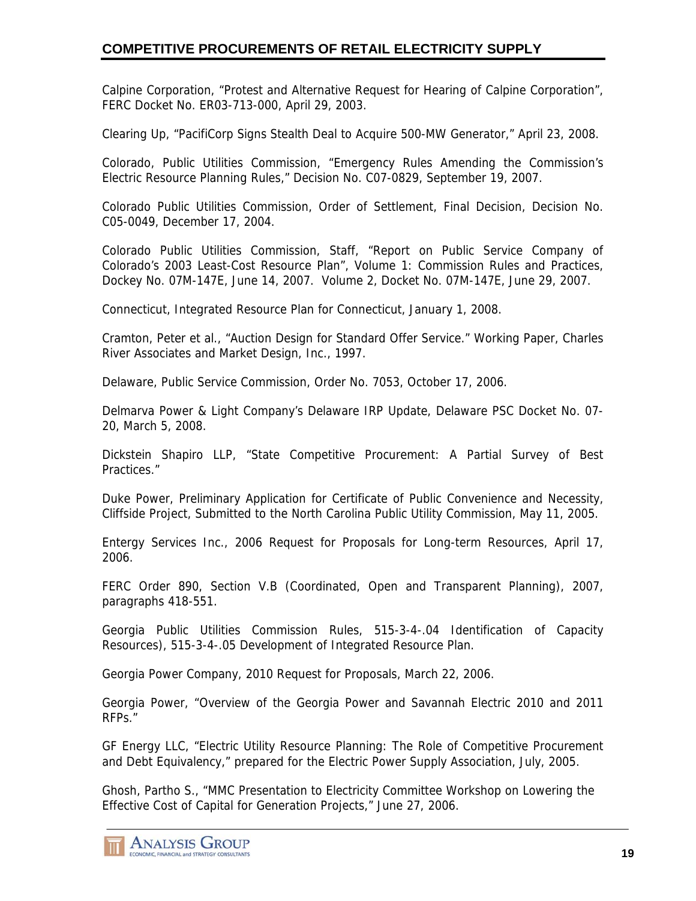Calpine Corporation, "Protest and Alternative Request for Hearing of Calpine Corporation", FERC Docket No. ER03-713-000, April 29, 2003.

Clearing Up, "PacifiCorp Signs Stealth Deal to Acquire 500-MW Generator," April 23, 2008.

Colorado, Public Utilities Commission, "Emergency Rules Amending the Commission's Electric Resource Planning Rules," Decision No. C07-0829, September 19, 2007.

Colorado Public Utilities Commission, Order of Settlement, Final Decision, Decision No. C05-0049, December 17, 2004.

Colorado Public Utilities Commission, Staff, "Report on Public Service Company of Colorado's 2003 Least-Cost Resource Plan", Volume 1: Commission Rules and Practices, Dockey No. 07M-147E, June 14, 2007. Volume 2, Docket No. 07M-147E, June 29, 2007.

Connecticut, Integrated Resource Plan for Connecticut, January 1, 2008.

Cramton, Peter et al., "Auction Design for Standard Offer Service." Working Paper, Charles River Associates and Market Design, Inc., 1997.

Delaware, Public Service Commission, Order No. 7053, October 17, 2006.

Delmarva Power & Light Company's Delaware IRP Update, Delaware PSC Docket No. 07-20, March 5, 2008.

Dickstein Shapiro LLP, "State Competitive Procurement: A Partial Survey of Best Practices."

Duke Power, Preliminary Application for Certificate of Public Convenience and Necessity, Cliffside Project, Submitted to the North Carolina Public Utility Commission, May 11, 2005.

Entergy Services Inc., 2006 Request for Proposals for Long-term Resources, April 17, 2006.

FERC Order 890, Section V.B (Coordinated, Open and Transparent Planning), 2007, paragraphs 418-551.

Georgia Public Utilities Commission Rules, 515-3-4-.04 Identification of Capacity Resources), 515-3-4-.05 Development of Integrated Resource Plan.

Georgia Power Company, 2010 Request for Proposals, March 22, 2006.

Georgia Power, "Overview of the Georgia Power and Savannah Electric 2010 and 2011 RFPs."

GF Energy LLC, "Electric Utility Resource Planning: The Role of Competitive Procurement and Debt Equivalency," prepared for the Electric Power Supply Association, July, 2005.

Ghosh, Partho S., "MMC Presentation to Electricity Committee Workshop on Lowering the Effective Cost of Capital for Generation Projects," June 27, 2006.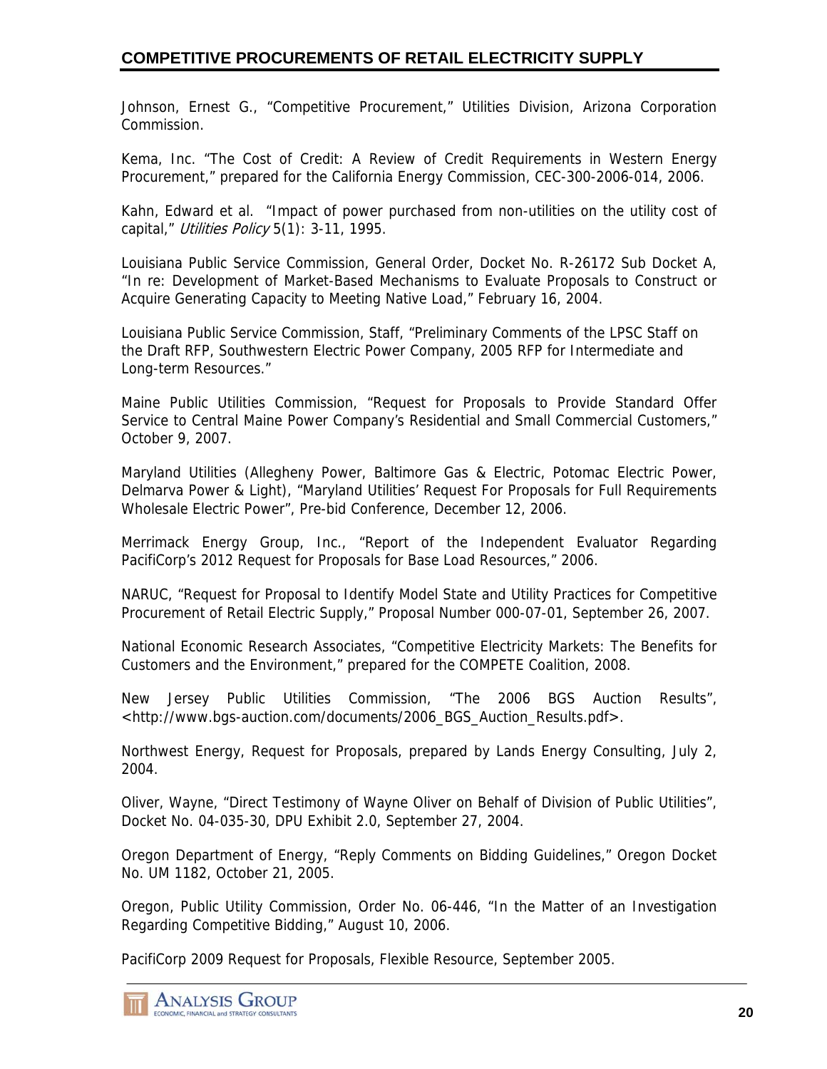Johnson, Ernest G., "Competitive Procurement," Utilities Division, Arizona Corporation Commission.

Kema, Inc. "The Cost of Credit: A Review of Credit Requirements in Western Energy Procurement," prepared for the California Energy Commission, CEC-300-2006-014, 2006.

Kahn, Edward et al. "Impact of power purchased from non-utilities on the utility cost of capital," *Utilities Policy* 5(1): 3-11, 1995.

Louisiana Public Service Commission, General Order, Docket No. R-26172 Sub Docket A, "In re: Development of Market-Based Mechanisms to Evaluate Proposals to Construct or Acquire Generating Capacity to Meeting Native Load," February 16, 2004.

Louisiana Public Service Commission, Staff, "Preliminary Comments of the LPSC Staff on the Draft RFP, Southwestern Electric Power Company, 2005 RFP for Intermediate and Long-term Resources."

Maine Public Utilities Commission, "Request for Proposals to Provide Standard Offer Service to Central Maine Power Company's Residential and Small Commercial Customers," October 9, 2007.

Maryland Utilities (Allegheny Power, Baltimore Gas & Electric, Potomac Electric Power, Delmarva Power & Light), "Maryland Utilities' Request For Proposals for Full Requirements Wholesale Electric Power", Pre-bid Conference, December 12, 2006.

Merrimack Energy Group, Inc., "Report of the Independent Evaluator Regarding PacifiCorp's 2012 Request for Proposals for Base Load Resources," 2006.

NARUC, "Request for Proposal to Identify Model State and Utility Practices for Competitive Procurement of Retail Electric Supply," Proposal Number 000-07-01, September 26, 2007.

National Economic Research Associates, "Competitive Electricity Markets: The Benefits for Customers and the Environment," prepared for the COMPETE Coalition, 2008.

New Jersey Public Utilities Commission, "The 2006 BGS Auction Results", <http://www.bgs-auction.com/documents/2006_BGS_Auction_Results.pdf>.

Northwest Energy, Request for Proposals, prepared by Lands Energy Consulting, July 2, 2004.

Oliver, Wayne, "Direct Testimony of Wayne Oliver on Behalf of Division of Public Utilities", Docket No. 04-035-30, DPU Exhibit 2.0, September 27, 2004.

Oregon Department of Energy, "Reply Comments on Bidding Guidelines," Oregon Docket No. UM 1182, October 21, 2005.

Oregon, Public Utility Commission, Order No. 06-446, "In the Matter of an Investigation Regarding Competitive Bidding," August 10, 2006.

PacifiCorp 2009 Request for Proposals, Flexible Resource, September 2005.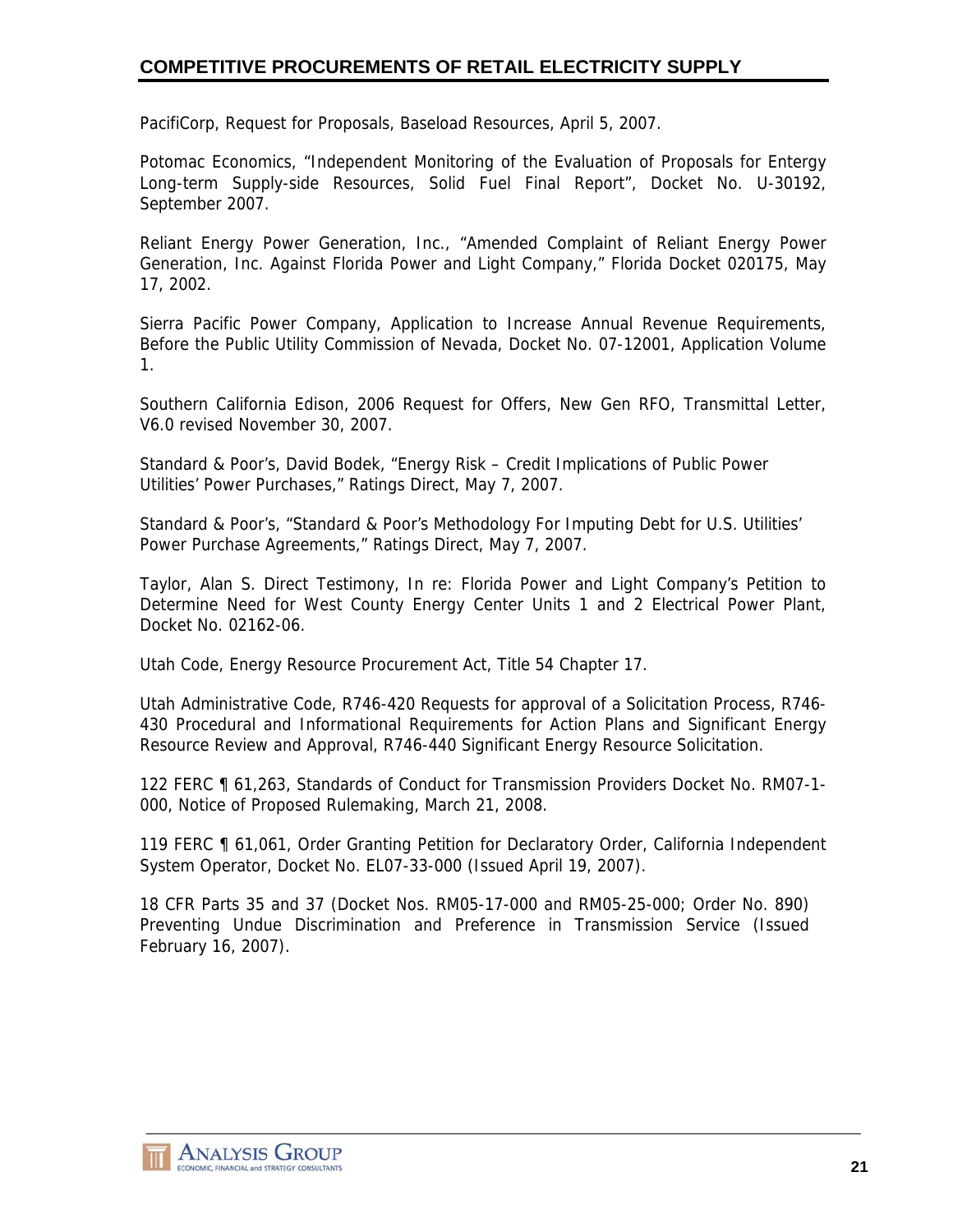PacifiCorp, Request for Proposals, Baseload Resources, April 5, 2007.

Potomac Economics, "Independent Monitoring of the Evaluation of Proposals for Entergy Long-term Supply-side Resources, Solid Fuel Final Report", Docket No. U-30192, September 2007.

Reliant Energy Power Generation, Inc., "Amended Complaint of Reliant Energy Power Generation, Inc. Against Florida Power and Light Company," Florida Docket 020175, May 17, 2002.

Sierra Pacific Power Company, Application to Increase Annual Revenue Requirements, Before the Public Utility Commission of Nevada, Docket No. 07-12001, Application Volume 1.

Southern California Edison, 2006 Request for Offers, New Gen RFO, Transmittal Letter, V6.0 revised November 30, 2007.

Standard & Poor's, David Bodek, "Energy Risk – Credit Implications of Public Power Utilities' Power Purchases," Ratings Direct, May 7, 2007.

Standard & Poor's, "Standard & Poor's Methodology For Imputing Debt for U.S. Utilities' Power Purchase Agreements," Ratings Direct, May 7, 2007.

Taylor, Alan S. Direct Testimony, In re: Florida Power and Light Company's Petition to Determine Need for West County Energy Center Units 1 and 2 Electrical Power Plant, Docket No. 02162-06.

Utah Code, Energy Resource Procurement Act, Title 54 Chapter 17.

Utah Administrative Code, R746-420 Requests for approval of a Solicitation Process, R746-430 Procedural and Informational Requirements for Action Plans and Significant Energy Resource Review and Approval, R746-440 Significant Energy Resource Solicitation.

122 FERC ¶ 61,263, Standards of Conduct for Transmission Providers Docket No. RM07-1-000, Notice of Proposed Rulemaking, March 21, 2008.

119 FERC ¶ 61,061, Order Granting Petition for Declaratory Order, California Independent System Operator, Docket No. EL07-33-000 (Issued April 19, 2007).

18 CFR Parts 35 and 37 (Docket Nos. RM05-17-000 and RM05-25-000; Order No. 890) Preventing Undue Discrimination and Preference in Transmission Service (Issued February 16, 2007).